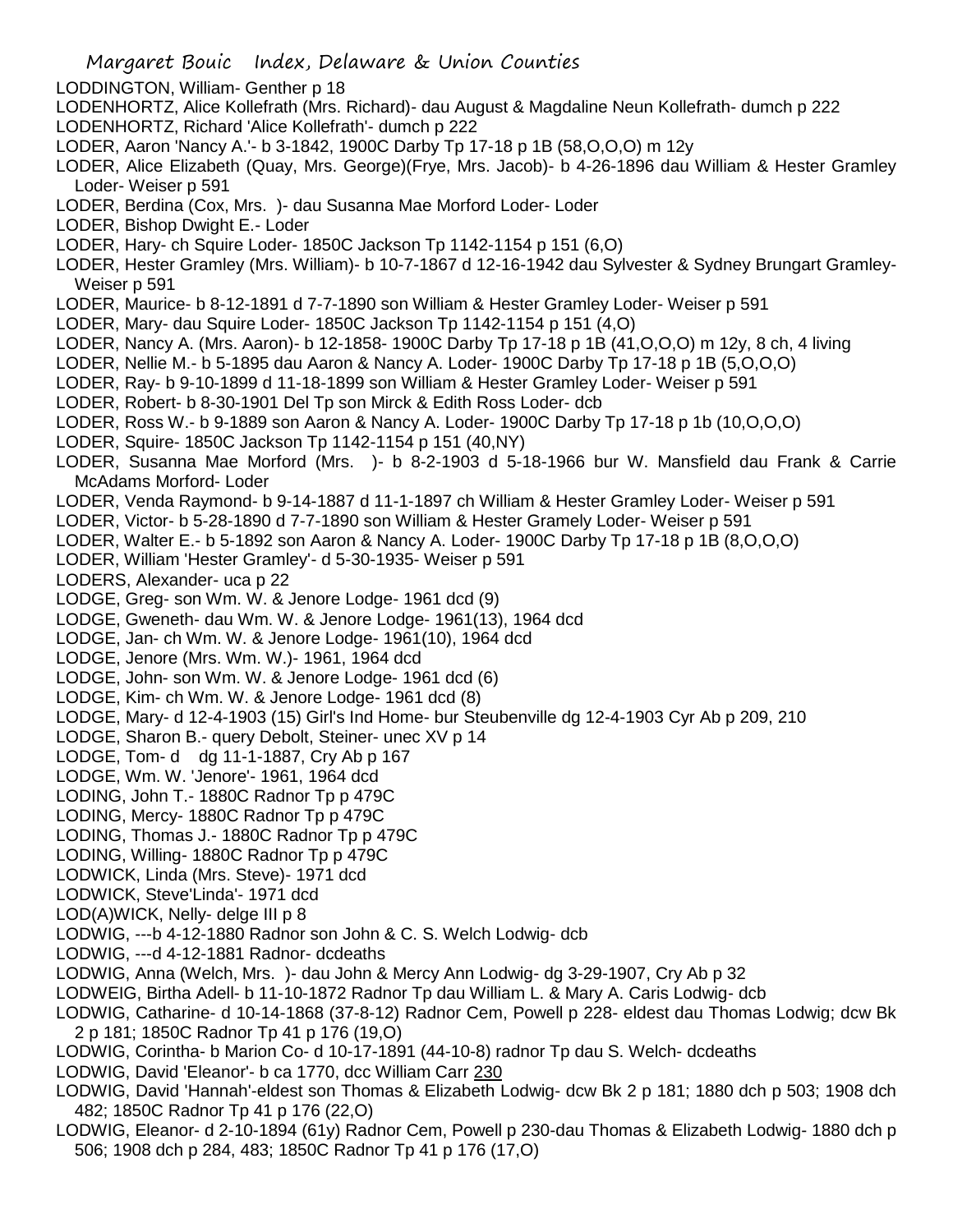LODDINGTON, William- Genther p 18
LODENHORTZ, Alice Kollefrath (Mrs. Richard)- dau August & Magdaline Neun Kollefrath- dumch p 222
LODENHORTZ, Richard 'Alice Kollefrath'- dumch p 222
LODER, Aaron 'Nancy A.'- b 3-1842, 1900C Darby Tp 17-18 p 1B (58,O,O,O) m 12y
LODER, Alice Elizabeth (Quay, Mrs. George)(Frye, Mrs. Jacob)- b 4-26-1896 dau William & Hester Gramley Loder- Weiser p 591
LODER, Berdina (Cox, Mrs. )- dau Susanna Mae Morford Loder- Loder
LODER, Bishop Dwight E.- Loder
LODER, Hary- ch Squire Loder- 1850C Jackson Tp 1142-1154 p 151 (6,O)
LODER, Hester Gramley (Mrs. William)- b 10-7-1867 d 12-16-1942 dau Sylvester & Sydney Brungart Gramley- Weiser p 591
LODER, Maurice- b 8-12-1891 d 7-7-1890 son William & Hester Gramley Loder- Weiser p 591
LODER, Mary- dau Squire Loder- 1850C Jackson Tp 1142-1154 p 151 (4,O)
LODER, Nancy A. (Mrs. Aaron)- b 12-1858- 1900C Darby Tp 17-18 p 1B (41,O,O,O) m 12y, 8 ch, 4 living
LODER, Nellie M.- b 5-1895 dau Aaron & Nancy A. Loder- 1900C Darby Tp 17-18 p 1B (5,O,O,O)
LODER, Ray- b 9-10-1899 d 11-18-1899 son William & Hester Gramley Loder- Weiser p 591
LODER, Robert- b 8-30-1901 Del Tp son Mirck & Edith Ross Loder- dcb
LODER, Ross W.- b 9-1889 son Aaron & Nancy A. Loder- 1900C Darby Tp 17-18 p 1b (10,O,O,O)
LODER, Squire- 1850C Jackson Tp 1142-1154 p 151 (40,NY)
LODER, Susanna Mae Morford (Mrs. )- b 8-2-1903 d 5-18-1966 bur W. Mansfield dau Frank & Carrie McAdams Morford- Loder
LODER, Venda Raymond- b 9-14-1887 d 11-1-1897 ch William & Hester Gramley Loder- Weiser p 591
LODER, Victor- b 5-28-1890 d 7-7-1890 son William & Hester Gramely Loder- Weiser p 591
LODER, Walter E.- b 5-1892 son Aaron & Nancy A. Loder- 1900C Darby Tp 17-18 p 1B (8,O,O,O)
LODER, William 'Hester Gramley'- d 5-30-1935- Weiser p 591
LODERS, Alexander- uca p 22
LODGE, Greg- son Wm. W. & Jenore Lodge- 1961 dcd (9)
LODGE, Gweneth- dau Wm. W. & Jenore Lodge- 1961(13), 1964 dcd
LODGE, Jan- ch Wm. W. & Jenore Lodge- 1961(10), 1964 dcd
LODGE, Jenore (Mrs. Wm. W.)- 1961, 1964 dcd
LODGE, John- son Wm. W. & Jenore Lodge- 1961 dcd (6)
LODGE, Kim- ch Wm. W. & Jenore Lodge- 1961 dcd (8)
LODGE, Mary- d 12-4-1903 (15) Girl's Ind Home- bur Steubenville dg 12-4-1903 Cyr Ab p 209, 210
LODGE, Sharon B.- query Debolt, Steiner- unec XV p 14
LODGE, Tom- d dg 11-1-1887, Cry Ab p 167
LODGE, Wm. W. 'Jenore'- 1961, 1964 dcd
LODING, John T.- 1880C Radnor Tp p 479C
LODING, Mercy- 1880C Radnor Tp p 479C
LODING, Thomas J.- 1880C Radnor Tp p 479C
LODING, Willing- 1880C Radnor Tp p 479C
LODWICK, Linda (Mrs. Steve)- 1971 dcd
LODWICK, Steve'Linda'- 1971 dcd
LOD(A)WICK, Nelly- delge III p 8
LODWIG, ---b 4-12-1880 Radnor son John & C. S. Welch Lodwig- dcb
LODWIG, ---d 4-12-1881 Radnor- dcdeaths
LODWIG, Anna (Welch, Mrs. )- dau John & Mercy Ann Lodwig- dg 3-29-1907, Cry Ab p 32
LODWEIG, Birtha Adell- b 11-10-1872 Radnor Tp dau William L. & Mary A. Caris Lodwig- dcb
LODWIG, Catharine- d 10-14-1868 (37-8-12) Radnor Cem, Powell p 228- eldest dau Thomas Lodwig; dcw Bk 2 p 181; 1850C Radnor Tp 41 p 176 (19,O)
LODWIG, Corintha- b Marion Co- d 10-17-1891 (44-10-8) radnor Tp dau S. Welch- dcdeaths
LODWIG, David 'Eleanor'- b ca 1770, dcc William Carr 230
LODWIG, David 'Hannah'-eldest son Thomas & Elizabeth Lodwig- dcw Bk 2 p 181; 1880 dch p 503; 1908 dch 482; 1850C Radnor Tp 41 p 176 (22,O)
LODWIG, Eleanor- d 2-10-1894 (61y) Radnor Cem, Powell p 230-dau Thomas & Elizabeth Lodwig- 1880 dch p 506; 1908 dch p 284, 483; 1850C Radnor Tp 41 p 176 (17,O)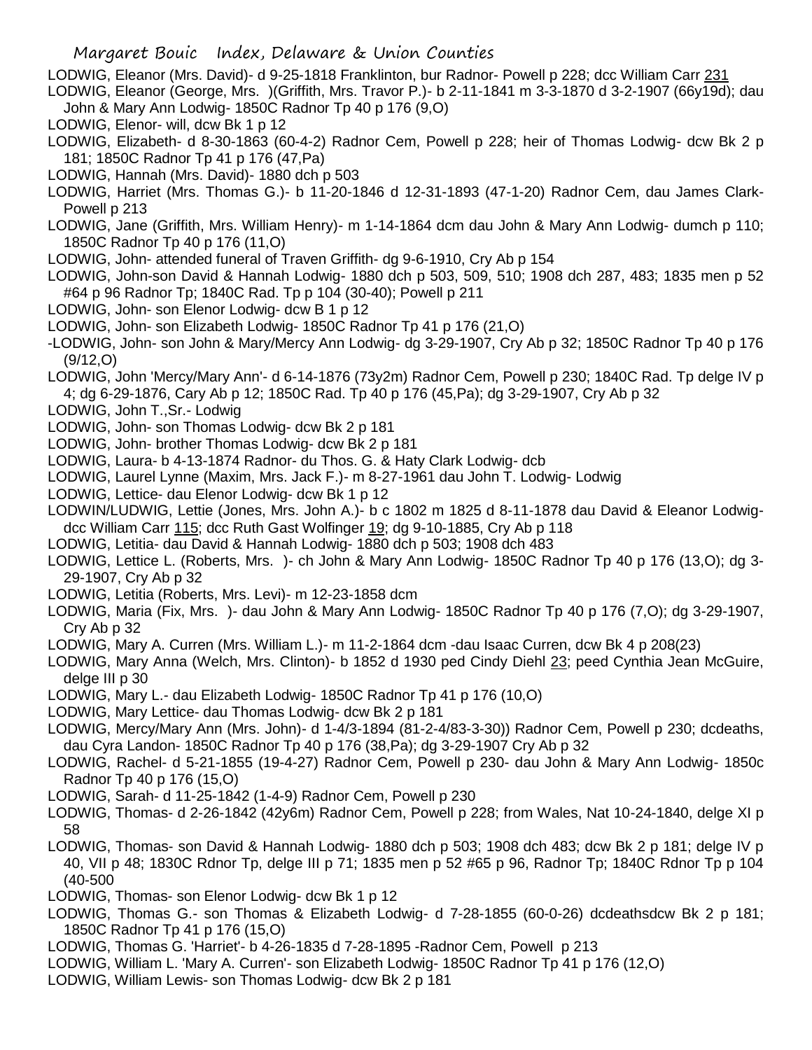LODWIG, Eleanor (Mrs. David)- d 9-25-1818 Franklinton, bur Radnor- Powell p 228; dcc William Carr 231

LODWIG, Eleanor (George, Mrs. )(Griffith, Mrs. Travor P.)- b 2-11-1841 m 3-3-1870 d 3-2-1907 (66y19d); dau John & Mary Ann Lodwig- 1850C Radnor Tp 40 p 176 (9,O)

LODWIG, Elenor- will, dcw Bk 1 p 12

LODWIG, Elizabeth- d 8-30-1863 (60-4-2) Radnor Cem, Powell p 228; heir of Thomas Lodwig- dcw Bk 2 p 181; 1850C Radnor Tp 41 p 176 (47,Pa)

LODWIG, Hannah (Mrs. David)- 1880 dch p 503

LODWIG, Harriet (Mrs. Thomas G.)- b 11-20-1846 d 12-31-1893 (47-1-20) Radnor Cem, dau James Clark- Powell p 213

LODWIG, Jane (Griffith, Mrs. William Henry)- m 1-14-1864 dcm dau John & Mary Ann Lodwig- dumch p 110; 1850C Radnor Tp 40 p 176 (11,O)

LODWIG, John- attended funeral of Traven Griffith- dg 9-6-1910, Cry Ab p 154

LODWIG, John-son David & Hannah Lodwig- 1880 dch p 503, 509, 510; 1908 dch 287, 483; 1835 men p 52 #64 p 96 Radnor Tp; 1840C Rad. Tp p 104 (30-40); Powell p 211

LODWIG, John- son Elenor Lodwig- dcw B 1 p 12

LODWIG, John- son Elizabeth Lodwig- 1850C Radnor Tp 41 p 176 (21,O)

-LODWIG, John- son John & Mary/Mercy Ann Lodwig- dg 3-29-1907, Cry Ab p 32; 1850C Radnor Tp 40 p 176 (9/12,O)

LODWIG, John 'Mercy/Mary Ann'- d 6-14-1876 (73y2m) Radnor Cem, Powell p 230; 1840C Rad. Tp delge IV p 4; dg 6-29-1876, Cary Ab p 12; 1850C Rad. Tp 40 p 176 (45,Pa); dg 3-29-1907, Cry Ab p 32

LODWIG, John T.,Sr.- Lodwig

LODWIG, John- son Thomas Lodwig- dcw Bk 2 p 181

LODWIG, John- brother Thomas Lodwig- dcw Bk 2 p 181

LODWIG, Laura- b 4-13-1874 Radnor- du Thos. G. & Haty Clark Lodwig- dcb

LODWIG, Laurel Lynne (Maxim, Mrs. Jack F.)- m 8-27-1961 dau John T. Lodwig- Lodwig

LODWIG, Lettice- dau Elenor Lodwig- dcw Bk 1 p 12

LODWIN/LUDWIG, Lettie (Jones, Mrs. John A.)- b c 1802 m 1825 d 8-11-1878 dau David & Eleanor Lodwig- dcc William Carr 115; dcc Ruth Gast Wolfinger 19; dg 9-10-1885, Cry Ab p 118

LODWIG, Letitia- dau David & Hannah Lodwig- 1880 dch p 503; 1908 dch 483

LODWIG, Lettice L. (Roberts, Mrs. )- ch John & Mary Ann Lodwig- 1850C Radnor Tp 40 p 176 (13,O); dg 3-29-1907, Cry Ab p 32

LODWIG, Letitia (Roberts, Mrs. Levi)- m 12-23-1858 dcm

LODWIG, Maria (Fix, Mrs. )- dau John & Mary Ann Lodwig- 1850C Radnor Tp 40 p 176 (7,O); dg 3-29-1907, Cry Ab p 32

LODWIG, Mary A. Curren (Mrs. William L.)- m 11-2-1864 dcm -dau Isaac Curren, dcw Bk 4 p 208(23)

LODWIG, Mary Anna (Welch, Mrs. Clinton)- b 1852 d 1930 ped Cindy Diehl 23; peed Cynthia Jean McGuire, delge III p 30

LODWIG, Mary L.- dau Elizabeth Lodwig- 1850C Radnor Tp 41 p 176 (10,O)

LODWIG, Mary Lettice- dau Thomas Lodwig- dcw Bk 2 p 181

LODWIG, Mercy/Mary Ann (Mrs. John)- d 1-4/3-1894 (81-2-4/83-3-30)) Radnor Cem, Powell p 230; dcdeaths, dau Cyra Landon- 1850C Radnor Tp 40 p 176 (38,Pa); dg 3-29-1907 Cry Ab p 32

LODWIG, Rachel- d 5-21-1855 (19-4-27) Radnor Cem, Powell p 230- dau John & Mary Ann Lodwig- 1850c Radnor Tp 40 p 176 (15,O)

LODWIG, Sarah- d 11-25-1842 (1-4-9) Radnor Cem, Powell p 230

LODWIG, Thomas- d 2-26-1842 (42y6m) Radnor Cem, Powell p 228; from Wales, Nat 10-24-1840, delge XI p 58

LODWIG, Thomas- son David & Hannah Lodwig- 1880 dch p 503; 1908 dch 483; dcw Bk 2 p 181; delge IV p 40, VII p 48; 1830C Rdnor Tp, delge III p 71; 1835 men p 52 #65 p 96, Radnor Tp; 1840C Rdnor Tp p 104 (40-500

LODWIG, Thomas- son Elenor Lodwig- dcw Bk 1 p 12

LODWIG, Thomas G.- son Thomas & Elizabeth Lodwig- d 7-28-1855 (60-0-26) dcdeathsdcw Bk 2 p 181; 1850C Radnor Tp 41 p 176 (15,O)

LODWIG, Thomas G. 'Harriet'- b 4-26-1835 d 7-28-1895 -Radnor Cem, Powell p 213

LODWIG, William L. 'Mary A. Curren'- son Elizabeth Lodwig- 1850C Radnor Tp 41 p 176 (12,O)

LODWIG, William Lewis- son Thomas Lodwig- dcw Bk 2 p 181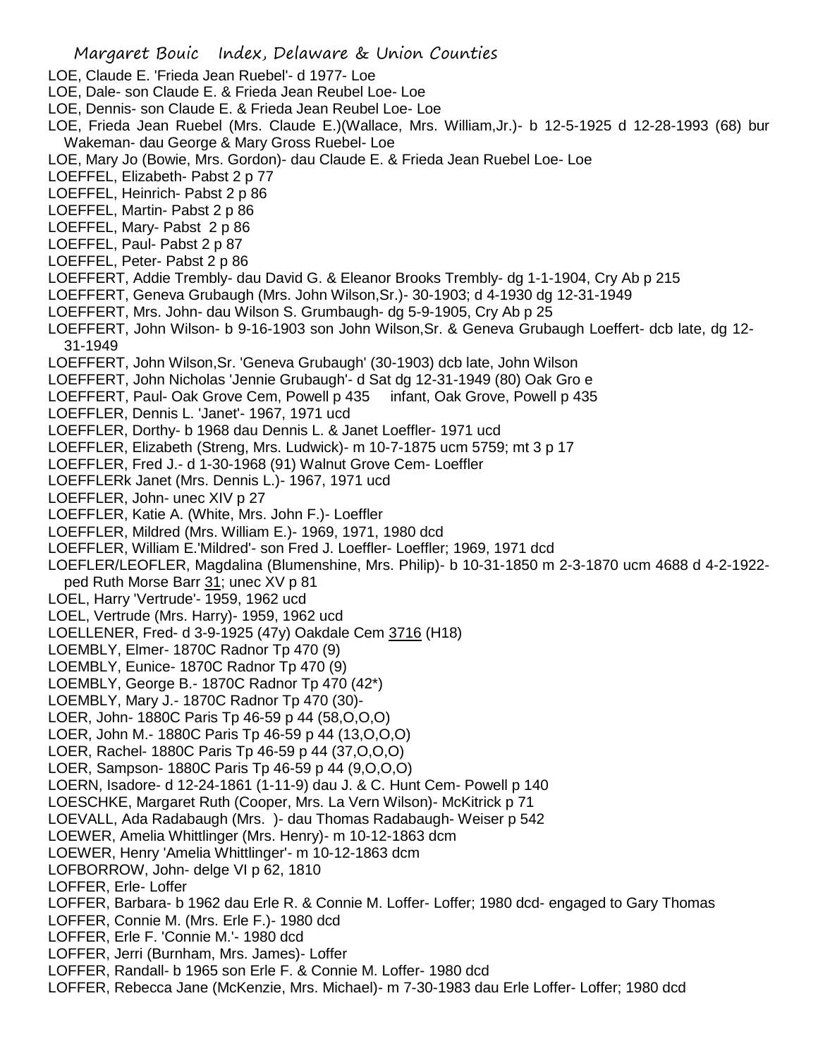LOE, Claude E. 'Frieda Jean Ruebel'- d 1977- Loe
LOE, Dale- son Claude E. & Frieda Jean Reubel Loe- Loe
LOE, Dennis- son Claude E. & Frieda Jean Reubel Loe- Loe
LOE, Frieda Jean Ruebel (Mrs. Claude E.)(Wallace, Mrs. William,Jr.)- b 12-5-1925 d 12-28-1993 (68) bur Wakeman- dau George & Mary Gross Ruebel- Loe
LOE, Mary Jo (Bowie, Mrs. Gordon)- dau Claude E. & Frieda Jean Ruebel Loe- Loe
LOEFFEL, Elizabeth- Pabst 2 p 77
LOEFFEL, Heinrich- Pabst 2 p 86
LOEFFEL, Martin- Pabst 2 p 86
LOEFFEL, Mary- Pabst 2 p 86
LOEFFEL, Paul- Pabst 2 p 87
LOEFFEL, Peter- Pabst 2 p 86
LOEFFERT, Addie Trembly- dau David G. & Eleanor Brooks Trembly- dg 1-1-1904, Cry Ab p 215
LOEFFERT, Geneva Grubaugh (Mrs. John Wilson,Sr.)- 30-1903; d 4-1930 dg 12-31-1949
LOEFFERT, Mrs. John- dau Wilson S. Grumbaugh- dg 5-9-1905, Cry Ab p 25
LOEFFERT, John Wilson- b 9-16-1903 son John Wilson,Sr. & Geneva Grubaugh Loeffert- dcb late, dg 12-31-1949
LOEFFERT, John Wilson,Sr. 'Geneva Grubaugh' (30-1903) dcb late, John Wilson
LOEFFERT, John Nicholas 'Jennie Grubaugh'- d Sat dg 12-31-1949 (80) Oak Gro e
LOEFFERT, Paul- Oak Grove Cem, Powell p 435 infant, Oak Grove, Powell p 435
LOEFFLER, Dennis L. 'Janet'- 1967, 1971 ucd
LOEFFLER, Dorthy- b 1968 dau Dennis L. & Janet Loeffler- 1971 ucd
LOEFFLER, Elizabeth (Streng, Mrs. Ludwick)- m 10-7-1875 ucm 5759; mt 3 p 17
LOEFFLER, Fred J.- d 1-30-1968 (91) Walnut Grove Cem- Loeffler
LOEFFLERk Janet (Mrs. Dennis L.)- 1967, 1971 ucd
LOEFFLER, John- unec XIV p 27
LOEFFLER, Katie A. (White, Mrs. John F.)- Loeffler
LOEFFLER, Mildred (Mrs. William E.)- 1969, 1971, 1980 dcd
LOEFFLER, William E.'Mildred'- son Fred J. Loeffler- Loeffler; 1969, 1971 dcd
LOEFLER/LEOFLER, Magdalina (Blumenshine, Mrs. Philip)- b 10-31-1850 m 2-3-1870 ucm 4688 d 4-2-1922- ped Ruth Morse Barr 31; unec XV p 81
LOEL, Harry 'Vertrude'- 1959, 1962 ucd
LOEL, Vertrude (Mrs. Harry)- 1959, 1962 ucd
LOELLENER, Fred- d 3-9-1925 (47y) Oakdale Cem 3716 (H18)
LOEMBLY, Elmer- 1870C Radnor Tp 470 (9)
LOEMBLY, Eunice- 1870C Radnor Tp 470 (9)
LOEMBLY, George B.- 1870C Radnor Tp 470 (42*)
LOEMBLY, Mary J.- 1870C Radnor Tp 470 (30)-
LOER, John- 1880C Paris Tp 46-59 p 44 (58,O,O,O)
LOER, John M.- 1880C Paris Tp 46-59 p 44 (13,O,O,O)
LOER, Rachel- 1880C Paris Tp 46-59 p 44 (37,O,O,O)
LOER, Sampson- 1880C Paris Tp 46-59 p 44 (9,O,O,O)
LOERN, Isadore- d 12-24-1861 (1-11-9) dau J. & C. Hunt Cem- Powell p 140
LOESCHKE, Margaret Ruth (Cooper, Mrs. La Vern Wilson)- McKitrick p 71
LOEVALL, Ada Radabaugh (Mrs. )- dau Thomas Radabaugh- Weiser p 542
LOEWER, Amelia Whittlinger (Mrs. Henry)- m 10-12-1863 dcm
LOEWER, Henry 'Amelia Whittlinger'- m 10-12-1863 dcm
LOFBORROW, John- delge VI p 62, 1810
LOFFER, Erle- Loffer
LOFFER, Barbara- b 1962 dau Erle R. & Connie M. Loffer- Loffer; 1980 dcd- engaged to Gary Thomas
LOFFER, Connie M. (Mrs. Erle F.)- 1980 dcd
LOFFER, Erle F. 'Connie M.'- 1980 dcd
LOFFER, Jerri (Burnham, Mrs. James)- Loffer
LOFFER, Randall- b 1965 son Erle F. & Connie M. Loffer- 1980 dcd
LOFFER, Rebecca Jane (McKenzie, Mrs. Michael)- m 7-30-1983 dau Erle Loffer- Loffer; 1980 dcd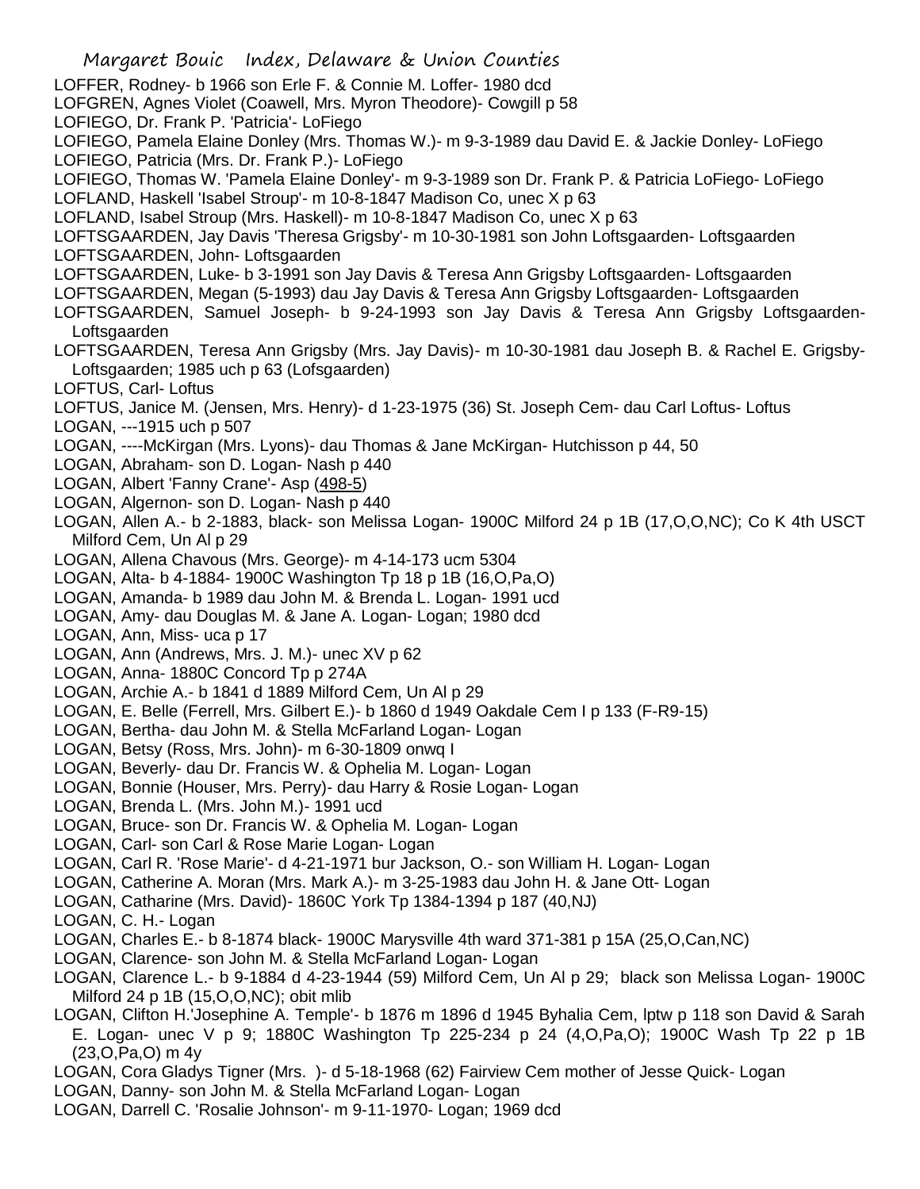LOFFER, Rodney- b 1966 son Erle F. & Connie M. Loffer- 1980 dcd

LOFGREN, Agnes Violet (Coawell, Mrs. Myron Theodore)- Cowgill p 58

LOFIEGO, Dr. Frank P. 'Patricia'- LoFiego

LOFIEGO, Pamela Elaine Donley (Mrs. Thomas W.)- m 9-3-1989 dau David E. & Jackie Donley- LoFiego

LOFIEGO, Patricia (Mrs. Dr. Frank P.)- LoFiego

LOFIEGO, Thomas W. 'Pamela Elaine Donley'- m 9-3-1989 son Dr. Frank P. & Patricia LoFiego- LoFiego

LOFLAND, Haskell 'Isabel Stroup'- m 10-8-1847 Madison Co, unec X p 63

LOFLAND, Isabel Stroup (Mrs. Haskell)- m 10-8-1847 Madison Co, unec X p 63

LOFTSGAARDEN, Jay Davis 'Theresa Grigsby'- m 10-30-1981 son John Loftsgaarden- Loftsgaarden

LOFTSGAARDEN, John- Loftsgaarden

LOFTSGAARDEN, Luke- b 3-1991 son Jay Davis & Teresa Ann Grigsby Loftsgaarden- Loftsgaarden

LOFTSGAARDEN, Megan (5-1993) dau Jay Davis & Teresa Ann Grigsby Loftsgaarden- Loftsgaarden

LOFTSGAARDEN, Samuel Joseph- b 9-24-1993 son Jay Davis & Teresa Ann Grigsby Loftsgaarden- Loftsgaarden

LOFTSGAARDEN, Teresa Ann Grigsby (Mrs. Jay Davis)- m 10-30-1981 dau Joseph B. & Rachel E. Grigsby- Loftsgaarden; 1985 uch p 63 (Lofsgaarden)

LOFTUS, Carl- Loftus

LOFTUS, Janice M. (Jensen, Mrs. Henry)- d 1-23-1975 (36) St. Joseph Cem- dau Carl Loftus- Loftus

LOGAN, ---1915 uch p 507

LOGAN, ----McKirgan (Mrs. Lyons)- dau Thomas & Jane McKirgan- Hutchisson p 44, 50

LOGAN, Abraham- son D. Logan- Nash p 440

LOGAN, Albert 'Fanny Crane'- Asp (498-5)

LOGAN, Algernon- son D. Logan- Nash p 440

LOGAN, Allen A.- b 2-1883, black- son Melissa Logan- 1900C Milford 24 p 1B (17,O,O,NC); Co K 4th USCT Milford Cem, Un Al p 29

LOGAN, Allena Chavous (Mrs. George)- m 4-14-173 ucm 5304

LOGAN, Alta- b 4-1884- 1900C Washington Tp 18 p 1B (16,O,Pa,O)

LOGAN, Amanda- b 1989 dau John M. & Brenda L. Logan- 1991 ucd

LOGAN, Amy- dau Douglas M. & Jane A. Logan- Logan; 1980 dcd

LOGAN, Ann, Miss- uca p 17

LOGAN, Ann (Andrews, Mrs. J. M.)- unec XV p 62

LOGAN, Anna- 1880C Concord Tp p 274A

LOGAN, Archie A.- b 1841 d 1889 Milford Cem, Un Al p 29

LOGAN, E. Belle (Ferrell, Mrs. Gilbert E.)- b 1860 d 1949 Oakdale Cem I p 133 (F-R9-15)

LOGAN, Bertha- dau John M. & Stella McFarland Logan- Logan

LOGAN, Betsy (Ross, Mrs. John)- m 6-30-1809 onwq I

LOGAN, Beverly- dau Dr. Francis W. & Ophelia M. Logan- Logan

LOGAN, Bonnie (Houser, Mrs. Perry)- dau Harry & Rosie Logan- Logan

LOGAN, Brenda L. (Mrs. John M.)- 1991 ucd

LOGAN, Bruce- son Dr. Francis W. & Ophelia M. Logan- Logan

LOGAN, Carl- son Carl & Rose Marie Logan- Logan

LOGAN, Carl R. 'Rose Marie'- d 4-21-1971 bur Jackson, O.- son William H. Logan- Logan

LOGAN, Catherine A. Moran (Mrs. Mark A.)- m 3-25-1983 dau John H. & Jane Ott- Logan

LOGAN, Catharine (Mrs. David)- 1860C York Tp 1384-1394 p 187 (40,NJ)

LOGAN, C. H.- Logan

LOGAN, Charles E.- b 8-1874 black- 1900C Marysville 4th ward 371-381 p 15A (25,O,Can,NC)

LOGAN, Clarence- son John M. & Stella McFarland Logan- Logan

LOGAN, Clarence L.- b 9-1884 d 4-23-1944 (59) Milford Cem, Un Al p 29; black son Melissa Logan- 1900C Milford 24 p 1B (15,O,O,NC); obit mlib

LOGAN, Clifton H.'Josephine A. Temple'- b 1876 m 1896 d 1945 Byhalia Cem, lptw p 118 son David & Sarah E. Logan- unec V p 9; 1880C Washington Tp 225-234 p 24 (4,O,Pa,O); 1900C Wash Tp 22 p 1B (23,O,Pa,O) m 4y

LOGAN, Cora Gladys Tigner (Mrs. )- d 5-18-1968 (62) Fairview Cem mother of Jesse Quick- Logan

LOGAN, Danny- son John M. & Stella McFarland Logan- Logan

LOGAN, Darrell C. 'Rosalie Johnson'- m 9-11-1970- Logan; 1969 dcd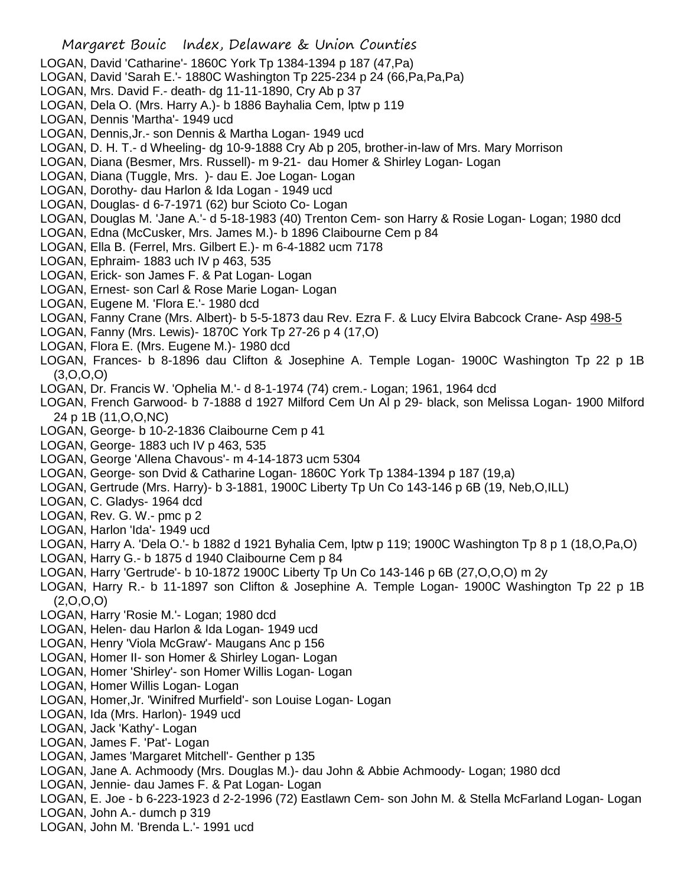LOGAN, David 'Catharine'- 1860C York Tp 1384-1394 p 187 (47,Pa)
LOGAN, David 'Sarah E.'- 1880C Washington Tp 225-234 p 24 (66,Pa,Pa,Pa)
LOGAN, Mrs. David F.- death- dg 11-11-1890, Cry Ab p 37
LOGAN, Dela O. (Mrs. Harry A.)- b 1886 Bayhalia Cem, lptw p 119
LOGAN, Dennis 'Martha'- 1949 ucd
LOGAN, Dennis,Jr.- son Dennis & Martha Logan- 1949 ucd
LOGAN, D. H. T.- d Wheeling- dg 10-9-1888 Cry Ab p 205, brother-in-law of Mrs. Mary Morrison
LOGAN, Diana (Besmer, Mrs. Russell)- m 9-21- dau Homer & Shirley Logan- Logan
LOGAN, Diana (Tuggle, Mrs. )- dau E. Joe Logan- Logan
LOGAN, Dorothy- dau Harlon & Ida Logan - 1949 ucd
LOGAN, Douglas- d 6-7-1971 (62) bur Scioto Co- Logan
LOGAN, Douglas M. 'Jane A.'- d 5-18-1983 (40) Trenton Cem- son Harry & Rosie Logan- Logan; 1980 dcd
LOGAN, Edna (McCusker, Mrs. James M.)- b 1896 Claibourne Cem p 84
LOGAN, Ella B. (Ferrel, Mrs. Gilbert E.)- m 6-4-1882 ucm 7178
LOGAN, Ephraim- 1883 uch IV p 463, 535
LOGAN, Erick- son James F. & Pat Logan- Logan
LOGAN, Ernest- son Carl & Rose Marie Logan- Logan
LOGAN, Eugene M. 'Flora E.'- 1980 dcd
LOGAN, Fanny Crane (Mrs. Albert)- b 5-5-1873 dau Rev. Ezra F. & Lucy Elvira Babcock Crane- Asp 498-5
LOGAN, Fanny (Mrs. Lewis)- 1870C York Tp 27-26 p 4 (17,O)
LOGAN, Flora E. (Mrs. Eugene M.)- 1980 dcd
LOGAN, Frances- b 8-1896 dau Clifton & Josephine A. Temple Logan- 1900C Washington Tp 22 p 1B (3,O,O,O)
LOGAN, Dr. Francis W. 'Ophelia M.'- d 8-1-1974 (74) crem.- Logan; 1961, 1964 dcd
LOGAN, French Garwood- b 7-1888 d 1927 Milford Cem Un Al p 29- black, son Melissa Logan- 1900 Milford 24 p 1B (11,O,O,NC)
LOGAN, George- b 10-2-1836 Claibourne Cem p 41
LOGAN, George- 1883 uch IV p 463, 535
LOGAN, George 'Allena Chavous'- m 4-14-1873 ucm 5304
LOGAN, George- son Dvid & Catharine Logan- 1860C York Tp 1384-1394 p 187 (19,a)
LOGAN, Gertrude (Mrs. Harry)- b 3-1881, 1900C Liberty Tp Un Co 143-146 p 6B (19, Neb,O,ILL)
LOGAN, C. Gladys- 1964 dcd
LOGAN, Rev. G. W.- pmc p 2
LOGAN, Harlon 'Ida'- 1949 ucd
LOGAN, Harry A. 'Dela O.'- b 1882 d 1921 Byhalia Cem, lptw p 119; 1900C Washington Tp 8 p 1 (18,O,Pa,O)
LOGAN, Harry G.- b 1875 d 1940 Claibourne Cem p 84
LOGAN, Harry 'Gertrude'- b 10-1872 1900C Liberty Tp Un Co 143-146 p 6B (27,O,O,O) m 2y
LOGAN, Harry R.- b 11-1897 son Clifton & Josephine A. Temple Logan- 1900C Washington Tp 22 p 1B (2,O,O,O)
LOGAN, Harry 'Rosie M.'- Logan; 1980 dcd
LOGAN, Helen- dau Harlon & Ida Logan- 1949 ucd
LOGAN, Henry 'Viola McGraw'- Maugans Anc p 156
LOGAN, Homer II- son Homer & Shirley Logan- Logan
LOGAN, Homer 'Shirley'- son Homer Willis Logan- Logan
LOGAN, Homer Willis Logan- Logan
LOGAN, Homer,Jr. 'Winifred Murfield'- son Louise Logan- Logan
LOGAN, Ida (Mrs. Harlon)- 1949 ucd
LOGAN, Jack 'Kathy'- Logan
LOGAN, James F. 'Pat'- Logan
LOGAN, James 'Margaret Mitchell'- Genther p 135
LOGAN, Jane A. Achmoody (Mrs. Douglas M.)- dau John & Abbie Achmoody- Logan; 1980 dcd
LOGAN, Jennie- dau James F. & Pat Logan- Logan
LOGAN, E. Joe - b 6-223-1923 d 2-2-1996 (72) Eastlawn Cem- son John M. & Stella McFarland Logan- Logan
LOGAN, John A.- dumch p 319
LOGAN, John M. 'Brenda L.'- 1991 ucd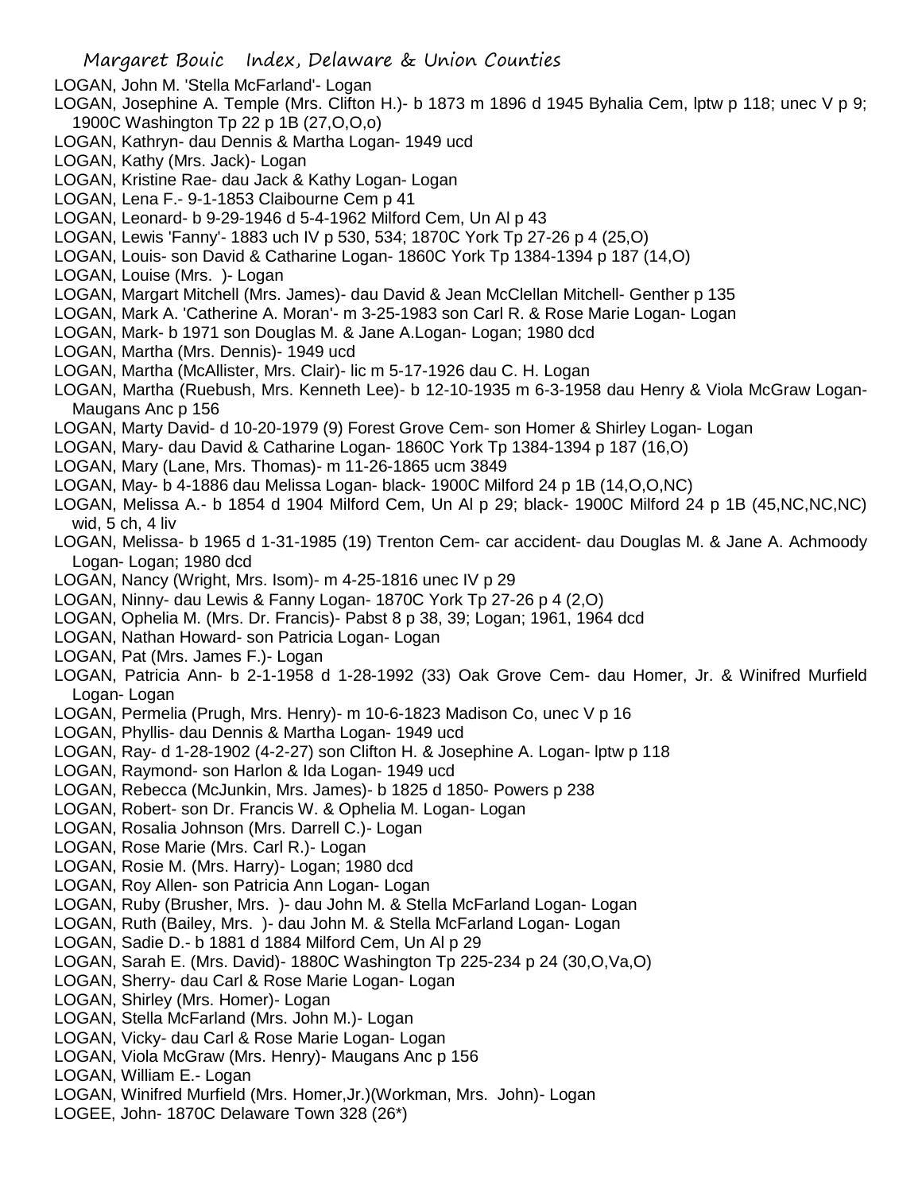LOGAN, John M. 'Stella McFarland'- Logan

LOGAN, Josephine A. Temple (Mrs. Clifton H.)- b 1873 m 1896 d 1945 Byhalia Cem, lptw p 118; unec V p 9; 1900C Washington Tp 22 p 1B (27,O,O,o)

LOGAN, Kathryn- dau Dennis & Martha Logan- 1949 ucd

LOGAN, Kathy (Mrs. Jack)- Logan

LOGAN, Kristine Rae- dau Jack & Kathy Logan- Logan

LOGAN, Lena F.- 9-1-1853 Claibourne Cem p 41

LOGAN, Leonard- b 9-29-1946 d 5-4-1962 Milford Cem, Un Al p 43

LOGAN, Lewis 'Fanny'- 1883 uch IV p 530, 534; 1870C York Tp 27-26 p 4 (25,O)

LOGAN, Louis- son David & Catharine Logan- 1860C York Tp 1384-1394 p 187 (14,O)

LOGAN, Louise (Mrs. )- Logan

LOGAN, Margart Mitchell (Mrs. James)- dau David & Jean McClellan Mitchell- Genther p 135

LOGAN, Mark A. 'Catherine A. Moran'- m 3-25-1983 son Carl R. & Rose Marie Logan- Logan

LOGAN, Mark- b 1971 son Douglas M. & Jane A.Logan- Logan; 1980 dcd

LOGAN, Martha (Mrs. Dennis)- 1949 ucd

LOGAN, Martha (McAllister, Mrs. Clair)- lic m 5-17-1926 dau C. H. Logan

LOGAN, Martha (Ruebush, Mrs. Kenneth Lee)- b 12-10-1935 m 6-3-1958 dau Henry & Viola McGraw Logan- Maugans Anc p 156

LOGAN, Marty David- d 10-20-1979 (9) Forest Grove Cem- son Homer & Shirley Logan- Logan

LOGAN, Mary- dau David & Catharine Logan- 1860C York Tp 1384-1394 p 187 (16,O)

LOGAN, Mary (Lane, Mrs. Thomas)- m 11-26-1865 ucm 3849

LOGAN, May- b 4-1886 dau Melissa Logan- black- 1900C Milford 24 p 1B (14,O,O,NC)

LOGAN, Melissa A.- b 1854 d 1904 Milford Cem, Un Al p 29; black- 1900C Milford 24 p 1B (45,NC,NC,NC) wid, 5 ch, 4 liv

LOGAN, Melissa- b 1965 d 1-31-1985 (19) Trenton Cem- car accident- dau Douglas M. & Jane A. Achmoody Logan- Logan; 1980 dcd

LOGAN, Nancy (Wright, Mrs. Isom)- m 4-25-1816 unec IV p 29

LOGAN, Ninny- dau Lewis & Fanny Logan- 1870C York Tp 27-26 p 4 (2,O)

LOGAN, Ophelia M. (Mrs. Dr. Francis)- Pabst 8 p 38, 39; Logan; 1961, 1964 dcd

LOGAN, Nathan Howard- son Patricia Logan- Logan

LOGAN, Pat (Mrs. James F.)- Logan

LOGAN, Patricia Ann- b 2-1-1958 d 1-28-1992 (33) Oak Grove Cem- dau Homer, Jr. & Winifred Murfield Logan- Logan

LOGAN, Permelia (Prugh, Mrs. Henry)- m 10-6-1823 Madison Co, unec V p 16

LOGAN, Phyllis- dau Dennis & Martha Logan- 1949 ucd

LOGAN, Ray- d 1-28-1902 (4-2-27) son Clifton H. & Josephine A. Logan- lptw p 118

LOGAN, Raymond- son Harlon & Ida Logan- 1949 ucd

LOGAN, Rebecca (McJunkin, Mrs. James)- b 1825 d 1850- Powers p 238

LOGAN, Robert- son Dr. Francis W. & Ophelia M. Logan- Logan

LOGAN, Rosalia Johnson (Mrs. Darrell C.)- Logan

LOGAN, Rose Marie (Mrs. Carl R.)- Logan

LOGAN, Rosie M. (Mrs. Harry)- Logan; 1980 dcd

LOGAN, Roy Allen- son Patricia Ann Logan- Logan

LOGAN, Ruby (Brusher, Mrs. )- dau John M. & Stella McFarland Logan- Logan

LOGAN, Ruth (Bailey, Mrs. )- dau John M. & Stella McFarland Logan- Logan

LOGAN, Sadie D.- b 1881 d 1884 Milford Cem, Un Al p 29

LOGAN, Sarah E. (Mrs. David)- 1880C Washington Tp 225-234 p 24 (30,O,Va,O)

LOGAN, Sherry- dau Carl & Rose Marie Logan- Logan

LOGAN, Shirley (Mrs. Homer)- Logan

LOGAN, Stella McFarland (Mrs. John M.)- Logan

LOGAN, Vicky- dau Carl & Rose Marie Logan- Logan

LOGAN, Viola McGraw (Mrs. Henry)- Maugans Anc p 156

LOGAN, William E.- Logan

LOGAN, Winifred Murfield (Mrs. Homer,Jr.)(Workman, Mrs. John)- Logan

LOGEE, John- 1870C Delaware Town 328 (26*)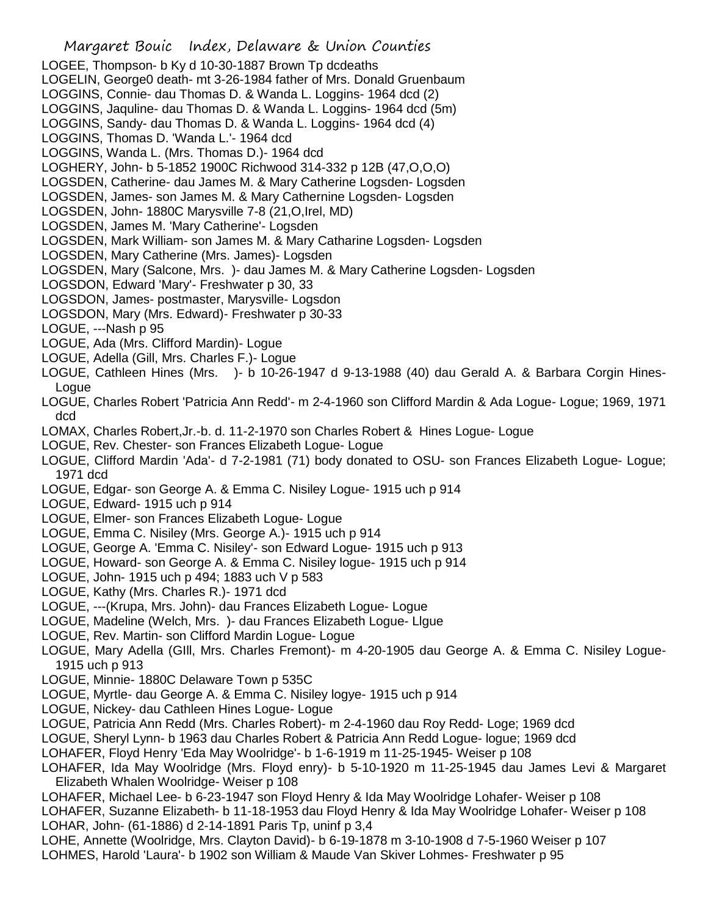LOGEE, Thompson- b Ky d 10-30-1887 Brown Tp dcdeaths
LOGELIN, George0 death- mt 3-26-1984 father of Mrs. Donald Gruenbaum
LOGGINS, Connie- dau Thomas D. & Wanda L. Loggins- 1964 dcd (2)
LOGGINS, Jaquline- dau Thomas D. & Wanda L. Loggins- 1964 dcd (5m)
LOGGINS, Sandy- dau Thomas D. & Wanda L. Loggins- 1964 dcd (4)
LOGGINS, Thomas D. 'Wanda L.'- 1964 dcd
LOGGINS, Wanda L. (Mrs. Thomas D.)- 1964 dcd
LOGHERY, John- b 5-1852 1900C Richwood 314-332 p 12B (47,O,O,O)
LOGSDEN, Catherine- dau James M. & Mary Catherine Logsden- Logsden
LOGSDEN, James- son James M. & Mary Cathernine Logsden- Logsden
LOGSDEN, John- 1880C Marysville 7-8 (21,O,Irel, MD)
LOGSDEN, James M. 'Mary Catherine'- Logsden
LOGSDEN, Mark William- son James M. & Mary Catharine Logsden- Logsden
LOGSDEN, Mary Catherine (Mrs. James)- Logsden
LOGSDEN, Mary (Salcone, Mrs. )- dau James M. & Mary Catherine Logsden- Logsden
LOGSDON, Edward 'Mary'- Freshwater p 30, 33
LOGSDON, James- postmaster, Marysville- Logsdon
LOGSDON, Mary (Mrs. Edward)- Freshwater p 30-33
LOGUE, ---Nash p 95
LOGUE, Ada (Mrs. Clifford Mardin)- Logue
LOGUE, Adella (Gill, Mrs. Charles F.)- Logue
LOGUE, Cathleen Hines (Mrs. )- b 10-26-1947 d 9-13-1988 (40) dau Gerald A. & Barbara Corgin Hines- Logue
LOGUE, Charles Robert 'Patricia Ann Redd'- m 2-4-1960 son Clifford Mardin & Ada Logue- Logue; 1969, 1971 dcd
LOMAX, Charles Robert,Jr.-b. d. 11-2-1970 son Charles Robert & Hines Logue- Logue
LOGUE, Rev. Chester- son Frances Elizabeth Logue- Logue
LOGUE, Clifford Mardin 'Ada'- d 7-2-1981 (71) body donated to OSU- son Frances Elizabeth Logue- Logue; 1971 dcd
LOGUE, Edgar- son George A. & Emma C. Nisiley Logue- 1915 uch p 914
LOGUE, Edward- 1915 uch p 914
LOGUE, Elmer- son Frances Elizabeth Logue- Logue
LOGUE, Emma C. Nisiley (Mrs. George A.)- 1915 uch p 914
LOGUE, George A. 'Emma C. Nisiley'- son Edward Logue- 1915 uch p 913
LOGUE, Howard- son George A. & Emma C. Nisiley logue- 1915 uch p 914
LOGUE, John- 1915 uch p 494; 1883 uch V p 583
LOGUE, Kathy (Mrs. Charles R.)- 1971 dcd
LOGUE, ---(Krupa, Mrs. John)- dau Frances Elizabeth Logue- Logue
LOGUE, Madeline (Welch, Mrs. )- dau Frances Elizabeth Logue- Llgue
LOGUE, Rev. Martin- son Clifford Mardin Logue- Logue
LOGUE, Mary Adella (GIll, Mrs. Charles Fremont)- m 4-20-1905 dau George A. & Emma C. Nisiley Logue- 1915 uch p 913
LOGUE, Minnie- 1880C Delaware Town p 535C
LOGUE, Myrtle- dau George A. & Emma C. Nisiley logye- 1915 uch p 914
LOGUE, Nickey- dau Cathleen Hines Logue- Logue
LOGUE, Patricia Ann Redd (Mrs. Charles Robert)- m 2-4-1960 dau Roy Redd- Loge; 1969 dcd
LOGUE, Sheryl Lynn- b 1963 dau Charles Robert & Patricia Ann Redd Logue- logue; 1969 dcd
LOHAFER, Floyd Henry 'Eda May Woolridge'- b 1-6-1919 m 11-25-1945- Weiser p 108
LOHAFER, Ida May Woolridge (Mrs. Floyd enry)- b 5-10-1920 m 11-25-1945 dau James Levi & Margaret Elizabeth Whalen Woolridge- Weiser p 108
LOHAFER, Michael Lee- b 6-23-1947 son Floyd Henry & Ida May Woolridge Lohafer- Weiser p 108
LOHAFER, Suzanne Elizabeth- b 11-18-1953 dau Floyd Henry & Ida May Woolridge Lohafer- Weiser p 108
LOHAR, John- (61-1886) d 2-14-1891 Paris Tp, uninf p 3,4
LOHE, Annette (Woolridge, Mrs. Clayton David)- b 6-19-1878 m 3-10-1908 d 7-5-1960 Weiser p 107
LOHMES, Harold 'Laura'- b 1902 son William & Maude Van Skiver Lohmes- Freshwater p 95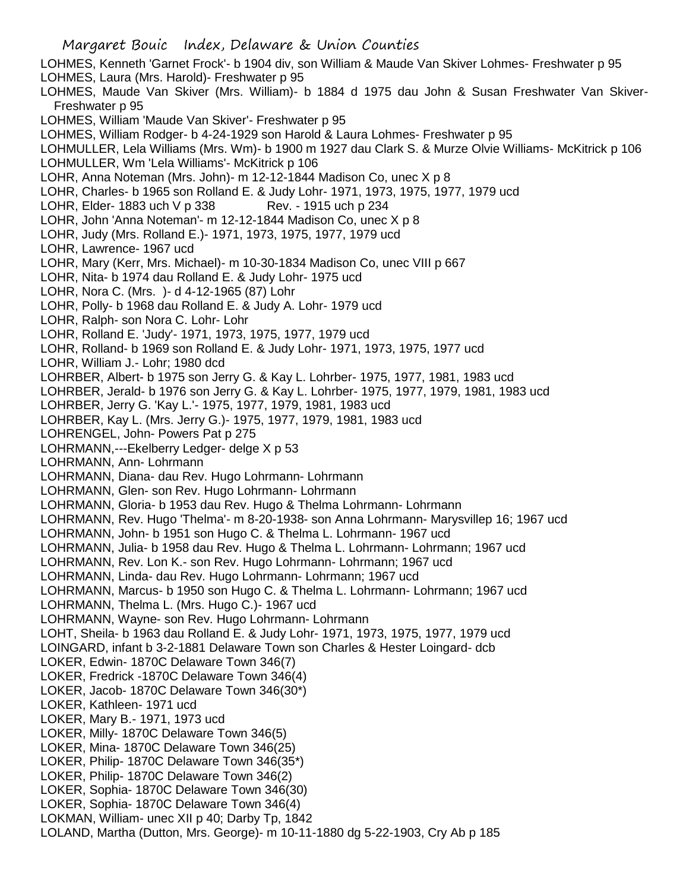LOHMES, Kenneth 'Garnet Frock'- b 1904 div, son William & Maude Van Skiver Lohmes- Freshwater p 95
LOHMES, Laura (Mrs. Harold)- Freshwater p 95
LOHMES, Maude Van Skiver (Mrs. William)- b 1884 d 1975 dau John & Susan Freshwater Van Skiver- Freshwater p 95
LOHMES, William 'Maude Van Skiver'- Freshwater p 95
LOHMES, William Rodger- b 4-24-1929 son Harold & Laura Lohmes- Freshwater p 95
LOHMULLER, Lela Williams (Mrs. Wm)- b 1900 m 1927 dau Clark S. & Murze Olvie Williams- McKitrick p 106
LOHMULLER, Wm 'Lela Williams'- McKitrick p 106
LOHR, Anna Noteman (Mrs. John)- m 12-12-1844 Madison Co, unec X p 8
LOHR, Charles- b 1965 son Rolland E. & Judy Lohr- 1971, 1973, 1975, 1977, 1979 ucd
LOHR, Elder- 1883 uch V p 338 Rev. - 1915 uch p 234
LOHR, John 'Anna Noteman'- m 12-12-1844 Madison Co, unec X p 8
LOHR, Judy (Mrs. Rolland E.)- 1971, 1973, 1975, 1977, 1979 ucd
LOHR, Lawrence- 1967 ucd
LOHR, Mary (Kerr, Mrs. Michael)- m 10-30-1834 Madison Co, unec VIII p 667
LOHR, Nita- b 1974 dau Rolland E. & Judy Lohr- 1975 ucd
LOHR, Nora C. (Mrs. )- d 4-12-1965 (87) Lohr
LOHR, Polly- b 1968 dau Rolland E. & Judy A. Lohr- 1979 ucd
LOHR, Ralph- son Nora C. Lohr- Lohr
LOHR, Rolland E. 'Judy'- 1971, 1973, 1975, 1977, 1979 ucd
LOHR, Rolland- b 1969 son Rolland E. & Judy Lohr- 1971, 1973, 1975, 1977 ucd
LOHR, William J.- Lohr; 1980 dcd
LOHRBER, Albert- b 1975 son Jerry G. & Kay L. Lohrber- 1975, 1977, 1981, 1983 ucd
LOHRBER, Jerald- b 1976 son Jerry G. & Kay L. Lohrber- 1975, 1977, 1979, 1981, 1983 ucd
LOHRBER, Jerry G. 'Kay L.'- 1975, 1977, 1979, 1981, 1983 ucd
LOHRBER, Kay L. (Mrs. Jerry G.)- 1975, 1977, 1979, 1981, 1983 ucd
LOHRENGEL, John- Powers Pat p 275
LOHRMANN,---Ekelberry Ledger- delge X p 53
LOHRMANN, Ann- Lohrmann
LOHRMANN, Diana- dau Rev. Hugo Lohrmann- Lohrmann
LOHRMANN, Glen- son Rev. Hugo Lohrmann- Lohrmann
LOHRMANN, Gloria- b 1953 dau Rev. Hugo & Thelma Lohrmann- Lohrmann
LOHRMANN, Rev. Hugo 'Thelma'- m 8-20-1938- son Anna Lohrmann- Marysvillep 16; 1967 ucd
LOHRMANN, John- b 1951 son Hugo C. & Thelma L. Lohrmann- 1967 ucd
LOHRMANN, Julia- b 1958 dau Rev. Hugo & Thelma L. Lohrmann- Lohrmann; 1967 ucd
LOHRMANN, Rev. Lon K.- son Rev. Hugo Lohrmann- Lohrmann; 1967 ucd
LOHRMANN, Linda- dau Rev. Hugo Lohrmann- Lohrmann; 1967 ucd
LOHRMANN, Marcus- b 1950 son Hugo C. & Thelma L. Lohrmann- Lohrmann; 1967 ucd
LOHRMANN, Thelma L. (Mrs. Hugo C.)- 1967 ucd
LOHRMANN, Wayne- son Rev. Hugo Lohrmann- Lohrmann
LOHT, Sheila- b 1963 dau Rolland E. & Judy Lohr- 1971, 1973, 1975, 1977, 1979 ucd
LOINGARD, infant b 3-2-1881 Delaware Town son Charles & Hester Loingard- dcb
LOKER, Edwin- 1870C Delaware Town 346(7)
LOKER, Fredrick -1870C Delaware Town 346(4)
LOKER, Jacob- 1870C Delaware Town 346(30*)
LOKER, Kathleen- 1971 ucd
LOKER, Mary B.- 1971, 1973 ucd
LOKER, Milly- 1870C Delaware Town 346(5)
LOKER, Mina- 1870C Delaware Town 346(25)
LOKER, Philip- 1870C Delaware Town 346(35*)
LOKER, Philip- 1870C Delaware Town 346(2)
LOKER, Sophia- 1870C Delaware Town 346(30)
LOKER, Sophia- 1870C Delaware Town 346(4)
LOKMAN, William- unec XII p 40; Darby Tp, 1842
LOLAND, Martha (Dutton, Mrs. George)- m 10-11-1880 dg 5-22-1903, Cry Ab p 185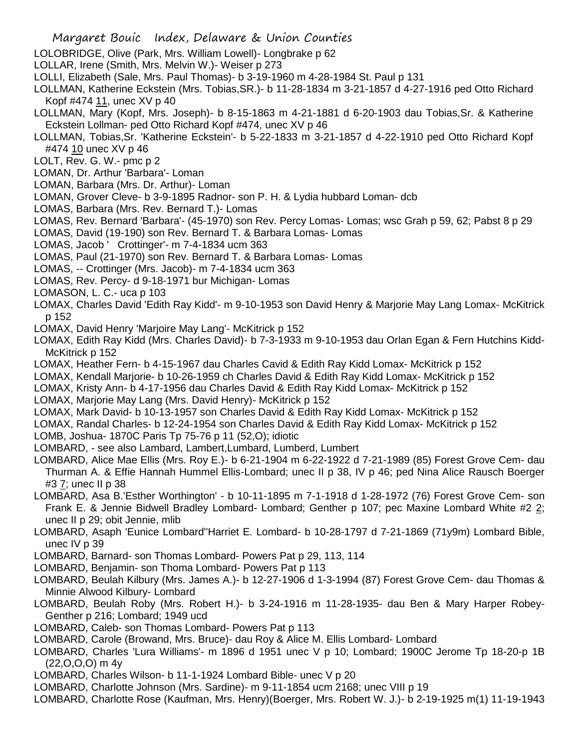LOLOBRIDGE, Olive (Park, Mrs. William Lowell)- Longbrake p 62

LOLLAR, Irene (Smith, Mrs. Melvin W.)- Weiser p 273

LOLLI, Elizabeth (Sale, Mrs. Paul Thomas)- b 3-19-1960 m 4-28-1984 St. Paul p 131

LOLLMAN, Katherine Eckstein (Mrs. Tobias,SR.)- b 11-28-1834 m 3-21-1857 d 4-27-1916 ped Otto Richard Kopf #474 11, unec XV p 40

LOLLMAN, Mary (Kopf, Mrs. Joseph)- b 8-15-1863 m 4-21-1881 d 6-20-1903 dau Tobias,Sr. & Katherine Eckstein Lollman- ped Otto Richard Kopf #474, unec XV p 46

LOLLMAN, Tobias,Sr. 'Katherine Eckstein'- b 5-22-1833 m 3-21-1857 d 4-22-1910 ped Otto Richard Kopf #474 10 unec XV p 46

LOLT, Rev. G. W.- pmc p 2

LOMAN, Dr. Arthur 'Barbara'- Loman

LOMAN, Barbara (Mrs. Dr. Arthur)- Loman

LOMAN, Grover Cleve- b 3-9-1895 Radnor- son P. H. & Lydia hubbard Loman- dcb

LOMAS, Barbara (Mrs. Rev. Bernard T.)- Lomas

LOMAS, Rev. Bernard 'Barbara'- (45-1970) son Rev. Percy Lomas- Lomas; wsc Grah p 59, 62; Pabst 8 p 29

LOMAS, David (19-190) son Rev. Bernard T. & Barbara Lomas- Lomas

LOMAS, Jacob ' Crottinger'- m 7-4-1834 ucm 363

LOMAS, Paul (21-1970) son Rev. Bernard T. & Barbara Lomas- Lomas

LOMAS, -- Crottinger (Mrs. Jacob)- m 7-4-1834 ucm 363

LOMAS, Rev. Percy- d 9-18-1971 bur Michigan- Lomas

LOMASON, L. C.- uca p 103

LOMAX, Charles David 'Edith Ray Kidd'- m 9-10-1953 son David Henry & Marjorie May Lang Lomax- McKitrick p 152

LOMAX, David Henry 'Marjoire May Lang'- McKitrick p 152

LOMAX, Edith Ray Kidd (Mrs. Charles David)- b 7-3-1933 m 9-10-1953 dau Orlan Egan & Fern Hutchins Kidd- McKitrick p 152

LOMAX, Heather Fern- b 4-15-1967 dau Charles Cavid & Edith Ray Kidd Lomax- McKitrick p 152

LOMAX, Kendall Marjorie- b 10-26-1959 ch Charles David & Edith Ray Kidd Lomax- McKitrick p 152

LOMAX, Kristy Ann- b 4-17-1956 dau Charles David & Edith Ray Kidd Lomax- McKitrick p 152

LOMAX, Marjorie May Lang (Mrs. David Henry)- McKitrick p 152

LOMAX, Mark David- b 10-13-1957 son Charles David & Edith Ray Kidd Lomax- McKitrick p 152

LOMAX, Randal Charles- b 12-24-1954 son Charles David & Edith Ray Kidd Lomax- McKitrick p 152

LOMB, Joshua- 1870C Paris Tp 75-76 p 11 (52,O); idiotic

LOMBARD, - see also Lambard, Lambert,Lumbard, Lumberd, Lumbert

LOMBARD, Alice Mae Ellis (Mrs. Roy E.)- b 6-21-1904 m 6-22-1922 d 7-21-1989 (85) Forest Grove Cem- dau Thurman A. & Effie Hannah Hummel Ellis-Lombard; unec II p 38, IV p 46; ped Nina Alice Rausch Boerger #3 7; unec II p 38

LOMBARD, Asa B.'Esther Worthington' - b 10-11-1895 m 7-1-1918 d 1-28-1972 (76) Forest Grove Cem- son Frank E. & Jennie Bidwell Bradley Lombard- Lombard; Genther p 107; pec Maxine Lombard White #2 2; unec II p 29; obit Jennie, mlib

LOMBARD, Asaph 'Eunice Lombard''Harriet E. Lombard- b 10-28-1797 d 7-21-1869 (71y9m) Lombard Bible, unec IV p 39

LOMBARD, Barnard- son Thomas Lombard- Powers Pat p 29, 113, 114

LOMBARD, Benjamin- son Thoma Lombard- Powers Pat p 113

LOMBARD, Beulah Kilbury (Mrs. James A.)- b 12-27-1906 d 1-3-1994 (87) Forest Grove Cem- dau Thomas & Minnie Alwood Kilbury- Lombard

LOMBARD, Beulah Roby (Mrs. Robert H.)- b 3-24-1916 m 11-28-1935- dau Ben & Mary Harper Robey- Genther p 216; Lombard; 1949 ucd

LOMBARD, Caleb- son Thomas Lombard- Powers Pat p 113

LOMBARD, Carole (Browand, Mrs. Bruce)- dau Roy & Alice M. Ellis Lombard- Lombard

LOMBARD, Charles 'Lura Williams'- m 1896 d 1951 unec V p 10; Lombard; 1900C Jerome Tp 18-20-p 1B (22,O,O,O) m 4y

LOMBARD, Charles Wilson- b 11-1-1924 Lombard Bible- unec V p 20

LOMBARD, Charlotte Johnson (Mrs. Sardine)- m 9-11-1854 ucm 2168; unec VIII p 19

LOMBARD, Charlotte Rose (Kaufman, Mrs. Henry)(Boerger, Mrs. Robert W. J.)- b 2-19-1925 m(1) 11-19-1943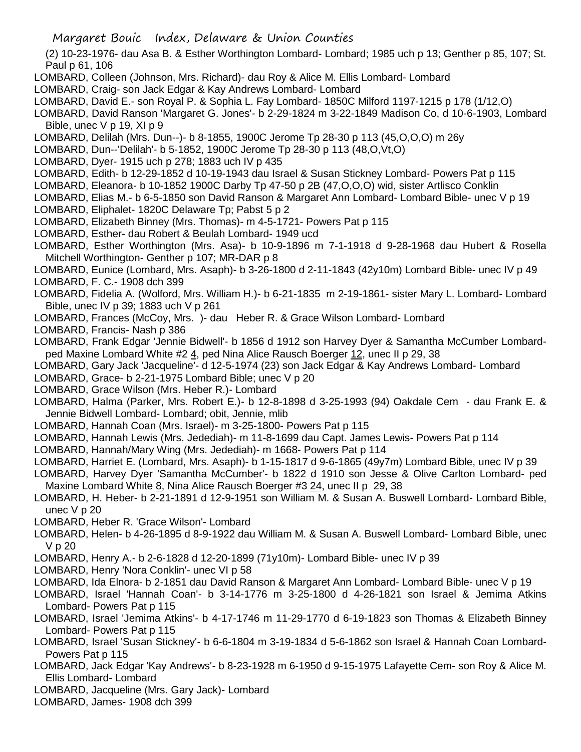(2) 10-23-1976- dau Asa B. & Esther Worthington Lombard- Lombard; 1985 uch p 13; Genther p 85, 107; St. Paul p 61, 106

LOMBARD, Colleen (Johnson, Mrs. Richard)- dau Roy & Alice M. Ellis Lombard- Lombard

LOMBARD, Craig- son Jack Edgar & Kay Andrews Lombard- Lombard

LOMBARD, David E.- son Royal P. & Sophia L. Fay Lombard- 1850C Milford 1197-1215 p 178 (1/12,O)

LOMBARD, David Ranson 'Margaret G. Jones'- b 2-29-1824 m 3-22-1849 Madison Co, d 10-6-1903, Lombard Bible, unec V p 19, XI p 9

LOMBARD, Delilah (Mrs. Dun--)- b 8-1855, 1900C Jerome Tp 28-30 p 113 (45,O,O,O) m 26y

LOMBARD, Dun--'Delilah'- b 5-1852, 1900C Jerome Tp 28-30 p 113 (48,O,Vt,O)

LOMBARD, Dyer- 1915 uch p 278; 1883 uch IV p 435

LOMBARD, Edith- b 12-29-1852 d 10-19-1943 dau Israel & Susan Stickney Lombard- Powers Pat p 115

LOMBARD, Eleanora- b 10-1852 1900C Darby Tp 47-50 p 2B (47,O,O,O) wid, sister Artlisco Conklin

LOMBARD, Elias M.- b 6-5-1850 son David Ranson & Margaret Ann Lombard- Lombard Bible- unec V p 19

LOMBARD, Eliphalet- 1820C Delaware Tp; Pabst 5 p 2

LOMBARD, Elizabeth Binney (Mrs. Thomas)- m 4-5-1721- Powers Pat p 115

LOMBARD, Esther- dau Robert & Beulah Lombard- 1949 ucd

LOMBARD, Esther Worthington (Mrs. Asa)- b 10-9-1896 m 7-1-1918 d 9-28-1968 dau Hubert & Rosella Mitchell Worthington- Genther p 107; MR-DAR p 8

LOMBARD, Eunice (Lombard, Mrs. Asaph)- b 3-26-1800 d 2-11-1843 (42y10m) Lombard Bible- unec IV p 49

LOMBARD, F. C.- 1908 dch 399

LOMBARD, Fidelia A. (Wolford, Mrs. William H.)- b 6-21-1835 m 2-19-1861- sister Mary L. Lombard- Lombard Bible, unec IV p 39; 1883 uch V p 261

LOMBARD, Frances (McCoy, Mrs. )- dau Heber R. & Grace Wilson Lombard- Lombard

LOMBARD, Francis- Nash p 386

LOMBARD, Frank Edgar 'Jennie Bidwell'- b 1856 d 1912 son Harvey Dyer & Samantha McCumber Lombard- ped Maxine Lombard White #2 4, ped Nina Alice Rausch Boerger 12, unec II p 29, 38

LOMBARD, Gary Jack 'Jacqueline'- d 12-5-1974 (23) son Jack Edgar & Kay Andrews Lombard- Lombard

LOMBARD, Grace- b 2-21-1975 Lombard Bible; unec V p 20

LOMBARD, Grace Wilson (Mrs. Heber R.)- Lombard

LOMBARD, Halma (Parker, Mrs. Robert E.)- b 12-8-1898 d 3-25-1993 (94) Oakdale Cem - dau Frank E. & Jennie Bidwell Lombard- Lombard; obit, Jennie, mlib

LOMBARD, Hannah Coan (Mrs. Israel)- m 3-25-1800- Powers Pat p 115

LOMBARD, Hannah Lewis (Mrs. Jedediah)- m 11-8-1699 dau Capt. James Lewis- Powers Pat p 114

LOMBARD, Hannah/Mary Wing (Mrs. Jedediah)- m 1668- Powers Pat p 114

LOMBARD, Harriet E. (Lombard, Mrs. Asaph)- b 1-15-1817 d 9-6-1865 (49y7m) Lombard Bible, unec IV p 39

LOMBARD, Harvey Dyer 'Samantha McCumber'- b 1822 d 1910 son Jesse & Olive Carlton Lombard- ped Maxine Lombard White 8, Nina Alice Rausch Boerger #3 24, unec II p 29, 38

LOMBARD, H. Heber- b 2-21-1891 d 12-9-1951 son William M. & Susan A. Buswell Lombard- Lombard Bible, unec V p 20

LOMBARD, Heber R. 'Grace Wilson'- Lombard

LOMBARD, Helen- b 4-26-1895 d 8-9-1922 dau William M. & Susan A. Buswell Lombard- Lombard Bible, unec V p 20

LOMBARD, Henry A.- b 2-6-1828 d 12-20-1899 (71y10m)- Lombard Bible- unec IV p 39

LOMBARD, Henry 'Nora Conklin'- unec VI p 58

LOMBARD, Ida Elnora- b 2-1851 dau David Ranson & Margaret Ann Lombard- Lombard Bible- unec V p 19

LOMBARD, Israel 'Hannah Coan'- b 3-14-1776 m 3-25-1800 d 4-26-1821 son Israel & Jemima Atkins Lombard- Powers Pat p 115

LOMBARD, Israel 'Jemima Atkins'- b 4-17-1746 m 11-29-1770 d 6-19-1823 son Thomas & Elizabeth Binney Lombard- Powers Pat p 115

LOMBARD, Israel 'Susan Stickney'- b 6-6-1804 m 3-19-1834 d 5-6-1862 son Israel & Hannah Coan Lombard- Powers Pat p 115

LOMBARD, Jack Edgar 'Kay Andrews'- b 8-23-1928 m 6-1950 d 9-15-1975 Lafayette Cem- son Roy & Alice M. Ellis Lombard- Lombard

LOMBARD, Jacqueline (Mrs. Gary Jack)- Lombard

LOMBARD, James- 1908 dch 399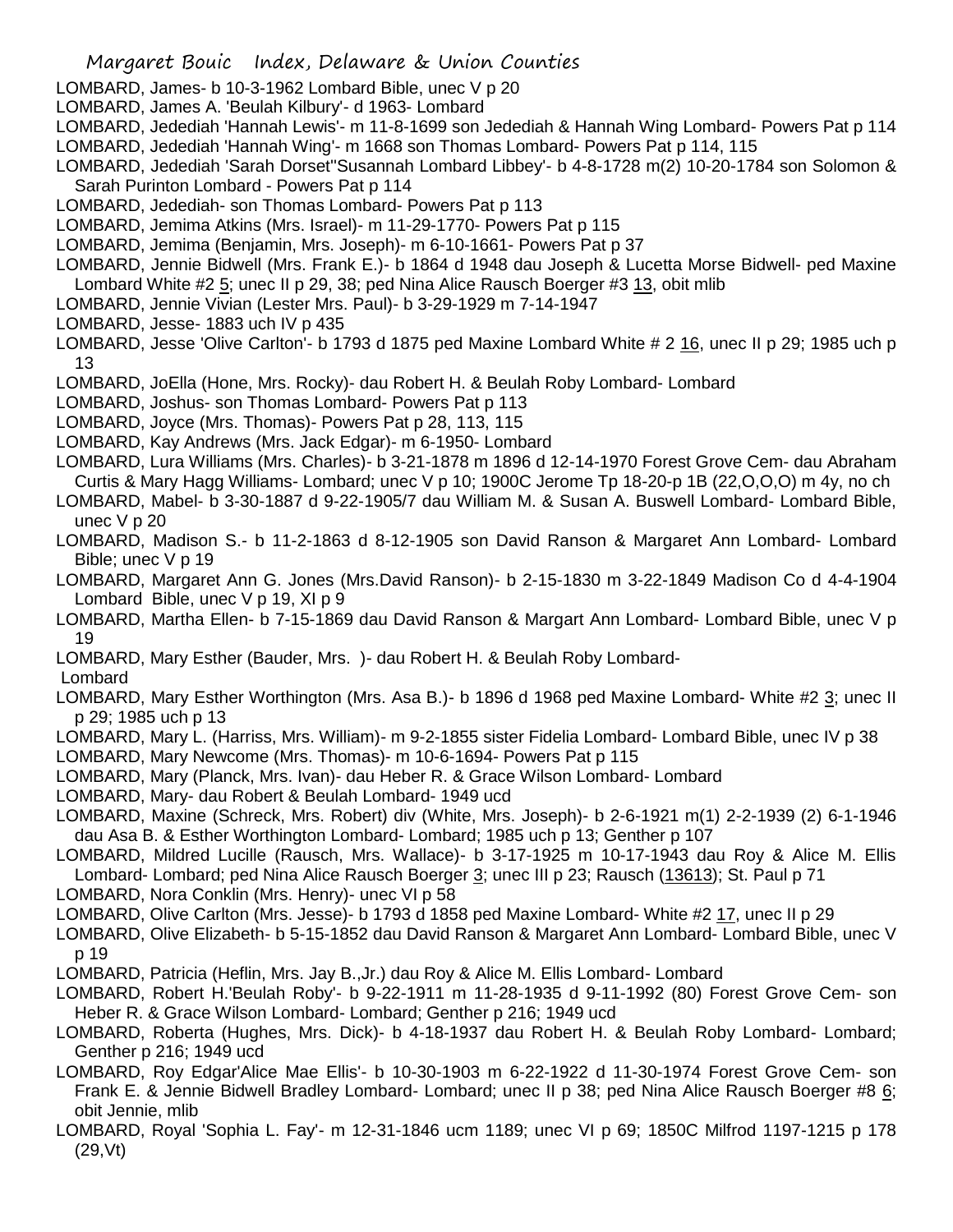LOMBARD, James- b 10-3-1962 Lombard Bible, unec V p 20

LOMBARD, James A. 'Beulah Kilbury'- d 1963- Lombard

LOMBARD, Jedediah 'Hannah Lewis'- m 11-8-1699 son Jedediah & Hannah Wing Lombard- Powers Pat p 114

LOMBARD, Jedediah 'Hannah Wing'- m 1668 son Thomas Lombard- Powers Pat p 114, 115

LOMBARD, Jedediah 'Sarah Dorset''Susannah Lombard Libbey'- b 4-8-1728 m(2) 10-20-1784 son Solomon & Sarah Purinton Lombard - Powers Pat p 114

LOMBARD, Jedediah- son Thomas Lombard- Powers Pat p 113

LOMBARD, Jemima Atkins (Mrs. Israel)- m 11-29-1770- Powers Pat p 115

LOMBARD, Jemima (Benjamin, Mrs. Joseph)- m 6-10-1661- Powers Pat p 37

LOMBARD, Jennie Bidwell (Mrs. Frank E.)- b 1864 d 1948 dau Joseph & Lucetta Morse Bidwell- ped Maxine Lombard White #2 5; unec II p 29, 38; ped Nina Alice Rausch Boerger #3 13, obit mlib

LOMBARD, Jennie Vivian (Lester Mrs. Paul)- b 3-29-1929 m 7-14-1947

LOMBARD, Jesse- 1883 uch IV p 435

LOMBARD, Jesse 'Olive Carlton'- b 1793 d 1875 ped Maxine Lombard White # 2 16, unec II p 29; 1985 uch p 13

LOMBARD, JoElla (Hone, Mrs. Rocky)- dau Robert H. & Beulah Roby Lombard- Lombard

LOMBARD, Joshus- son Thomas Lombard- Powers Pat p 113

LOMBARD, Joyce (Mrs. Thomas)- Powers Pat p 28, 113, 115

LOMBARD, Kay Andrews (Mrs. Jack Edgar)- m 6-1950- Lombard

LOMBARD, Lura Williams (Mrs. Charles)- b 3-21-1878 m 1896 d 12-14-1970 Forest Grove Cem- dau Abraham Curtis & Mary Hagg Williams- Lombard; unec V p 10; 1900C Jerome Tp 18-20-p 1B (22,O,O,O) m 4y, no ch

LOMBARD, Mabel- b 3-30-1887 d 9-22-1905/7 dau William M. & Susan A. Buswell Lombard- Lombard Bible, unec V p 20

LOMBARD, Madison S.- b 11-2-1863 d 8-12-1905 son David Ranson & Margaret Ann Lombard- Lombard Bible; unec V p 19

LOMBARD, Margaret Ann G. Jones (Mrs.David Ranson)- b 2-15-1830 m 3-22-1849 Madison Co d 4-4-1904 Lombard Bible, unec V p 19, XI p 9

LOMBARD, Martha Ellen- b 7-15-1869 dau David Ranson & Margart Ann Lombard- Lombard Bible, unec V p 19

LOMBARD, Mary Esther (Bauder, Mrs. )- dau Robert H. & Beulah Roby Lombard- Lombard

LOMBARD, Mary Esther Worthington (Mrs. Asa B.)- b 1896 d 1968 ped Maxine Lombard- White #2 3; unec II p 29; 1985 uch p 13

LOMBARD, Mary L. (Harriss, Mrs. William)- m 9-2-1855 sister Fidelia Lombard- Lombard Bible, unec IV p 38

LOMBARD, Mary Newcome (Mrs. Thomas)- m 10-6-1694- Powers Pat p 115

LOMBARD, Mary (Planck, Mrs. Ivan)- dau Heber R. & Grace Wilson Lombard- Lombard

LOMBARD, Mary- dau Robert & Beulah Lombard- 1949 ucd

LOMBARD, Maxine (Schreck, Mrs. Robert) div (White, Mrs. Joseph)- b 2-6-1921 m(1) 2-2-1939 (2) 6-1-1946 dau Asa B. & Esther Worthington Lombard- Lombard; 1985 uch p 13; Genther p 107

LOMBARD, Mildred Lucille (Rausch, Mrs. Wallace)- b 3-17-1925 m 10-17-1943 dau Roy & Alice M. Ellis Lombard- Lombard; ped Nina Alice Rausch Boerger 3; unec III p 23; Rausch (13613); St. Paul p 71

LOMBARD, Nora Conklin (Mrs. Henry)- unec VI p 58

LOMBARD, Olive Carlton (Mrs. Jesse)- b 1793 d 1858 ped Maxine Lombard- White #2 17, unec II p 29

LOMBARD, Olive Elizabeth- b 5-15-1852 dau David Ranson & Margaret Ann Lombard- Lombard Bible, unec V p 19

LOMBARD, Patricia (Heflin, Mrs. Jay B.,Jr.) dau Roy & Alice M. Ellis Lombard- Lombard

LOMBARD, Robert H.'Beulah Roby'- b 9-22-1911 m 11-28-1935 d 9-11-1992 (80) Forest Grove Cem- son Heber R. & Grace Wilson Lombard- Lombard; Genther p 216; 1949 ucd

LOMBARD, Roberta (Hughes, Mrs. Dick)- b 4-18-1937 dau Robert H. & Beulah Roby Lombard- Lombard; Genther p 216; 1949 ucd

LOMBARD, Roy Edgar'Alice Mae Ellis'- b 10-30-1903 m 6-22-1922 d 11-30-1974 Forest Grove Cem- son Frank E. & Jennie Bidwell Bradley Lombard- Lombard; unec II p 38; ped Nina Alice Rausch Boerger #8 6; obit Jennie, mlib

LOMBARD, Royal 'Sophia L. Fay'- m 12-31-1846 ucm 1189; unec VI p 69; 1850C Milfrod 1197-1215 p 178 (29,Vt)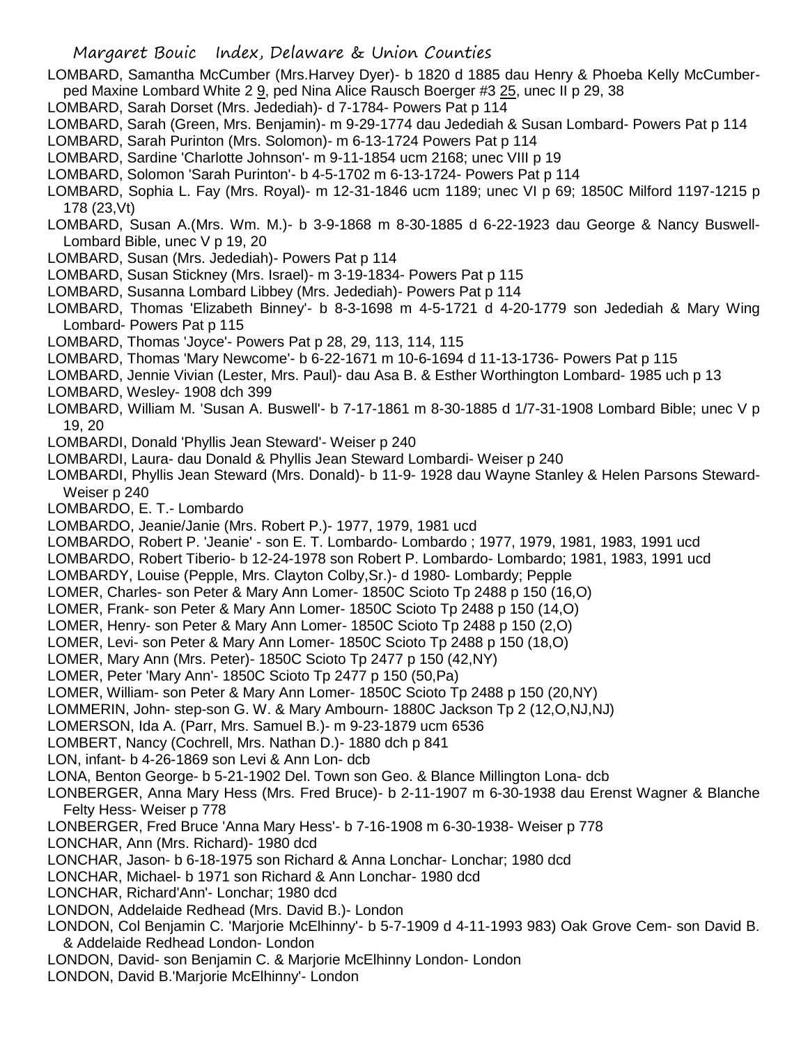LOMBARD, Samantha McCumber (Mrs.Harvey Dyer)- b 1820 d 1885 dau Henry & Phoeba Kelly McCumber- ped Maxine Lombard White 2 9, ped Nina Alice Rausch Boerger #3 25, unec II p 29, 38

LOMBARD, Sarah Dorset (Mrs. Jedediah)- d 7-1784- Powers Pat p 114

LOMBARD, Sarah (Green, Mrs. Benjamin)- m 9-29-1774 dau Jedediah & Susan Lombard- Powers Pat p 114

LOMBARD, Sarah Purinton (Mrs. Solomon)- m 6-13-1724 Powers Pat p 114

LOMBARD, Sardine 'Charlotte Johnson'- m 9-11-1854 ucm 2168; unec VIII p 19

LOMBARD, Solomon 'Sarah Purinton'- b 4-5-1702 m 6-13-1724- Powers Pat p 114

LOMBARD, Sophia L. Fay (Mrs. Royal)- m 12-31-1846 ucm 1189; unec VI p 69; 1850C Milford 1197-1215 p 178 (23,Vt)

LOMBARD, Susan A.(Mrs. Wm. M.)- b 3-9-1868 m 8-30-1885 d 6-22-1923 dau George & Nancy Buswell- Lombard Bible, unec V p 19, 20

LOMBARD, Susan (Mrs. Jedediah)- Powers Pat p 114

LOMBARD, Susan Stickney (Mrs. Israel)- m 3-19-1834- Powers Pat p 115

LOMBARD, Susanna Lombard Libbey (Mrs. Jedediah)- Powers Pat p 114

LOMBARD, Thomas 'Elizabeth Binney'- b 8-3-1698 m 4-5-1721 d 4-20-1779 son Jedediah & Mary Wing Lombard- Powers Pat p 115

LOMBARD, Thomas 'Joyce'- Powers Pat p 28, 29, 113, 114, 115

LOMBARD, Thomas 'Mary Newcome'- b 6-22-1671 m 10-6-1694 d 11-13-1736- Powers Pat p 115

LOMBARD, Jennie Vivian (Lester, Mrs. Paul)- dau Asa B. & Esther Worthington Lombard- 1985 uch p 13

LOMBARD, Wesley- 1908 dch 399

LOMBARD, William M. 'Susan A. Buswell'- b 7-17-1861 m 8-30-1885 d 1/7-31-1908 Lombard Bible; unec V p 19, 20

LOMBARDI, Donald 'Phyllis Jean Steward'- Weiser p 240

LOMBARDI, Laura- dau Donald & Phyllis Jean Steward Lombardi- Weiser p 240

LOMBARDI, Phyllis Jean Steward (Mrs. Donald)- b 11-9- 1928 dau Wayne Stanley & Helen Parsons Steward- Weiser p 240

LOMBARDO, E. T.- Lombardo

LOMBARDO, Jeanie/Janie (Mrs. Robert P.)- 1977, 1979, 1981 ucd

LOMBARDO, Robert P. 'Jeanie' - son E. T. Lombardo- Lombardo ; 1977, 1979, 1981, 1983, 1991 ucd

LOMBARDO, Robert Tiberio- b 12-24-1978 son Robert P. Lombardo- Lombardo; 1981, 1983, 1991 ucd

LOMBARDY, Louise (Pepple, Mrs. Clayton Colby,Sr.)- d 1980- Lombardy; Pepple

LOMER, Charles- son Peter & Mary Ann Lomer- 1850C Scioto Tp 2488 p 150 (16,O)

LOMER, Frank- son Peter & Mary Ann Lomer- 1850C Scioto Tp 2488 p 150 (14,O)

LOMER, Henry- son Peter & Mary Ann Lomer- 1850C Scioto Tp 2488 p 150 (2,O)

LOMER, Levi- son Peter & Mary Ann Lomer- 1850C Scioto Tp 2488 p 150 (18,O)

LOMER, Mary Ann (Mrs. Peter)- 1850C Scioto Tp 2477 p 150 (42,NY)

LOMER, Peter 'Mary Ann'- 1850C Scioto Tp 2477 p 150 (50,Pa)

LOMER, William- son Peter & Mary Ann Lomer- 1850C Scioto Tp 2488 p 150 (20,NY)

LOMMERIN, John- step-son G. W. & Mary Ambourn- 1880C Jackson Tp 2 (12,O,NJ,NJ)

LOMERSON, Ida A. (Parr, Mrs. Samuel B.)- m 9-23-1879 ucm 6536

LOMBERT, Nancy (Cochrell, Mrs. Nathan D.)- 1880 dch p 841

LON, infant- b 4-26-1869 son Levi & Ann Lon- dcb

LONA, Benton George- b 5-21-1902 Del. Town son Geo. & Blance Millington Lona- dcb

LONBERGER, Anna Mary Hess (Mrs. Fred Bruce)- b 2-11-1907 m 6-30-1938 dau Erenst Wagner & Blanche Felty Hess- Weiser p 778

LONBERGER, Fred Bruce 'Anna Mary Hess'- b 7-16-1908 m 6-30-1938- Weiser p 778

LONCHAR, Ann (Mrs. Richard)- 1980 dcd

LONCHAR, Jason- b 6-18-1975 son Richard & Anna Lonchar- Lonchar; 1980 dcd

LONCHAR, Michael- b 1971 son Richard & Ann Lonchar- 1980 dcd

LONCHAR, Richard'Ann'- Lonchar; 1980 dcd

LONDON, Addelaide Redhead (Mrs. David B.)- London

LONDON, Col Benjamin C. 'Marjorie McElhinny'- b 5-7-1909 d 4-11-1993 983) Oak Grove Cem- son David B. & Addelaide Redhead London- London

LONDON, David- son Benjamin C. & Marjorie McElhinny London- London

LONDON, David B.'Marjorie McElhinny'- London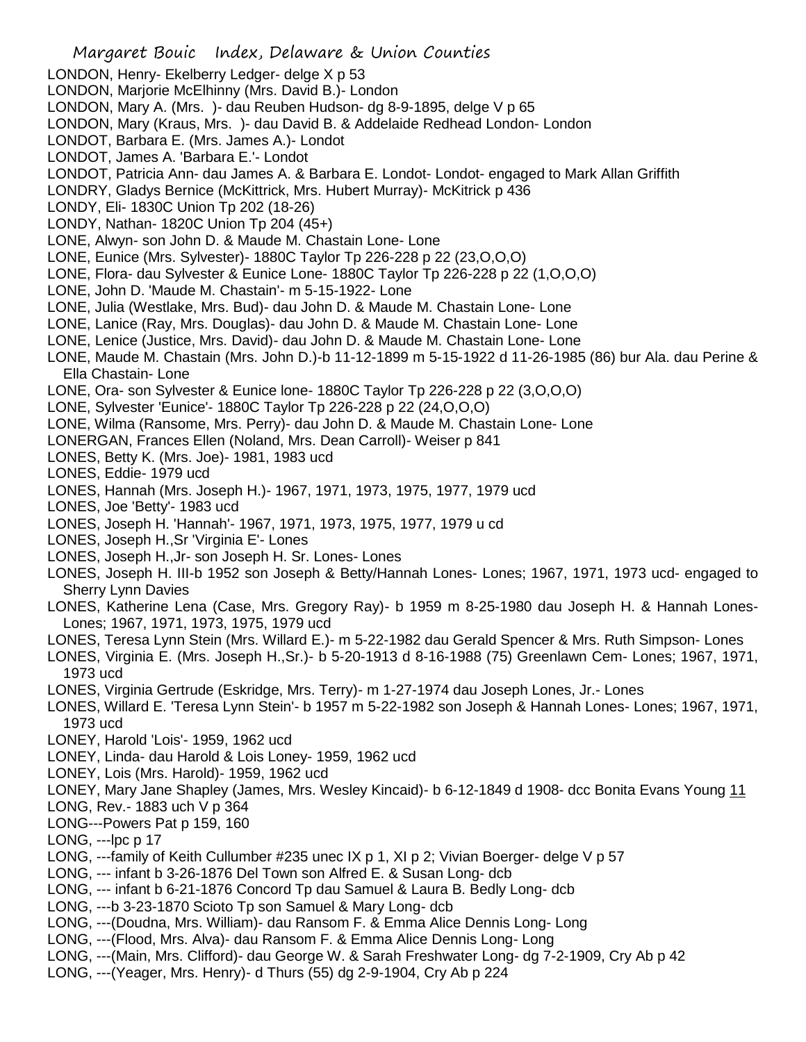LONDON, Henry- Ekelberry Ledger- delge X p 53
LONDON, Marjorie McElhinny (Mrs. David B.)- London
LONDON, Mary A. (Mrs. )- dau Reuben Hudson- dg 8-9-1895, delge V p 65
LONDON, Mary (Kraus, Mrs. )- dau David B. & Addelaide Redhead London- London
LONDOT, Barbara E. (Mrs. James A.)- Londot
LONDOT, James A. 'Barbara E.'- Londot
LONDOT, Patricia Ann- dau James A. & Barbara E. Londot- Londot- engaged to Mark Allan Griffith
LONDRY, Gladys Bernice (McKittrick, Mrs. Hubert Murray)- McKitrick p 436
LONDY, Eli- 1830C Union Tp 202 (18-26)
LONDY, Nathan- 1820C Union Tp 204 (45+)
LONE, Alwyn- son John D. & Maude M. Chastain Lone- Lone
LONE, Eunice (Mrs. Sylvester)- 1880C Taylor Tp 226-228 p 22 (23,O,O,O)
LONE, Flora- dau Sylvester & Eunice Lone- 1880C Taylor Tp 226-228 p 22 (1,O,O,O)
LONE, John D. 'Maude M. Chastain'- m 5-15-1922- Lone
LONE, Julia (Westlake, Mrs. Bud)- dau John D. & Maude M. Chastain Lone- Lone
LONE, Lanice (Ray, Mrs. Douglas)- dau John D. & Maude M. Chastain Lone- Lone
LONE, Lenice (Justice, Mrs. David)- dau John D. & Maude M. Chastain Lone- Lone
LONE, Maude M. Chastain (Mrs. John D.)-b 11-12-1899 m 5-15-1922 d 11-26-1985 (86) bur Ala. dau Perine & Ella Chastain- Lone
LONE, Ora- son Sylvester & Eunice lone- 1880C Taylor Tp 226-228 p 22 (3,O,O,O)
LONE, Sylvester 'Eunice'- 1880C Taylor Tp 226-228 p 22 (24,O,O,O)
LONE, Wilma (Ransome, Mrs. Perry)- dau John D. & Maude M. Chastain Lone- Lone
LONERGAN, Frances Ellen (Noland, Mrs. Dean Carroll)- Weiser p 841
LONES, Betty K. (Mrs. Joe)- 1981, 1983 ucd
LONES, Eddie- 1979 ucd
LONES, Hannah (Mrs. Joseph H.)- 1967, 1971, 1973, 1975, 1977, 1979 ucd
LONES, Joe 'Betty'- 1983 ucd
LONES, Joseph H. 'Hannah'- 1967, 1971, 1973, 1975, 1977, 1979 u cd
LONES, Joseph H.,Sr 'Virginia E'- Lones
LONES, Joseph H.,Jr- son Joseph H. Sr. Lones- Lones
LONES, Joseph H. III-b 1952 son Joseph & Betty/Hannah Lones- Lones; 1967, 1971, 1973 ucd- engaged to Sherry Lynn Davies
LONES, Katherine Lena (Case, Mrs. Gregory Ray)- b 1959 m 8-25-1980 dau Joseph H. & Hannah Lones- Lones; 1967, 1971, 1973, 1975, 1979 ucd
LONES, Teresa Lynn Stein (Mrs. Willard E.)- m 5-22-1982 dau Gerald Spencer & Mrs. Ruth Simpson- Lones
LONES, Virginia E. (Mrs. Joseph H.,Sr.)- b 5-20-1913 d 8-16-1988 (75) Greenlawn Cem- Lones; 1967, 1971, 1973 ucd
LONES, Virginia Gertrude (Eskridge, Mrs. Terry)- m 1-27-1974 dau Joseph Lones, Jr.- Lones
LONES, Willard E. 'Teresa Lynn Stein'- b 1957 m 5-22-1982 son Joseph & Hannah Lones- Lones; 1967, 1971, 1973 ucd
LONEY, Harold 'Lois'- 1959, 1962 ucd
LONEY, Linda- dau Harold & Lois Loney- 1959, 1962 ucd
LONEY, Lois (Mrs. Harold)- 1959, 1962 ucd
LONEY, Mary Jane Shapley (James, Mrs. Wesley Kincaid)- b 6-12-1849 d 1908- dcc Bonita Evans Young 11
LONG, Rev.- 1883 uch V p 364
LONG---Powers Pat p 159, 160
LONG, ---lpc p 17
LONG, ---family of Keith Cullumber #235 unec IX p 1, XI p 2; Vivian Boerger- delge V p 57
LONG, --- infant b 3-26-1876 Del Town son Alfred E. & Susan Long- dcb
LONG, --- infant b 6-21-1876 Concord Tp dau Samuel & Laura B. Bedly Long- dcb
LONG, ---b 3-23-1870 Scioto Tp son Samuel & Mary Long- dcb
LONG, ---(Doudna, Mrs. William)- dau Ransom F. & Emma Alice Dennis Long- Long
LONG, ---(Flood, Mrs. Alva)- dau Ransom F. & Emma Alice Dennis Long- Long
LONG, ---(Main, Mrs. Clifford)- dau George W. & Sarah Freshwater Long- dg 7-2-1909, Cry Ab p 42
LONG, ---(Yeager, Mrs. Henry)- d Thurs (55) dg 2-9-1904, Cry Ab p 224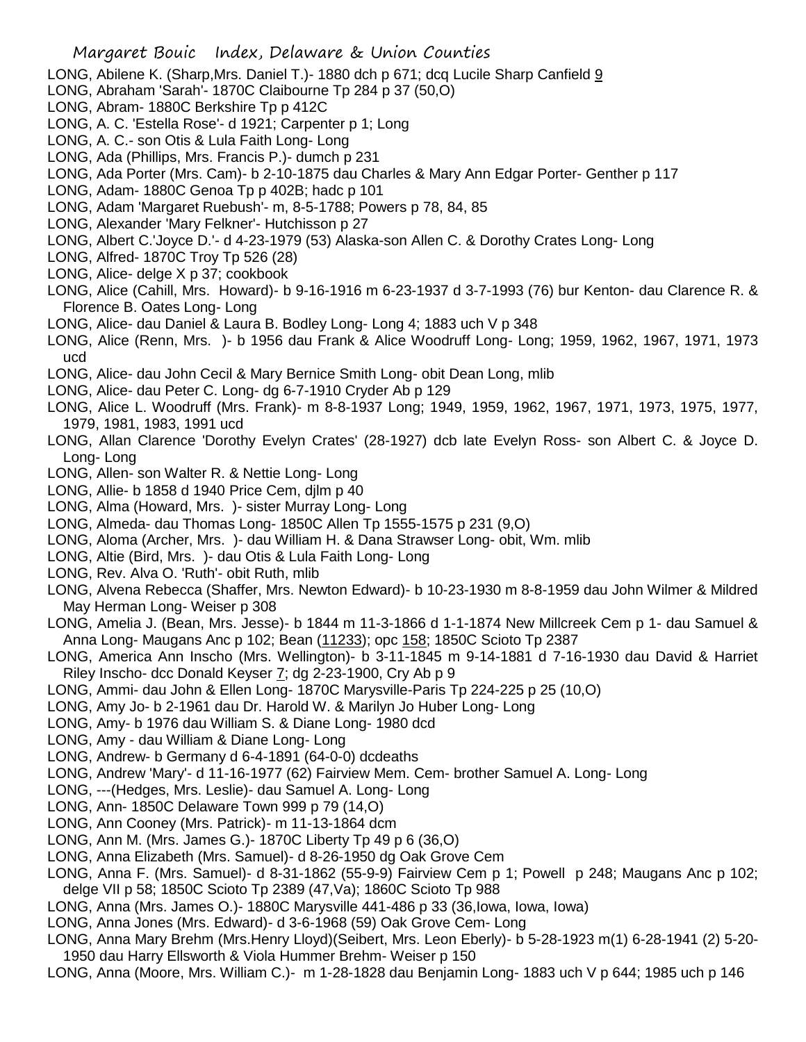LONG, Abilene K. (Sharp,Mrs. Daniel T.)- 1880 dch p 671; dcq Lucile Sharp Canfield 9

LONG, Abraham 'Sarah'- 1870C Claibourne Tp 284 p 37 (50,O)

LONG, Abram- 1880C Berkshire Tp p 412C

LONG, A. C. 'Estella Rose'- d 1921; Carpenter p 1; Long

LONG, A. C.- son Otis & Lula Faith Long- Long

LONG, Ada (Phillips, Mrs. Francis P.)- dumch p 231

LONG, Ada Porter (Mrs. Cam)- b 2-10-1875 dau Charles & Mary Ann Edgar Porter- Genther p 117

LONG, Adam- 1880C Genoa Tp p 402B; hadc p 101

LONG, Adam 'Margaret Ruebush'- m, 8-5-1788; Powers p 78, 84, 85

LONG, Alexander 'Mary Felkner'- Hutchisson p 27

LONG, Albert C.'Joyce D.'- d 4-23-1979 (53) Alaska-son Allen C. & Dorothy Crates Long- Long

LONG, Alfred- 1870C Troy Tp 526 (28)

LONG, Alice- delge X p 37; cookbook

LONG, Alice (Cahill, Mrs. Howard)- b 9-16-1916 m 6-23-1937 d 3-7-1993 (76) bur Kenton- dau Clarence R. & Florence B. Oates Long- Long

LONG, Alice- dau Daniel & Laura B. Bodley Long- Long 4; 1883 uch V p 348

LONG, Alice (Renn, Mrs. )- b 1956 dau Frank & Alice Woodruff Long- Long; 1959, 1962, 1967, 1971, 1973 ucd

LONG, Alice- dau John Cecil & Mary Bernice Smith Long- obit Dean Long, mlib

LONG, Alice- dau Peter C. Long- dg 6-7-1910 Cryder Ab p 129

LONG, Alice L. Woodruff (Mrs. Frank)- m 8-8-1937 Long; 1949, 1959, 1962, 1967, 1971, 1973, 1975, 1977, 1979, 1981, 1983, 1991 ucd

LONG, Allan Clarence 'Dorothy Evelyn Crates' (28-1927) dcb late Evelyn Ross- son Albert C. & Joyce D. Long- Long

LONG, Allen- son Walter R. & Nettie Long- Long

LONG, Allie- b 1858 d 1940 Price Cem, djlm p 40

LONG, Alma (Howard, Mrs. )- sister Murray Long- Long

LONG, Almeda- dau Thomas Long- 1850C Allen Tp 1555-1575 p 231 (9,O)

LONG, Aloma (Archer, Mrs. )- dau William H. & Dana Strawser Long- obit, Wm. mlib

LONG, Altie (Bird, Mrs. )- dau Otis & Lula Faith Long- Long

LONG, Rev. Alva O. 'Ruth'- obit Ruth, mlib

LONG, Alvena Rebecca (Shaffer, Mrs. Newton Edward)- b 10-23-1930 m 8-8-1959 dau John Wilmer & Mildred May Herman Long- Weiser p 308

LONG, Amelia J. (Bean, Mrs. Jesse)- b 1844 m 11-3-1866 d 1-1-1874 New Millcreek Cem p 1- dau Samuel & Anna Long- Maugans Anc p 102; Bean (11233); opc 158; 1850C Scioto Tp 2387

LONG, America Ann Inscho (Mrs. Wellington)- b 3-11-1845 m 9-14-1881 d 7-16-1930 dau David & Harriet Riley Inscho- dcc Donald Keyser 7; dg 2-23-1900, Cry Ab p 9

LONG, Ammi- dau John & Ellen Long- 1870C Marysville-Paris Tp 224-225 p 25 (10,O)

LONG, Amy Jo- b 2-1961 dau Dr. Harold W. & Marilyn Jo Huber Long- Long

LONG, Amy- b 1976 dau William S. & Diane Long- 1980 dcd

LONG, Amy - dau William & Diane Long- Long

LONG, Andrew- b Germany d 6-4-1891 (64-0-0) dcdeaths

LONG, Andrew 'Mary'- d 11-16-1977 (62) Fairview Mem. Cem- brother Samuel A. Long- Long

LONG, ---(Hedges, Mrs. Leslie)- dau Samuel A. Long- Long

LONG, Ann- 1850C Delaware Town 999 p 79 (14,O)

LONG, Ann Cooney (Mrs. Patrick)- m 11-13-1864 dcm

LONG, Ann M. (Mrs. James G.)- 1870C Liberty Tp 49 p 6 (36,O)

LONG, Anna Elizabeth (Mrs. Samuel)- d 8-26-1950 dg Oak Grove Cem

LONG, Anna F. (Mrs. Samuel)- d 8-31-1862 (55-9-9) Fairview Cem p 1; Powell p 248; Maugans Anc p 102; delge VII p 58; 1850C Scioto Tp 2389 (47,Va); 1860C Scioto Tp 988

LONG, Anna (Mrs. James O.)- 1880C Marysville 441-486 p 33 (36,Iowa, Iowa, Iowa)

LONG, Anna Jones (Mrs. Edward)- d 3-6-1968 (59) Oak Grove Cem- Long

LONG, Anna Mary Brehm (Mrs.Henry Lloyd)(Seibert, Mrs. Leon Eberly)- b 5-28-1923 m(1) 6-28-1941 (2) 5-20-1950 dau Harry Ellsworth & Viola Hummer Brehm- Weiser p 150

LONG, Anna (Moore, Mrs. William C.)- m 1-28-1828 dau Benjamin Long- 1883 uch V p 644; 1985 uch p 146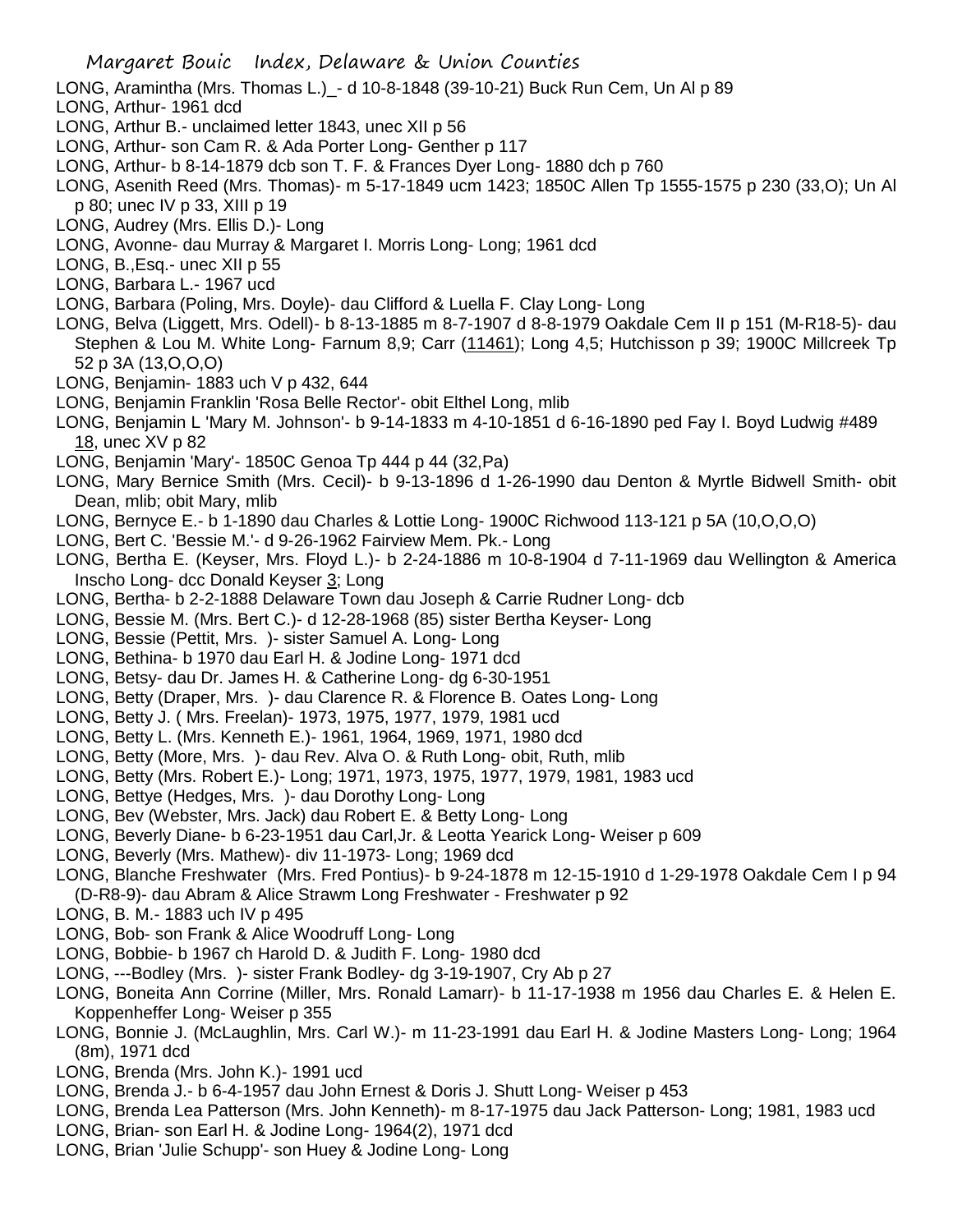LONG, Aramintha (Mrs. Thomas L.)_- d 10-8-1848 (39-10-21) Buck Run Cem, Un Al p 89

LONG, Arthur- 1961 dcd

LONG, Arthur B.- unclaimed letter 1843, unec XII p 56

LONG, Arthur- son Cam R. & Ada Porter Long- Genther p 117

LONG, Arthur- b 8-14-1879 dcb son T. F. & Frances Dyer Long- 1880 dch p 760

LONG, Asenith Reed (Mrs. Thomas)- m 5-17-1849 ucm 1423; 1850C Allen Tp 1555-1575 p 230 (33,O); Un Al p 80; unec IV p 33, XIII p 19

LONG, Audrey (Mrs. Ellis D.)- Long

LONG, Avonne- dau Murray & Margaret I. Morris Long- Long; 1961 dcd

LONG, B.,Esq.- unec XII p 55

LONG, Barbara L.- 1967 ucd

LONG, Barbara (Poling, Mrs. Doyle)- dau Clifford & Luella F. Clay Long- Long

LONG, Belva (Liggett, Mrs. Odell)- b 8-13-1885 m 8-7-1907 d 8-8-1979 Oakdale Cem II p 151 (M-R18-5)- dau Stephen & Lou M. White Long- Farnum 8,9; Carr (11461); Long 4,5; Hutchisson p 39; 1900C Millcreek Tp 52 p 3A (13,O,O,O)

LONG, Benjamin- 1883 uch V p 432, 644

LONG, Benjamin Franklin 'Rosa Belle Rector'- obit Elthel Long, mlib

LONG, Benjamin L 'Mary M. Johnson'- b 9-14-1833 m 4-10-1851 d 6-16-1890 ped Fay I. Boyd Ludwig #489 18, unec XV p 82

LONG, Benjamin 'Mary'- 1850C Genoa Tp 444 p 44 (32,Pa)

LONG, Mary Bernice Smith (Mrs. Cecil)- b 9-13-1896 d 1-26-1990 dau Denton & Myrtle Bidwell Smith- obit Dean, mlib; obit Mary, mlib

LONG, Bernyce E.- b 1-1890 dau Charles & Lottie Long- 1900C Richwood 113-121 p 5A (10,O,O,O)

LONG, Bert C. 'Bessie M.'- d 9-26-1962 Fairview Mem. Pk.- Long

LONG, Bertha E. (Keyser, Mrs. Floyd L.)- b 2-24-1886 m 10-8-1904 d 7-11-1969 dau Wellington & America Inscho Long- dcc Donald Keyser 3; Long

LONG, Bertha- b 2-2-1888 Delaware Town dau Joseph & Carrie Rudner Long- dcb

LONG, Bessie M. (Mrs. Bert C.)- d 12-28-1968 (85) sister Bertha Keyser- Long

LONG, Bessie (Pettit, Mrs. )- sister Samuel A. Long- Long

LONG, Bethina- b 1970 dau Earl H. & Jodine Long- 1971 dcd

LONG, Betsy- dau Dr. James H. & Catherine Long- dg 6-30-1951

LONG, Betty (Draper, Mrs. )- dau Clarence R. & Florence B. Oates Long- Long

LONG, Betty J. ( Mrs. Freelan)- 1973, 1975, 1977, 1979, 1981 ucd

LONG, Betty L. (Mrs. Kenneth E.)- 1961, 1964, 1969, 1971, 1980 dcd

LONG, Betty (More, Mrs. )- dau Rev. Alva O. & Ruth Long- obit, Ruth, mlib

LONG, Betty (Mrs. Robert E.)- Long; 1971, 1973, 1975, 1977, 1979, 1981, 1983 ucd

LONG, Bettye (Hedges, Mrs. )- dau Dorothy Long- Long

LONG, Bev (Webster, Mrs. Jack) dau Robert E. & Betty Long- Long

LONG, Beverly Diane- b 6-23-1951 dau Carl,Jr. & Leotta Yearick Long- Weiser p 609

LONG, Beverly (Mrs. Mathew)- div 11-1973- Long; 1969 dcd

LONG, Blanche Freshwater (Mrs. Fred Pontius)- b 9-24-1878 m 12-15-1910 d 1-29-1978 Oakdale Cem I p 94 (D-R8-9)- dau Abram & Alice Strawm Long Freshwater - Freshwater p 92

LONG, B. M.- 1883 uch IV p 495

LONG, Bob- son Frank & Alice Woodruff Long- Long

LONG, Bobbie- b 1967 ch Harold D. & Judith F. Long- 1980 dcd

LONG, ---Bodley (Mrs. )- sister Frank Bodley- dg 3-19-1907, Cry Ab p 27

LONG, Boneita Ann Corrine (Miller, Mrs. Ronald Lamarr)- b 11-17-1938 m 1956 dau Charles E. & Helen E. Koppenheffer Long- Weiser p 355

LONG, Bonnie J. (McLaughlin, Mrs. Carl W.)- m 11-23-1991 dau Earl H. & Jodine Masters Long- Long; 1964 (8m), 1971 dcd

LONG, Brenda (Mrs. John K.)- 1991 ucd

LONG, Brenda J.- b 6-4-1957 dau John Ernest & Doris J. Shutt Long- Weiser p 453

LONG, Brenda Lea Patterson (Mrs. John Kenneth)- m 8-17-1975 dau Jack Patterson- Long; 1981, 1983 ucd

LONG, Brian- son Earl H. & Jodine Long- 1964(2), 1971 dcd

LONG, Brian 'Julie Schupp'- son Huey & Jodine Long- Long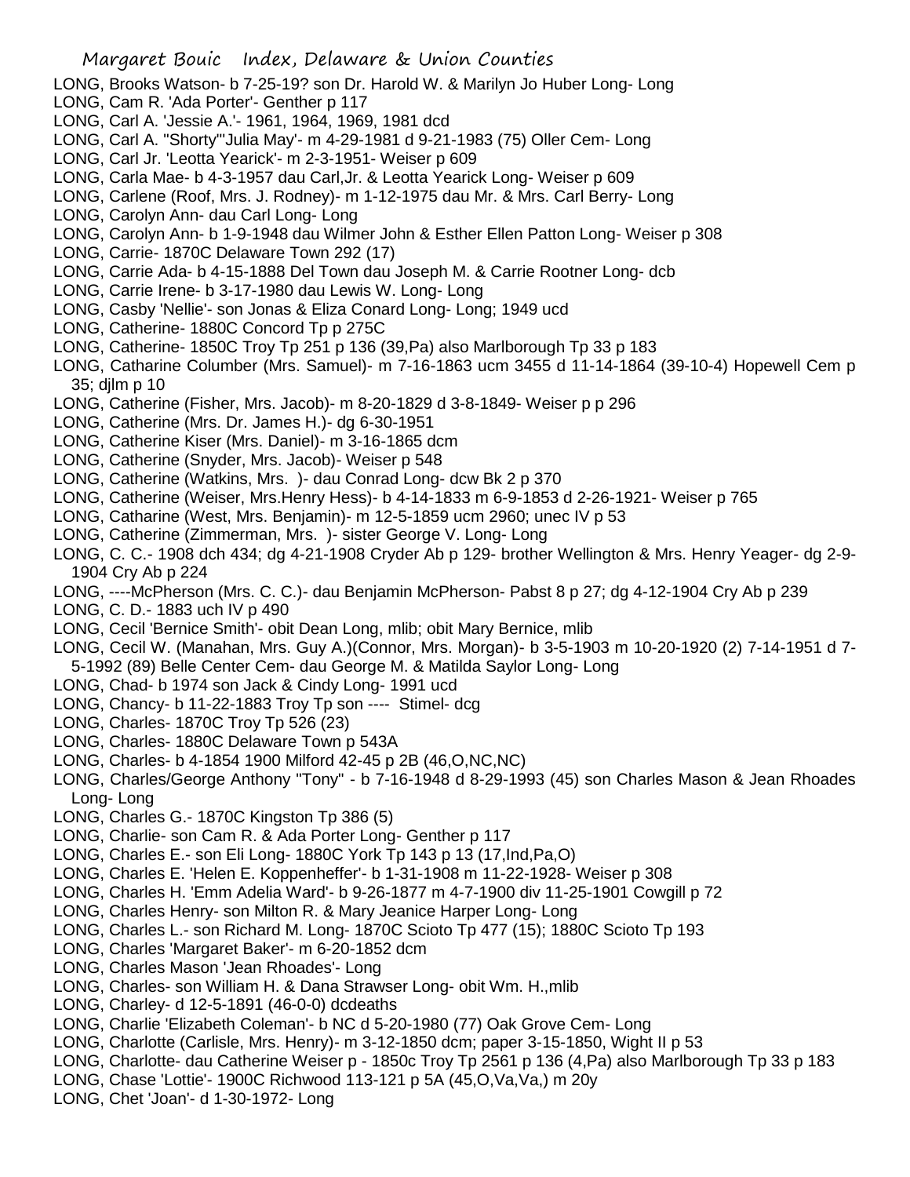LONG, Brooks Watson- b 7-25-19? son Dr. Harold W. & Marilyn Jo Huber Long- Long
LONG, Cam R. 'Ada Porter'- Genther p 117
LONG, Carl A. 'Jessie A.'- 1961, 1964, 1969, 1981 dcd
LONG, Carl A. "Shorty"'Julia May'- m 4-29-1981 d 9-21-1983 (75) Oller Cem- Long
LONG, Carl Jr. 'Leotta Yearick'- m 2-3-1951- Weiser p 609
LONG, Carla Mae- b 4-3-1957 dau Carl,Jr. & Leotta Yearick Long- Weiser p 609
LONG, Carlene (Roof, Mrs. J. Rodney)- m 1-12-1975 dau Mr. & Mrs. Carl Berry- Long
LONG, Carolyn Ann- dau Carl Long- Long
LONG, Carolyn Ann- b 1-9-1948 dau Wilmer John & Esther Ellen Patton Long- Weiser p 308
LONG, Carrie- 1870C Delaware Town 292 (17)
LONG, Carrie Ada- b 4-15-1888 Del Town dau Joseph M. & Carrie Rootner Long- dcb
LONG, Carrie Irene- b 3-17-1980 dau Lewis W. Long- Long
LONG, Casby 'Nellie'- son Jonas & Eliza Conard Long- Long; 1949 ucd
LONG, Catherine- 1880C Concord Tp p 275C
LONG, Catherine- 1850C Troy Tp 251 p 136 (39,Pa) also Marlborough Tp 33 p 183
LONG, Catharine Columber (Mrs. Samuel)- m 7-16-1863 ucm 3455 d 11-14-1864 (39-10-4) Hopewell Cem p 35; djlm p 10
LONG, Catherine (Fisher, Mrs. Jacob)- m 8-20-1829 d 3-8-1849- Weiser p p 296
LONG, Catherine (Mrs. Dr. James H.)- dg 6-30-1951
LONG, Catherine Kiser (Mrs. Daniel)- m 3-16-1865 dcm
LONG, Catherine (Snyder, Mrs. Jacob)- Weiser p 548
LONG, Catherine (Watkins, Mrs. )- dau Conrad Long- dcw Bk 2 p 370
LONG, Catherine (Weiser, Mrs.Henry Hess)- b 4-14-1833 m 6-9-1853 d 2-26-1921- Weiser p 765
LONG, Catharine (West, Mrs. Benjamin)- m 12-5-1859 ucm 2960; unec IV p 53
LONG, Catherine (Zimmerman, Mrs. )- sister George V. Long- Long
LONG, C. C.- 1908 dch 434; dg 4-21-1908 Cryder Ab p 129- brother Wellington & Mrs. Henry Yeager- dg 2-9-1904 Cry Ab p 224
LONG, ----McPherson (Mrs. C. C.)- dau Benjamin McPherson- Pabst 8 p 27; dg 4-12-1904 Cry Ab p 239
LONG, C. D.- 1883 uch IV p 490
LONG, Cecil 'Bernice Smith'- obit Dean Long, mlib; obit Mary Bernice, mlib
LONG, Cecil W. (Manahan, Mrs. Guy A.)(Connor, Mrs. Morgan)- b 3-5-1903 m 10-20-1920 (2) 7-14-1951 d 7-5-1992 (89) Belle Center Cem- dau George M. & Matilda Saylor Long- Long
LONG, Chad- b 1974 son Jack & Cindy Long- 1991 ucd
LONG, Chancy- b 11-22-1883 Troy Tp son ---- Stimel- dcg
LONG, Charles- 1870C Troy Tp 526 (23)
LONG, Charles- 1880C Delaware Town p 543A
LONG, Charles- b 4-1854 1900 Milford 42-45 p 2B (46,O,NC,NC)
LONG, Charles/George Anthony "Tony" - b 7-16-1948 d 8-29-1993 (45) son Charles Mason & Jean Rhoades Long- Long
LONG, Charles G.- 1870C Kingston Tp 386 (5)
LONG, Charlie- son Cam R. & Ada Porter Long- Genther p 117
LONG, Charles E.- son Eli Long- 1880C York Tp 143 p 13 (17,Ind,Pa,O)
LONG, Charles E. 'Helen E. Koppenheffer'- b 1-31-1908 m 11-22-1928- Weiser p 308
LONG, Charles H. 'Emm Adelia Ward'- b 9-26-1877 m 4-7-1900 div 11-25-1901 Cowgill p 72
LONG, Charles Henry- son Milton R. & Mary Jeanice Harper Long- Long
LONG, Charles L.- son Richard M. Long- 1870C Scioto Tp 477 (15); 1880C Scioto Tp 193
LONG, Charles 'Margaret Baker'- m 6-20-1852 dcm
LONG, Charles Mason 'Jean Rhoades'- Long
LONG, Charles- son William H. & Dana Strawser Long- obit Wm. H.,mlib
LONG, Charley- d 12-5-1891 (46-0-0) dcdeaths
LONG, Charlie 'Elizabeth Coleman'- b NC d 5-20-1980 (77) Oak Grove Cem- Long
LONG, Charlotte (Carlisle, Mrs. Henry)- m 3-12-1850 dcm; paper 3-15-1850, Wight II p 53
LONG, Charlotte- dau Catherine Weiser p - 1850c Troy Tp 2561 p 136 (4,Pa) also Marlborough Tp 33 p 183
LONG, Chase 'Lottie'- 1900C Richwood 113-121 p 5A (45,O,Va,Va,) m 20y
LONG, Chet 'Joan'- d 1-30-1972- Long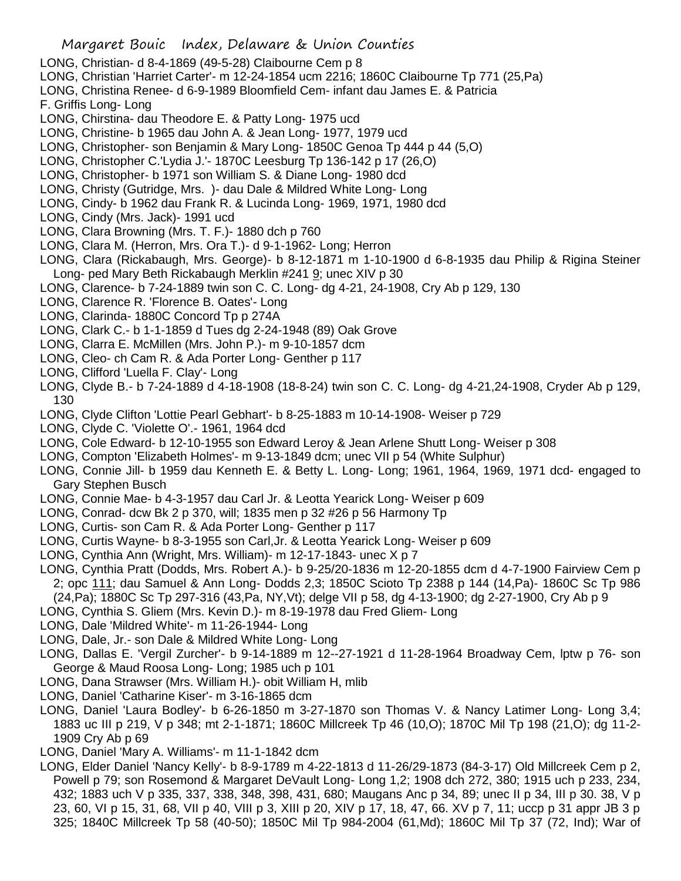LONG, Christian- d 8-4-1869 (49-5-28) Claibourne Cem p 8

LONG, Christian 'Harriet Carter'- m 12-24-1854 ucm 2216; 1860C Claibourne Tp 771 (25,Pa)

LONG, Christina Renee- d 6-9-1989 Bloomfield Cem- infant dau James E. & Patricia F. Griffis Long- Long

LONG, Chirstina- dau Theodore E. & Patty Long- 1975 ucd

LONG, Christine- b 1965 dau John A. & Jean Long- 1977, 1979 ucd

LONG, Christopher- son Benjamin & Mary Long- 1850C Genoa Tp 444 p 44 (5,O)

LONG, Christopher C.'Lydia J.'- 1870C Leesburg Tp 136-142 p 17 (26,O)

LONG, Christopher- b 1971 son William S. & Diane Long- 1980 dcd

LONG, Christy (Gutridge, Mrs. )- dau Dale & Mildred White Long- Long

LONG, Cindy- b 1962 dau Frank R. & Lucinda Long- 1969, 1971, 1980 dcd

LONG, Cindy (Mrs. Jack)- 1991 ucd

LONG, Clara Browning (Mrs. T. F.)- 1880 dch p 760

LONG, Clara M. (Herron, Mrs. Ora T.)- d 9-1-1962- Long; Herron

LONG, Clara (Rickabaugh, Mrs. George)- b 8-12-1871 m 1-10-1900 d 6-8-1935 dau Philip & Rigina Steiner Long- ped Mary Beth Rickabaugh Merklin #241 9; unec XIV p 30

LONG, Clarence- b 7-24-1889 twin son C. C. Long- dg 4-21, 24-1908, Cry Ab p 129, 130

LONG, Clarence R. 'Florence B. Oates'- Long

LONG, Clarinda- 1880C Concord Tp p 274A

LONG, Clark C.- b 1-1-1859 d Tues dg 2-24-1948 (89) Oak Grove

LONG, Clarra E. McMillen (Mrs. John P.)- m 9-10-1857 dcm

LONG, Cleo- ch Cam R. & Ada Porter Long- Genther p 117

LONG, Clifford 'Luella F. Clay'- Long

LONG, Clyde B.- b 7-24-1889 d 4-18-1908 (18-8-24) twin son C. C. Long- dg 4-21,24-1908, Cryder Ab p 129, 130

LONG, Clyde Clifton 'Lottie Pearl Gebhart'- b 8-25-1883 m 10-14-1908- Weiser p 729

LONG, Clyde C. 'Violette O'.- 1961, 1964 dcd

LONG, Cole Edward- b 12-10-1955 son Edward Leroy & Jean Arlene Shutt Long- Weiser p 308

LONG, Compton 'Elizabeth Holmes'- m 9-13-1849 dcm; unec VII p 54 (White Sulphur)

LONG, Connie Jill- b 1959 dau Kenneth E. & Betty L. Long- Long; 1961, 1964, 1969, 1971 dcd- engaged to Gary Stephen Busch

LONG, Connie Mae- b 4-3-1957 dau Carl Jr. & Leotta Yearick Long- Weiser p 609

LONG, Conrad- dcw Bk 2 p 370, will; 1835 men p 32 #26 p 56 Harmony Tp

LONG, Curtis- son Cam R. & Ada Porter Long- Genther p 117

LONG, Curtis Wayne- b 8-3-1955 son Carl,Jr. & Leotta Yearick Long- Weiser p 609

LONG, Cynthia Ann (Wright, Mrs. William)- m 12-17-1843- unec X p 7

LONG, Cynthia Pratt (Dodds, Mrs. Robert A.)- b 9-25/20-1836 m 12-20-1855 dcm d 4-7-1900 Fairview Cem p 2; opc 111; dau Samuel & Ann Long- Dodds 2,3; 1850C Scioto Tp 2388 p 144 (14,Pa)- 1860C Sc Tp 986 (24,Pa); 1880C Sc Tp 297-316 (43,Pa, NY,Vt); delge VII p 58, dg 4-13-1900; dg 2-27-1900, Cry Ab p 9

LONG, Cynthia S. Gliem (Mrs. Kevin D.)- m 8-19-1978 dau Fred Gliem- Long

LONG, Dale 'Mildred White'- m 11-26-1944- Long

LONG, Dale, Jr.- son Dale & Mildred White Long- Long

LONG, Dallas E. 'Vergil Zurcher'- b 9-14-1889 m 12--27-1921 d 11-28-1964 Broadway Cem, lptw p 76- son George & Maud Roosa Long- Long; 1985 uch p 101

LONG, Dana Strawser (Mrs. William H.)- obit William H, mlib

LONG, Daniel 'Catharine Kiser'- m 3-16-1865 dcm

LONG, Daniel 'Laura Bodley'- b 6-26-1850 m 3-27-1870 son Thomas V. & Nancy Latimer Long- Long 3,4; 1883 uc III p 219, V p 348; mt 2-1-1871; 1860C Millcreek Tp 46 (10,O); 1870C Mil Tp 198 (21,O); dg 11-2-1909 Cry Ab p 69

LONG, Daniel 'Mary A. Williams'- m 11-1-1842 dcm

LONG, Elder Daniel 'Nancy Kelly'- b 8-9-1789 m 4-22-1813 d 11-26/29-1873 (84-3-17) Old Millcreek Cem p 2, Powell p 79; son Rosemond & Margaret DeVault Long- Long 1,2; 1908 dch 272, 380; 1915 uch p 233, 234, 432; 1883 uch V p 335, 337, 338, 348, 398, 431, 680; Maugans Anc p 34, 89; unec II p 34, III p 30. 38, V p 23, 60, VI p 15, 31, 68, VII p 40, VIII p 3, XIII p 20, XIV p 17, 18, 47, 66. XV p 7, 11; uccp p 31 appr JB 3 p 325; 1840C Millcreek Tp 58 (40-50); 1850C Mil Tp 984-2004 (61,Md); 1860C Mil Tp 37 (72, Ind); War of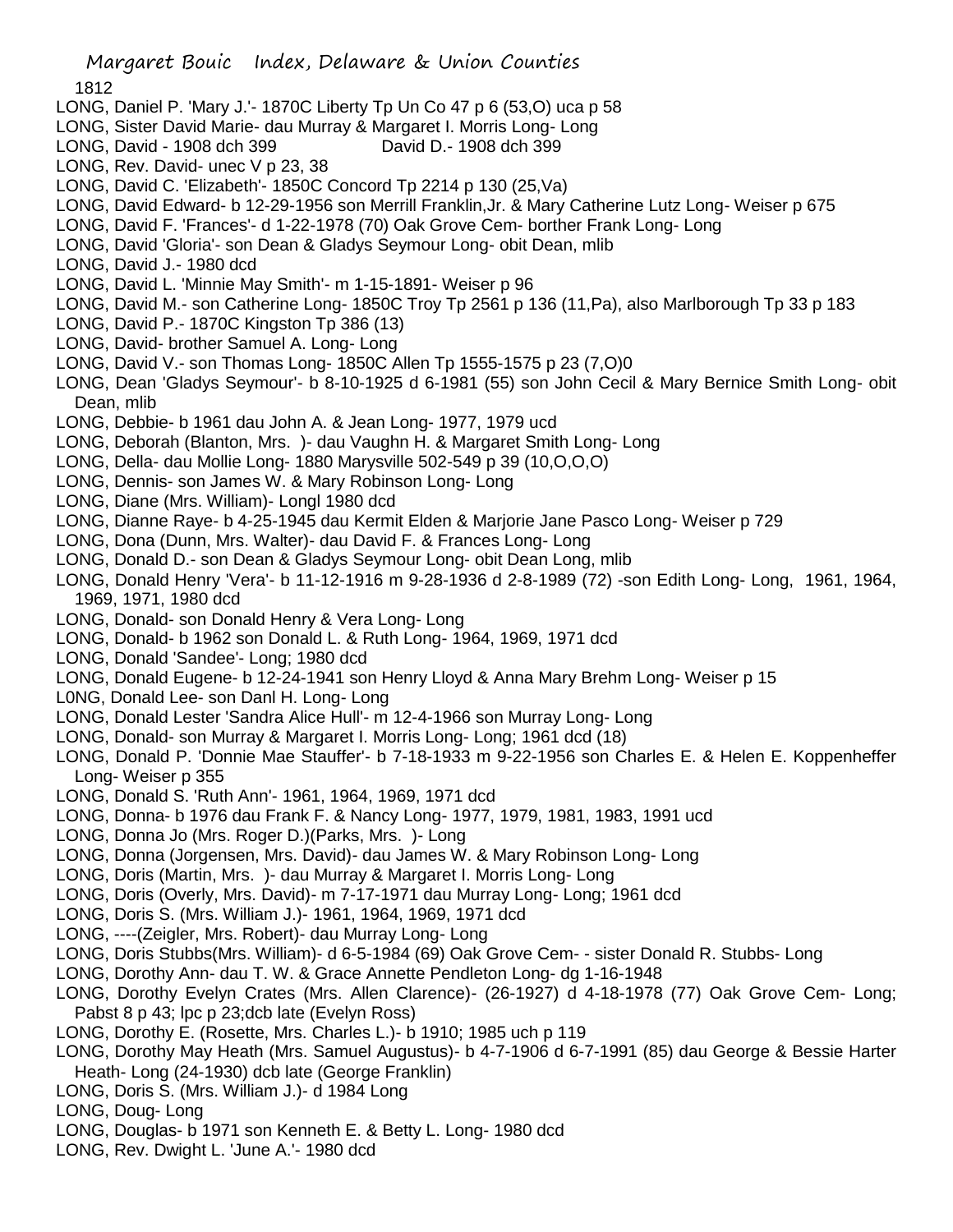1812

LONG, Daniel P. 'Mary J.'- 1870C Liberty Tp Un Co 47 p 6 (53,O) uca p 58
LONG, Sister David Marie- dau Murray & Margaret I. Morris Long- Long
LONG, David - 1908 dch 399                David D.- 1908 dch 399
LONG, Rev. David- unec V p 23, 38
LONG, David C. 'Elizabeth'- 1850C Concord Tp 2214 p 130 (25,Va)
LONG, David Edward- b 12-29-1956 son Merrill Franklin,Jr. & Mary Catherine Lutz Long- Weiser p 675
LONG, David F. 'Frances'- d 1-22-1978 (70) Oak Grove Cem- borther Frank Long- Long
LONG, David 'Gloria'- son Dean & Gladys Seymour Long- obit Dean, mlib
LONG, David J.- 1980 dcd
LONG, David L. 'Minnie May Smith'- m 1-15-1891- Weiser p 96
LONG, David M.- son Catherine Long- 1850C Troy Tp 2561 p 136 (11,Pa), also Marlborough Tp 33 p 183
LONG, David P.- 1870C Kingston Tp 386 (13)
LONG, David- brother Samuel A. Long- Long
LONG, David V.- son Thomas Long- 1850C Allen Tp 1555-1575 p 23 (7,O)0
LONG, Dean 'Gladys Seymour'- b 8-10-1925 d 6-1981 (55) son John Cecil & Mary Bernice Smith Long- obit Dean, mlib
LONG, Debbie- b 1961 dau John A. & Jean Long- 1977, 1979 ucd
LONG, Deborah (Blanton, Mrs. )- dau Vaughn H. & Margaret Smith Long- Long
LONG, Della- dau Mollie Long- 1880 Marysville 502-549 p 39 (10,O,O,O)
LONG, Dennis- son James W. & Mary Robinson Long- Long
LONG, Diane (Mrs. William)- Longl 1980 dcd
LONG, Dianne Raye- b 4-25-1945 dau Kermit Elden & Marjorie Jane Pasco Long- Weiser p 729
LONG, Dona (Dunn, Mrs. Walter)- dau David F. & Frances Long- Long
LONG, Donald D.- son Dean & Gladys Seymour Long- obit Dean Long, mlib
LONG, Donald Henry 'Vera'- b 11-12-1916 m 9-28-1936 d 2-8-1989 (72) -son Edith Long- Long, 1961, 1964, 1969, 1971, 1980 dcd
LONG, Donald- son Donald Henry & Vera Long- Long
LONG, Donald- b 1962 son Donald L. & Ruth Long- 1964, 1969, 1971 dcd
LONG, Donald 'Sandee'- Long; 1980 dcd
LONG, Donald Eugene- b 12-24-1941 son Henry Lloyd & Anna Mary Brehm Long- Weiser p 15
L0NG, Donald Lee- son Danl H. Long- Long
LONG, Donald Lester 'Sandra Alice Hull'- m 12-4-1966 son Murray Long- Long
LONG, Donald- son Murray & Margaret I. Morris Long- Long; 1961 dcd (18)
LONG, Donald P. 'Donnie Mae Stauffer'- b 7-18-1933 m 9-22-1956 son Charles E. & Helen E. Koppenheffer Long- Weiser p 355
LONG, Donald S. 'Ruth Ann'- 1961, 1964, 1969, 1971 dcd
LONG, Donna- b 1976 dau Frank F. & Nancy Long- 1977, 1979, 1981, 1983, 1991 ucd
LONG, Donna Jo (Mrs. Roger D.)(Parks, Mrs. )- Long
LONG, Donna (Jorgensen, Mrs. David)- dau James W. & Mary Robinson Long- Long
LONG, Doris (Martin, Mrs. )- dau Murray & Margaret I. Morris Long- Long
LONG, Doris (Overly, Mrs. David)- m 7-17-1971 dau Murray Long- Long; 1961 dcd
LONG, Doris S. (Mrs. William J.)- 1961, 1964, 1969, 1971 dcd
LONG, ----(Zeigler, Mrs. Robert)- dau Murray Long- Long
LONG, Doris Stubbs(Mrs. William)- d 6-5-1984 (69) Oak Grove Cem- - sister Donald R. Stubbs- Long
LONG, Dorothy Ann- dau T. W. & Grace Annette Pendleton Long- dg 1-16-1948
LONG, Dorothy Evelyn Crates (Mrs. Allen Clarence)- (26-1927) d 4-18-1978 (77) Oak Grove Cem- Long; Pabst 8 p 43; lpc p 23;dcb late (Evelyn Ross)
LONG, Dorothy E. (Rosette, Mrs. Charles L.)- b 1910; 1985 uch p 119
LONG, Dorothy May Heath (Mrs. Samuel Augustus)- b 4-7-1906 d 6-7-1991 (85) dau George & Bessie Harter Heath- Long (24-1930) dcb late (George Franklin)
LONG, Doris S. (Mrs. William J.)- d 1984 Long
LONG, Doug- Long
LONG, Douglas- b 1971 son Kenneth E. & Betty L. Long- 1980 dcd
LONG, Rev. Dwight L. 'June A.'- 1980 dcd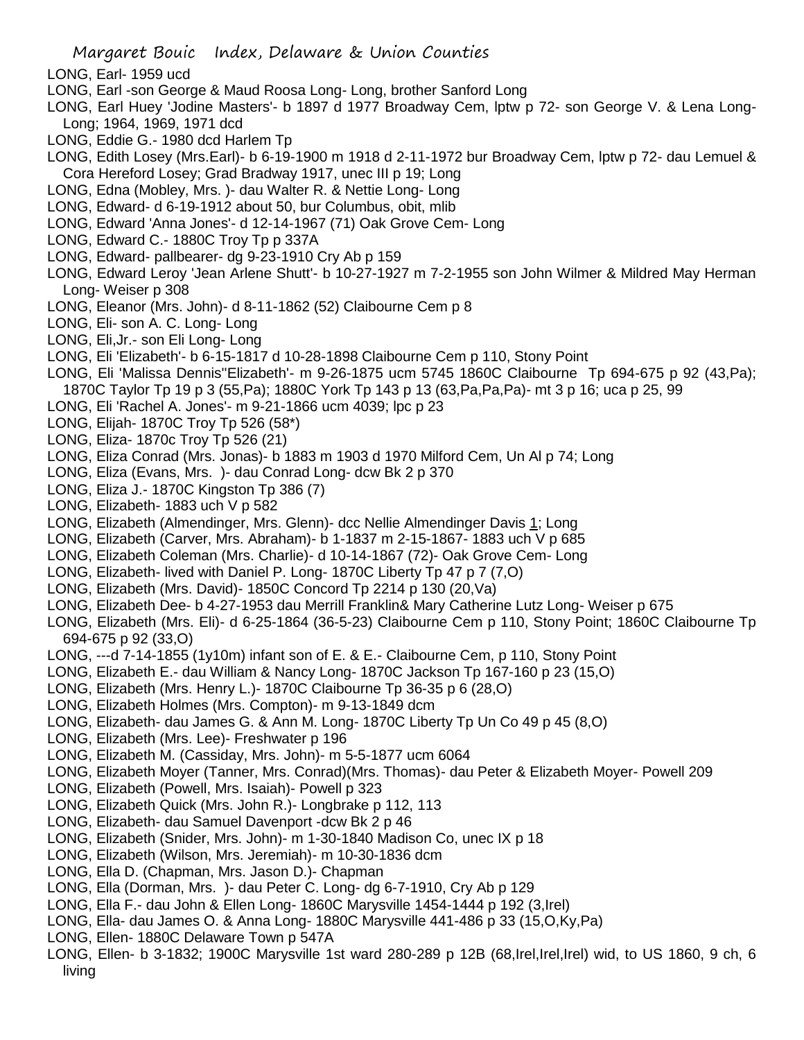LONG, Earl- 1959 ucd

LONG, Earl -son George & Maud Roosa Long- Long, brother Sanford Long

LONG, Earl Huey 'Jodine Masters'- b 1897 d 1977 Broadway Cem, lptw p 72- son George V. & Lena Long- Long; 1964, 1969, 1971 dcd

LONG, Eddie G.- 1980 dcd Harlem Tp

LONG, Edith Losey (Mrs.Earl)- b 6-19-1900 m 1918 d 2-11-1972 bur Broadway Cem, lptw p 72- dau Lemuel & Cora Hereford Losey; Grad Bradway 1917, unec III p 19; Long

LONG, Edna (Mobley, Mrs. )- dau Walter R. & Nettie Long- Long

LONG, Edward- d 6-19-1912 about 50, bur Columbus, obit, mlib

LONG, Edward 'Anna Jones'- d 12-14-1967 (71) Oak Grove Cem- Long

LONG, Edward C.- 1880C Troy Tp p 337A

LONG, Edward- pallbearer- dg 9-23-1910 Cry Ab p 159

LONG, Edward Leroy 'Jean Arlene Shutt'- b 10-27-1927 m 7-2-1955 son John Wilmer & Mildred May Herman Long- Weiser p 308

LONG, Eleanor (Mrs. John)- d 8-11-1862 (52) Claibourne Cem p 8

LONG, Eli- son A. C. Long- Long

LONG, Eli,Jr.- son Eli Long- Long

LONG, Eli 'Elizabeth'- b 6-15-1817 d 10-28-1898 Claibourne Cem p 110, Stony Point

LONG, Eli 'Malissa Dennis''Elizabeth'- m 9-26-1875 ucm 5745 1860C Claibourne Tp 694-675 p 92 (43,Pa); 1870C Taylor Tp 19 p 3 (55,Pa); 1880C York Tp 143 p 13 (63,Pa,Pa,Pa)- mt 3 p 16; uca p 25, 99

LONG, Eli 'Rachel A. Jones'- m 9-21-1866 ucm 4039; lpc p 23

LONG, Elijah- 1870C Troy Tp 526 (58*)

LONG, Eliza- 1870c Troy Tp 526 (21)

LONG, Eliza Conrad (Mrs. Jonas)- b 1883 m 1903 d 1970 Milford Cem, Un Al p 74; Long

LONG, Eliza (Evans, Mrs. )- dau Conrad Long- dcw Bk 2 p 370

LONG, Eliza J.- 1870C Kingston Tp 386 (7)

LONG, Elizabeth- 1883 uch V p 582

LONG, Elizabeth (Almendinger, Mrs. Glenn)- dcc Nellie Almendinger Davis 1; Long

LONG, Elizabeth (Carver, Mrs. Abraham)- b 1-1837 m 2-15-1867- 1883 uch V p 685

LONG, Elizabeth Coleman (Mrs. Charlie)- d 10-14-1867 (72)- Oak Grove Cem- Long

LONG, Elizabeth- lived with Daniel P. Long- 1870C Liberty Tp 47 p 7 (7,O)

LONG, Elizabeth (Mrs. David)- 1850C Concord Tp 2214 p 130 (20,Va)

LONG, Elizabeth Dee- b 4-27-1953 dau Merrill Franklin& Mary Catherine Lutz Long- Weiser p 675

LONG, Elizabeth (Mrs. Eli)- d 6-25-1864 (36-5-23) Claibourne Cem p 110, Stony Point; 1860C Claibourne Tp 694-675 p 92 (33,O)

LONG, ---d 7-14-1855 (1y10m) infant son of E. & E.- Claibourne Cem, p 110, Stony Point

LONG, Elizabeth E.- dau William & Nancy Long- 1870C Jackson Tp 167-160 p 23 (15,O)

LONG, Elizabeth (Mrs. Henry L.)- 1870C Claibourne Tp 36-35 p 6 (28,O)

LONG, Elizabeth Holmes (Mrs. Compton)- m 9-13-1849 dcm

LONG, Elizabeth- dau James G. & Ann M. Long- 1870C Liberty Tp Un Co 49 p 45 (8,O)

LONG, Elizabeth (Mrs. Lee)- Freshwater p 196

LONG, Elizabeth M. (Cassiday, Mrs. John)- m 5-5-1877 ucm 6064

LONG, Elizabeth Moyer (Tanner, Mrs. Conrad)(Mrs. Thomas)- dau Peter & Elizabeth Moyer- Powell 209

LONG, Elizabeth (Powell, Mrs. Isaiah)- Powell p 323

LONG, Elizabeth Quick (Mrs. John R.)- Longbrake p 112, 113

LONG, Elizabeth- dau Samuel Davenport -dcw Bk 2 p 46

LONG, Elizabeth (Snider, Mrs. John)- m 1-30-1840 Madison Co, unec IX p 18

LONG, Elizabeth (Wilson, Mrs. Jeremiah)- m 10-30-1836 dcm

LONG, Ella D. (Chapman, Mrs. Jason D.)- Chapman

LONG, Ella (Dorman, Mrs. )- dau Peter C. Long- dg 6-7-1910, Cry Ab p 129

LONG, Ella F.- dau John & Ellen Long- 1860C Marysville 1454-1444 p 192 (3,Irel)

LONG, Ella- dau James O. & Anna Long- 1880C Marysville 441-486 p 33 (15,O,Ky,Pa)

LONG, Ellen- 1880C Delaware Town p 547A

LONG, Ellen- b 3-1832; 1900C Marysville 1st ward 280-289 p 12B (68,Irel,Irel,Irel) wid, to US 1860, 9 ch, 6 living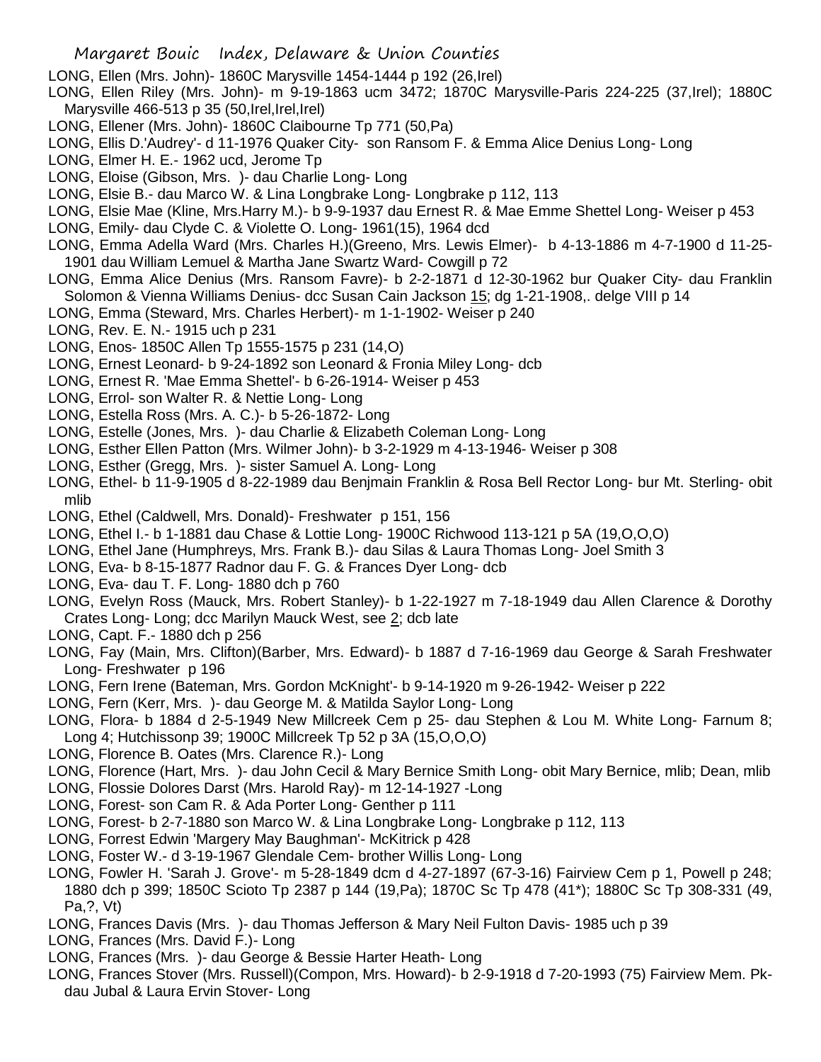LONG, Ellen (Mrs. John)- 1860C Marysville 1454-1444 p 192 (26,Irel)

LONG, Ellen Riley (Mrs. John)- m 9-19-1863 ucm 3472; 1870C Marysville-Paris 224-225 (37,Irel); 1880C Marysville 466-513 p 35 (50,Irel,Irel,Irel)

LONG, Ellener (Mrs. John)- 1860C Claibourne Tp 771 (50,Pa)

LONG, Ellis D.'Audrey'- d 11-1976 Quaker City- son Ransom F. & Emma Alice Denius Long- Long

LONG, Elmer H. E.- 1962 ucd, Jerome Tp

LONG, Eloise (Gibson, Mrs. )- dau Charlie Long- Long

LONG, Elsie B.- dau Marco W. & Lina Longbrake Long- Longbrake p 112, 113

LONG, Elsie Mae (Kline, Mrs.Harry M.)- b 9-9-1937 dau Ernest R. & Mae Emme Shettel Long- Weiser p 453

LONG, Emily- dau Clyde C. & Violette O. Long- 1961(15), 1964 dcd

LONG, Emma Adella Ward (Mrs. Charles H.)(Greeno, Mrs. Lewis Elmer)- b 4-13-1886 m 4-7-1900 d 11-25-1901 dau William Lemuel & Martha Jane Swartz Ward- Cowgill p 72

LONG, Emma Alice Denius (Mrs. Ransom Favre)- b 2-2-1871 d 12-30-1962 bur Quaker City- dau Franklin Solomon & Vienna Williams Denius- dcc Susan Cain Jackson 15; dg 1-21-1908,. delge VIII p 14

LONG, Emma (Steward, Mrs. Charles Herbert)- m 1-1-1902- Weiser p 240

LONG, Rev. E. N.- 1915 uch p 231

LONG, Enos- 1850C Allen Tp 1555-1575 p 231 (14,O)

LONG, Ernest Leonard- b 9-24-1892 son Leonard & Fronia Miley Long- dcb

LONG, Ernest R. 'Mae Emma Shettel'- b 6-26-1914- Weiser p 453

LONG, Errol- son Walter R. & Nettie Long- Long

LONG, Estella Ross (Mrs. A. C.)- b 5-26-1872- Long

LONG, Estelle (Jones, Mrs. )- dau Charlie & Elizabeth Coleman Long- Long

LONG, Esther Ellen Patton (Mrs. Wilmer John)- b 3-2-1929 m 4-13-1946- Weiser p 308

LONG, Esther (Gregg, Mrs. )- sister Samuel A. Long- Long

LONG, Ethel- b 11-9-1905 d 8-22-1989 dau Benjmain Franklin & Rosa Bell Rector Long- bur Mt. Sterling- obit mlib

LONG, Ethel (Caldwell, Mrs. Donald)- Freshwater p 151, 156

LONG, Ethel I.- b 1-1881 dau Chase & Lottie Long- 1900C Richwood 113-121 p 5A (19,O,O,O)

LONG, Ethel Jane (Humphreys, Mrs. Frank B.)- dau Silas & Laura Thomas Long- Joel Smith 3

LONG, Eva- b 8-15-1877 Radnor dau F. G. & Frances Dyer Long- dcb

LONG, Eva- dau T. F. Long- 1880 dch p 760

LONG, Evelyn Ross (Mauck, Mrs. Robert Stanley)- b 1-22-1927 m 7-18-1949 dau Allen Clarence & Dorothy Crates Long- Long; dcc Marilyn Mauck West, see 2; dcb late

LONG, Capt. F.- 1880 dch p 256

LONG, Fay (Main, Mrs. Clifton)(Barber, Mrs. Edward)- b 1887 d 7-16-1969 dau George & Sarah Freshwater Long- Freshwater p 196

LONG, Fern Irene (Bateman, Mrs. Gordon McKnight'- b 9-14-1920 m 9-26-1942- Weiser p 222

LONG, Fern (Kerr, Mrs. )- dau George M. & Matilda Saylor Long- Long

LONG, Flora- b 1884 d 2-5-1949 New Millcreek Cem p 25- dau Stephen & Lou M. White Long- Farnum 8; Long 4; Hutchissonp 39; 1900C Millcreek Tp 52 p 3A (15,O,O,O)

LONG, Florence B. Oates (Mrs. Clarence R.)- Long

LONG, Florence (Hart, Mrs. )- dau John Cecil & Mary Bernice Smith Long- obit Mary Bernice, mlib; Dean, mlib

LONG, Flossie Dolores Darst (Mrs. Harold Ray)- m 12-14-1927 -Long

LONG, Forest- son Cam R. & Ada Porter Long- Genther p 111

LONG, Forest- b 2-7-1880 son Marco W. & Lina Longbrake Long- Longbrake p 112, 113

LONG, Forrest Edwin 'Margery May Baughman'- McKitrick p 428

LONG, Foster W.- d 3-19-1967 Glendale Cem- brother Willis Long- Long

LONG, Fowler H. 'Sarah J. Grove'- m 5-28-1849 dcm d 4-27-1897 (67-3-16) Fairview Cem p 1, Powell p 248; 1880 dch p 399; 1850C Scioto Tp 2387 p 144 (19,Pa); 1870C Sc Tp 478 (41*); 1880C Sc Tp 308-331 (49, Pa,?, Vt)

LONG, Frances Davis (Mrs. )- dau Thomas Jefferson & Mary Neil Fulton Davis- 1985 uch p 39

LONG, Frances (Mrs. David F.)- Long

LONG, Frances (Mrs. )- dau George & Bessie Harter Heath- Long

LONG, Frances Stover (Mrs. Russell)(Compon, Mrs. Howard)- b 2-9-1918 d 7-20-1993 (75) Fairview Mem. Pk- dau Jubal & Laura Ervin Stover- Long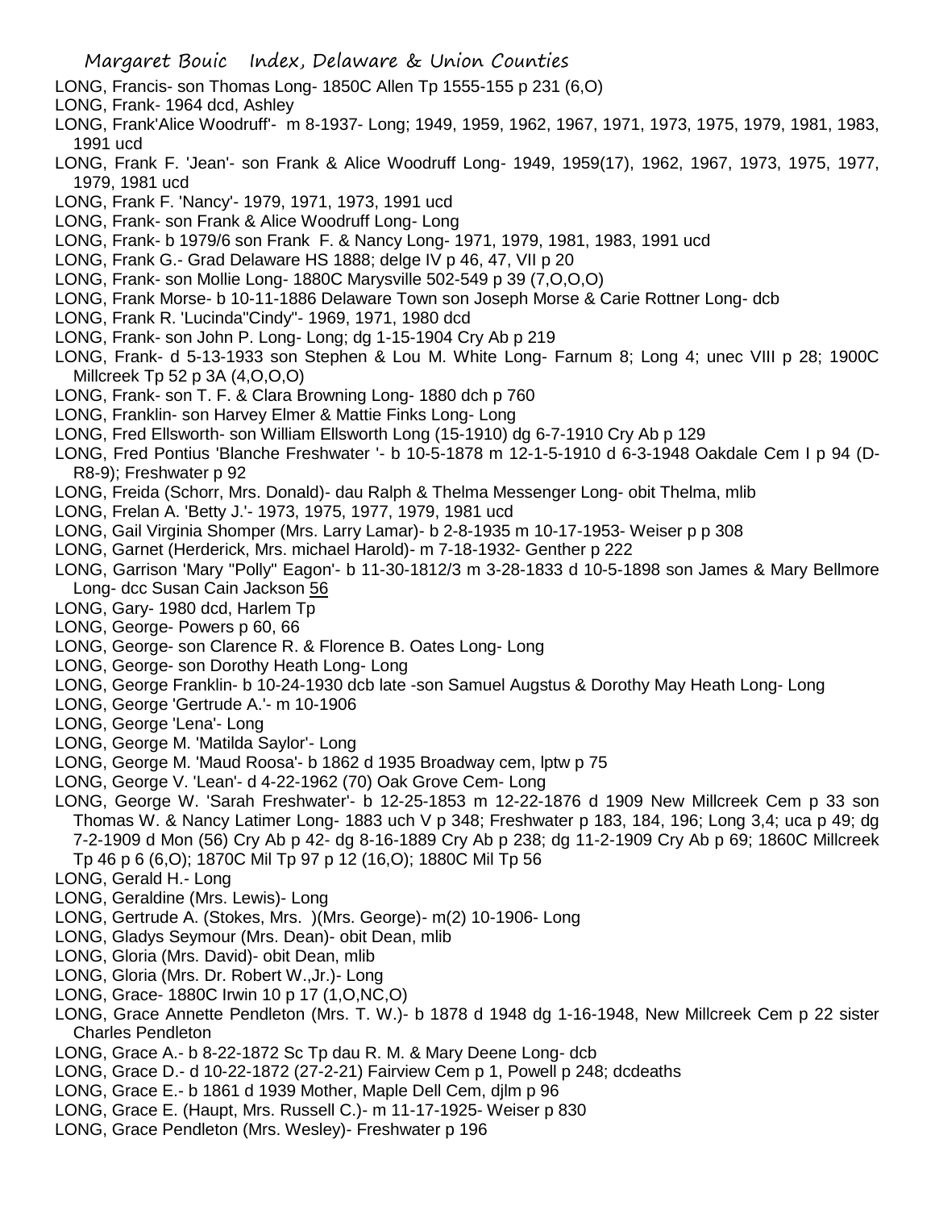LONG, Francis- son Thomas Long- 1850C Allen Tp 1555-155 p 231 (6,O)

LONG, Frank- 1964 dcd, Ashley

LONG, Frank'Alice Woodruff'- m 8-1937- Long; 1949, 1959, 1962, 1967, 1971, 1973, 1975, 1979, 1981, 1983, 1991 ucd

LONG, Frank F. 'Jean'- son Frank & Alice Woodruff Long- 1949, 1959(17), 1962, 1967, 1973, 1975, 1977, 1979, 1981 ucd

LONG, Frank F. 'Nancy'- 1979, 1971, 1973, 1991 ucd

LONG, Frank- son Frank & Alice Woodruff Long- Long

LONG, Frank- b 1979/6 son Frank F. & Nancy Long- 1971, 1979, 1981, 1983, 1991 ucd

LONG, Frank G.- Grad Delaware HS 1888; delge IV p 46, 47, VII p 20

LONG, Frank- son Mollie Long- 1880C Marysville 502-549 p 39 (7,O,O,O)

LONG, Frank Morse- b 10-11-1886 Delaware Town son Joseph Morse & Carie Rottner Long- dcb

LONG, Frank R. 'Lucinda''Cindy''- 1969, 1971, 1980 dcd

LONG, Frank- son John P. Long- Long; dg 1-15-1904 Cry Ab p 219

LONG, Frank- d 5-13-1933 son Stephen & Lou M. White Long- Farnum 8; Long 4; unec VIII p 28; 1900C Millcreek Tp 52 p 3A (4,O,O,O)

LONG, Frank- son T. F. & Clara Browning Long- 1880 dch p 760

LONG, Franklin- son Harvey Elmer & Mattie Finks Long- Long

LONG, Fred Ellsworth- son William Ellsworth Long (15-1910) dg 6-7-1910 Cry Ab p 129

LONG, Fred Pontius 'Blanche Freshwater '- b 10-5-1878 m 12-1-5-1910 d 6-3-1948 Oakdale Cem I p 94 (D-R8-9); Freshwater p 92

LONG, Freida (Schorr, Mrs. Donald)- dau Ralph & Thelma Messenger Long- obit Thelma, mlib

LONG, Frelan A. 'Betty J.'- 1973, 1975, 1977, 1979, 1981 ucd

LONG, Gail Virginia Shomper (Mrs. Larry Lamar)- b 2-8-1935 m 10-17-1953- Weiser p p 308

LONG, Garnet (Herderick, Mrs. michael Harold)- m 7-18-1932- Genther p 222

LONG, Garrison 'Mary "Polly" Eagon'- b 11-30-1812/3 m 3-28-1833 d 10-5-1898 son James & Mary Bellmore Long- dcc Susan Cain Jackson 56

LONG, Gary- 1980 dcd, Harlem Tp

LONG, George- Powers p 60, 66

LONG, George- son Clarence R. & Florence B. Oates Long- Long

LONG, George- son Dorothy Heath Long- Long

LONG, George Franklin- b 10-24-1930 dcb late -son Samuel Augstus & Dorothy May Heath Long- Long

LONG, George 'Gertrude A.'- m 10-1906

LONG, George 'Lena'- Long

LONG, George M. 'Matilda Saylor'- Long

LONG, George M. 'Maud Roosa'- b 1862 d 1935 Broadway cem, lptw p 75

LONG, George V. 'Lean'- d 4-22-1962 (70) Oak Grove Cem- Long

LONG, George W. 'Sarah Freshwater'- b 12-25-1853 m 12-22-1876 d 1909 New Millcreek Cem p 33 son Thomas W. & Nancy Latimer Long- 1883 uch V p 348; Freshwater p 183, 184, 196; Long 3,4; uca p 49; dg 7-2-1909 d Mon (56) Cry Ab p 42- dg 8-16-1889 Cry Ab p 238; dg 11-2-1909 Cry Ab p 69; 1860C Millcreek Tp 46 p 6 (6,O); 1870C Mil Tp 97 p 12 (16,O); 1880C Mil Tp 56

LONG, Gerald H.- Long

LONG, Geraldine (Mrs. Lewis)- Long

LONG, Gertrude A. (Stokes, Mrs. )(Mrs. George)- m(2) 10-1906- Long

LONG, Gladys Seymour (Mrs. Dean)- obit Dean, mlib

LONG, Gloria (Mrs. David)- obit Dean, mlib

LONG, Gloria (Mrs. Dr. Robert W.,Jr.)- Long

LONG, Grace- 1880C Irwin 10 p 17 (1,O,NC,O)

LONG, Grace Annette Pendleton (Mrs. T. W.)- b 1878 d 1948 dg 1-16-1948, New Millcreek Cem p 22 sister Charles Pendleton

LONG, Grace A.- b 8-22-1872 Sc Tp dau R. M. & Mary Deene Long- dcb

LONG, Grace D.- d 10-22-1872 (27-2-21) Fairview Cem p 1, Powell p 248; dcdeaths

LONG, Grace E.- b 1861 d 1939 Mother, Maple Dell Cem, djlm p 96

LONG, Grace E. (Haupt, Mrs. Russell C.)- m 11-17-1925- Weiser p 830

LONG, Grace Pendleton (Mrs. Wesley)- Freshwater p 196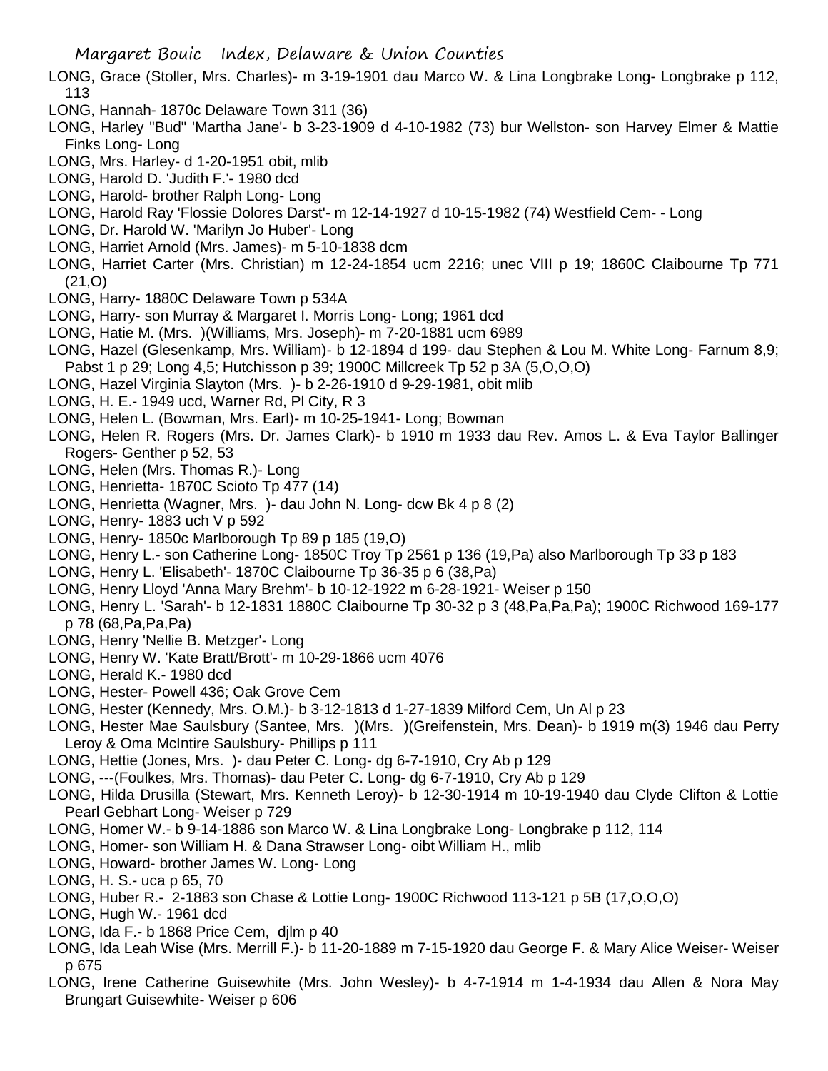LONG, Grace (Stoller, Mrs. Charles)- m 3-19-1901 dau Marco W. & Lina Longbrake Long- Longbrake p 112, 113

LONG, Hannah- 1870c Delaware Town 311 (36)

LONG, Harley "Bud" 'Martha Jane'- b 3-23-1909 d 4-10-1982 (73) bur Wellston- son Harvey Elmer & Mattie Finks Long- Long

LONG, Mrs. Harley- d 1-20-1951 obit, mlib

LONG, Harold D. 'Judith F.'- 1980 dcd

LONG, Harold- brother Ralph Long- Long

LONG, Harold Ray 'Flossie Dolores Darst'- m 12-14-1927 d 10-15-1982 (74) Westfield Cem- - Long

LONG, Dr. Harold W. 'Marilyn Jo Huber'- Long

LONG, Harriet Arnold (Mrs. James)- m 5-10-1838 dcm

LONG, Harriet Carter (Mrs. Christian) m 12-24-1854 ucm 2216; unec VIII p 19; 1860C Claibourne Tp 771 (21,O)

LONG, Harry- 1880C Delaware Town p 534A

LONG, Harry- son Murray & Margaret I. Morris Long- Long; 1961 dcd

LONG, Hatie M. (Mrs. )(Williams, Mrs. Joseph)- m 7-20-1881 ucm 6989

LONG, Hazel (Glesenkamp, Mrs. William)- b 12-1894 d 199- dau Stephen & Lou M. White Long- Farnum 8,9; Pabst 1 p 29; Long 4,5; Hutchisson p 39; 1900C Millcreek Tp 52 p 3A (5,O,O,O)

LONG, Hazel Virginia Slayton (Mrs. )- b 2-26-1910 d 9-29-1981, obit mlib

LONG, H. E.- 1949 ucd, Warner Rd, Pl City, R 3

LONG, Helen L. (Bowman, Mrs. Earl)- m 10-25-1941- Long; Bowman

LONG, Helen R. Rogers (Mrs. Dr. James Clark)- b 1910 m 1933 dau Rev. Amos L. & Eva Taylor Ballinger Rogers- Genther p 52, 53

LONG, Helen (Mrs. Thomas R.)- Long

LONG, Henrietta- 1870C Scioto Tp 477 (14)

LONG, Henrietta (Wagner, Mrs. )- dau John N. Long- dcw Bk 4 p 8 (2)

LONG, Henry- 1883 uch V p 592

LONG, Henry- 1850c Marlborough Tp 89 p 185 (19,O)

LONG, Henry L.- son Catherine Long- 1850C Troy Tp 2561 p 136 (19,Pa) also Marlborough Tp 33 p 183

LONG, Henry L. 'Elisabeth'- 1870C Claibourne Tp 36-35 p 6 (38,Pa)

LONG, Henry Lloyd 'Anna Mary Brehm'- b 10-12-1922 m 6-28-1921- Weiser p 150

LONG, Henry L. 'Sarah'- b 12-1831 1880C Claibourne Tp 30-32 p 3 (48,Pa,Pa,Pa); 1900C Richwood 169-177 p 78 (68,Pa,Pa,Pa)

LONG, Henry 'Nellie B. Metzger'- Long

LONG, Henry W. 'Kate Bratt/Brott'- m 10-29-1866 ucm 4076

LONG, Herald K.- 1980 dcd

LONG, Hester- Powell 436; Oak Grove Cem

LONG, Hester (Kennedy, Mrs. O.M.)- b 3-12-1813 d 1-27-1839 Milford Cem, Un Al p 23

LONG, Hester Mae Saulsbury (Santee, Mrs. )(Mrs. )(Greifenstein, Mrs. Dean)- b 1919 m(3) 1946 dau Perry Leroy & Oma McIntire Saulsbury- Phillips p 111

LONG, Hettie (Jones, Mrs. )- dau Peter C. Long- dg 6-7-1910, Cry Ab p 129

LONG, ---(Foulkes, Mrs. Thomas)- dau Peter C. Long- dg 6-7-1910, Cry Ab p 129

LONG, Hilda Drusilla (Stewart, Mrs. Kenneth Leroy)- b 12-30-1914 m 10-19-1940 dau Clyde Clifton & Lottie Pearl Gebhart Long- Weiser p 729

LONG, Homer W.- b 9-14-1886 son Marco W. & Lina Longbrake Long- Longbrake p 112, 114

LONG, Homer- son William H. & Dana Strawser Long- oibt William H., mlib

LONG, Howard- brother James W. Long- Long

LONG, H. S.- uca p 65, 70

LONG, Huber R.- 2-1883 son Chase & Lottie Long- 1900C Richwood 113-121 p 5B (17,O,O,O)

LONG, Hugh W.- 1961 dcd

LONG, Ida F.- b 1868 Price Cem, djlm p 40

LONG, Ida Leah Wise (Mrs. Merrill F.)- b 11-20-1889 m 7-15-1920 dau George F. & Mary Alice Weiser- Weiser p 675

LONG, Irene Catherine Guisewhite (Mrs. John Wesley)- b 4-7-1914 m 1-4-1934 dau Allen & Nora May Brungart Guisewhite- Weiser p 606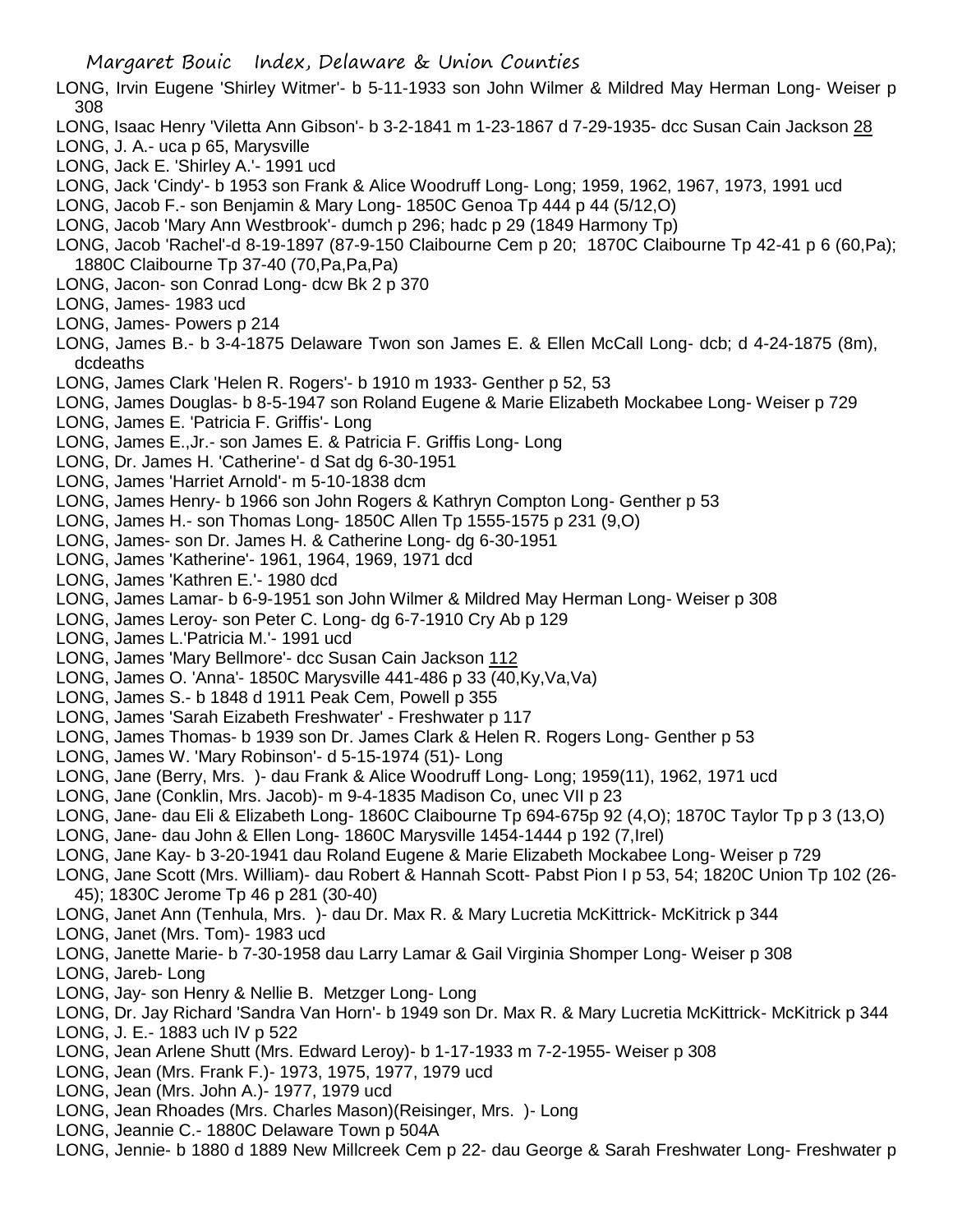LONG, Irvin Eugene 'Shirley Witmer'- b 5-11-1933 son John Wilmer & Mildred May Herman Long- Weiser p 308

LONG, Isaac Henry 'Viletta Ann Gibson'- b 3-2-1841 m 1-23-1867 d 7-29-1935- dcc Susan Cain Jackson 28

LONG, J. A.- uca p 65, Marysville

LONG, Jack E. 'Shirley A.'- 1991 ucd

LONG, Jack 'Cindy'- b 1953 son Frank & Alice Woodruff Long- Long; 1959, 1962, 1967, 1973, 1991 ucd

LONG, Jacob F.- son Benjamin & Mary Long- 1850C Genoa Tp 444 p 44 (5/12,O)

LONG, Jacob 'Mary Ann Westbrook'- dumch p 296; hadc p 29 (1849 Harmony Tp)

LONG, Jacob 'Rachel'-d 8-19-1897 (87-9-150 Claibourne Cem p 20; 1870C Claibourne Tp 42-41 p 6 (60,Pa); 1880C Claibourne Tp 37-40 (70,Pa,Pa,Pa)

LONG, Jacon- son Conrad Long- dcw Bk 2 p 370

LONG, James- 1983 ucd

LONG, James- Powers p 214

LONG, James B.- b 3-4-1875 Delaware Twon son James E. & Ellen McCall Long- dcb; d 4-24-1875 (8m), dcdeaths

LONG, James Clark 'Helen R. Rogers'- b 1910 m 1933- Genther p 52, 53

LONG, James Douglas- b 8-5-1947 son Roland Eugene & Marie Elizabeth Mockabee Long- Weiser p 729

LONG, James E. 'Patricia F. Griffis'- Long

LONG, James E.,Jr.- son James E. & Patricia F. Griffis Long- Long

LONG, Dr. James H. 'Catherine'- d Sat dg 6-30-1951

LONG, James 'Harriet Arnold'- m 5-10-1838 dcm

LONG, James Henry- b 1966 son John Rogers & Kathryn Compton Long- Genther p 53

LONG, James H.- son Thomas Long- 1850C Allen Tp 1555-1575 p 231 (9,O)

LONG, James- son Dr. James H. & Catherine Long- dg 6-30-1951

LONG, James 'Katherine'- 1961, 1964, 1969, 1971 dcd

LONG, James 'Kathren E.'- 1980 dcd

LONG, James Lamar- b 6-9-1951 son John Wilmer & Mildred May Herman Long- Weiser p 308

LONG, James Leroy- son Peter C. Long- dg 6-7-1910 Cry Ab p 129

LONG, James L.'Patricia M.'- 1991 ucd

LONG, James 'Mary Bellmore'- dcc Susan Cain Jackson 112

LONG, James O. 'Anna'- 1850C Marysville 441-486 p 33 (40,Ky,Va,Va)

LONG, James S.- b 1848 d 1911 Peak Cem, Powell p 355

LONG, James 'Sarah Eizabeth Freshwater' - Freshwater p 117

LONG, James Thomas- b 1939 son Dr. James Clark & Helen R. Rogers Long- Genther p 53

LONG, James W. 'Mary Robinson'- d 5-15-1974 (51)- Long

LONG, Jane (Berry, Mrs. )- dau Frank & Alice Woodruff Long- Long; 1959(11), 1962, 1971 ucd

LONG, Jane (Conklin, Mrs. Jacob)- m 9-4-1835 Madison Co, unec VII p 23

LONG, Jane- dau Eli & Elizabeth Long- 1860C Claibourne Tp 694-675p 92 (4,O); 1870C Taylor Tp p 3 (13,O)

LONG, Jane- dau John & Ellen Long- 1860C Marysville 1454-1444 p 192 (7,Irel)

LONG, Jane Kay- b 3-20-1941 dau Roland Eugene & Marie Elizabeth Mockabee Long- Weiser p 729

LONG, Jane Scott (Mrs. William)- dau Robert & Hannah Scott- Pabst Pion I p 53, 54; 1820C Union Tp 102 (26-45); 1830C Jerome Tp 46 p 281 (30-40)

LONG, Janet Ann (Tenhula, Mrs. )- dau Dr. Max R. & Mary Lucretia McKittrick- McKitrick p 344

LONG, Janet (Mrs. Tom)- 1983 ucd

LONG, Janette Marie- b 7-30-1958 dau Larry Lamar & Gail Virginia Shomper Long- Weiser p 308

LONG, Jareb- Long

LONG, Jay- son Henry & Nellie B. Metzger Long- Long

LONG, Dr. Jay Richard 'Sandra Van Horn'- b 1949 son Dr. Max R. & Mary Lucretia McKittrick- McKitrick p 344

LONG, J. E.- 1883 uch IV p 522

LONG, Jean Arlene Shutt (Mrs. Edward Leroy)- b 1-17-1933 m 7-2-1955- Weiser p 308

LONG, Jean (Mrs. Frank F.)- 1973, 1975, 1977, 1979 ucd

LONG, Jean (Mrs. John A.)- 1977, 1979 ucd

LONG, Jean Rhoades (Mrs. Charles Mason)(Reisinger, Mrs. )- Long

LONG, Jeannie C.- 1880C Delaware Town p 504A

LONG, Jennie- b 1880 d 1889 New Millcreek Cem p 22- dau George & Sarah Freshwater Long- Freshwater p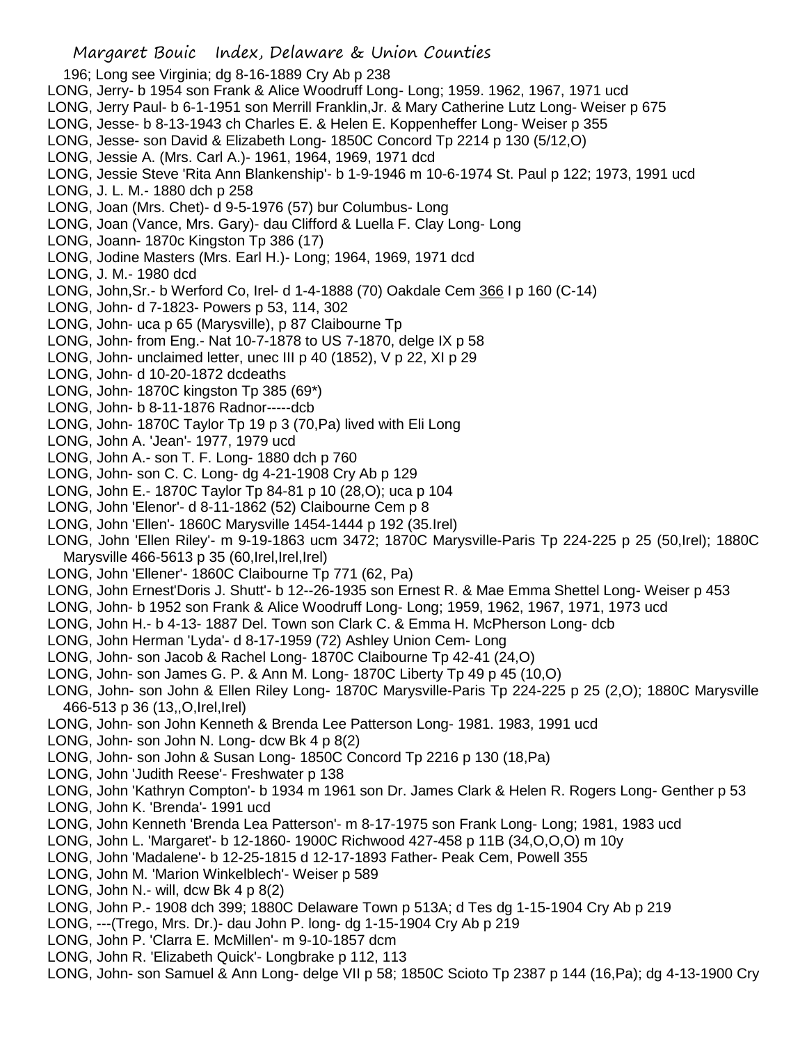196; Long see Virginia; dg 8-16-1889 Cry Ab p 238

LONG, Jerry- b 1954 son Frank & Alice Woodruff Long- Long; 1959. 1962, 1967, 1971 ucd

LONG, Jerry Paul- b 6-1-1951 son Merrill Franklin,Jr. & Mary Catherine Lutz Long- Weiser p 675

LONG, Jesse- b 8-13-1943 ch Charles E. & Helen E. Koppenheffer Long- Weiser p 355

LONG, Jesse- son David & Elizabeth Long- 1850C Concord Tp 2214 p 130 (5/12,O)

LONG, Jessie A. (Mrs. Carl A.)- 1961, 1964, 1969, 1971 dcd

LONG, Jessie Steve 'Rita Ann Blankenship'- b 1-9-1946 m 10-6-1974 St. Paul p 122; 1973, 1991 ucd

LONG, J. L. M.- 1880 dch p 258

LONG, Joan (Mrs. Chet)- d 9-5-1976 (57) bur Columbus- Long

LONG, Joan (Vance, Mrs. Gary)- dau Clifford & Luella F. Clay Long- Long

LONG, Joann- 1870c Kingston Tp 386 (17)

LONG, Jodine Masters (Mrs. Earl H.)- Long; 1964, 1969, 1971 dcd

LONG, J. M.- 1980 dcd

LONG, John,Sr.- b Werford Co, Irel- d 1-4-1888 (70) Oakdale Cem 366 I p 160 (C-14)

LONG, John- d 7-1823- Powers p 53, 114, 302

LONG, John- uca p 65 (Marysville), p 87 Claibourne Tp

LONG, John- from Eng.- Nat 10-7-1878 to US 7-1870, delge IX p 58

LONG, John- unclaimed letter, unec III p 40 (1852), V p 22, XI p 29

LONG, John- d 10-20-1872 dcdeaths

LONG, John- 1870C kingston Tp 385 (69*)

LONG, John- b 8-11-1876 Radnor-----dcb

LONG, John- 1870C Taylor Tp 19 p 3 (70,Pa) lived with Eli Long

LONG, John A. 'Jean'- 1977, 1979 ucd

LONG, John A.- son T. F. Long- 1880 dch p 760

LONG, John- son C. C. Long- dg 4-21-1908 Cry Ab p 129

LONG, John E.- 1870C Taylor Tp 84-81 p 10 (28,O); uca p 104

LONG, John 'Elenor'- d 8-11-1862 (52) Claibourne Cem p 8

LONG, John 'Ellen'- 1860C Marysville 1454-1444 p 192 (35.Irel)

LONG, John 'Ellen Riley'- m 9-19-1863 ucm 3472; 1870C Marysville-Paris Tp 224-225 p 25 (50,Irel); 1880C Marysville 466-5613 p 35 (60,Irel,Irel,Irel)

LONG, John 'Ellener'- 1860C Claibourne Tp 771 (62, Pa)

LONG, John Ernest'Doris J. Shutt'- b 12--26-1935 son Ernest R. & Mae Emma Shettel Long- Weiser p 453

LONG, John- b 1952 son Frank & Alice Woodruff Long- Long; 1959, 1962, 1967, 1971, 1973 ucd

LONG, John H.- b 4-13- 1887 Del. Town son Clark C. & Emma H. McPherson Long- dcb

LONG, John Herman 'Lyda'- d 8-17-1959 (72) Ashley Union Cem- Long

LONG, John- son Jacob & Rachel Long- 1870C Claibourne Tp 42-41 (24,O)

LONG, John- son James G. P. & Ann M. Long- 1870C Liberty Tp 49 p 45 (10,O)

LONG, John- son John & Ellen Riley Long- 1870C Marysville-Paris Tp 224-225 p 25 (2,O); 1880C Marysville 466-513 p 36 (13,,O,Irel,Irel)

LONG, John- son John Kenneth & Brenda Lee Patterson Long- 1981. 1983, 1991 ucd

LONG, John- son John N. Long- dcw Bk 4 p 8(2)

LONG, John- son John & Susan Long- 1850C Concord Tp 2216 p 130 (18,Pa)

LONG, John 'Judith Reese'- Freshwater p 138

LONG, John 'Kathryn Compton'- b 1934 m 1961 son Dr. James Clark & Helen R. Rogers Long- Genther p 53

LONG, John K. 'Brenda'- 1991 ucd

LONG, John Kenneth 'Brenda Lea Patterson'- m 8-17-1975 son Frank Long- Long; 1981, 1983 ucd

LONG, John L. 'Margaret'- b 12-1860- 1900C Richwood 427-458 p 11B (34,O,O,O) m 10y

LONG, John 'Madalene'- b 12-25-1815 d 12-17-1893 Father- Peak Cem, Powell 355

LONG, John M. 'Marion Winkelblech'- Weiser p 589

LONG, John N.- will, dcw Bk 4 p 8(2)

LONG, John P.- 1908 dch 399; 1880C Delaware Town p 513A; d Tes dg 1-15-1904 Cry Ab p 219

LONG, ---(Trego, Mrs. Dr.)- dau John P. long- dg 1-15-1904 Cry Ab p 219

LONG, John P. 'Clarra E. McMillen'- m 9-10-1857 dcm

LONG, John R. 'Elizabeth Quick'- Longbrake p 112, 113

LONG, John- son Samuel & Ann Long- delge VII p 58; 1850C Scioto Tp 2387 p 144 (16,Pa); dg 4-13-1900 Cry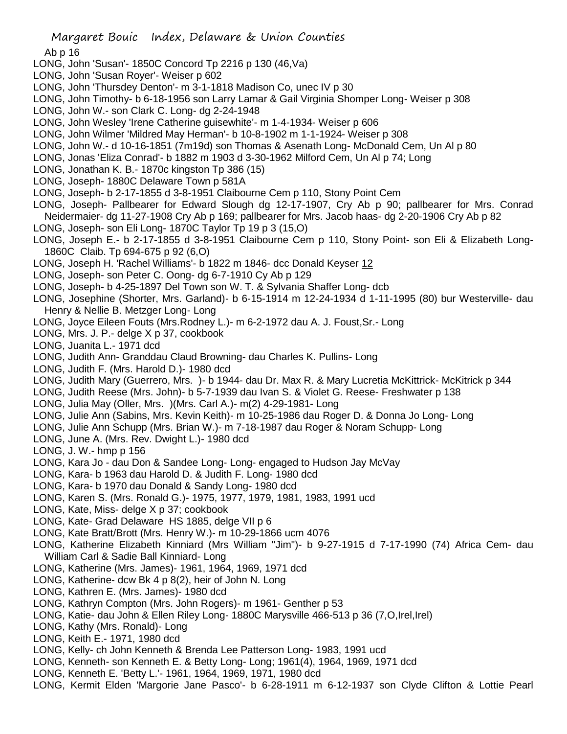Ab p 16

LONG, John 'Susan'- 1850C Concord Tp 2216 p 130 (46,Va)

LONG, John 'Susan Royer'- Weiser p 602

LONG, John 'Thursdey Denton'- m 3-1-1818 Madison Co, unec IV p 30

LONG, John Timothy- b 6-18-1956 son Larry Lamar & Gail Virginia Shomper Long- Weiser p 308

LONG, John W.- son Clark C. Long- dg 2-24-1948

LONG, John Wesley 'Irene Catherine guisewhite'- m 1-4-1934- Weiser p 606

LONG, John Wilmer 'Mildred May Herman'- b 10-8-1902 m 1-1-1924- Weiser p 308

LONG, John W.- d 10-16-1851 (7m19d) son Thomas & Asenath Long- McDonald Cem, Un Al p 80

LONG, Jonas 'Eliza Conrad'- b 1882 m 1903 d 3-30-1962 Milford Cem, Un Al p 74; Long

LONG, Jonathan K. B.- 1870c kingston Tp 386 (15)

LONG, Joseph- 1880C Delaware Town p 581A

LONG, Joseph- b 2-17-1855 d 3-8-1951 Claibourne Cem p 110, Stony Point Cem

LONG, Joseph- Pallbearer for Edward Slough dg 12-17-1907, Cry Ab p 90; pallbearer for Mrs. Conrad Neidermaier- dg 11-27-1908 Cry Ab p 169; pallbearer for Mrs. Jacob haas- dg 2-20-1906 Cry Ab p 82

LONG, Joseph- son Eli Long- 1870C Taylor Tp 19 p 3 (15,O)

LONG, Joseph E.- b 2-17-1855 d 3-8-1951 Claibourne Cem p 110, Stony Point- son Eli & Elizabeth Long- 1860C Claib. Tp 694-675 p 92 (6,O)

LONG, Joseph H. 'Rachel Williams'- b 1822 m 1846- dcc Donald Keyser 12

LONG, Joseph- son Peter C. Oong- dg 6-7-1910 Cy Ab p 129

LONG, Joseph- b 4-25-1897 Del Town son W. T. & Sylvania Shaffer Long- dcb

LONG, Josephine (Shorter, Mrs. Garland)- b 6-15-1914 m 12-24-1934 d 1-11-1995 (80) bur Westerville- dau Henry & Nellie B. Metzger Long- Long

LONG, Joyce Eileen Fouts (Mrs.Rodney L.)- m 6-2-1972 dau A. J. Foust,Sr.- Long

LONG, Mrs. J. P.- delge X p 37, cookbook

LONG, Juanita L.- 1971 dcd

LONG, Judith Ann- Granddau Claud Browning- dau Charles K. Pullins- Long

LONG, Judith F. (Mrs. Harold D.)- 1980 dcd

LONG, Judith Mary (Guerrero, Mrs. )- b 1944- dau Dr. Max R. & Mary Lucretia McKittrick- McKitrick p 344

LONG, Judith Reese (Mrs. John)- b 5-7-1939 dau Ivan S. & Violet G. Reese- Freshwater p 138

LONG, Julia May (Oller, Mrs. )(Mrs. Carl A.)- m(2) 4-29-1981- Long

LONG, Julie Ann (Sabins, Mrs. Kevin Keith)- m 10-25-1986 dau Roger D. & Donna Jo Long- Long

LONG, Julie Ann Schupp (Mrs. Brian W.)- m 7-18-1987 dau Roger & Noram Schupp- Long

LONG, June A. (Mrs. Rev. Dwight L.)- 1980 dcd

LONG, J. W.- hmp p 156

LONG, Kara Jo - dau Don & Sandee Long- Long- engaged to Hudson Jay McVay

LONG, Kara- b 1963 dau Harold D. & Judith F. Long- 1980 dcd

LONG, Kara- b 1970 dau Donald & Sandy Long- 1980 dcd

LONG, Karen S. (Mrs. Ronald G.)- 1975, 1977, 1979, 1981, 1983, 1991 ucd

LONG, Kate, Miss- delge X p 37; cookbook

LONG, Kate- Grad Delaware HS 1885, delge VII p 6

LONG, Kate Bratt/Brott (Mrs. Henry W.)- m 10-29-1866 ucm 4076

LONG, Katherine Elizabeth Kinniard (Mrs William "Jim")- b 9-27-1915 d 7-17-1990 (74) Africa Cem- dau William Carl & Sadie Ball Kinniard- Long

LONG, Katherine (Mrs. James)- 1961, 1964, 1969, 1971 dcd

LONG, Katherine- dcw Bk 4 p 8(2), heir of John N. Long

LONG, Kathren E. (Mrs. James)- 1980 dcd

LONG, Kathryn Compton (Mrs. John Rogers)- m 1961- Genther p 53

LONG, Katie- dau John & Ellen Riley Long- 1880C Marysville 466-513 p 36 (7,O,Irel,Irel)

LONG, Kathy (Mrs. Ronald)- Long

LONG, Keith E.- 1971, 1980 dcd

LONG, Kelly- ch John Kenneth & Brenda Lee Patterson Long- 1983, 1991 ucd

LONG, Kenneth- son Kenneth E. & Betty Long- Long; 1961(4), 1964, 1969, 1971 dcd

LONG, Kenneth E. 'Betty L.'- 1961, 1964, 1969, 1971, 1980 dcd

LONG, Kermit Elden 'Margorie Jane Pasco'- b 6-28-1911 m 6-12-1937 son Clyde Clifton & Lottie Pearl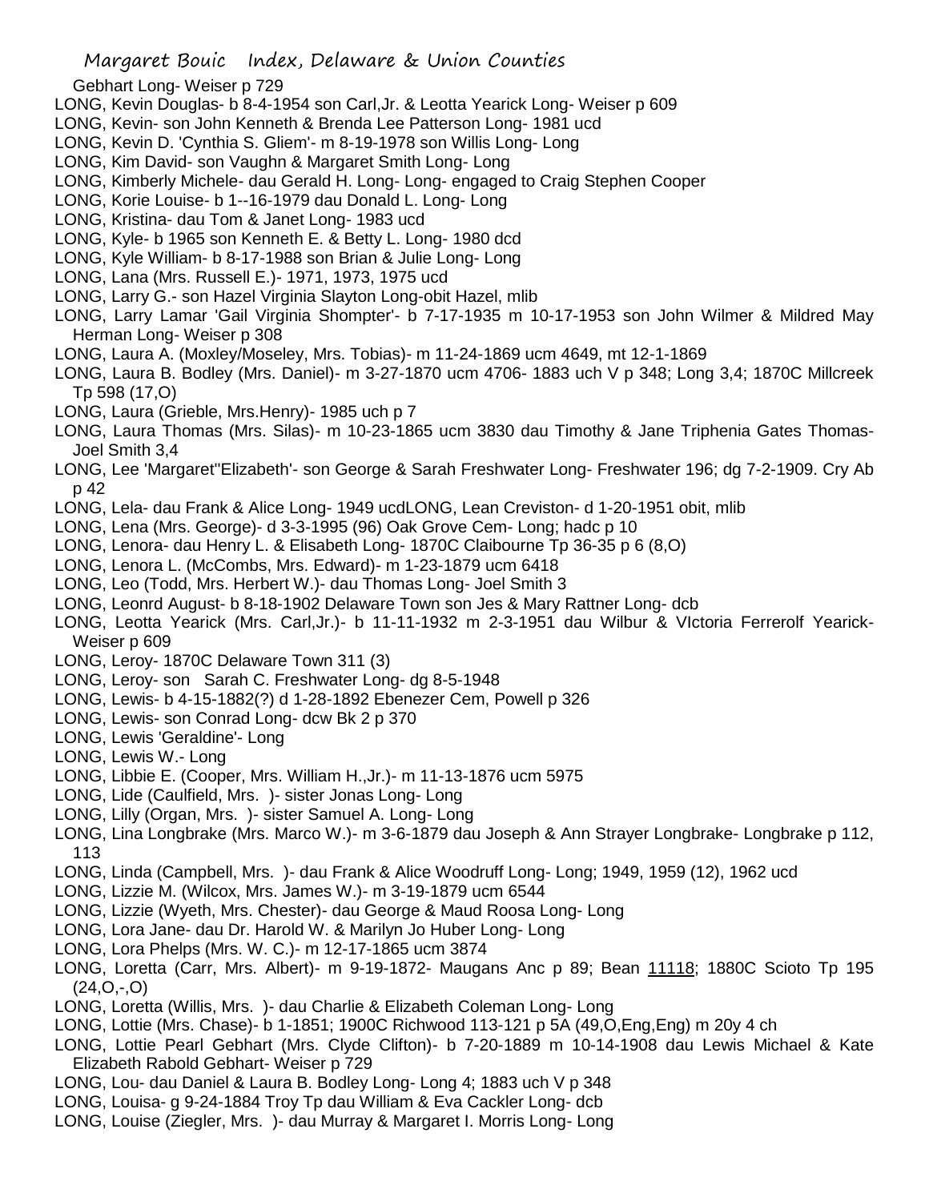Gebhart Long- Weiser p 729

LONG, Kevin Douglas- b 8-4-1954 son Carl,Jr. & Leotta Yearick Long- Weiser p 609

LONG, Kevin- son John Kenneth & Brenda Lee Patterson Long- 1981 ucd

LONG, Kevin D. 'Cynthia S. Gliem'- m 8-19-1978 son Willis Long- Long

LONG, Kim David- son Vaughn & Margaret Smith Long- Long

LONG, Kimberly Michele- dau Gerald H. Long- Long- engaged to Craig Stephen Cooper

LONG, Korie Louise- b 1--16-1979 dau Donald L. Long- Long

LONG, Kristina- dau Tom & Janet Long- 1983 ucd

LONG, Kyle- b 1965 son Kenneth E. & Betty L. Long- 1980 dcd

LONG, Kyle William- b 8-17-1988 son Brian & Julie Long- Long

LONG, Lana (Mrs. Russell E.)- 1971, 1973, 1975 ucd

LONG, Larry G.- son Hazel Virginia Slayton Long-obit Hazel, mlib

LONG, Larry Lamar 'Gail Virginia Shompter'- b 7-17-1935 m 10-17-1953 son John Wilmer & Mildred May Herman Long- Weiser p 308

LONG, Laura A. (Moxley/Moseley, Mrs. Tobias)- m 11-24-1869 ucm 4649, mt 12-1-1869

LONG, Laura B. Bodley (Mrs. Daniel)- m 3-27-1870 ucm 4706- 1883 uch V p 348; Long 3,4; 1870C Millcreek Tp 598 (17,O)

LONG, Laura (Grieble, Mrs.Henry)- 1985 uch p 7

LONG, Laura Thomas (Mrs. Silas)- m 10-23-1865 ucm 3830 dau Timothy & Jane Triphenia Gates Thomas- Joel Smith 3,4

LONG, Lee 'Margaret''Elizabeth'- son George & Sarah Freshwater Long- Freshwater 196; dg 7-2-1909. Cry Ab p 42

LONG, Lela- dau Frank & Alice Long- 1949 ucdLONG, Lean Creviston- d 1-20-1951 obit, mlib

LONG, Lena (Mrs. George)- d 3-3-1995 (96) Oak Grove Cem- Long; hadc p 10

LONG, Lenora- dau Henry L. & Elisabeth Long- 1870C Claibourne Tp 36-35 p 6 (8,O)

LONG, Lenora L. (McCombs, Mrs. Edward)- m 1-23-1879 ucm 6418

LONG, Leo (Todd, Mrs. Herbert W.)- dau Thomas Long- Joel Smith 3

LONG, Leonrd August- b 8-18-1902 Delaware Town son Jes & Mary Rattner Long- dcb

LONG, Leotta Yearick (Mrs. Carl,Jr.)- b 11-11-1932 m 2-3-1951 dau Wilbur & VIctoria Ferrerolf Yearick- Weiser p 609

LONG, Leroy- 1870C Delaware Town 311 (3)

LONG, Leroy- son Sarah C. Freshwater Long- dg 8-5-1948

LONG, Lewis- b 4-15-1882(?) d 1-28-1892 Ebenezer Cem, Powell p 326

LONG, Lewis- son Conrad Long- dcw Bk 2 p 370

LONG, Lewis 'Geraldine'- Long

LONG, Lewis W.- Long

LONG, Libbie E. (Cooper, Mrs. William H.,Jr.)- m 11-13-1876 ucm 5975

LONG, Lide (Caulfield, Mrs. )- sister Jonas Long- Long

LONG, Lilly (Organ, Mrs. )- sister Samuel A. Long- Long

LONG, Lina Longbrake (Mrs. Marco W.)- m 3-6-1879 dau Joseph & Ann Strayer Longbrake- Longbrake p 112, 113

LONG, Linda (Campbell, Mrs. )- dau Frank & Alice Woodruff Long- Long; 1949, 1959 (12), 1962 ucd

LONG, Lizzie M. (Wilcox, Mrs. James W.)- m 3-19-1879 ucm 6544

LONG, Lizzie (Wyeth, Mrs. Chester)- dau George & Maud Roosa Long- Long

LONG, Lora Jane- dau Dr. Harold W. & Marilyn Jo Huber Long- Long

LONG, Lora Phelps (Mrs. W. C.)- m 12-17-1865 ucm 3874

LONG, Loretta (Carr, Mrs. Albert)- m 9-19-1872- Maugans Anc p 89; Bean 11118; 1880C Scioto Tp 195 (24,O,-,O)

LONG, Loretta (Willis, Mrs. )- dau Charlie & Elizabeth Coleman Long- Long

LONG, Lottie (Mrs. Chase)- b 1-1851; 1900C Richwood 113-121 p 5A (49,O,Eng,Eng) m 20y 4 ch

LONG, Lottie Pearl Gebhart (Mrs. Clyde Clifton)- b 7-20-1889 m 10-14-1908 dau Lewis Michael & Kate Elizabeth Rabold Gebhart- Weiser p 729

LONG, Lou- dau Daniel & Laura B. Bodley Long- Long 4; 1883 uch V p 348

LONG, Louisa- g 9-24-1884 Troy Tp dau William & Eva Cackler Long- dcb

LONG, Louise (Ziegler, Mrs. )- dau Murray & Margaret I. Morris Long- Long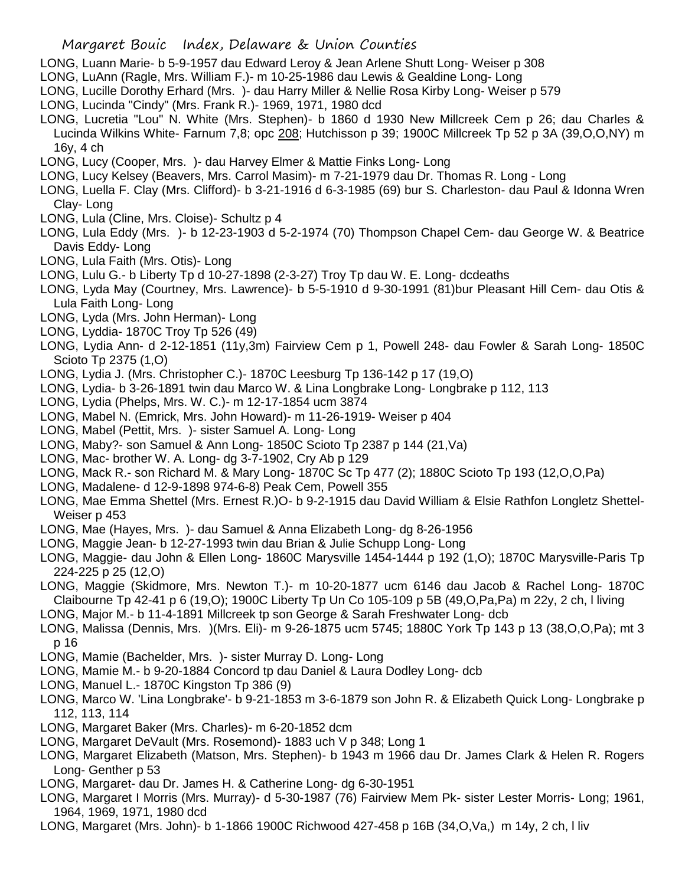LONG, Luann Marie- b 5-9-1957 dau Edward Leroy & Jean Arlene Shutt Long- Weiser p 308

LONG, LuAnn (Ragle, Mrs. William F.)- m 10-25-1986 dau Lewis & Gealdine Long- Long

LONG, Lucille Dorothy Erhard (Mrs. )- dau Harry Miller & Nellie Rosa Kirby Long- Weiser p 579

LONG, Lucinda "Cindy" (Mrs. Frank R.)- 1969, 1971, 1980 dcd

LONG, Lucretia "Lou" N. White (Mrs. Stephen)- b 1860 d 1930 New Millcreek Cem p 26; dau Charles & Lucinda Wilkins White- Farnum 7,8; opc 208; Hutchisson p 39; 1900C Millcreek Tp 52 p 3A (39,O,O,NY) m 16y, 4 ch

LONG, Lucy (Cooper, Mrs. )- dau Harvey Elmer & Mattie Finks Long- Long

LONG, Lucy Kelsey (Beavers, Mrs. Carrol Masim)- m 7-21-1979 dau Dr. Thomas R. Long - Long

LONG, Luella F. Clay (Mrs. Clifford)- b 3-21-1916 d 6-3-1985 (69) bur S. Charleston- dau Paul & Idonna Wren Clay- Long

LONG, Lula (Cline, Mrs. Cloise)- Schultz p 4

LONG, Lula Eddy (Mrs. )- b 12-23-1903 d 5-2-1974 (70) Thompson Chapel Cem- dau George W. & Beatrice Davis Eddy- Long

LONG, Lula Faith (Mrs. Otis)- Long

LONG, Lulu G.- b Liberty Tp d 10-27-1898 (2-3-27) Troy Tp dau W. E. Long- dcdeaths

LONG, Lyda May (Courtney, Mrs. Lawrence)- b 5-5-1910 d 9-30-1991 (81)bur Pleasant Hill Cem- dau Otis & Lula Faith Long- Long

LONG, Lyda (Mrs. John Herman)- Long

LONG, Lyddia- 1870C Troy Tp 526 (49)

LONG, Lydia Ann- d 2-12-1851 (11y,3m) Fairview Cem p 1, Powell 248- dau Fowler & Sarah Long- 1850C Scioto Tp 2375 (1,O)

LONG, Lydia J. (Mrs. Christopher C.)- 1870C Leesburg Tp 136-142 p 17 (19,O)

LONG, Lydia- b 3-26-1891 twin dau Marco W. & Lina Longbrake Long- Longbrake p 112, 113

LONG, Lydia (Phelps, Mrs. W. C.)- m 12-17-1854 ucm 3874

LONG, Mabel N. (Emrick, Mrs. John Howard)- m 11-26-1919- Weiser p 404

LONG, Mabel (Pettit, Mrs. )- sister Samuel A. Long- Long

LONG, Maby?- son Samuel & Ann Long- 1850C Scioto Tp 2387 p 144 (21,Va)

LONG, Mac- brother W. A. Long- dg 3-7-1902, Cry Ab p 129

LONG, Mack R.- son Richard M. & Mary Long- 1870C Sc Tp 477 (2); 1880C Scioto Tp 193 (12,O,O,Pa)

LONG, Madalene- d 12-9-1898 974-6-8) Peak Cem, Powell 355

LONG, Mae Emma Shettel (Mrs. Ernest R.)O- b 9-2-1915 dau David William & Elsie Rathfon Longletz Shettel- Weiser p 453

LONG, Mae (Hayes, Mrs. )- dau Samuel & Anna Elizabeth Long- dg 8-26-1956

LONG, Maggie Jean- b 12-27-1993 twin dau Brian & Julie Schupp Long- Long

LONG, Maggie- dau John & Ellen Long- 1860C Marysville 1454-1444 p 192 (1,O); 1870C Marysville-Paris Tp 224-225 p 25 (12,O)

LONG, Maggie (Skidmore, Mrs. Newton T.)- m 10-20-1877 ucm 6146 dau Jacob & Rachel Long- 1870C Claibourne Tp 42-41 p 6 (19,O); 1900C Liberty Tp Un Co 105-109 p 5B (49,O,Pa,Pa) m 22y, 2 ch, l living

LONG, Major M.- b 11-4-1891 Millcreek tp son George & Sarah Freshwater Long- dcb

LONG, Malissa (Dennis, Mrs. )(Mrs. Eli)- m 9-26-1875 ucm 5745; 1880C York Tp 143 p 13 (38,O,O,Pa); mt 3 p 16

LONG, Mamie (Bachelder, Mrs. )- sister Murray D. Long- Long

LONG, Mamie M.- b 9-20-1884 Concord tp dau Daniel & Laura Dodley Long- dcb

LONG, Manuel L.- 1870C Kingston Tp 386 (9)

LONG, Marco W. 'Lina Longbrake'- b 9-21-1853 m 3-6-1879 son John R. & Elizabeth Quick Long- Longbrake p 112, 113, 114

LONG, Margaret Baker (Mrs. Charles)- m 6-20-1852 dcm

LONG, Margaret DeVault (Mrs. Rosemond)- 1883 uch V p 348; Long 1

LONG, Margaret Elizabeth (Matson, Mrs. Stephen)- b 1943 m 1966 dau Dr. James Clark & Helen R. Rogers Long- Genther p 53

LONG, Margaret- dau Dr. James H. & Catherine Long- dg 6-30-1951

LONG, Margaret I Morris (Mrs. Murray)- d 5-30-1987 (76) Fairview Mem Pk- sister Lester Morris- Long; 1961, 1964, 1969, 1971, 1980 dcd

LONG, Margaret (Mrs. John)- b 1-1866 1900C Richwood 427-458 p 16B (34,O,Va,) m 14y, 2 ch, l liv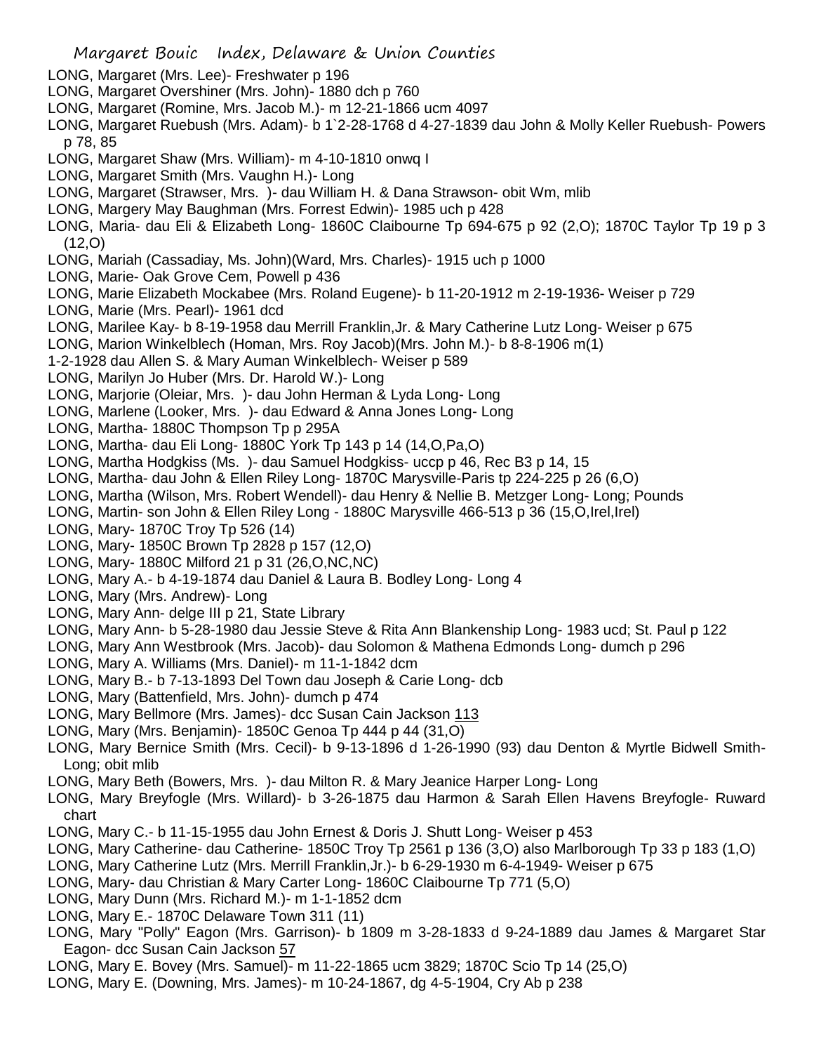LONG, Margaret (Mrs. Lee)- Freshwater p 196

LONG, Margaret Overshiner (Mrs. John)- 1880 dch p 760

LONG, Margaret (Romine, Mrs. Jacob M.)- m 12-21-1866 ucm 4097

LONG, Margaret Ruebush (Mrs. Adam)- b 1`2-28-1768 d 4-27-1839 dau John & Molly Keller Ruebush- Powers p 78, 85

LONG, Margaret Shaw (Mrs. William)- m 4-10-1810 onwq I

LONG, Margaret Smith (Mrs. Vaughn H.)- Long

LONG, Margaret (Strawser, Mrs. )- dau William H. & Dana Strawson- obit Wm, mlib

LONG, Margery May Baughman (Mrs. Forrest Edwin)- 1985 uch p 428

LONG, Maria- dau Eli & Elizabeth Long- 1860C Claibourne Tp 694-675 p 92 (2,O); 1870C Taylor Tp 19 p 3 (12,O)

LONG, Mariah (Cassadiay, Ms. John)(Ward, Mrs. Charles)- 1915 uch p 1000

LONG, Marie- Oak Grove Cem, Powell p 436

LONG, Marie Elizabeth Mockabee (Mrs. Roland Eugene)- b 11-20-1912 m 2-19-1936- Weiser p 729

LONG, Marie (Mrs. Pearl)- 1961 dcd

LONG, Marilee Kay- b 8-19-1958 dau Merrill Franklin,Jr. & Mary Catherine Lutz Long- Weiser p 675

LONG, Marion Winkelblech (Homan, Mrs. Roy Jacob)(Mrs. John M.)- b 8-8-1906 m(1) 1-2-1928 dau Allen S. & Mary Auman Winkelblech- Weiser p 589

LONG, Marilyn Jo Huber (Mrs. Dr. Harold W.)- Long

LONG, Marjorie (Oleiar, Mrs. )- dau John Herman & Lyda Long- Long

LONG, Marlene (Looker, Mrs. )- dau Edward & Anna Jones Long- Long

LONG, Martha- 1880C Thompson Tp p 295A

LONG, Martha- dau Eli Long- 1880C York Tp 143 p 14 (14,O,Pa,O)

LONG, Martha Hodgkiss (Ms. )- dau Samuel Hodgkiss- uccp p 46, Rec B3 p 14, 15

LONG, Martha- dau John & Ellen Riley Long- 1870C Marysville-Paris tp 224-225 p 26 (6,O)

LONG, Martha (Wilson, Mrs. Robert Wendell)- dau Henry & Nellie B. Metzger Long- Long; Pounds

LONG, Martin- son John & Ellen Riley Long - 1880C Marysville 466-513 p 36 (15,O,Irel,Irel)

LONG, Mary- 1870C Troy Tp 526 (14)

LONG, Mary- 1850C Brown Tp 2828 p 157 (12,O)

LONG, Mary- 1880C Milford 21 p 31 (26,O,NC,NC)

LONG, Mary A.- b 4-19-1874 dau Daniel & Laura B. Bodley Long- Long 4

LONG, Mary (Mrs. Andrew)- Long

LONG, Mary Ann- delge III p 21, State Library

LONG, Mary Ann- b 5-28-1980 dau Jessie Steve & Rita Ann Blankenship Long- 1983 ucd; St. Paul p 122

LONG, Mary Ann Westbrook (Mrs. Jacob)- dau Solomon & Mathena Edmonds Long- dumch p 296

LONG, Mary A. Williams (Mrs. Daniel)- m 11-1-1842 dcm

LONG, Mary B.- b 7-13-1893 Del Town dau Joseph & Carie Long- dcb

LONG, Mary (Battenfield, Mrs. John)- dumch p 474

LONG, Mary Bellmore (Mrs. James)- dcc Susan Cain Jackson 113

LONG, Mary (Mrs. Benjamin)- 1850C Genoa Tp 444 p 44 (31,O)

LONG, Mary Bernice Smith (Mrs. Cecil)- b 9-13-1896 d 1-26-1990 (93) dau Denton & Myrtle Bidwell Smith- Long; obit mlib

LONG, Mary Beth (Bowers, Mrs. )- dau Milton R. & Mary Jeanice Harper Long- Long

LONG, Mary Breyfogle (Mrs. Willard)- b 3-26-1875 dau Harmon & Sarah Ellen Havens Breyfogle- Ruward chart

LONG, Mary C.- b 11-15-1955 dau John Ernest & Doris J. Shutt Long- Weiser p 453

LONG, Mary Catherine- dau Catherine- 1850C Troy Tp 2561 p 136 (3,O) also Marlborough Tp 33 p 183 (1,O)

LONG, Mary Catherine Lutz (Mrs. Merrill Franklin,Jr.)- b 6-29-1930 m 6-4-1949- Weiser p 675

LONG, Mary- dau Christian & Mary Carter Long- 1860C Claibourne Tp 771 (5,O)

LONG, Mary Dunn (Mrs. Richard M.)- m 1-1-1852 dcm

LONG, Mary E.- 1870C Delaware Town 311 (11)

LONG, Mary "Polly" Eagon (Mrs. Garrison)- b 1809 m 3-28-1833 d 9-24-1889 dau James & Margaret Star Eagon- dcc Susan Cain Jackson 57

LONG, Mary E. Bovey (Mrs. Samuel)- m 11-22-1865 ucm 3829; 1870C Scio Tp 14 (25,O)

LONG, Mary E. (Downing, Mrs. James)- m 10-24-1867, dg 4-5-1904, Cry Ab p 238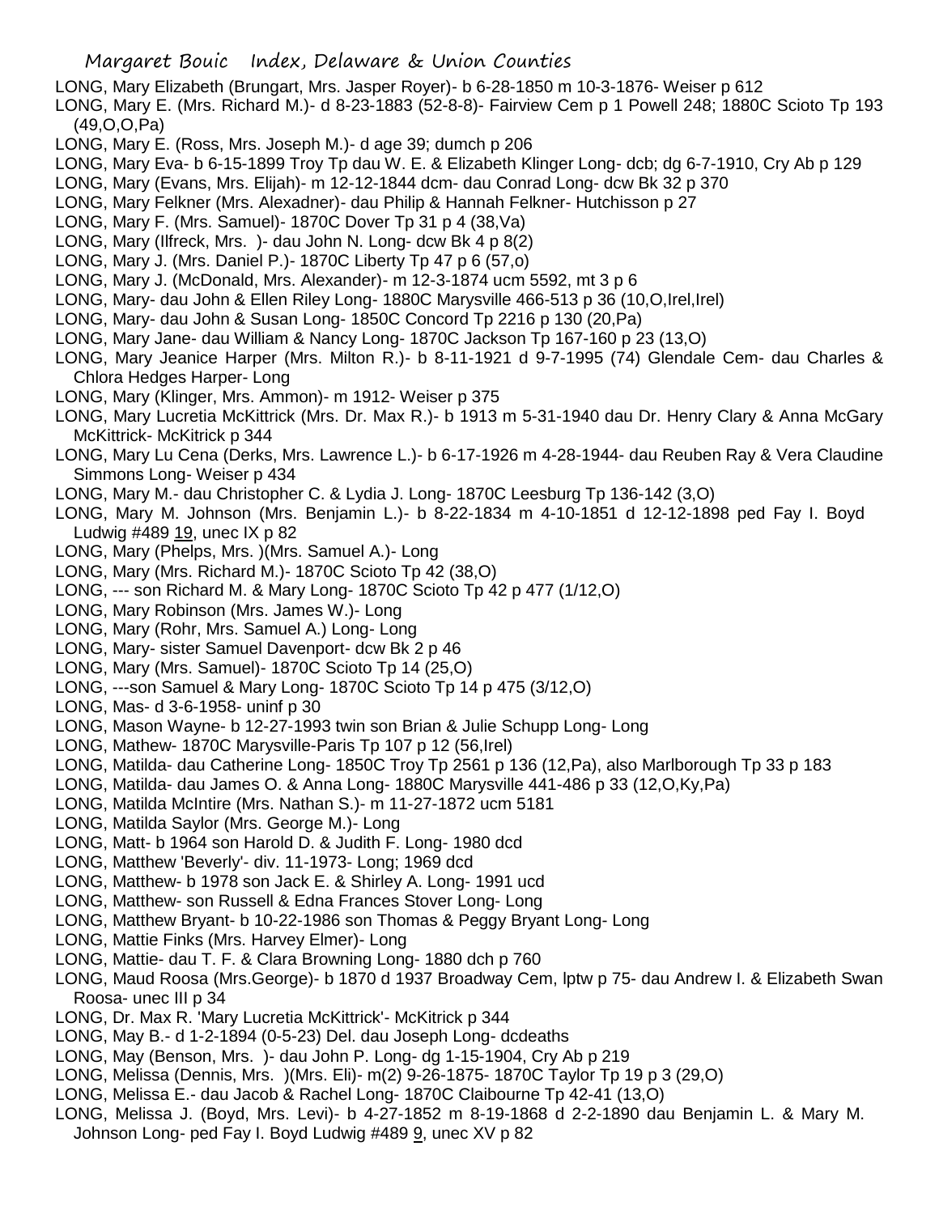LONG, Mary Elizabeth (Brungart, Mrs. Jasper Royer)- b 6-28-1850 m 10-3-1876- Weiser p 612

LONG, Mary E. (Mrs. Richard M.)- d 8-23-1883 (52-8-8)- Fairview Cem p 1 Powell 248; 1880C Scioto Tp 193 (49,O,O,Pa)

LONG, Mary E. (Ross, Mrs. Joseph M.)- d age 39; dumch p 206

LONG, Mary Eva- b 6-15-1899 Troy Tp dau W. E. & Elizabeth Klinger Long- dcb; dg 6-7-1910, Cry Ab p 129

LONG, Mary (Evans, Mrs. Elijah)- m 12-12-1844 dcm- dau Conrad Long- dcw Bk 32 p 370

LONG, Mary Felkner (Mrs. Alexadner)- dau Philip & Hannah Felkner- Hutchisson p 27

LONG, Mary F. (Mrs. Samuel)- 1870C Dover Tp 31 p 4 (38,Va)

LONG, Mary (Ilfreck, Mrs. )- dau John N. Long- dcw Bk 4 p 8(2)

LONG, Mary J. (Mrs. Daniel P.)- 1870C Liberty Tp 47 p 6 (57,o)

LONG, Mary J. (McDonald, Mrs. Alexander)- m 12-3-1874 ucm 5592, mt 3 p 6

LONG, Mary- dau John & Ellen Riley Long- 1880C Marysville 466-513 p 36 (10,O,Irel,Irel)

LONG, Mary- dau John & Susan Long- 1850C Concord Tp 2216 p 130 (20,Pa)

LONG, Mary Jane- dau William & Nancy Long- 1870C Jackson Tp 167-160 p 23 (13,O)

LONG, Mary Jeanice Harper (Mrs. Milton R.)- b 8-11-1921 d 9-7-1995 (74) Glendale Cem- dau Charles & Chlora Hedges Harper- Long

LONG, Mary (Klinger, Mrs. Ammon)- m 1912- Weiser p 375

LONG, Mary Lucretia McKittrick (Mrs. Dr. Max R.)- b 1913 m 5-31-1940 dau Dr. Henry Clary & Anna McGary McKittrick- McKitrick p 344

LONG, Mary Lu Cena (Derks, Mrs. Lawrence L.)- b 6-17-1926 m 4-28-1944- dau Reuben Ray & Vera Claudine Simmons Long- Weiser p 434

LONG, Mary M.- dau Christopher C. & Lydia J. Long- 1870C Leesburg Tp 136-142 (3,O)

LONG, Mary M. Johnson (Mrs. Benjamin L.)- b 8-22-1834 m 4-10-1851 d 12-12-1898 ped Fay I. Boyd Ludwig #489 19, unec IX p 82

LONG, Mary (Phelps, Mrs. )(Mrs. Samuel A.)- Long

LONG, Mary (Mrs. Richard M.)- 1870C Scioto Tp 42 (38,O)

LONG, --- son Richard M. & Mary Long- 1870C Scioto Tp 42 p 477 (1/12,O)

LONG, Mary Robinson (Mrs. James W.)- Long

LONG, Mary (Rohr, Mrs. Samuel A.) Long- Long

LONG, Mary- sister Samuel Davenport- dcw Bk 2 p 46

LONG, Mary (Mrs. Samuel)- 1870C Scioto Tp 14 (25,O)

LONG, ---son Samuel & Mary Long- 1870C Scioto Tp 14 p 475 (3/12,O)

LONG, Mas- d 3-6-1958- uninf p 30

LONG, Mason Wayne- b 12-27-1993 twin son Brian & Julie Schupp Long- Long

LONG, Mathew- 1870C Marysville-Paris Tp 107 p 12 (56,Irel)

LONG, Matilda- dau Catherine Long- 1850C Troy Tp 2561 p 136 (12,Pa), also Marlborough Tp 33 p 183

LONG, Matilda- dau James O. & Anna Long- 1880C Marysville 441-486 p 33 (12,O,Ky,Pa)

LONG, Matilda McIntire (Mrs. Nathan S.)- m 11-27-1872 ucm 5181

LONG, Matilda Saylor (Mrs. George M.)- Long

LONG, Matt- b 1964 son Harold D. & Judith F. Long- 1980 dcd

LONG, Matthew 'Beverly'- div. 11-1973- Long; 1969 dcd

LONG, Matthew- b 1978 son Jack E. & Shirley A. Long- 1991 ucd

LONG, Matthew- son Russell & Edna Frances Stover Long- Long

LONG, Matthew Bryant- b 10-22-1986 son Thomas & Peggy Bryant Long- Long

LONG, Mattie Finks (Mrs. Harvey Elmer)- Long

LONG, Mattie- dau T. F. & Clara Browning Long- 1880 dch p 760

LONG, Maud Roosa (Mrs.George)- b 1870 d 1937 Broadway Cem, lptw p 75- dau Andrew I. & Elizabeth Swan Roosa- unec III p 34

LONG, Dr. Max R. 'Mary Lucretia McKittrick'- McKitrick p 344

LONG, May B.- d 1-2-1894 (0-5-23) Del. dau Joseph Long- dcdeaths

LONG, May (Benson, Mrs. )- dau John P. Long- dg 1-15-1904, Cry Ab p 219

LONG, Melissa (Dennis, Mrs. )(Mrs. Eli)- m(2) 9-26-1875- 1870C Taylor Tp 19 p 3 (29,O)

LONG, Melissa E.- dau Jacob & Rachel Long- 1870C Claibourne Tp 42-41 (13,O)

LONG, Melissa J. (Boyd, Mrs. Levi)- b 4-27-1852 m 8-19-1868 d 2-2-1890 dau Benjamin L. & Mary M. Johnson Long- ped Fay I. Boyd Ludwig #489 9, unec XV p 82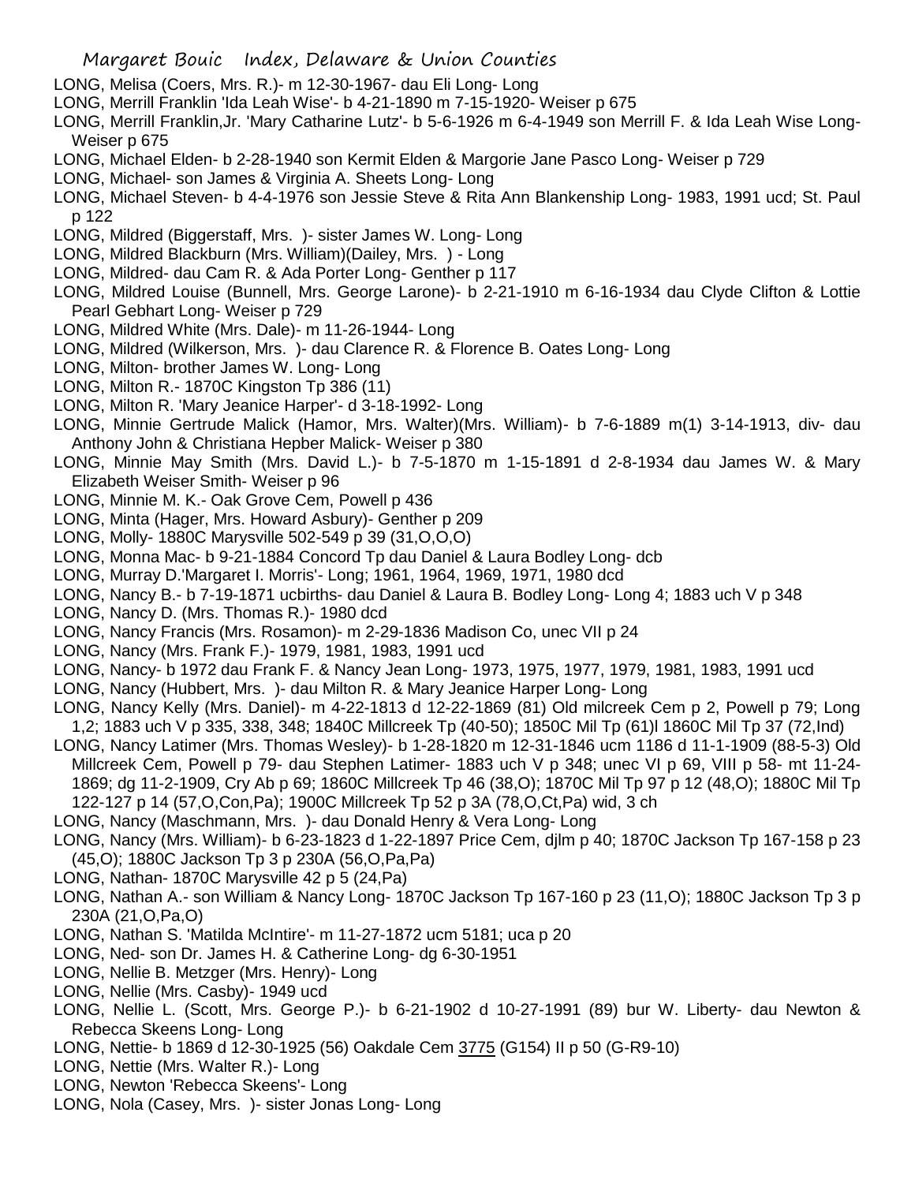LONG, Melisa (Coers, Mrs. R.)- m 12-30-1967- dau Eli Long- Long

LONG, Merrill Franklin 'Ida Leah Wise'- b 4-21-1890 m 7-15-1920- Weiser p 675

LONG, Merrill Franklin,Jr. 'Mary Catharine Lutz'- b 5-6-1926 m 6-4-1949 son Merrill F. & Ida Leah Wise Long- Weiser p 675

LONG, Michael Elden- b 2-28-1940 son Kermit Elden & Margorie Jane Pasco Long- Weiser p 729

LONG, Michael- son James & Virginia A. Sheets Long- Long

LONG, Michael Steven- b 4-4-1976 son Jessie Steve & Rita Ann Blankenship Long- 1983, 1991 ucd; St. Paul p 122

LONG, Mildred (Biggerstaff, Mrs. )- sister James W. Long- Long

LONG, Mildred Blackburn (Mrs. William)(Dailey, Mrs. ) - Long

LONG, Mildred- dau Cam R. & Ada Porter Long- Genther p 117

LONG, Mildred Louise (Bunnell, Mrs. George Larone)- b 2-21-1910 m 6-16-1934 dau Clyde Clifton & Lottie Pearl Gebhart Long- Weiser p 729

LONG, Mildred White (Mrs. Dale)- m 11-26-1944- Long

LONG, Mildred (Wilkerson, Mrs. )- dau Clarence R. & Florence B. Oates Long- Long

LONG, Milton- brother James W. Long- Long

LONG, Milton R.- 1870C Kingston Tp 386 (11)

LONG, Milton R. 'Mary Jeanice Harper'- d 3-18-1992- Long

LONG, Minnie Gertrude Malick (Hamor, Mrs. Walter)(Mrs. William)- b 7-6-1889 m(1) 3-14-1913, div- dau Anthony John & Christiana Hepber Malick- Weiser p 380

LONG, Minnie May Smith (Mrs. David L.)- b 7-5-1870 m 1-15-1891 d 2-8-1934 dau James W. & Mary Elizabeth Weiser Smith- Weiser p 96

LONG, Minnie M. K.- Oak Grove Cem, Powell p 436

LONG, Minta (Hager, Mrs. Howard Asbury)- Genther p 209

LONG, Molly- 1880C Marysville 502-549 p 39 (31,O,O,O)

LONG, Monna Mac- b 9-21-1884 Concord Tp dau Daniel & Laura Bodley Long- dcb

LONG, Murray D.'Margaret I. Morris'- Long; 1961, 1964, 1969, 1971, 1980 dcd

LONG, Nancy B.- b 7-19-1871 ucbirths- dau Daniel & Laura B. Bodley Long- Long 4; 1883 uch V p 348

LONG, Nancy D. (Mrs. Thomas R.)- 1980 dcd

LONG, Nancy Francis (Mrs. Rosamon)- m 2-29-1836 Madison Co, unec VII p 24

LONG, Nancy (Mrs. Frank F.)- 1979, 1981, 1983, 1991 ucd

LONG, Nancy- b 1972 dau Frank F. & Nancy Jean Long- 1973, 1975, 1977, 1979, 1981, 1983, 1991 ucd

LONG, Nancy (Hubbert, Mrs. )- dau Milton R. & Mary Jeanice Harper Long- Long

LONG, Nancy Kelly (Mrs. Daniel)- m 4-22-1813 d 12-22-1869 (81) Old milcreek Cem p 2, Powell p 79; Long 1,2; 1883 uch V p 335, 338, 348; 1840C Millcreek Tp (40-50); 1850C Mil Tp (61)l 1860C Mil Tp 37 (72,Ind)

LONG, Nancy Latimer (Mrs. Thomas Wesley)- b 1-28-1820 m 12-31-1846 ucm 1186 d 11-1-1909 (88-5-3) Old Millcreek Cem, Powell p 79- dau Stephen Latimer- 1883 uch V p 348; unec VI p 69, VIII p 58- mt 11-24-1869; dg 11-2-1909, Cry Ab p 69; 1860C Millcreek Tp 46 (38,O); 1870C Mil Tp 97 p 12 (48,O); 1880C Mil Tp 122-127 p 14 (57,O,Con,Pa); 1900C Millcreek Tp 52 p 3A (78,O,Ct,Pa) wid, 3 ch

LONG, Nancy (Maschmann, Mrs. )- dau Donald Henry & Vera Long- Long

LONG, Nancy (Mrs. William)- b 6-23-1823 d 1-22-1897 Price Cem, djlm p 40; 1870C Jackson Tp 167-158 p 23 (45,O); 1880C Jackson Tp 3 p 230A (56,O,Pa,Pa)

LONG, Nathan- 1870C Marysville 42 p 5 (24,Pa)

LONG, Nathan A.- son William & Nancy Long- 1870C Jackson Tp 167-160 p 23 (11,O); 1880C Jackson Tp 3 p 230A (21,O,Pa,O)

LONG, Nathan S. 'Matilda McIntire'- m 11-27-1872 ucm 5181; uca p 20

LONG, Ned- son Dr. James H. & Catherine Long- dg 6-30-1951

LONG, Nellie B. Metzger (Mrs. Henry)- Long

LONG, Nellie (Mrs. Casby)- 1949 ucd

LONG, Nellie L. (Scott, Mrs. George P.)- b 6-21-1902 d 10-27-1991 (89) bur W. Liberty- dau Newton & Rebecca Skeens Long- Long

LONG, Nettie- b 1869 d 12-30-1925 (56) Oakdale Cem 3775 (G154) II p 50 (G-R9-10)

LONG, Nettie (Mrs. Walter R.)- Long

LONG, Newton 'Rebecca Skeens'- Long

LONG, Nola (Casey, Mrs. )- sister Jonas Long- Long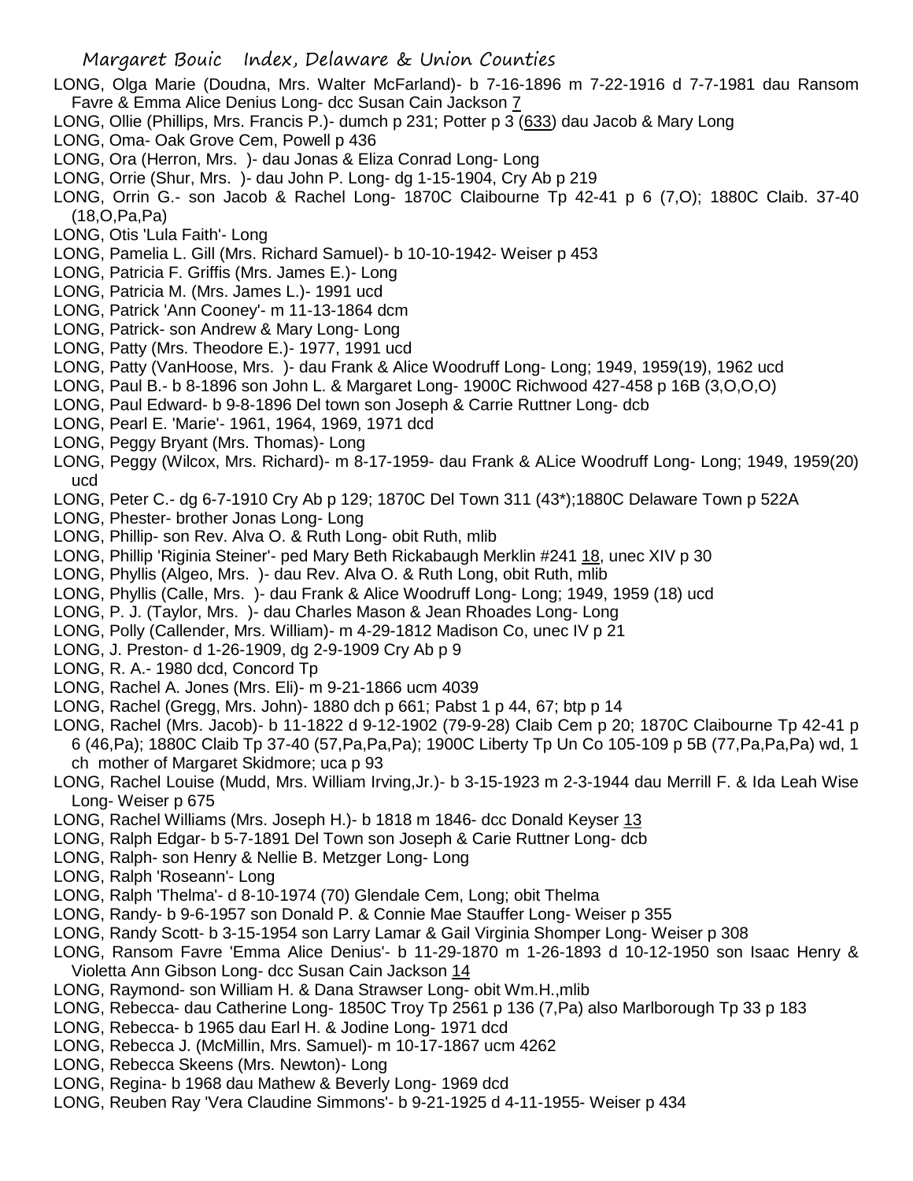LONG, Olga Marie (Doudna, Mrs. Walter McFarland)- b 7-16-1896 m 7-22-1916 d 7-7-1981 dau Ransom Favre & Emma Alice Denius Long- dcc Susan Cain Jackson 7

LONG, Ollie (Phillips, Mrs. Francis P.)- dumch p 231; Potter p 3 (633) dau Jacob & Mary Long

LONG, Oma- Oak Grove Cem, Powell p 436

LONG, Ora (Herron, Mrs. )- dau Jonas & Eliza Conrad Long- Long

LONG, Orrie (Shur, Mrs. )- dau John P. Long- dg 1-15-1904, Cry Ab p 219

LONG, Orrin G.- son Jacob & Rachel Long- 1870C Claibourne Tp 42-41 p 6 (7,O); 1880C Claib. 37-40 (18,O,Pa,Pa)

LONG, Otis 'Lula Faith'- Long

LONG, Pamelia L. Gill (Mrs. Richard Samuel)- b 10-10-1942- Weiser p 453

LONG, Patricia F. Griffis (Mrs. James E.)- Long

LONG, Patricia M. (Mrs. James L.)- 1991 ucd

LONG, Patrick 'Ann Cooney'- m 11-13-1864 dcm

LONG, Patrick- son Andrew & Mary Long- Long

LONG, Patty (Mrs. Theodore E.)- 1977, 1991 ucd

LONG, Patty (VanHoose, Mrs. )- dau Frank & Alice Woodruff Long- Long; 1949, 1959(19), 1962 ucd

LONG, Paul B.- b 8-1896 son John L. & Margaret Long- 1900C Richwood 427-458 p 16B (3,O,O,O)

LONG, Paul Edward- b 9-8-1896 Del town son Joseph & Carrie Ruttner Long- dcb

LONG, Pearl E. 'Marie'- 1961, 1964, 1969, 1971 dcd

LONG, Peggy Bryant (Mrs. Thomas)- Long

LONG, Peggy (Wilcox, Mrs. Richard)- m 8-17-1959- dau Frank & ALice Woodruff Long- Long; 1949, 1959(20) ucd

LONG, Peter C.- dg 6-7-1910 Cry Ab p 129; 1870C Del Town 311 (43*);1880C Delaware Town p 522A

LONG, Phester- brother Jonas Long- Long

LONG, Phillip- son Rev. Alva O. & Ruth Long- obit Ruth, mlib

LONG, Phillip 'Riginia Steiner'- ped Mary Beth Rickabaugh Merklin #241 18, unec XIV p 30

LONG, Phyllis (Algeo, Mrs. )- dau Rev. Alva O. & Ruth Long, obit Ruth, mlib

LONG, Phyllis (Calle, Mrs. )- dau Frank & Alice Woodruff Long- Long; 1949, 1959 (18) ucd

LONG, P. J. (Taylor, Mrs. )- dau Charles Mason & Jean Rhoades Long- Long

LONG, Polly (Callender, Mrs. William)- m 4-29-1812 Madison Co, unec IV p 21

LONG, J. Preston- d 1-26-1909, dg 2-9-1909 Cry Ab p 9

LONG, R. A.- 1980 dcd, Concord Tp

LONG, Rachel A. Jones (Mrs. Eli)- m 9-21-1866 ucm 4039

LONG, Rachel (Gregg, Mrs. John)- 1880 dch p 661; Pabst 1 p 44, 67; btp p 14

LONG, Rachel (Mrs. Jacob)- b 11-1822 d 9-12-1902 (79-9-28) Claib Cem p 20; 1870C Claibourne Tp 42-41 p 6 (46,Pa); 1880C Claib Tp 37-40 (57,Pa,Pa,Pa); 1900C Liberty Tp Un Co 105-109 p 5B (77,Pa,Pa,Pa) wd, 1 ch mother of Margaret Skidmore; uca p 93

LONG, Rachel Louise (Mudd, Mrs. William Irving,Jr.)- b 3-15-1923 m 2-3-1944 dau Merrill F. & Ida Leah Wise Long- Weiser p 675

LONG, Rachel Williams (Mrs. Joseph H.)- b 1818 m 1846- dcc Donald Keyser 13

LONG, Ralph Edgar- b 5-7-1891 Del Town son Joseph & Carie Ruttner Long- dcb

LONG, Ralph- son Henry & Nellie B. Metzger Long- Long

LONG, Ralph 'Roseann'- Long

LONG, Ralph 'Thelma'- d 8-10-1974 (70) Glendale Cem, Long; obit Thelma

LONG, Randy- b 9-6-1957 son Donald P. & Connie Mae Stauffer Long- Weiser p 355

LONG, Randy Scott- b 3-15-1954 son Larry Lamar & Gail Virginia Shomper Long- Weiser p 308

LONG, Ransom Favre 'Emma Alice Denius'- b 11-29-1870 m 1-26-1893 d 10-12-1950 son Isaac Henry & Violetta Ann Gibson Long- dcc Susan Cain Jackson 14

LONG, Raymond- son William H. & Dana Strawser Long- obit Wm.H.,mlib

LONG, Rebecca- dau Catherine Long- 1850C Troy Tp 2561 p 136 (7,Pa) also Marlborough Tp 33 p 183

LONG, Rebecca- b 1965 dau Earl H. & Jodine Long- 1971 dcd

LONG, Rebecca J. (McMillin, Mrs. Samuel)- m 10-17-1867 ucm 4262

LONG, Rebecca Skeens (Mrs. Newton)- Long

LONG, Regina- b 1968 dau Mathew & Beverly Long- 1969 dcd

LONG, Reuben Ray 'Vera Claudine Simmons'- b 9-21-1925 d 4-11-1955- Weiser p 434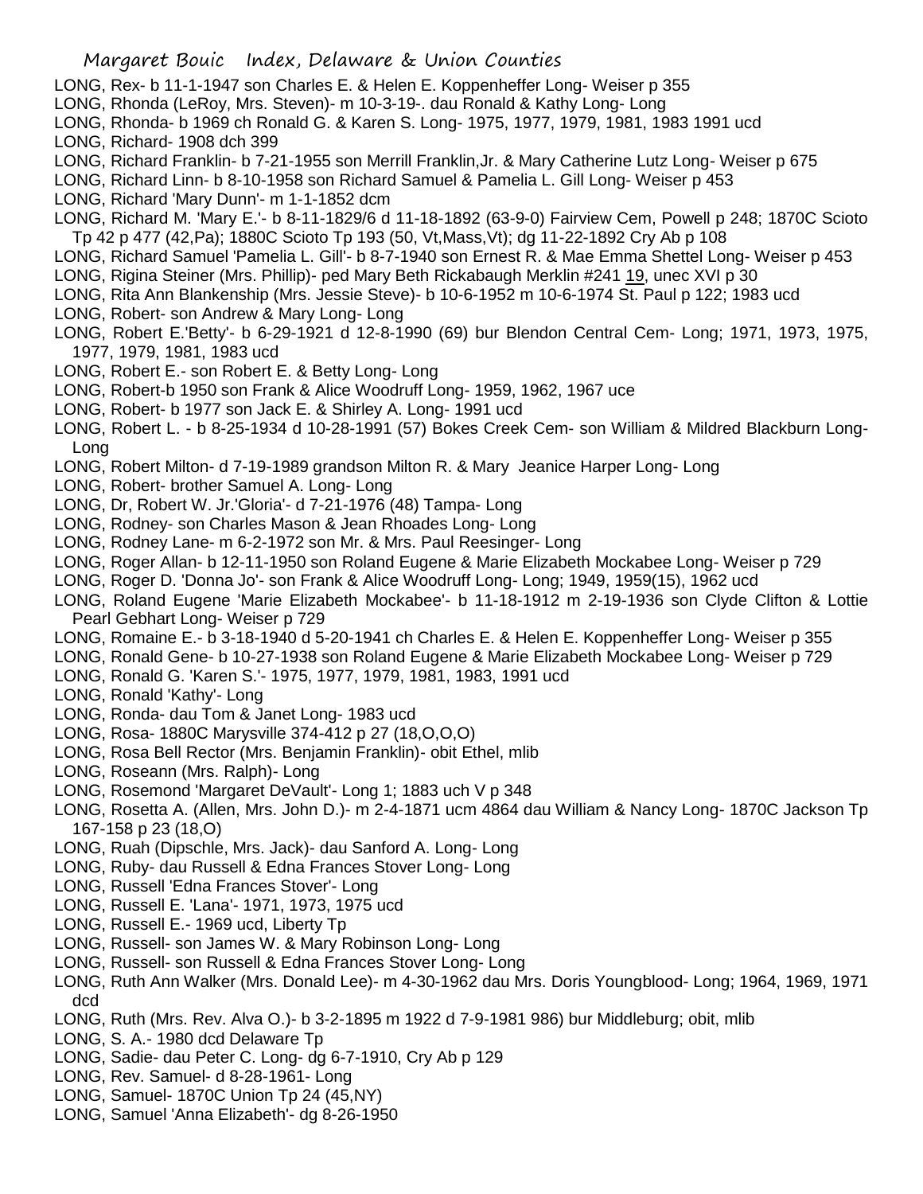LONG, Rex- b 11-1-1947 son Charles E. & Helen E. Koppenheffer Long- Weiser p 355
LONG, Rhonda (LeRoy, Mrs. Steven)- m 10-3-19-. dau Ronald & Kathy Long- Long
LONG, Rhonda- b 1969 ch Ronald G. & Karen S. Long- 1975, 1977, 1979, 1981, 1983 1991 ucd
LONG, Richard- 1908 dch 399
LONG, Richard Franklin- b 7-21-1955 son Merrill Franklin,Jr. & Mary Catherine Lutz Long- Weiser p 675
LONG, Richard Linn- b 8-10-1958 son Richard Samuel & Pamelia L. Gill Long- Weiser p 453
LONG, Richard 'Mary Dunn'- m 1-1-1852 dcm
LONG, Richard M. 'Mary E.'- b 8-11-1829/6 d 11-18-1892 (63-9-0) Fairview Cem, Powell p 248; 1870C Scioto Tp 42 p 477 (42,Pa); 1880C Scioto Tp 193 (50, Vt,Mass,Vt); dg 11-22-1892 Cry Ab p 108
LONG, Richard Samuel 'Pamelia L. Gill'- b 8-7-1940 son Ernest R. & Mae Emma Shettel Long- Weiser p 453
LONG, Rigina Steiner (Mrs. Phillip)- ped Mary Beth Rickabaugh Merklin #241 19, unec XVI p 30
LONG, Rita Ann Blankenship (Mrs. Jessie Steve)- b 10-6-1952 m 10-6-1974 St. Paul p 122; 1983 ucd
LONG, Robert- son Andrew & Mary Long- Long
LONG, Robert E.'Betty'- b 6-29-1921 d 12-8-1990 (69) bur Blendon Central Cem- Long; 1971, 1973, 1975, 1977, 1979, 1981, 1983 ucd
LONG, Robert E.- son Robert E. & Betty Long- Long
LONG, Robert-b 1950 son Frank & Alice Woodruff Long- 1959, 1962, 1967 uce
LONG, Robert- b 1977 son Jack E. & Shirley A. Long- 1991 ucd
LONG, Robert L. - b 8-25-1934 d 10-28-1991 (57) Bokes Creek Cem- son William & Mildred Blackburn Long- Long
LONG, Robert Milton- d 7-19-1989 grandson Milton R. & Mary Jeanice Harper Long- Long
LONG, Robert- brother Samuel A. Long- Long
LONG, Dr, Robert W. Jr.'Gloria'- d 7-21-1976 (48) Tampa- Long
LONG, Rodney- son Charles Mason & Jean Rhoades Long- Long
LONG, Rodney Lane- m 6-2-1972 son Mr. & Mrs. Paul Reesinger- Long
LONG, Roger Allan- b 12-11-1950 son Roland Eugene & Marie Elizabeth Mockabee Long- Weiser p 729
LONG, Roger D. 'Donna Jo'- son Frank & Alice Woodruff Long- Long; 1949, 1959(15), 1962 ucd
LONG, Roland Eugene 'Marie Elizabeth Mockabee'- b 11-18-1912 m 2-19-1936 son Clyde Clifton & Lottie Pearl Gebhart Long- Weiser p 729
LONG, Romaine E.- b 3-18-1940 d 5-20-1941 ch Charles E. & Helen E. Koppenheffer Long- Weiser p 355
LONG, Ronald Gene- b 10-27-1938 son Roland Eugene & Marie Elizabeth Mockabee Long- Weiser p 729
LONG, Ronald G. 'Karen S.'- 1975, 1977, 1979, 1981, 1983, 1991 ucd
LONG, Ronald 'Kathy'- Long
LONG, Ronda- dau Tom & Janet Long- 1983 ucd
LONG, Rosa- 1880C Marysville 374-412 p 27 (18,O,O,O)
LONG, Rosa Bell Rector (Mrs. Benjamin Franklin)- obit Ethel, mlib
LONG, Roseann (Mrs. Ralph)- Long
LONG, Rosemond 'Margaret DeVault'- Long 1; 1883 uch V p 348
LONG, Rosetta A. (Allen, Mrs. John D.)- m 2-4-1871 ucm 4864 dau William & Nancy Long- 1870C Jackson Tp 167-158 p 23 (18,O)
LONG, Ruah (Dipschle, Mrs. Jack)- dau Sanford A. Long- Long
LONG, Ruby- dau Russell & Edna Frances Stover Long- Long
LONG, Russell 'Edna Frances Stover'- Long
LONG, Russell E. 'Lana'- 1971, 1973, 1975 ucd
LONG, Russell E.- 1969 ucd, Liberty Tp
LONG, Russell- son James W. & Mary Robinson Long- Long
LONG, Russell- son Russell & Edna Frances Stover Long- Long
LONG, Ruth Ann Walker (Mrs. Donald Lee)- m 4-30-1962 dau Mrs. Doris Youngblood- Long; 1964, 1969, 1971 dcd
LONG, Ruth (Mrs. Rev. Alva O.)- b 3-2-1895 m 1922 d 7-9-1981 986) bur Middleburg; obit, mlib
LONG, S. A.- 1980 dcd Delaware Tp
LONG, Sadie- dau Peter C. Long- dg 6-7-1910, Cry Ab p 129
LONG, Rev. Samuel- d 8-28-1961- Long
LONG, Samuel- 1870C Union Tp 24 (45,NY)
LONG, Samuel 'Anna Elizabeth'- dg 8-26-1950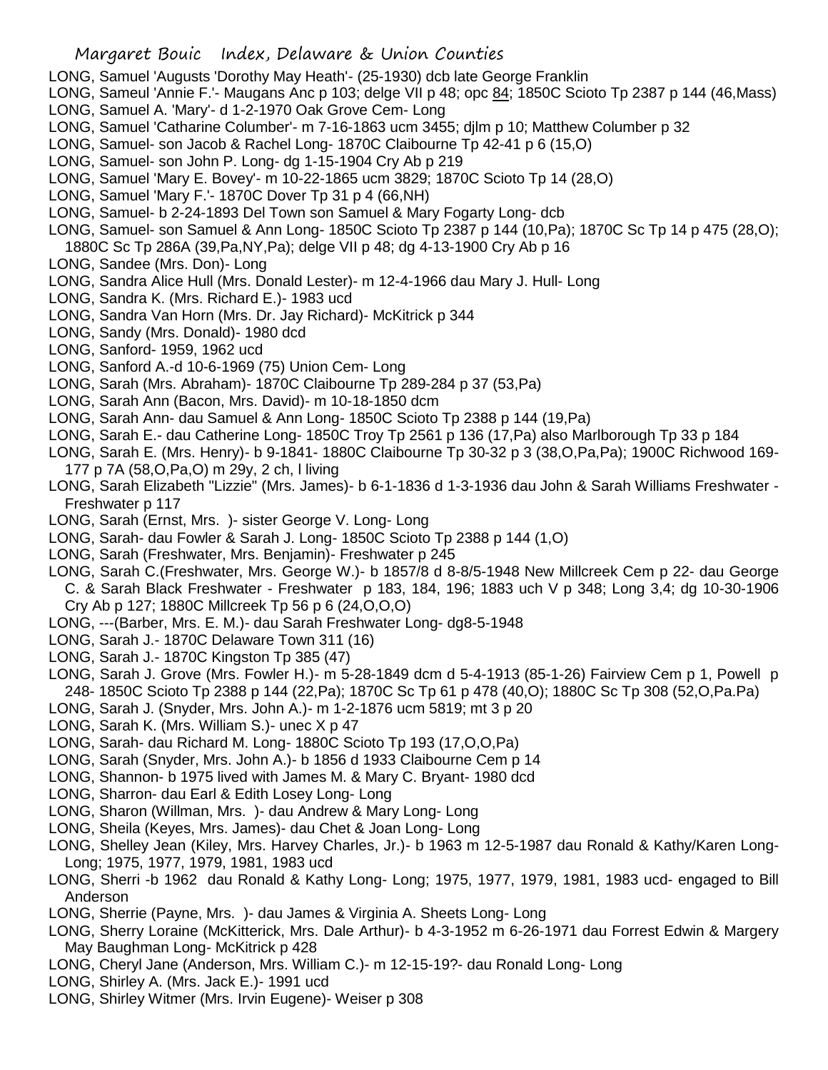LONG, Samuel 'Augusts 'Dorothy May Heath'- (25-1930) dcb late George Franklin

LONG, Sameul 'Annie F.'- Maugans Anc p 103; delge VII p 48; opc 84; 1850C Scioto Tp 2387 p 144 (46,Mass)

LONG, Samuel A. 'Mary'- d 1-2-1970 Oak Grove Cem- Long

LONG, Samuel 'Catharine Columber'- m 7-16-1863 ucm 3455; djlm p 10; Matthew Columber p 32

LONG, Samuel- son Jacob & Rachel Long- 1870C Claibourne Tp 42-41 p 6 (15,O)

LONG, Samuel- son John P. Long- dg 1-15-1904 Cry Ab p 219

LONG, Samuel 'Mary E. Bovey'- m 10-22-1865 ucm 3829; 1870C Scioto Tp 14 (28,O)

LONG, Samuel 'Mary F.'- 1870C Dover Tp 31 p 4 (66,NH)

LONG, Samuel- b 2-24-1893 Del Town son Samuel & Mary Fogarty Long- dcb

LONG, Samuel- son Samuel & Ann Long- 1850C Scioto Tp 2387 p 144 (10,Pa); 1870C Sc Tp 14 p 475 (28,O); 1880C Sc Tp 286A (39,Pa,NY,Pa); delge VII p 48; dg 4-13-1900 Cry Ab p 16

LONG, Sandee (Mrs. Don)- Long

LONG, Sandra Alice Hull (Mrs. Donald Lester)- m 12-4-1966 dau Mary J. Hull- Long

LONG, Sandra K. (Mrs. Richard E.)- 1983 ucd

LONG, Sandra Van Horn (Mrs. Dr. Jay Richard)- McKitrick p 344

LONG, Sandy (Mrs. Donald)- 1980 dcd

LONG, Sanford- 1959, 1962 ucd

LONG, Sanford A.-d 10-6-1969 (75) Union Cem- Long

LONG, Sarah (Mrs. Abraham)- 1870C Claibourne Tp 289-284 p 37 (53,Pa)

LONG, Sarah Ann (Bacon, Mrs. David)- m 10-18-1850 dcm

LONG, Sarah Ann- dau Samuel & Ann Long- 1850C Scioto Tp 2388 p 144 (19,Pa)

LONG, Sarah E.- dau Catherine Long- 1850C Troy Tp 2561 p 136 (17,Pa) also Marlborough Tp 33 p 184

LONG, Sarah E. (Mrs. Henry)- b 9-1841- 1880C Claibourne Tp 30-32 p 3 (38,O,Pa,Pa); 1900C Richwood 169-177 p 7A (58,O,Pa,O) m 29y, 2 ch, l living

LONG, Sarah Elizabeth "Lizzie" (Mrs. James)- b 6-1-1836 d 1-3-1936 dau John & Sarah Williams Freshwater - Freshwater p 117

LONG, Sarah (Ernst, Mrs. )- sister George V. Long- Long

LONG, Sarah- dau Fowler & Sarah J. Long- 1850C Scioto Tp 2388 p 144 (1,O)

LONG, Sarah (Freshwater, Mrs. Benjamin)- Freshwater p 245

LONG, Sarah C.(Freshwater, Mrs. George W.)- b 1857/8 d 8-8/5-1948 New Millcreek Cem p 22- dau George C. & Sarah Black Freshwater - Freshwater p 183, 184, 196; 1883 uch V p 348; Long 3,4; dg 10-30-1906 Cry Ab p 127; 1880C Millcreek Tp 56 p 6 (24,O,O,O)

LONG, ---(Barber, Mrs. E. M.)- dau Sarah Freshwater Long- dg8-5-1948

LONG, Sarah J.- 1870C Delaware Town 311 (16)

LONG, Sarah J.- 1870C Kingston Tp 385 (47)

LONG, Sarah J. Grove (Mrs. Fowler H.)- m 5-28-1849 dcm d 5-4-1913 (85-1-26) Fairview Cem p 1, Powell p 248- 1850C Scioto Tp 2388 p 144 (22,Pa); 1870C Sc Tp 61 p 478 (40,O); 1880C Sc Tp 308 (52,O,Pa.Pa)

LONG, Sarah J. (Snyder, Mrs. John A.)- m 1-2-1876 ucm 5819; mt 3 p 20

LONG, Sarah K. (Mrs. William S.)- unec X p 47

LONG, Sarah- dau Richard M. Long- 1880C Scioto Tp 193 (17,O,O,Pa)

LONG, Sarah (Snyder, Mrs. John A.)- b 1856 d 1933 Claibourne Cem p 14

LONG, Shannon- b 1975 lived with James M. & Mary C. Bryant- 1980 dcd

LONG, Sharron- dau Earl & Edith Losey Long- Long

LONG, Sharon (Willman, Mrs. )- dau Andrew & Mary Long- Long

LONG, Sheila (Keyes, Mrs. James)- dau Chet & Joan Long- Long

LONG, Shelley Jean (Kiley, Mrs. Harvey Charles, Jr.)- b 1963 m 12-5-1987 dau Ronald & Kathy/Karen Long- Long; 1975, 1977, 1979, 1981, 1983 ucd

LONG, Sherri -b 1962 dau Ronald & Kathy Long- Long; 1975, 1977, 1979, 1981, 1983 ucd- engaged to Bill Anderson

LONG, Sherrie (Payne, Mrs. )- dau James & Virginia A. Sheets Long- Long

LONG, Sherry Loraine (McKitterick, Mrs. Dale Arthur)- b 4-3-1952 m 6-26-1971 dau Forrest Edwin & Margery May Baughman Long- McKitrick p 428

LONG, Cheryl Jane (Anderson, Mrs. William C.)- m 12-15-19?- dau Ronald Long- Long

LONG, Shirley A. (Mrs. Jack E.)- 1991 ucd

LONG, Shirley Witmer (Mrs. Irvin Eugene)- Weiser p 308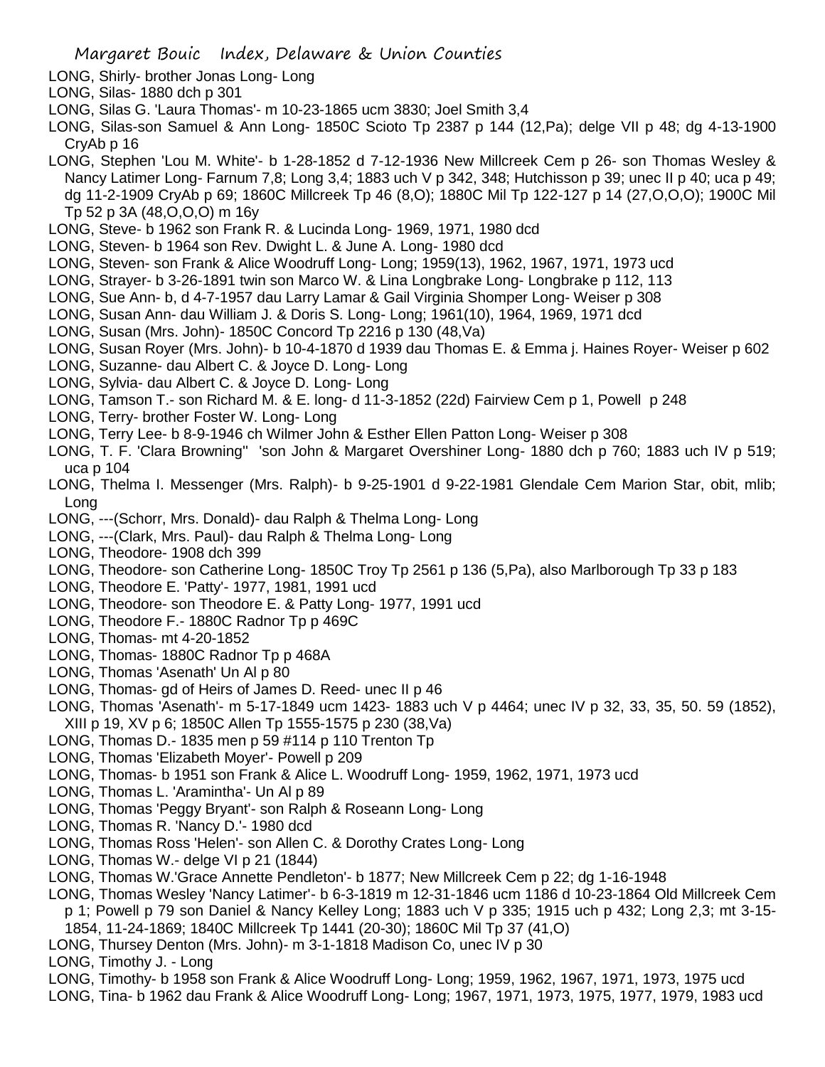LONG, Shirly- brother Jonas Long- Long

LONG, Silas- 1880 dch p 301

LONG, Silas G. 'Laura Thomas'- m 10-23-1865 ucm 3830; Joel Smith 3,4

LONG, Silas-son Samuel & Ann Long- 1850C Scioto Tp 2387 p 144 (12,Pa); delge VII p 48; dg 4-13-1900 CryAb p 16

LONG, Stephen 'Lou M. White'- b 1-28-1852 d 7-12-1936 New Millcreek Cem p 26- son Thomas Wesley & Nancy Latimer Long- Farnum 7,8; Long 3,4; 1883 uch V p 342, 348; Hutchisson p 39; unec II p 40; uca p 49; dg 11-2-1909 CryAb p 69; 1860C Millcreek Tp 46 (8,O); 1880C Mil Tp 122-127 p 14 (27,O,O,O); 1900C Mil Tp 52 p 3A (48,O,O,O) m 16y

LONG, Steve- b 1962 son Frank R. & Lucinda Long- 1969, 1971, 1980 dcd

LONG, Steven- b 1964 son Rev. Dwight L. & June A. Long- 1980 dcd

LONG, Steven- son Frank & Alice Woodruff Long- Long; 1959(13), 1962, 1967, 1971, 1973 ucd

LONG, Strayer- b 3-26-1891 twin son Marco W. & Lina Longbrake Long- Longbrake p 112, 113

LONG, Sue Ann- b, d 4-7-1957 dau Larry Lamar & Gail Virginia Shomper Long- Weiser p 308

LONG, Susan Ann- dau William J. & Doris S. Long- Long; 1961(10), 1964, 1969, 1971 dcd

LONG, Susan (Mrs. John)- 1850C Concord Tp 2216 p 130 (48,Va)

LONG, Susan Royer (Mrs. John)- b 10-4-1870 d 1939 dau Thomas E. & Emma j. Haines Royer- Weiser p 602

LONG, Suzanne- dau Albert C. & Joyce D. Long- Long

LONG, Sylvia- dau Albert C. & Joyce D. Long- Long

LONG, Tamson T.- son Richard M. & E. long- d 11-3-1852 (22d) Fairview Cem p 1, Powell p 248

LONG, Terry- brother Foster W. Long- Long

LONG, Terry Lee- b 8-9-1946 ch Wilmer John & Esther Ellen Patton Long- Weiser p 308

LONG, T. F. 'Clara Browning'' 'son John & Margaret Overshiner Long- 1880 dch p 760; 1883 uch IV p 519; uca p 104

LONG, Thelma I. Messenger (Mrs. Ralph)- b 9-25-1901 d 9-22-1981 Glendale Cem Marion Star, obit, mlib; Long

LONG, ---(Schorr, Mrs. Donald)- dau Ralph & Thelma Long- Long

LONG, ---(Clark, Mrs. Paul)- dau Ralph & Thelma Long- Long

LONG, Theodore- 1908 dch 399

LONG, Theodore- son Catherine Long- 1850C Troy Tp 2561 p 136 (5,Pa), also Marlborough Tp 33 p 183

LONG, Theodore E. 'Patty'- 1977, 1981, 1991 ucd

LONG, Theodore- son Theodore E. & Patty Long- 1977, 1991 ucd

LONG, Theodore F.- 1880C Radnor Tp p 469C

LONG, Thomas- mt 4-20-1852

LONG, Thomas- 1880C Radnor Tp p 468A

LONG, Thomas 'Asenath' Un Al p 80

LONG, Thomas- gd of Heirs of James D. Reed- unec II p 46

LONG, Thomas 'Asenath'- m 5-17-1849 ucm 1423- 1883 uch V p 4464; unec IV p 32, 33, 35, 50. 59 (1852), XIII p 19, XV p 6; 1850C Allen Tp 1555-1575 p 230 (38,Va)

LONG, Thomas D.- 1835 men p 59 #114 p 110 Trenton Tp

LONG, Thomas 'Elizabeth Moyer'- Powell p 209

LONG, Thomas- b 1951 son Frank & Alice L. Woodruff Long- 1959, 1962, 1971, 1973 ucd

LONG, Thomas L. 'Aramintha'- Un Al p 89

LONG, Thomas 'Peggy Bryant'- son Ralph & Roseann Long- Long

LONG, Thomas R. 'Nancy D.'- 1980 dcd

LONG, Thomas Ross 'Helen'- son Allen C. & Dorothy Crates Long- Long

LONG, Thomas W.- delge VI p 21 (1844)

LONG, Thomas W.'Grace Annette Pendleton'- b 1877; New Millcreek Cem p 22; dg 1-16-1948

LONG, Thomas Wesley 'Nancy Latimer'- b 6-3-1819 m 12-31-1846 ucm 1186 d 10-23-1864 Old Millcreek Cem p 1; Powell p 79 son Daniel & Nancy Kelley Long; 1883 uch V p 335; 1915 uch p 432; Long 2,3; mt 3-15-1854, 11-24-1869; 1840C Millcreek Tp 1441 (20-30); 1860C Mil Tp 37 (41,O)

LONG, Thursey Denton (Mrs. John)- m 3-1-1818 Madison Co, unec IV p 30

LONG, Timothy J. - Long

LONG, Timothy- b 1958 son Frank & Alice Woodruff Long- Long; 1959, 1962, 1967, 1971, 1973, 1975 ucd

LONG, Tina- b 1962 dau Frank & Alice Woodruff Long- Long; 1967, 1971, 1973, 1975, 1977, 1979, 1983 ucd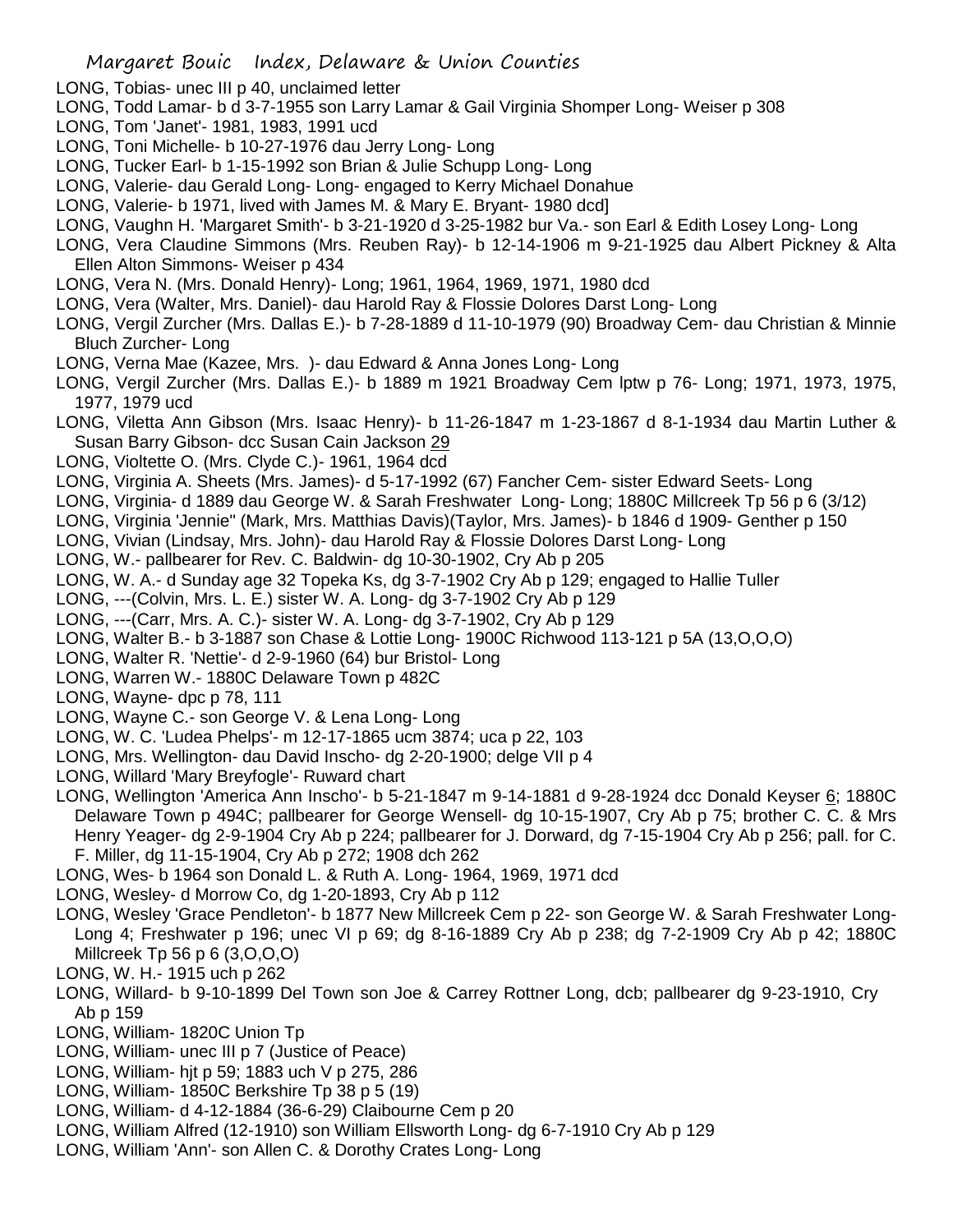LONG, Tobias- unec III p 40, unclaimed letter

LONG, Todd Lamar- b d 3-7-1955 son Larry Lamar & Gail Virginia Shomper Long- Weiser p 308

LONG, Tom 'Janet'- 1981, 1983, 1991 ucd

LONG, Toni Michelle- b 10-27-1976 dau Jerry Long- Long

LONG, Tucker Earl- b 1-15-1992 son Brian & Julie Schupp Long- Long

LONG, Valerie- dau Gerald Long- Long- engaged to Kerry Michael Donahue

LONG, Valerie- b 1971, lived with James M. & Mary E. Bryant- 1980 dcd]

LONG, Vaughn H. 'Margaret Smith'- b 3-21-1920 d 3-25-1982 bur Va.- son Earl & Edith Losey Long- Long

LONG, Vera Claudine Simmons (Mrs. Reuben Ray)- b 12-14-1906 m 9-21-1925 dau Albert Pickney & Alta Ellen Alton Simmons- Weiser p 434

LONG, Vera N. (Mrs. Donald Henry)- Long; 1961, 1964, 1969, 1971, 1980 dcd

LONG, Vera (Walter, Mrs. Daniel)- dau Harold Ray & Flossie Dolores Darst Long- Long

LONG, Vergil Zurcher (Mrs. Dallas E.)- b 7-28-1889 d 11-10-1979 (90) Broadway Cem- dau Christian & Minnie Bluch Zurcher- Long

LONG, Verna Mae (Kazee, Mrs. )- dau Edward & Anna Jones Long- Long

LONG, Vergil Zurcher (Mrs. Dallas E.)- b 1889 m 1921 Broadway Cem lptw p 76- Long; 1971, 1973, 1975, 1977, 1979 ucd

LONG, Viletta Ann Gibson (Mrs. Isaac Henry)- b 11-26-1847 m 1-23-1867 d 8-1-1934 dau Martin Luther & Susan Barry Gibson- dcc Susan Cain Jackson 29

LONG, Violtette O. (Mrs. Clyde C.)- 1961, 1964 dcd

LONG, Virginia A. Sheets (Mrs. James)- d 5-17-1992 (67) Fancher Cem- sister Edward Seets- Long

LONG, Virginia- d 1889 dau George W. & Sarah Freshwater Long- Long; 1880C Millcreek Tp 56 p 6 (3/12)

LONG, Virginia 'Jennie" (Mark, Mrs. Matthias Davis)(Taylor, Mrs. James)- b 1846 d 1909- Genther p 150

LONG, Vivian (Lindsay, Mrs. John)- dau Harold Ray & Flossie Dolores Darst Long- Long

LONG, W.- pallbearer for Rev. C. Baldwin- dg 10-30-1902, Cry Ab p 205

LONG, W. A.- d Sunday age 32 Topeka Ks, dg 3-7-1902 Cry Ab p 129; engaged to Hallie Tuller

LONG, ---(Colvin, Mrs. L. E.) sister W. A. Long- dg 3-7-1902 Cry Ab p 129

LONG, ---(Carr, Mrs. A. C.)- sister W. A. Long- dg 3-7-1902, Cry Ab p 129

LONG, Walter B.- b 3-1887 son Chase & Lottie Long- 1900C Richwood 113-121 p 5A (13,O,O,O)

LONG, Walter R. 'Nettie'- d 2-9-1960 (64) bur Bristol- Long

LONG, Warren W.- 1880C Delaware Town p 482C

LONG, Wayne- dpc p 78, 111

LONG, Wayne C.- son George V. & Lena Long- Long

LONG, W. C. 'Ludea Phelps'- m 12-17-1865 ucm 3874; uca p 22, 103

LONG, Mrs. Wellington- dau David Inscho- dg 2-20-1900; delge VII p 4

LONG, Willard 'Mary Breyfogle'- Ruward chart

LONG, Wellington 'America Ann Inscho'- b 5-21-1847 m 9-14-1881 d 9-28-1924 dcc Donald Keyser 6; 1880C Delaware Town p 494C; pallbearer for George Wensell- dg 10-15-1907, Cry Ab p 75; brother C. C. & Mrs Henry Yeager- dg 2-9-1904 Cry Ab p 224; pallbearer for J. Dorward, dg 7-15-1904 Cry Ab p 256; pall. for C. F. Miller, dg 11-15-1904, Cry Ab p 272; 1908 dch 262

LONG, Wes- b 1964 son Donald L. & Ruth A. Long- 1964, 1969, 1971 dcd

LONG, Wesley- d Morrow Co, dg 1-20-1893, Cry Ab p 112

LONG, Wesley 'Grace Pendleton'- b 1877 New Millcreek Cem p 22- son George W. & Sarah Freshwater Long- Long 4; Freshwater p 196; unec VI p 69; dg 8-16-1889 Cry Ab p 238; dg 7-2-1909 Cry Ab p 42; 1880C Millcreek Tp 56 p 6 (3,O,O,O)

LONG, W. H.- 1915 uch p 262

LONG, Willard- b 9-10-1899 Del Town son Joe & Carrey Rottner Long, dcb; pallbearer dg 9-23-1910, Cry Ab p 159

LONG, William- 1820C Union Tp

LONG, William- unec III p 7 (Justice of Peace)

LONG, William- hjt p 59; 1883 uch V p 275, 286

LONG, William- 1850C Berkshire Tp 38 p 5 (19)

LONG, William- d 4-12-1884 (36-6-29) Claibourne Cem p 20

LONG, William Alfred (12-1910) son William Ellsworth Long- dg 6-7-1910 Cry Ab p 129

LONG, William 'Ann'- son Allen C. & Dorothy Crates Long- Long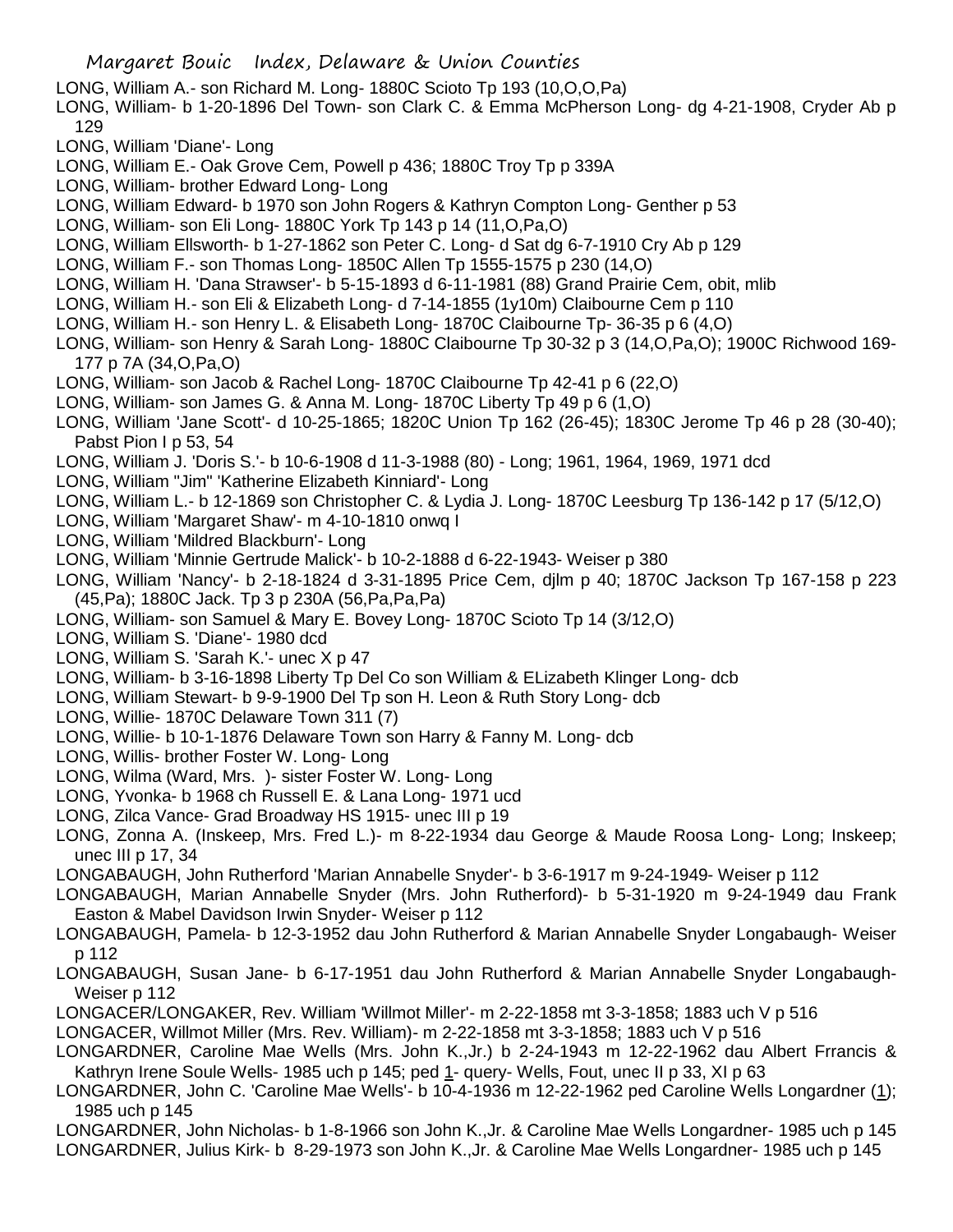LONG, William A.- son Richard M. Long- 1880C Scioto Tp 193 (10,O,O,Pa)

LONG, William- b 1-20-1896 Del Town- son Clark C. & Emma McPherson Long- dg 4-21-1908, Cryder Ab p 129

LONG, William 'Diane'- Long

LONG, William E.- Oak Grove Cem, Powell p 436; 1880C Troy Tp p 339A

LONG, William- brother Edward Long- Long

LONG, William Edward- b 1970 son John Rogers & Kathryn Compton Long- Genther p 53

LONG, William- son Eli Long- 1880C York Tp 143 p 14 (11,O,Pa,O)

LONG, William Ellsworth- b 1-27-1862 son Peter C. Long- d Sat dg 6-7-1910 Cry Ab p 129

LONG, William F.- son Thomas Long- 1850C Allen Tp 1555-1575 p 230 (14,O)

LONG, William H. 'Dana Strawser'- b 5-15-1893 d 6-11-1981 (88) Grand Prairie Cem, obit, mlib

LONG, William H.- son Eli & Elizabeth Long- d 7-14-1855 (1y10m) Claibourne Cem p 110

LONG, William H.- son Henry L. & Elisabeth Long- 1870C Claibourne Tp- 36-35 p 6 (4,O)

LONG, William- son Henry & Sarah Long- 1880C Claibourne Tp 30-32 p 3 (14,O,Pa,O); 1900C Richwood 169-177 p 7A (34,O,Pa,O)

LONG, William- son Jacob & Rachel Long- 1870C Claibourne Tp 42-41 p 6 (22,O)

LONG, William- son James G. & Anna M. Long- 1870C Liberty Tp 49 p 6 (1,O)

LONG, William 'Jane Scott'- d 10-25-1865; 1820C Union Tp 162 (26-45); 1830C Jerome Tp 46 p 28 (30-40); Pabst Pion I p 53, 54

LONG, William J. 'Doris S.'- b 10-6-1908 d 11-3-1988 (80) - Long; 1961, 1964, 1969, 1971 dcd

LONG, William "Jim" 'Katherine Elizabeth Kinniard'- Long

LONG, William L.- b 12-1869 son Christopher C. & Lydia J. Long- 1870C Leesburg Tp 136-142 p 17 (5/12,O)

LONG, William 'Margaret Shaw'- m 4-10-1810 onwq I

LONG, William 'Mildred Blackburn'- Long

LONG, William 'Minnie Gertrude Malick'- b 10-2-1888 d 6-22-1943- Weiser p 380

LONG, William 'Nancy'- b 2-18-1824 d 3-31-1895 Price Cem, djlm p 40; 1870C Jackson Tp 167-158 p 223 (45,Pa); 1880C Jack. Tp 3 p 230A (56,Pa,Pa,Pa)

LONG, William- son Samuel & Mary E. Bovey Long- 1870C Scioto Tp 14 (3/12,O)

LONG, William S. 'Diane'- 1980 dcd

LONG, William S. 'Sarah K.'- unec X p 47

LONG, William- b 3-16-1898 Liberty Tp Del Co son William & ELizabeth Klinger Long- dcb

LONG, William Stewart- b 9-9-1900 Del Tp son H. Leon & Ruth Story Long- dcb

LONG, Willie- 1870C Delaware Town 311 (7)

LONG, Willie- b 10-1-1876 Delaware Town son Harry & Fanny M. Long- dcb

LONG, Willis- brother Foster W. Long- Long

LONG, Wilma (Ward, Mrs. )- sister Foster W. Long- Long

LONG, Yvonka- b 1968 ch Russell E. & Lana Long- 1971 ucd

LONG, Zilca Vance- Grad Broadway HS 1915- unec III p 19

LONG, Zonna A. (Inskeep, Mrs. Fred L.)- m 8-22-1934 dau George & Maude Roosa Long- Long; Inskeep; unec III p 17, 34

LONGABAUGH, John Rutherford 'Marian Annabelle Snyder'- b 3-6-1917 m 9-24-1949- Weiser p 112

LONGABAUGH, Marian Annabelle Snyder (Mrs. John Rutherford)- b 5-31-1920 m 9-24-1949 dau Frank Easton & Mabel Davidson Irwin Snyder- Weiser p 112

LONGABAUGH, Pamela- b 12-3-1952 dau John Rutherford & Marian Annabelle Snyder Longabaugh- Weiser p 112

LONGABAUGH, Susan Jane- b 6-17-1951 dau John Rutherford & Marian Annabelle Snyder Longabaugh- Weiser p 112

LONGACER/LONGAKER, Rev. William 'Willmot Miller'- m 2-22-1858 mt 3-3-1858; 1883 uch V p 516

LONGACER, Willmot Miller (Mrs. Rev. William)- m 2-22-1858 mt 3-3-1858; 1883 uch V p 516

LONGARDNER, Caroline Mae Wells (Mrs. John K.,Jr.) b 2-24-1943 m 12-22-1962 dau Albert Frrancis & Kathryn Irene Soule Wells- 1985 uch p 145; ped 1- query- Wells, Fout, unec II p 33, XI p 63

LONGARDNER, John C. 'Caroline Mae Wells'- b 10-4-1936 m 12-22-1962 ped Caroline Wells Longardner (1); 1985 uch p 145

LONGARDNER, John Nicholas- b 1-8-1966 son John K.,Jr. & Caroline Mae Wells Longardner- 1985 uch p 145

LONGARDNER, Julius Kirk- b 8-29-1973 son John K.,Jr. & Caroline Mae Wells Longardner- 1985 uch p 145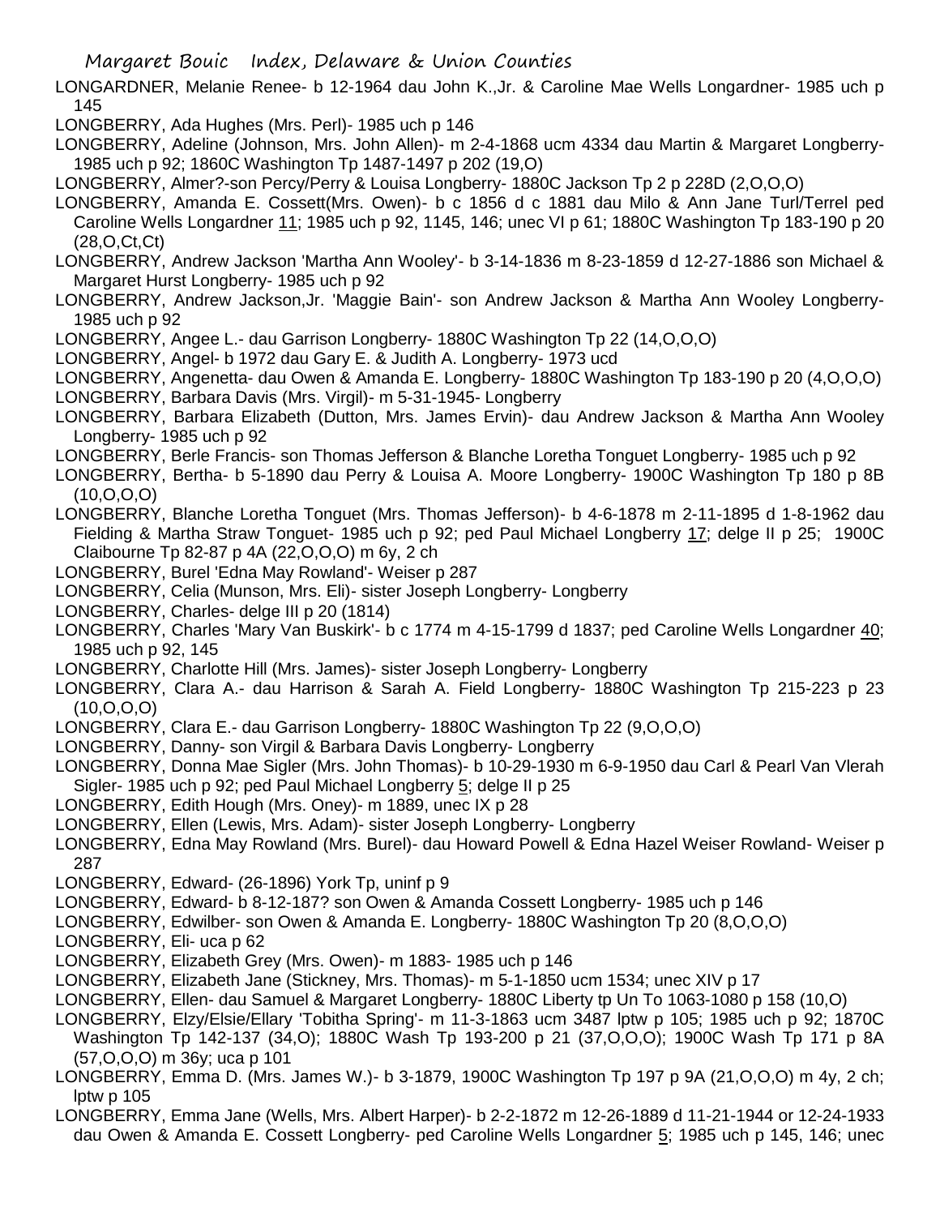LONGARDNER, Melanie Renee- b 12-1964 dau John K.,Jr. & Caroline Mae Wells Longardner- 1985 uch p 145

LONGBERRY, Ada Hughes (Mrs. Perl)- 1985 uch p 146

LONGBERRY, Adeline (Johnson, Mrs. John Allen)- m 2-4-1868 ucm 4334 dau Martin & Margaret Longberry- 1985 uch p 92; 1860C Washington Tp 1487-1497 p 202 (19,O)

LONGBERRY, Almer?-son Percy/Perry & Louisa Longberry- 1880C Jackson Tp 2 p 228D (2,O,O,O)

LONGBERRY, Amanda E. Cossett(Mrs. Owen)- b c 1856 d c 1881 dau Milo & Ann Jane Turl/Terrel ped Caroline Wells Longardner 11; 1985 uch p 92, 1145, 146; unec VI p 61; 1880C Washington Tp 183-190 p 20 (28,O,Ct,Ct)

LONGBERRY, Andrew Jackson 'Martha Ann Wooley'- b 3-14-1836 m 8-23-1859 d 12-27-1886 son Michael & Margaret Hurst Longberry- 1985 uch p 92

LONGBERRY, Andrew Jackson,Jr. 'Maggie Bain'- son Andrew Jackson & Martha Ann Wooley Longberry- 1985 uch p 92

LONGBERRY, Angee L.- dau Garrison Longberry- 1880C Washington Tp 22 (14,O,O,O)

LONGBERRY, Angel- b 1972 dau Gary E. & Judith A. Longberry- 1973 ucd

LONGBERRY, Angenetta- dau Owen & Amanda E. Longberry- 1880C Washington Tp 183-190 p 20 (4,O,O,O)

LONGBERRY, Barbara Davis (Mrs. Virgil)- m 5-31-1945- Longberry

LONGBERRY, Barbara Elizabeth (Dutton, Mrs. James Ervin)- dau Andrew Jackson & Martha Ann Wooley Longberry- 1985 uch p 92

LONGBERRY, Berle Francis- son Thomas Jefferson & Blanche Loretha Tonguet Longberry- 1985 uch p 92

LONGBERRY, Bertha- b 5-1890 dau Perry & Louisa A. Moore Longberry- 1900C Washington Tp 180 p 8B (10,O,O,O)

LONGBERRY, Blanche Loretha Tonguet (Mrs. Thomas Jefferson)- b 4-6-1878 m 2-11-1895 d 1-8-1962 dau Fielding & Martha Straw Tonguet- 1985 uch p 92; ped Paul Michael Longberry 17; delge II p 25; 1900C Claibourne Tp 82-87 p 4A (22,O,O,O) m 6y, 2 ch

LONGBERRY, Burel 'Edna May Rowland'- Weiser p 287

LONGBERRY, Celia (Munson, Mrs. Eli)- sister Joseph Longberry- Longberry

LONGBERRY, Charles- delge III p 20 (1814)

LONGBERRY, Charles 'Mary Van Buskirk'- b c 1774 m 4-15-1799 d 1837; ped Caroline Wells Longardner 40; 1985 uch p 92, 145

LONGBERRY, Charlotte Hill (Mrs. James)- sister Joseph Longberry- Longberry

LONGBERRY, Clara A.- dau Harrison & Sarah A. Field Longberry- 1880C Washington Tp 215-223 p 23 (10,O,O,O)

LONGBERRY, Clara E.- dau Garrison Longberry- 1880C Washington Tp 22 (9,O,O,O)

LONGBERRY, Danny- son Virgil & Barbara Davis Longberry- Longberry

LONGBERRY, Donna Mae Sigler (Mrs. John Thomas)- b 10-29-1930 m 6-9-1950 dau Carl & Pearl Van Vlerah Sigler- 1985 uch p 92; ped Paul Michael Longberry 5; delge II p 25

LONGBERRY, Edith Hough (Mrs. Oney)- m 1889, unec IX p 28

LONGBERRY, Ellen (Lewis, Mrs. Adam)- sister Joseph Longberry- Longberry

LONGBERRY, Edna May Rowland (Mrs. Burel)- dau Howard Powell & Edna Hazel Weiser Rowland- Weiser p 287

LONGBERRY, Edward- (26-1896) York Tp, uninf p 9

LONGBERRY, Edward- b 8-12-187? son Owen & Amanda Cossett Longberry- 1985 uch p 146

LONGBERRY, Edwilber- son Owen & Amanda E. Longberry- 1880C Washington Tp 20 (8,O,O,O)

LONGBERRY, Eli- uca p 62

LONGBERRY, Elizabeth Grey (Mrs. Owen)- m 1883- 1985 uch p 146

LONGBERRY, Elizabeth Jane (Stickney, Mrs. Thomas)- m 5-1-1850 ucm 1534; unec XIV p 17

LONGBERRY, Ellen- dau Samuel & Margaret Longberry- 1880C Liberty tp Un To 1063-1080 p 158 (10,O)

LONGBERRY, Elzy/Elsie/Ellary 'Tobitha Spring'- m 11-3-1863 ucm 3487 lptw p 105; 1985 uch p 92; 1870C Washington Tp 142-137 (34,O); 1880C Wash Tp 193-200 p 21 (37,O,O,O); 1900C Wash Tp 171 p 8A (57,O,O,O) m 36y; uca p 101

LONGBERRY, Emma D. (Mrs. James W.)- b 3-1879, 1900C Washington Tp 197 p 9A (21,O,O,O) m 4y, 2 ch; lptw p 105

LONGBERRY, Emma Jane (Wells, Mrs. Albert Harper)- b 2-2-1872 m 12-26-1889 d 11-21-1944 or 12-24-1933 dau Owen & Amanda E. Cossett Longberry- ped Caroline Wells Longardner 5; 1985 uch p 145, 146; unec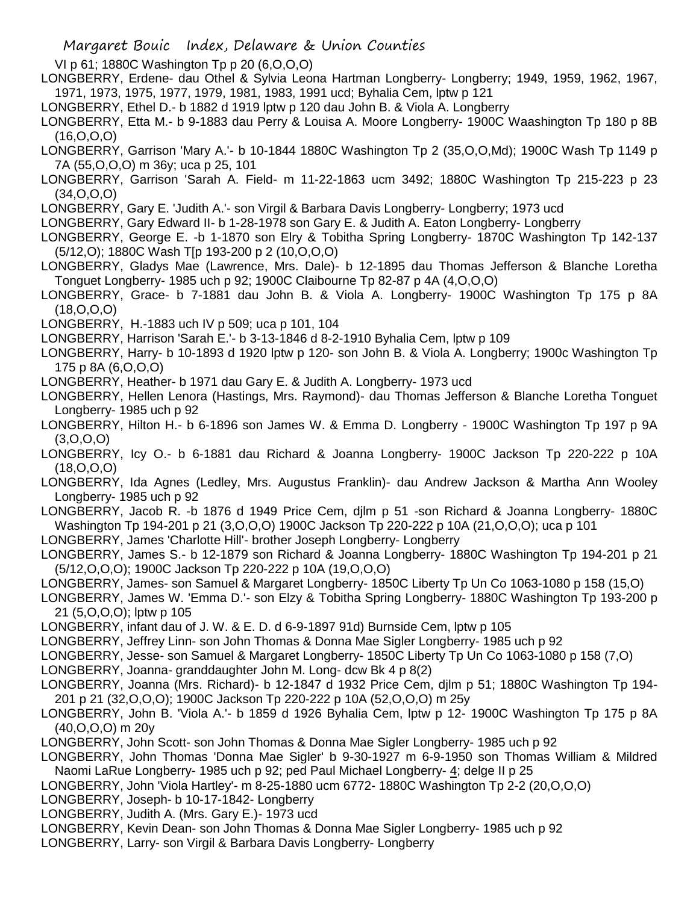VI p 61; 1880C Washington Tp p 20 (6,O,O,O)

LONGBERRY, Erdene- dau Othel & Sylvia Leona Hartman Longberry- Longberry; 1949, 1959, 1962, 1967, 1971, 1973, 1975, 1977, 1979, 1981, 1983, 1991 ucd; Byhalia Cem, lptw p 121

LONGBERRY, Ethel D.- b 1882 d 1919 lptw p 120 dau John B. & Viola A. Longberry

LONGBERRY, Etta M.- b 9-1883 dau Perry & Louisa A. Moore Longberry- 1900C Waashington Tp 180 p 8B (16,O,O,O)

LONGBERRY, Garrison 'Mary A.'- b 10-1844 1880C Washington Tp 2 (35,O,O,Md); 1900C Wash Tp 1149 p 7A (55,O,O,O) m 36y; uca p 25, 101

LONGBERRY, Garrison 'Sarah A. Field- m 11-22-1863 ucm 3492; 1880C Washington Tp 215-223 p 23 (34,O,O,O)

LONGBERRY, Gary E. 'Judith A.'- son Virgil & Barbara Davis Longberry- Longberry; 1973 ucd

LONGBERRY, Gary Edward II- b 1-28-1978 son Gary E. & Judith A. Eaton Longberry- Longberry

LONGBERRY, George E. -b 1-1870 son Elry & Tobitha Spring Longberry- 1870C Washington Tp 142-137 (5/12,O); 1880C Wash T[p 193-200 p 2 (10,O,O,O)

LONGBERRY, Gladys Mae (Lawrence, Mrs. Dale)- b 12-1895 dau Thomas Jefferson & Blanche Loretha Tonguet Longberry- 1985 uch p 92; 1900C Claibourne Tp 82-87 p 4A (4,O,O,O)

LONGBERRY, Grace- b 7-1881 dau John B. & Viola A. Longberry- 1900C Washington Tp 175 p 8A (18,O,O,O)

LONGBERRY, H.-1883 uch IV p 509; uca p 101, 104

LONGBERRY, Harrison 'Sarah E.'- b 3-13-1846 d 8-2-1910 Byhalia Cem, lptw p 109

LONGBERRY, Harry- b 10-1893 d 1920 lptw p 120- son John B. & Viola A. Longberry; 1900c Washington Tp 175 p 8A (6,O,O,O)

LONGBERRY, Heather- b 1971 dau Gary E. & Judith A. Longberry- 1973 ucd

LONGBERRY, Hellen Lenora (Hastings, Mrs. Raymond)- dau Thomas Jefferson & Blanche Loretha Tonguet Longberry- 1985 uch p 92

LONGBERRY, Hilton H.- b 6-1896 son James W. & Emma D. Longberry - 1900C Washington Tp 197 p 9A (3,O,O,O)

LONGBERRY, Icy O.- b 6-1881 dau Richard & Joanna Longberry- 1900C Jackson Tp 220-222 p 10A (18,O,O,O)

LONGBERRY, Ida Agnes (Ledley, Mrs. Augustus Franklin)- dau Andrew Jackson & Martha Ann Wooley Longberry- 1985 uch p 92

LONGBERRY, Jacob R. -b 1876 d 1949 Price Cem, djlm p 51 -son Richard & Joanna Longberry- 1880C Washington Tp 194-201 p 21 (3,O,O,O) 1900C Jackson Tp 220-222 p 10A (21,O,O,O); uca p 101

LONGBERRY, James 'Charlotte Hill'- brother Joseph Longberry- Longberry

LONGBERRY, James S.- b 12-1879 son Richard & Joanna Longberry- 1880C Washington Tp 194-201 p 21 (5/12,O,O,O); 1900C Jackson Tp 220-222 p 10A (19,O,O,O)

LONGBERRY, James- son Samuel & Margaret Longberry- 1850C Liberty Tp Un Co 1063-1080 p 158 (15,O)

LONGBERRY, James W. 'Emma D.'- son Elzy & Tobitha Spring Longberry- 1880C Washington Tp 193-200 p 21 (5,O,O,O); lptw p 105

LONGBERRY, infant dau of J. W. & E. D. d 6-9-1897 91d) Burnside Cem, lptw p 105

LONGBERRY, Jeffrey Linn- son John Thomas & Donna Mae Sigler Longberry- 1985 uch p 92

LONGBERRY, Jesse- son Samuel & Margaret Longberry- 1850C Liberty Tp Un Co 1063-1080 p 158 (7,O)

LONGBERRY, Joanna- granddaughter John M. Long- dcw Bk 4 p 8(2)

LONGBERRY, Joanna (Mrs. Richard)- b 12-1847 d 1932 Price Cem, djlm p 51; 1880C Washington Tp 194-201 p 21 (32,O,O,O); 1900C Jackson Tp 220-222 p 10A (52,O,O,O) m 25y

LONGBERRY, John B. 'Viola A.'- b 1859 d 1926 Byhalia Cem, lptw p 12- 1900C Washington Tp 175 p 8A (40,O,O,O) m 20y

LONGBERRY, John Scott- son John Thomas & Donna Mae Sigler Longberry- 1985 uch p 92

LONGBERRY, John Thomas 'Donna Mae Sigler' b 9-30-1927 m 6-9-1950 son Thomas William & Mildred Naomi LaRue Longberry- 1985 uch p 92; ped Paul Michael Longberry- 4; delge II p 25

LONGBERRY, John 'Viola Hartley'- m 8-25-1880 ucm 6772- 1880C Washington Tp 2-2 (20,O,O,O)

LONGBERRY, Joseph- b 10-17-1842- Longberry

LONGBERRY, Judith A. (Mrs. Gary E.)- 1973 ucd

LONGBERRY, Kevin Dean- son John Thomas & Donna Mae Sigler Longberry- 1985 uch p 92

LONGBERRY, Larry- son Virgil & Barbara Davis Longberry- Longberry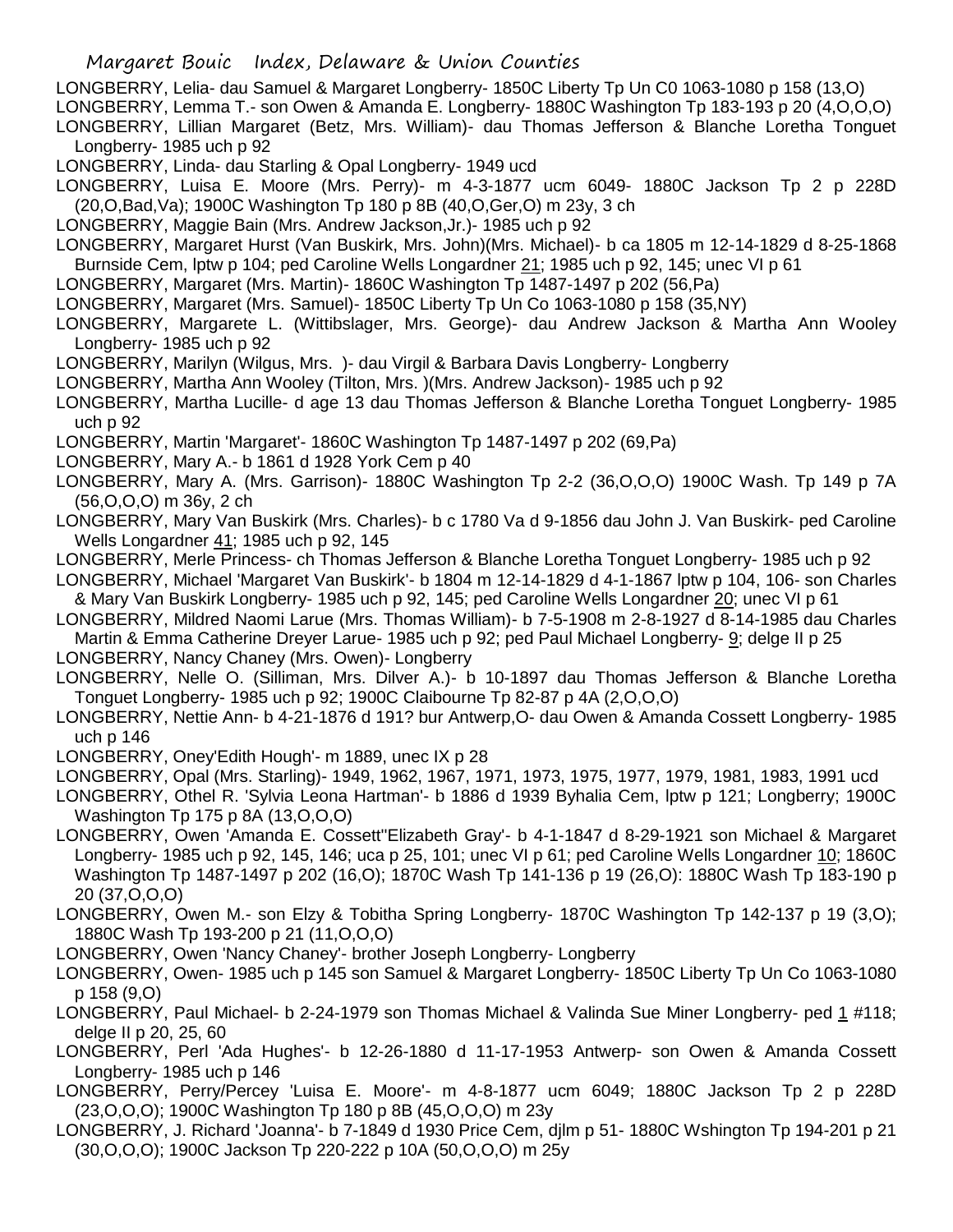LONGBERRY, Lelia- dau Samuel & Margaret Longberry- 1850C Liberty Tp Un C0 1063-1080 p 158 (13,O)

LONGBERRY, Lemma T.- son Owen & Amanda E. Longberry- 1880C Washington Tp 183-193 p 20 (4,O,O,O)

LONGBERRY, Lillian Margaret (Betz, Mrs. William)- dau Thomas Jefferson & Blanche Loretha Tonguet Longberry- 1985 uch p 92

LONGBERRY, Linda- dau Starling & Opal Longberry- 1949 ucd

LONGBERRY, Luisa E. Moore (Mrs. Perry)- m 4-3-1877 ucm 6049- 1880C Jackson Tp 2 p 228D (20,O,Bad,Va); 1900C Washington Tp 180 p 8B (40,O,Ger,O) m 23y, 3 ch

LONGBERRY, Maggie Bain (Mrs. Andrew Jackson,Jr.)- 1985 uch p 92

LONGBERRY, Margaret Hurst (Van Buskirk, Mrs. John)(Mrs. Michael)- b ca 1805 m 12-14-1829 d 8-25-1868 Burnside Cem, lptw p 104; ped Caroline Wells Longardner 21; 1985 uch p 92, 145; unec VI p 61

LONGBERRY, Margaret (Mrs. Martin)- 1860C Washington Tp 1487-1497 p 202 (56,Pa)

LONGBERRY, Margaret (Mrs. Samuel)- 1850C Liberty Tp Un Co 1063-1080 p 158 (35,NY)

LONGBERRY, Margarete L. (Wittibslager, Mrs. George)- dau Andrew Jackson & Martha Ann Wooley Longberry- 1985 uch p 92

LONGBERRY, Marilyn (Wilgus, Mrs. )- dau Virgil & Barbara Davis Longberry- Longberry

LONGBERRY, Martha Ann Wooley (Tilton, Mrs. )(Mrs. Andrew Jackson)- 1985 uch p 92

LONGBERRY, Martha Lucille- d age 13 dau Thomas Jefferson & Blanche Loretha Tonguet Longberry- 1985 uch p 92

LONGBERRY, Martin 'Margaret'- 1860C Washington Tp 1487-1497 p 202 (69,Pa)

LONGBERRY, Mary A.- b 1861 d 1928 York Cem p 40

LONGBERRY, Mary A. (Mrs. Garrison)- 1880C Washington Tp 2-2 (36,O,O,O) 1900C Wash. Tp 149 p 7A (56,O,O,O) m 36y, 2 ch

LONGBERRY, Mary Van Buskirk (Mrs. Charles)- b c 1780 Va d 9-1856 dau John J. Van Buskirk- ped Caroline Wells Longardner 41; 1985 uch p 92, 145

LONGBERRY, Merle Princess- ch Thomas Jefferson & Blanche Loretha Tonguet Longberry- 1985 uch p 92

LONGBERRY, Michael 'Margaret Van Buskirk'- b 1804 m 12-14-1829 d 4-1-1867 lptw p 104, 106- son Charles & Mary Van Buskirk Longberry- 1985 uch p 92, 145; ped Caroline Wells Longardner 20; unec VI p 61

LONGBERRY, Mildred Naomi Larue (Mrs. Thomas William)- b 7-5-1908 m 2-8-1927 d 8-14-1985 dau Charles Martin & Emma Catherine Dreyer Larue- 1985 uch p 92; ped Paul Michael Longberry- 9; delge II p 25

LONGBERRY, Nancy Chaney (Mrs. Owen)- Longberry

LONGBERRY, Nelle O. (Silliman, Mrs. Dilver A.)- b 10-1897 dau Thomas Jefferson & Blanche Loretha Tonguet Longberry- 1985 uch p 92; 1900C Claibourne Tp 82-87 p 4A (2,O,O,O)

LONGBERRY, Nettie Ann- b 4-21-1876 d 191? bur Antwerp,O- dau Owen & Amanda Cossett Longberry- 1985 uch p 146

LONGBERRY, Oney'Edith Hough'- m 1889, unec IX p 28

LONGBERRY, Opal (Mrs. Starling)- 1949, 1962, 1967, 1971, 1973, 1975, 1977, 1979, 1981, 1983, 1991 ucd

LONGBERRY, Othel R. 'Sylvia Leona Hartman'- b 1886 d 1939 Byhalia Cem, lptw p 121; Longberry; 1900C Washington Tp 175 p 8A (13,O,O,O)

LONGBERRY, Owen 'Amanda E. Cossett''Elizabeth Gray'- b 4-1-1847 d 8-29-1921 son Michael & Margaret Longberry- 1985 uch p 92, 145, 146; uca p 25, 101; unec VI p 61; ped Caroline Wells Longardner 10; 1860C Washington Tp 1487-1497 p 202 (16,O); 1870C Wash Tp 141-136 p 19 (26,O): 1880C Wash Tp 183-190 p 20 (37,O,O,O)

LONGBERRY, Owen M.- son Elzy & Tobitha Spring Longberry- 1870C Washington Tp 142-137 p 19 (3,O); 1880C Wash Tp 193-200 p 21 (11,O,O,O)

LONGBERRY, Owen 'Nancy Chaney'- brother Joseph Longberry- Longberry

LONGBERRY, Owen- 1985 uch p 145 son Samuel & Margaret Longberry- 1850C Liberty Tp Un Co 1063-1080 p 158 (9,O)

LONGBERRY, Paul Michael- b 2-24-1979 son Thomas Michael & Valinda Sue Miner Longberry- ped 1 #118; delge II p 20, 25, 60

LONGBERRY, Perl 'Ada Hughes'- b 12-26-1880 d 11-17-1953 Antwerp- son Owen & Amanda Cossett Longberry- 1985 uch p 146

LONGBERRY, Perry/Percey 'Luisa E. Moore'- m 4-8-1877 ucm 6049; 1880C Jackson Tp 2 p 228D (23,O,O,O); 1900C Washington Tp 180 p 8B (45,O,O,O) m 23y

LONGBERRY, J. Richard 'Joanna'- b 7-1849 d 1930 Price Cem, djlm p 51- 1880C Wshington Tp 194-201 p 21 (30,O,O,O); 1900C Jackson Tp 220-222 p 10A (50,O,O,O) m 25y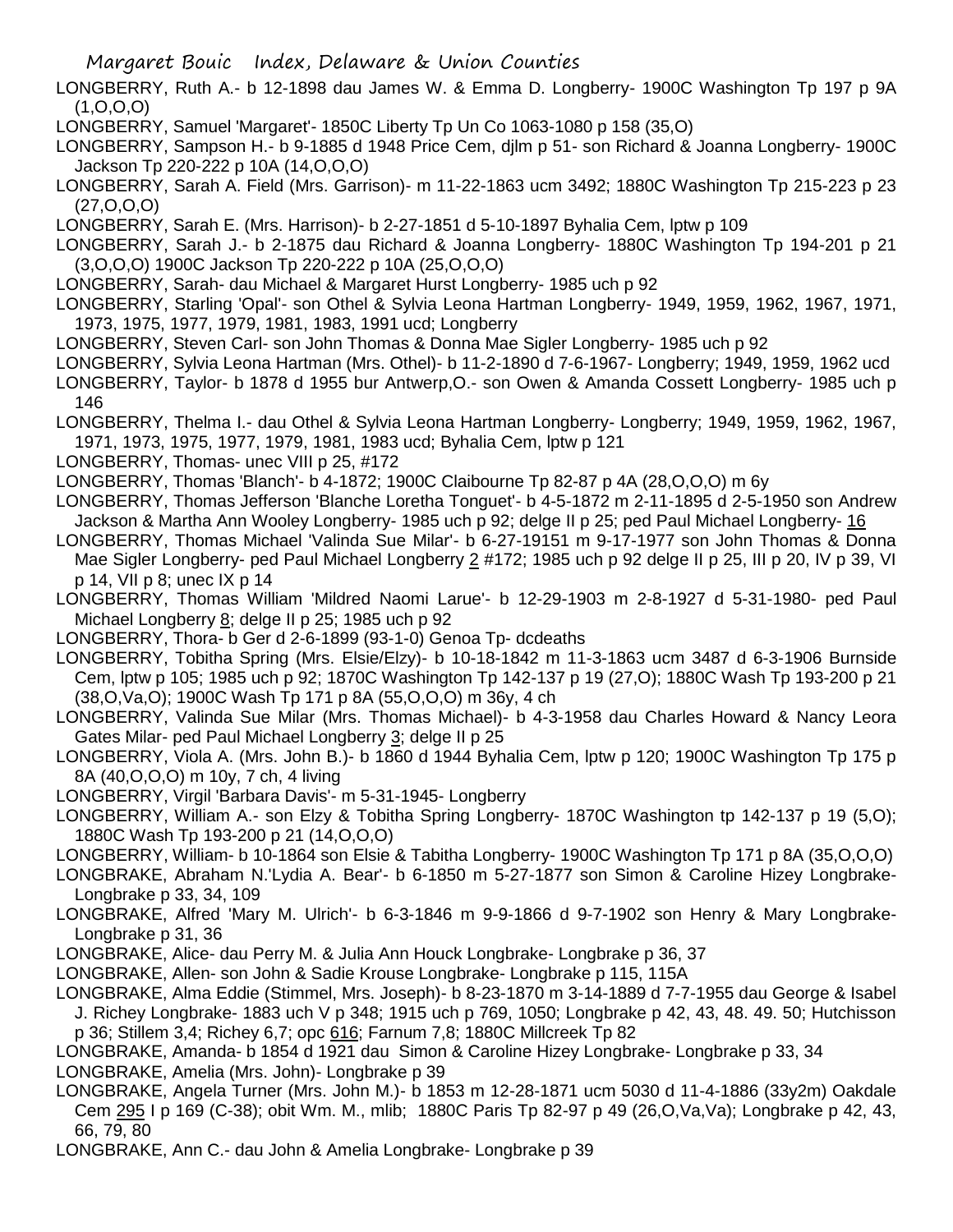LONGBERRY, Ruth A.- b 12-1898 dau James W. & Emma D. Longberry- 1900C Washington Tp 197 p 9A (1,O,O,O)

LONGBERRY, Samuel 'Margaret'- 1850C Liberty Tp Un Co 1063-1080 p 158 (35,O)

LONGBERRY, Sampson H.- b 9-1885 d 1948 Price Cem, djlm p 51- son Richard & Joanna Longberry- 1900C Jackson Tp 220-222 p 10A (14,O,O,O)

LONGBERRY, Sarah A. Field (Mrs. Garrison)- m 11-22-1863 ucm 3492; 1880C Washington Tp 215-223 p 23 (27,O,O,O)

LONGBERRY, Sarah E. (Mrs. Harrison)- b 2-27-1851 d 5-10-1897 Byhalia Cem, lptw p 109

LONGBERRY, Sarah J.- b 2-1875 dau Richard & Joanna Longberry- 1880C Washington Tp 194-201 p 21 (3,O,O,O) 1900C Jackson Tp 220-222 p 10A (25,O,O,O)

LONGBERRY, Sarah- dau Michael & Margaret Hurst Longberry- 1985 uch p 92

LONGBERRY, Starling 'Opal'- son Othel & Sylvia Leona Hartman Longberry- 1949, 1959, 1962, 1967, 1971, 1973, 1975, 1977, 1979, 1981, 1983, 1991 ucd; Longberry

LONGBERRY, Steven Carl- son John Thomas & Donna Mae Sigler Longberry- 1985 uch p 92

LONGBERRY, Sylvia Leona Hartman (Mrs. Othel)- b 11-2-1890 d 7-6-1967- Longberry; 1949, 1959, 1962 ucd

LONGBERRY, Taylor- b 1878 d 1955 bur Antwerp,O.- son Owen & Amanda Cossett Longberry- 1985 uch p 146

LONGBERRY, Thelma I.- dau Othel & Sylvia Leona Hartman Longberry- Longberry; 1949, 1959, 1962, 1967, 1971, 1973, 1975, 1977, 1979, 1981, 1983 ucd; Byhalia Cem, lptw p 121

LONGBERRY, Thomas- unec VIII p 25, #172

LONGBERRY, Thomas 'Blanch'- b 4-1872; 1900C Claibourne Tp 82-87 p 4A (28,O,O,O) m 6y

LONGBERRY, Thomas Jefferson 'Blanche Loretha Tonguet'- b 4-5-1872 m 2-11-1895 d 2-5-1950 son Andrew Jackson & Martha Ann Wooley Longberry- 1985 uch p 92; delge II p 25; ped Paul Michael Longberry- 16

LONGBERRY, Thomas Michael 'Valinda Sue Milar'- b 6-27-19151 m 9-17-1977 son John Thomas & Donna Mae Sigler Longberry- ped Paul Michael Longberry 2 #172; 1985 uch p 92 delge II p 25, III p 20, IV p 39, VI p 14, VII p 8; unec IX p 14

LONGBERRY, Thomas William 'Mildred Naomi Larue'- b 12-29-1903 m 2-8-1927 d 5-31-1980- ped Paul Michael Longberry 8; delge II p 25; 1985 uch p 92

LONGBERRY, Thora- b Ger d 2-6-1899 (93-1-0) Genoa Tp- dcdeaths

LONGBERRY, Tobitha Spring (Mrs. Elsie/Elzy)- b 10-18-1842 m 11-3-1863 ucm 3487 d 6-3-1906 Burnside Cem, lptw p 105; 1985 uch p 92; 1870C Washington Tp 142-137 p 19 (27,O); 1880C Wash Tp 193-200 p 21 (38,O,Va,O); 1900C Wash Tp 171 p 8A (55,O,O,O) m 36y, 4 ch

LONGBERRY, Valinda Sue Milar (Mrs. Thomas Michael)- b 4-3-1958 dau Charles Howard & Nancy Leora Gates Milar- ped Paul Michael Longberry 3; delge II p 25

LONGBERRY, Viola A. (Mrs. John B.)- b 1860 d 1944 Byhalia Cem, lptw p 120; 1900C Washington Tp 175 p 8A (40,O,O,O) m 10y, 7 ch, 4 living

LONGBERRY, Virgil 'Barbara Davis'- m 5-31-1945- Longberry

LONGBERRY, William A.- son Elzy & Tobitha Spring Longberry- 1870C Washington tp 142-137 p 19 (5,O); 1880C Wash Tp 193-200 p 21 (14,O,O,O)

LONGBERRY, William- b 10-1864 son Elsie & Tabitha Longberry- 1900C Washington Tp 171 p 8A (35,O,O,O)

LONGBRAKE, Abraham N.'Lydia A. Bear'- b 6-1850 m 5-27-1877 son Simon & Caroline Hizey Longbrake- Longbrake p 33, 34, 109

LONGBRAKE, Alfred 'Mary M. Ulrich'- b 6-3-1846 m 9-9-1866 d 9-7-1902 son Henry & Mary Longbrake- Longbrake p 31, 36

LONGBRAKE, Alice- dau Perry M. & Julia Ann Houck Longbrake- Longbrake p 36, 37

LONGBRAKE, Allen- son John & Sadie Krouse Longbrake- Longbrake p 115, 115A

LONGBRAKE, Alma Eddie (Stimmel, Mrs. Joseph)- b 8-23-1870 m 3-14-1889 d 7-7-1955 dau George & Isabel J. Richey Longbrake- 1883 uch V p 348; 1915 uch p 769, 1050; Longbrake p 42, 43, 48. 49. 50; Hutchisson p 36; Stillem 3,4; Richey 6,7; opc 616; Farnum 7,8; 1880C Millcreek Tp 82

LONGBRAKE, Amanda- b 1854 d 1921 dau Simon & Caroline Hizey Longbrake- Longbrake p 33, 34

LONGBRAKE, Amelia (Mrs. John)- Longbrake p 39

LONGBRAKE, Angela Turner (Mrs. John M.)- b 1853 m 12-28-1871 ucm 5030 d 11-4-1886 (33y2m) Oakdale Cem 295 I p 169 (C-38); obit Wm. M., mlib; 1880C Paris Tp 82-97 p 49 (26,O,Va,Va); Longbrake p 42, 43, 66, 79, 80

LONGBRAKE, Ann C.- dau John & Amelia Longbrake- Longbrake p 39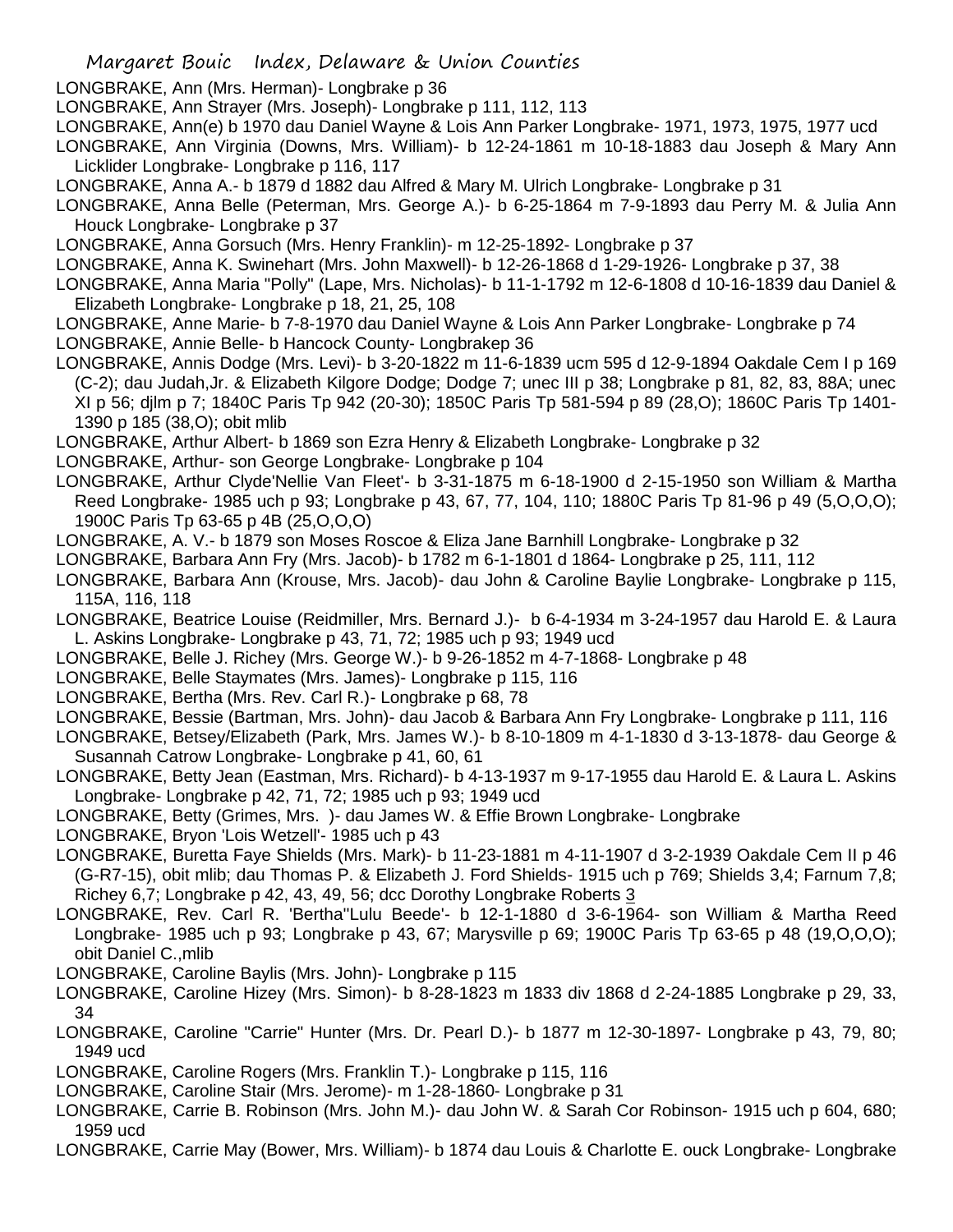LONGBRAKE, Ann (Mrs. Herman)- Longbrake p 36

LONGBRAKE, Ann Strayer (Mrs. Joseph)- Longbrake p 111, 112, 113

LONGBRAKE, Ann(e) b 1970 dau Daniel Wayne & Lois Ann Parker Longbrake- 1971, 1973, 1975, 1977 ucd

LONGBRAKE, Ann Virginia (Downs, Mrs. William)- b 12-24-1861 m 10-18-1883 dau Joseph & Mary Ann Licklider Longbrake- Longbrake p 116, 117

LONGBRAKE, Anna A.- b 1879 d 1882 dau Alfred & Mary M. Ulrich Longbrake- Longbrake p 31

LONGBRAKE, Anna Belle (Peterman, Mrs. George A.)- b 6-25-1864 m 7-9-1893 dau Perry M. & Julia Ann Houck Longbrake- Longbrake p 37

LONGBRAKE, Anna Gorsuch (Mrs. Henry Franklin)- m 12-25-1892- Longbrake p 37

LONGBRAKE, Anna K. Swinehart (Mrs. John Maxwell)- b 12-26-1868 d 1-29-1926- Longbrake p 37, 38

LONGBRAKE, Anna Maria "Polly" (Lape, Mrs. Nicholas)- b 11-1-1792 m 12-6-1808 d 10-16-1839 dau Daniel & Elizabeth Longbrake- Longbrake p 18, 21, 25, 108

LONGBRAKE, Anne Marie- b 7-8-1970 dau Daniel Wayne & Lois Ann Parker Longbrake- Longbrake p 74

LONGBRAKE, Annie Belle- b Hancock County- Longbrakep 36

LONGBRAKE, Annis Dodge (Mrs. Levi)- b 3-20-1822 m 11-6-1839 ucm 595 d 12-9-1894 Oakdale Cem I p 169 (C-2); dau Judah,Jr. & Elizabeth Kilgore Dodge; Dodge 7; unec III p 38; Longbrake p 81, 82, 83, 88A; unec XI p 56; djlm p 7; 1840C Paris Tp 942 (20-30); 1850C Paris Tp 581-594 p 89 (28,O); 1860C Paris Tp 1401-1390 p 185 (38,O); obit mlib

LONGBRAKE, Arthur Albert- b 1869 son Ezra Henry & Elizabeth Longbrake- Longbrake p 32

LONGBRAKE, Arthur- son George Longbrake- Longbrake p 104

LONGBRAKE, Arthur Clyde'Nellie Van Fleet'- b 3-31-1875 m 6-18-1900 d 2-15-1950 son William & Martha Reed Longbrake- 1985 uch p 93; Longbrake p 43, 67, 77, 104, 110; 1880C Paris Tp 81-96 p 49 (5,O,O,O); 1900C Paris Tp 63-65 p 4B (25,O,O,O)

LONGBRAKE, A. V.- b 1879 son Moses Roscoe & Eliza Jane Barnhill Longbrake- Longbrake p 32

LONGBRAKE, Barbara Ann Fry (Mrs. Jacob)- b 1782 m 6-1-1801 d 1864- Longbrake p 25, 111, 112

LONGBRAKE, Barbara Ann (Krouse, Mrs. Jacob)- dau John & Caroline Baylie Longbrake- Longbrake p 115, 115A, 116, 118

LONGBRAKE, Beatrice Louise (Reidmiller, Mrs. Bernard J.)- b 6-4-1934 m 3-24-1957 dau Harold E. & Laura L. Askins Longbrake- Longbrake p 43, 71, 72; 1985 uch p 93; 1949 ucd

LONGBRAKE, Belle J. Richey (Mrs. George W.)- b 9-26-1852 m 4-7-1868- Longbrake p 48

LONGBRAKE, Belle Staymates (Mrs. James)- Longbrake p 115, 116

LONGBRAKE, Bertha (Mrs. Rev. Carl R.)- Longbrake p 68, 78

LONGBRAKE, Bessie (Bartman, Mrs. John)- dau Jacob & Barbara Ann Fry Longbrake- Longbrake p 111, 116

LONGBRAKE, Betsey/Elizabeth (Park, Mrs. James W.)- b 8-10-1809 m 4-1-1830 d 3-13-1878- dau George & Susannah Catrow Longbrake- Longbrake p 41, 60, 61

LONGBRAKE, Betty Jean (Eastman, Mrs. Richard)- b 4-13-1937 m 9-17-1955 dau Harold E. & Laura L. Askins Longbrake- Longbrake p 42, 71, 72; 1985 uch p 93; 1949 ucd

LONGBRAKE, Betty (Grimes, Mrs. )- dau James W. & Effie Brown Longbrake- Longbrake

LONGBRAKE, Bryon 'Lois Wetzell'- 1985 uch p 43

LONGBRAKE, Buretta Faye Shields (Mrs. Mark)- b 11-23-1881 m 4-11-1907 d 3-2-1939 Oakdale Cem II p 46 (G-R7-15), obit mlib; dau Thomas P. & Elizabeth J. Ford Shields- 1915 uch p 769; Shields 3,4; Farnum 7,8; Richey 6,7; Longbrake p 42, 43, 49, 56; dcc Dorothy Longbrake Roberts 3

LONGBRAKE, Rev. Carl R. 'Bertha''Lulu Beede'- b 12-1-1880 d 3-6-1964- son William & Martha Reed Longbrake- 1985 uch p 93; Longbrake p 43, 67; Marysville p 69; 1900C Paris Tp 63-65 p 48 (19,O,O,O); obit Daniel C.,mlib

LONGBRAKE, Caroline Baylis (Mrs. John)- Longbrake p 115

LONGBRAKE, Caroline Hizey (Mrs. Simon)- b 8-28-1823 m 1833 div 1868 d 2-24-1885 Longbrake p 29, 33, 34

LONGBRAKE, Caroline "Carrie" Hunter (Mrs. Dr. Pearl D.)- b 1877 m 12-30-1897- Longbrake p 43, 79, 80; 1949 ucd

LONGBRAKE, Caroline Rogers (Mrs. Franklin T.)- Longbrake p 115, 116

LONGBRAKE, Caroline Stair (Mrs. Jerome)- m 1-28-1860- Longbrake p 31

LONGBRAKE, Carrie B. Robinson (Mrs. John M.)- dau John W. & Sarah Cor Robinson- 1915 uch p 604, 680; 1959 ucd

LONGBRAKE, Carrie May (Bower, Mrs. William)- b 1874 dau Louis & Charlotte E. ouck Longbrake- Longbrake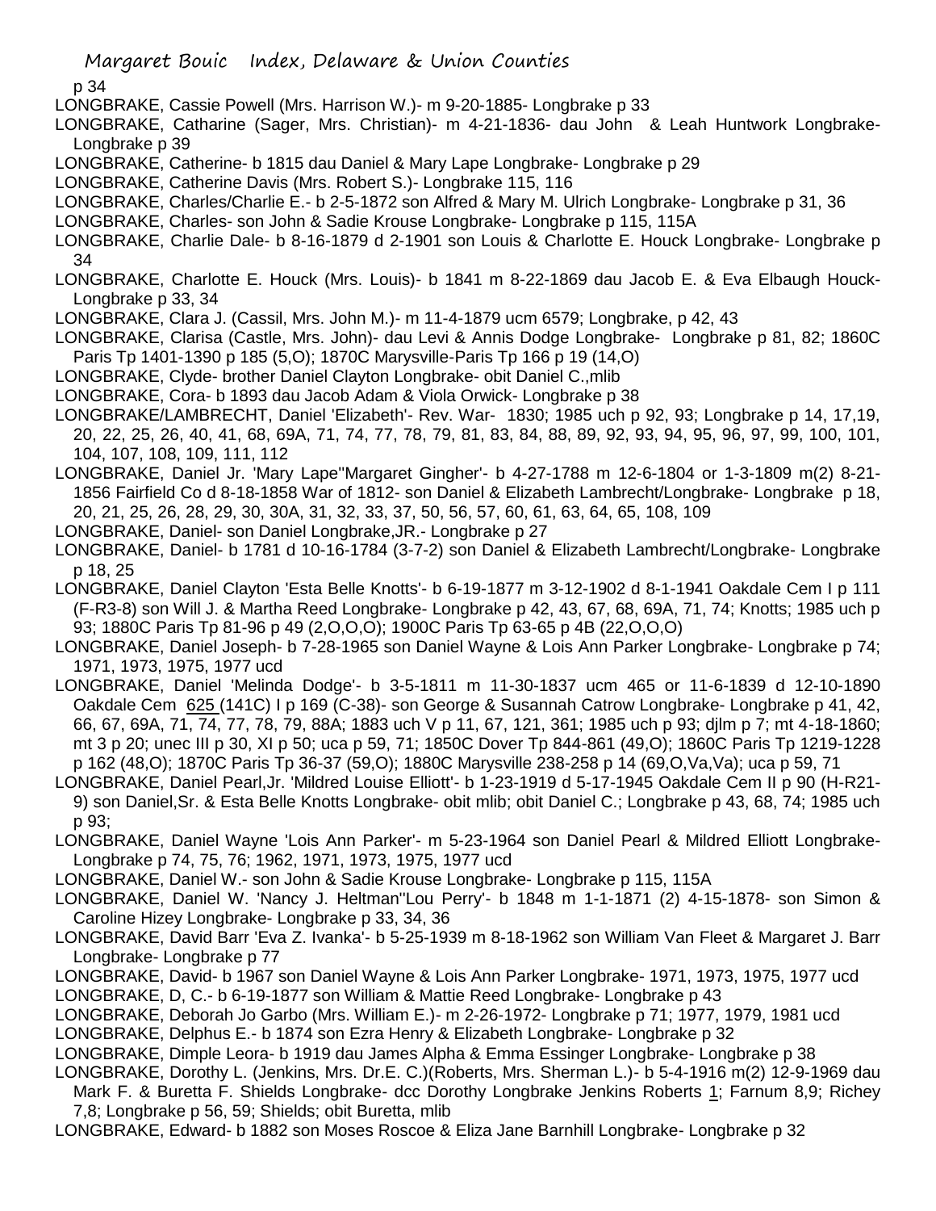p 34

LONGBRAKE, Cassie Powell (Mrs. Harrison W.)- m 9-20-1885- Longbrake p 33

LONGBRAKE, Catharine (Sager, Mrs. Christian)- m 4-21-1836- dau John & Leah Huntwork Longbrake- Longbrake p 39

LONGBRAKE, Catherine- b 1815 dau Daniel & Mary Lape Longbrake- Longbrake p 29

LONGBRAKE, Catherine Davis (Mrs. Robert S.)- Longbrake 115, 116

LONGBRAKE, Charles/Charlie E.- b 2-5-1872 son Alfred & Mary M. Ulrich Longbrake- Longbrake p 31, 36

LONGBRAKE, Charles- son John & Sadie Krouse Longbrake- Longbrake p 115, 115A

LONGBRAKE, Charlie Dale- b 8-16-1879 d 2-1901 son Louis & Charlotte E. Houck Longbrake- Longbrake p 34

LONGBRAKE, Charlotte E. Houck (Mrs. Louis)- b 1841 m 8-22-1869 dau Jacob E. & Eva Elbaugh Houck- Longbrake p 33, 34

LONGBRAKE, Clara J. (Cassil, Mrs. John M.)- m 11-4-1879 ucm 6579; Longbrake, p 42, 43

LONGBRAKE, Clarisa (Castle, Mrs. John)- dau Levi & Annis Dodge Longbrake- Longbrake p 81, 82; 1860C Paris Tp 1401-1390 p 185 (5,O); 1870C Marysville-Paris Tp 166 p 19 (14,O)

LONGBRAKE, Clyde- brother Daniel Clayton Longbrake- obit Daniel C.,mlib

LONGBRAKE, Cora- b 1893 dau Jacob Adam & Viola Orwick- Longbrake p 38

LONGBRAKE/LAMBRECHT, Daniel 'Elizabeth'- Rev. War- 1830; 1985 uch p 92, 93; Longbrake p 14, 17,19, 20, 22, 25, 26, 40, 41, 68, 69A, 71, 74, 77, 78, 79, 81, 83, 84, 88, 89, 92, 93, 94, 95, 96, 97, 99, 100, 101, 104, 107, 108, 109, 111, 112

LONGBRAKE, Daniel Jr. 'Mary Lape''Margaret Gingher'- b 4-27-1788 m 12-6-1804 or 1-3-1809 m(2) 8-21-1856 Fairfield Co d 8-18-1858 War of 1812- son Daniel & Elizabeth Lambrecht/Longbrake- Longbrake p 18, 20, 21, 25, 26, 28, 29, 30, 30A, 31, 32, 33, 37, 50, 56, 57, 60, 61, 63, 64, 65, 108, 109

LONGBRAKE, Daniel- son Daniel Longbrake,JR.- Longbrake p 27

LONGBRAKE, Daniel- b 1781 d 10-16-1784 (3-7-2) son Daniel & Elizabeth Lambrecht/Longbrake- Longbrake p 18, 25

LONGBRAKE, Daniel Clayton 'Esta Belle Knotts'- b 6-19-1877 m 3-12-1902 d 8-1-1941 Oakdale Cem I p 111 (F-R3-8) son Will J. & Martha Reed Longbrake- Longbrake p 42, 43, 67, 68, 69A, 71, 74; Knotts; 1985 uch p 93; 1880C Paris Tp 81-96 p 49 (2,O,O,O); 1900C Paris Tp 63-65 p 4B (22,O,O,O)

LONGBRAKE, Daniel Joseph- b 7-28-1965 son Daniel Wayne & Lois Ann Parker Longbrake- Longbrake p 74; 1971, 1973, 1975, 1977 ucd

LONGBRAKE, Daniel 'Melinda Dodge'- b 3-5-1811 m 11-30-1837 ucm 465 or 11-6-1839 d 12-10-1890 Oakdale Cem 625 (141C) I p 169 (C-38)- son George & Susannah Catrow Longbrake- Longbrake p 41, 42, 66, 67, 69A, 71, 74, 77, 78, 79, 88A; 1883 uch V p 11, 67, 121, 361; 1985 uch p 93; djlm p 7; mt 4-18-1860; mt 3 p 20; unec III p 30, XI p 50; uca p 59, 71; 1850C Dover Tp 844-861 (49,O); 1860C Paris Tp 1219-1228 p 162 (48,O); 1870C Paris Tp 36-37 (59,O); 1880C Marysville 238-258 p 14 (69,O,Va,Va); uca p 59, 71

LONGBRAKE, Daniel Pearl,Jr. 'Mildred Louise Elliott'- b 1-23-1919 d 5-17-1945 Oakdale Cem II p 90 (H-R21-9) son Daniel,Sr. & Esta Belle Knotts Longbrake- obit mlib; obit Daniel C.; Longbrake p 43, 68, 74; 1985 uch p 93;

LONGBRAKE, Daniel Wayne 'Lois Ann Parker'- m 5-23-1964 son Daniel Pearl & Mildred Elliott Longbrake- Longbrake p 74, 75, 76; 1962, 1971, 1973, 1975, 1977 ucd

LONGBRAKE, Daniel W.- son John & Sadie Krouse Longbrake- Longbrake p 115, 115A

LONGBRAKE, Daniel W. 'Nancy J. Heltman''Lou Perry'- b 1848 m 1-1-1871 (2) 4-15-1878- son Simon & Caroline Hizey Longbrake- Longbrake p 33, 34, 36

LONGBRAKE, David Barr 'Eva Z. Ivanka'- b 5-25-1939 m 8-18-1962 son William Van Fleet & Margaret J. Barr Longbrake- Longbrake p 77

LONGBRAKE, David- b 1967 son Daniel Wayne & Lois Ann Parker Longbrake- 1971, 1973, 1975, 1977 ucd

LONGBRAKE, D, C.- b 6-19-1877 son William & Mattie Reed Longbrake- Longbrake p 43

LONGBRAKE, Deborah Jo Garbo (Mrs. William E.)- m 2-26-1972- Longbrake p 71; 1977, 1979, 1981 ucd

LONGBRAKE, Delphus E.- b 1874 son Ezra Henry & Elizabeth Longbrake- Longbrake p 32

LONGBRAKE, Dimple Leora- b 1919 dau James Alpha & Emma Essinger Longbrake- Longbrake p 38

LONGBRAKE, Dorothy L. (Jenkins, Mrs. Dr.E. C.)(Roberts, Mrs. Sherman L.)- b 5-4-1916 m(2) 12-9-1969 dau Mark F. & Buretta F. Shields Longbrake- dcc Dorothy Longbrake Jenkins Roberts 1; Farnum 8,9; Richey 7,8; Longbrake p 56, 59; Shields; obit Buretta, mlib

LONGBRAKE, Edward- b 1882 son Moses Roscoe & Eliza Jane Barnhill Longbrake- Longbrake p 32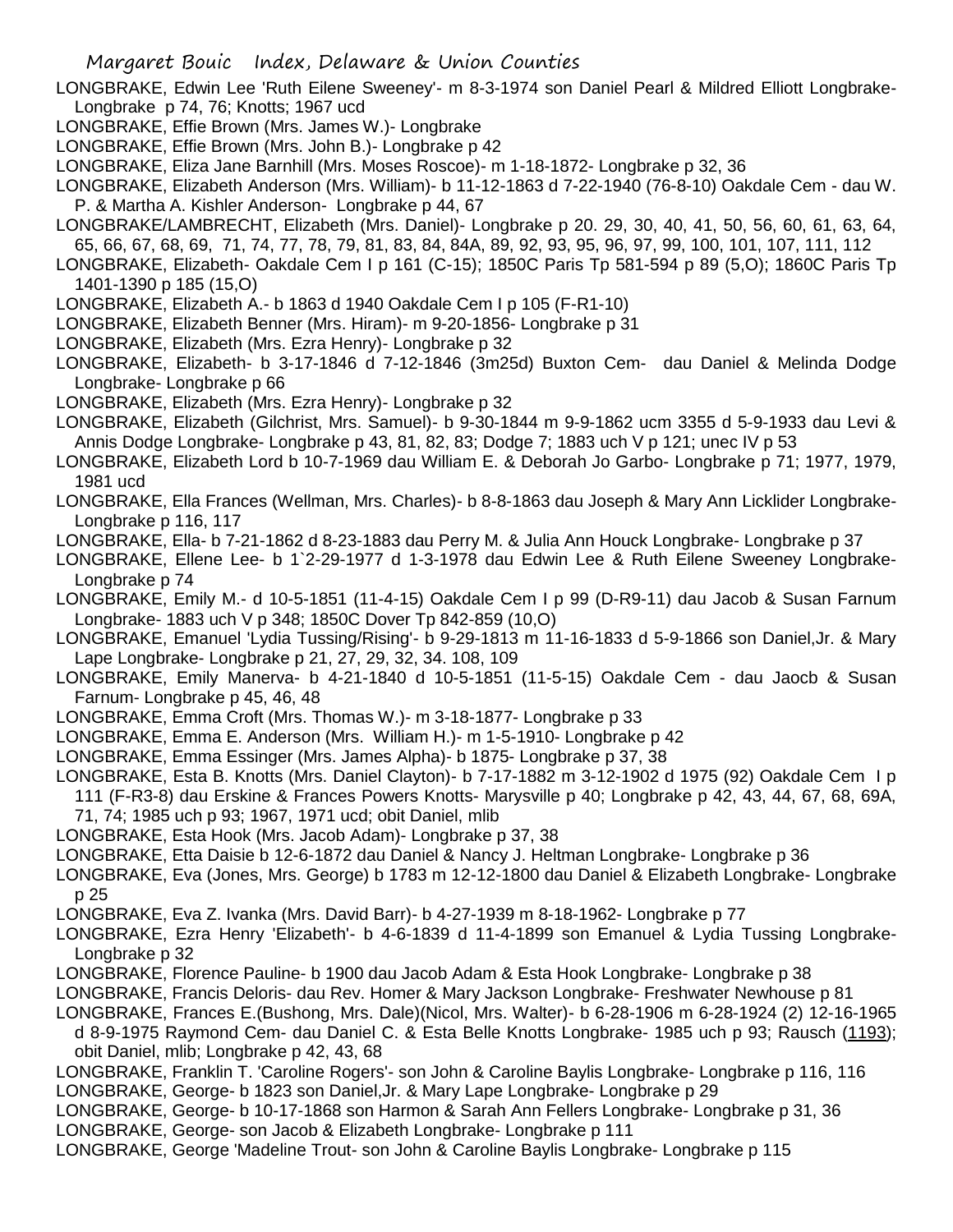LONGBRAKE, Edwin Lee 'Ruth Eilene Sweeney'- m 8-3-1974 son Daniel Pearl & Mildred Elliott Longbrake- Longbrake p 74, 76; Knotts; 1967 ucd

LONGBRAKE, Effie Brown (Mrs. James W.)- Longbrake

LONGBRAKE, Effie Brown (Mrs. John B.)- Longbrake p 42

LONGBRAKE, Eliza Jane Barnhill (Mrs. Moses Roscoe)- m 1-18-1872- Longbrake p 32, 36

LONGBRAKE, Elizabeth Anderson (Mrs. William)- b 11-12-1863 d 7-22-1940 (76-8-10) Oakdale Cem - dau W. P. & Martha A. Kishler Anderson- Longbrake p 44, 67

LONGBRAKE/LAMBRECHT, Elizabeth (Mrs. Daniel)- Longbrake p 20. 29, 30, 40, 41, 50, 56, 60, 61, 63, 64, 65, 66, 67, 68, 69, 71, 74, 77, 78, 79, 81, 83, 84, 84A, 89, 92, 93, 95, 96, 97, 99, 100, 101, 107, 111, 112

LONGBRAKE, Elizabeth- Oakdale Cem I p 161 (C-15); 1850C Paris Tp 581-594 p 89 (5,O); 1860C Paris Tp 1401-1390 p 185 (15,O)

LONGBRAKE, Elizabeth A.- b 1863 d 1940 Oakdale Cem I p 105 (F-R1-10)

LONGBRAKE, Elizabeth Benner (Mrs. Hiram)- m 9-20-1856- Longbrake p 31

LONGBRAKE, Elizabeth (Mrs. Ezra Henry)- Longbrake p 32

LONGBRAKE, Elizabeth- b 3-17-1846 d 7-12-1846 (3m25d) Buxton Cem- dau Daniel & Melinda Dodge Longbrake- Longbrake p 66

LONGBRAKE, Elizabeth (Mrs. Ezra Henry)- Longbrake p 32

LONGBRAKE, Elizabeth (Gilchrist, Mrs. Samuel)- b 9-30-1844 m 9-9-1862 ucm 3355 d 5-9-1933 dau Levi & Annis Dodge Longbrake- Longbrake p 43, 81, 82, 83; Dodge 7; 1883 uch V p 121; unec IV p 53

LONGBRAKE, Elizabeth Lord b 10-7-1969 dau William E. & Deborah Jo Garbo- Longbrake p 71; 1977, 1979, 1981 ucd

LONGBRAKE, Ella Frances (Wellman, Mrs. Charles)- b 8-8-1863 dau Joseph & Mary Ann Licklider Longbrake- Longbrake p 116, 117

LONGBRAKE, Ella- b 7-21-1862 d 8-23-1883 dau Perry M. & Julia Ann Houck Longbrake- Longbrake p 37

LONGBRAKE, Ellene Lee- b 1`2-29-1977 d 1-3-1978 dau Edwin Lee & Ruth Eilene Sweeney Longbrake- Longbrake p 74

LONGBRAKE, Emily M.- d 10-5-1851 (11-4-15) Oakdale Cem I p 99 (D-R9-11) dau Jacob & Susan Farnum Longbrake- 1883 uch V p 348; 1850C Dover Tp 842-859 (10,O)

LONGBRAKE, Emanuel 'Lydia Tussing/Rising'- b 9-29-1813 m 11-16-1833 d 5-9-1866 son Daniel,Jr. & Mary Lape Longbrake- Longbrake p 21, 27, 29, 32, 34. 108, 109

LONGBRAKE, Emily Manerva- b 4-21-1840 d 10-5-1851 (11-5-15) Oakdale Cem - dau Jaocb & Susan Farnum- Longbrake p 45, 46, 48

LONGBRAKE, Emma Croft (Mrs. Thomas W.)- m 3-18-1877- Longbrake p 33

LONGBRAKE, Emma E. Anderson (Mrs. William H.)- m 1-5-1910- Longbrake p 42

LONGBRAKE, Emma Essinger (Mrs. James Alpha)- b 1875- Longbrake p 37, 38

LONGBRAKE, Esta B. Knotts (Mrs. Daniel Clayton)- b 7-17-1882 m 3-12-1902 d 1975 (92) Oakdale Cem I p 111 (F-R3-8) dau Erskine & Frances Powers Knotts- Marysville p 40; Longbrake p 42, 43, 44, 67, 68, 69A, 71, 74; 1985 uch p 93; 1967, 1971 ucd; obit Daniel, mlib

LONGBRAKE, Esta Hook (Mrs. Jacob Adam)- Longbrake p 37, 38

LONGBRAKE, Etta Daisie b 12-6-1872 dau Daniel & Nancy J. Heltman Longbrake- Longbrake p 36

LONGBRAKE, Eva (Jones, Mrs. George) b 1783 m 12-12-1800 dau Daniel & Elizabeth Longbrake- Longbrake p 25

LONGBRAKE, Eva Z. Ivanka (Mrs. David Barr)- b 4-27-1939 m 8-18-1962- Longbrake p 77

LONGBRAKE, Ezra Henry 'Elizabeth'- b 4-6-1839 d 11-4-1899 son Emanuel & Lydia Tussing Longbrake- Longbrake p 32

LONGBRAKE, Florence Pauline- b 1900 dau Jacob Adam & Esta Hook Longbrake- Longbrake p 38

LONGBRAKE, Francis Deloris- dau Rev. Homer & Mary Jackson Longbrake- Freshwater Newhouse p 81

LONGBRAKE, Frances E.(Bushong, Mrs. Dale)(Nicol, Mrs. Walter)- b 6-28-1906 m 6-28-1924 (2) 12-16-1965 d 8-9-1975 Raymond Cem- dau Daniel C. & Esta Belle Knotts Longbrake- 1985 uch p 93; Rausch (1193); obit Daniel, mlib; Longbrake p 42, 43, 68

LONGBRAKE, Franklin T. 'Caroline Rogers'- son John & Caroline Baylis Longbrake- Longbrake p 116, 116

LONGBRAKE, George- b 1823 son Daniel,Jr. & Mary Lape Longbrake- Longbrake p 29

LONGBRAKE, George- b 10-17-1868 son Harmon & Sarah Ann Fellers Longbrake- Longbrake p 31, 36

LONGBRAKE, George- son Jacob & Elizabeth Longbrake- Longbrake p 111

LONGBRAKE, George 'Madeline Trout- son John & Caroline Baylis Longbrake- Longbrake p 115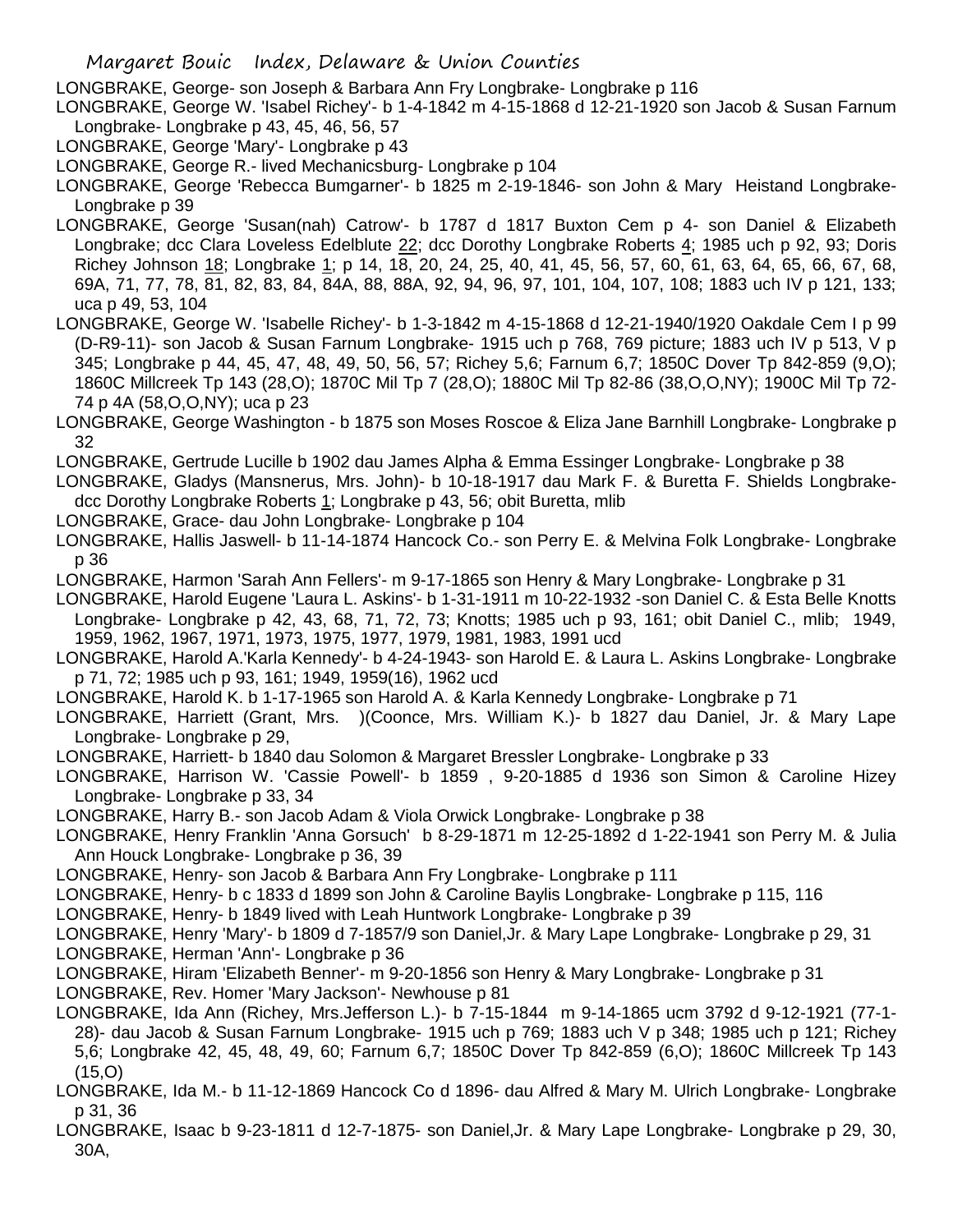LONGBRAKE, George- son Joseph & Barbara Ann Fry Longbrake- Longbrake p 116

LONGBRAKE, George W. 'Isabel Richey'- b 1-4-1842 m 4-15-1868 d 12-21-1920 son Jacob & Susan Farnum Longbrake- Longbrake p 43, 45, 46, 56, 57

LONGBRAKE, George 'Mary'- Longbrake p 43

LONGBRAKE, George R.- lived Mechanicsburg- Longbrake p 104

LONGBRAKE, George 'Rebecca Bumgarner'- b 1825 m 2-19-1846- son John & Mary Heistand Longbrake- Longbrake p 39

LONGBRAKE, George 'Susan(nah) Catrow'- b 1787 d 1817 Buxton Cem p 4- son Daniel & Elizabeth Longbrake; dcc Clara Loveless Edelblute 22; dcc Dorothy Longbrake Roberts 4; 1985 uch p 92, 93; Doris Richey Johnson 18; Longbrake 1; p 14, 18, 20, 24, 25, 40, 41, 45, 56, 57, 60, 61, 63, 64, 65, 66, 67, 68, 69A, 71, 77, 78, 81, 82, 83, 84, 84A, 88, 88A, 92, 94, 96, 97, 101, 104, 107, 108; 1883 uch IV p 121, 133; uca p 49, 53, 104

LONGBRAKE, George W. 'Isabelle Richey'- b 1-3-1842 m 4-15-1868 d 12-21-1940/1920 Oakdale Cem I p 99 (D-R9-11)- son Jacob & Susan Farnum Longbrake- 1915 uch p 768, 769 picture; 1883 uch IV p 513, V p 345; Longbrake p 44, 45, 47, 48, 49, 50, 56, 57; Richey 5,6; Farnum 6,7; 1850C Dover Tp 842-859 (9,O); 1860C Millcreek Tp 143 (28,O); 1870C Mil Tp 7 (28,O); 1880C Mil Tp 82-86 (38,O,O,NY); 1900C Mil Tp 72-74 p 4A (58,O,O,NY); uca p 23

LONGBRAKE, George Washington - b 1875 son Moses Roscoe & Eliza Jane Barnhill Longbrake- Longbrake p 32

LONGBRAKE, Gertrude Lucille b 1902 dau James Alpha & Emma Essinger Longbrake- Longbrake p 38

LONGBRAKE, Gladys (Mansnerus, Mrs. John)- b 10-18-1917 dau Mark F. & Buretta F. Shields Longbrake- dcc Dorothy Longbrake Roberts 1; Longbrake p 43, 56; obit Buretta, mlib

LONGBRAKE, Grace- dau John Longbrake- Longbrake p 104

LONGBRAKE, Hallis Jaswell- b 11-14-1874 Hancock Co.- son Perry E. & Melvina Folk Longbrake- Longbrake p 36

LONGBRAKE, Harmon 'Sarah Ann Fellers'- m 9-17-1865 son Henry & Mary Longbrake- Longbrake p 31

LONGBRAKE, Harold Eugene 'Laura L. Askins'- b 1-31-1911 m 10-22-1932 -son Daniel C. & Esta Belle Knotts Longbrake- Longbrake p 42, 43, 68, 71, 72, 73; Knotts; 1985 uch p 93, 161; obit Daniel C., mlib; 1949, 1959, 1962, 1967, 1971, 1973, 1975, 1977, 1979, 1981, 1983, 1991 ucd

LONGBRAKE, Harold A.'Karla Kennedy'- b 4-24-1943- son Harold E. & Laura L. Askins Longbrake- Longbrake p 71, 72; 1985 uch p 93, 161; 1949, 1959(16), 1962 ucd

LONGBRAKE, Harold K. b 1-17-1965 son Harold A. & Karla Kennedy Longbrake- Longbrake p 71

LONGBRAKE, Harriett (Grant, Mrs. )(Coonce, Mrs. William K.)- b 1827 dau Daniel, Jr. & Mary Lape Longbrake- Longbrake p 29,

LONGBRAKE, Harriett- b 1840 dau Solomon & Margaret Bressler Longbrake- Longbrake p 33

LONGBRAKE, Harrison W. 'Cassie Powell'- b 1859 , 9-20-1885 d 1936 son Simon & Caroline Hizey Longbrake- Longbrake p 33, 34

LONGBRAKE, Harry B.- son Jacob Adam & Viola Orwick Longbrake- Longbrake p 38

LONGBRAKE, Henry Franklin 'Anna Gorsuch' b 8-29-1871 m 12-25-1892 d 1-22-1941 son Perry M. & Julia Ann Houck Longbrake- Longbrake p 36, 39

LONGBRAKE, Henry- son Jacob & Barbara Ann Fry Longbrake- Longbrake p 111

LONGBRAKE, Henry- b c 1833 d 1899 son John & Caroline Baylis Longbrake- Longbrake p 115, 116

LONGBRAKE, Henry- b 1849 lived with Leah Huntwork Longbrake- Longbrake p 39

LONGBRAKE, Henry 'Mary'- b 1809 d 7-1857/9 son Daniel,Jr. & Mary Lape Longbrake- Longbrake p 29, 31

LONGBRAKE, Herman 'Ann'- Longbrake p 36

LONGBRAKE, Hiram 'Elizabeth Benner'- m 9-20-1856 son Henry & Mary Longbrake- Longbrake p 31

LONGBRAKE, Rev. Homer 'Mary Jackson'- Newhouse p 81

LONGBRAKE, Ida Ann (Richey, Mrs.Jefferson L.)- b 7-15-1844 m 9-14-1865 ucm 3792 d 9-12-1921 (77-1-28)- dau Jacob & Susan Farnum Longbrake- 1915 uch p 769; 1883 uch V p 348; 1985 uch p 121; Richey 5,6; Longbrake 42, 45, 48, 49, 60; Farnum 6,7; 1850C Dover Tp 842-859 (6,O); 1860C Millcreek Tp 143 (15,O)

LONGBRAKE, Ida M.- b 11-12-1869 Hancock Co d 1896- dau Alfred & Mary M. Ulrich Longbrake- Longbrake p 31, 36

LONGBRAKE, Isaac b 9-23-1811 d 12-7-1875- son Daniel,Jr. & Mary Lape Longbrake- Longbrake p 29, 30, 30A,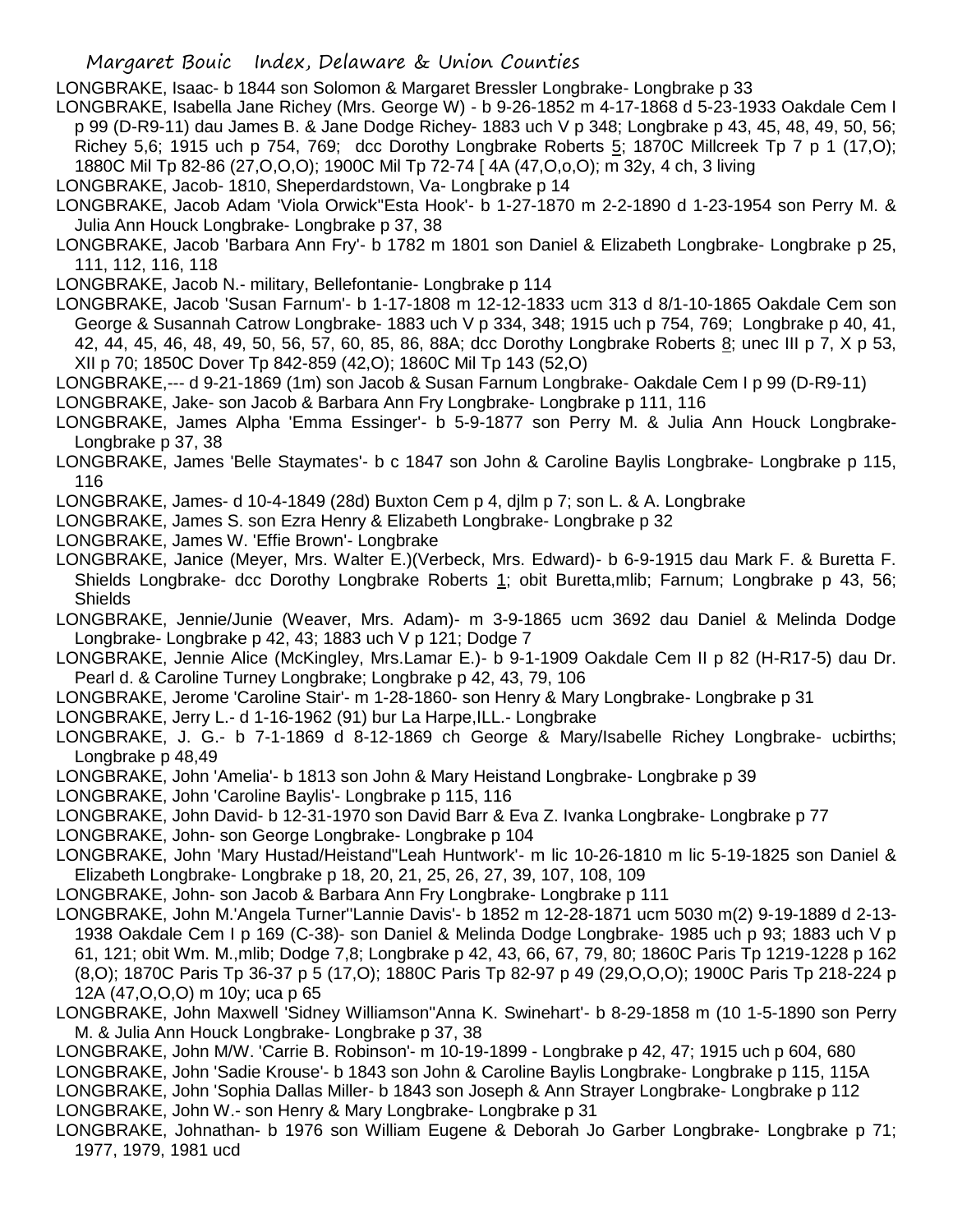LONGBRAKE, Isaac- b 1844 son Solomon & Margaret Bressler Longbrake- Longbrake p 33

LONGBRAKE, Isabella Jane Richey (Mrs. George W) - b 9-26-1852 m 4-17-1868 d 5-23-1933 Oakdale Cem I p 99 (D-R9-11) dau James B. & Jane Dodge Richey- 1883 uch V p 348; Longbrake p 43, 45, 48, 49, 50, 56; Richey 5,6; 1915 uch p 754, 769; dcc Dorothy Longbrake Roberts 5; 1870C Millcreek Tp 7 p 1 (17,O); 1880C Mil Tp 82-86 (27,O,O,O); 1900C Mil Tp 72-74 [ 4A (47,O,o,O); m 32y, 4 ch, 3 living

LONGBRAKE, Jacob- 1810, Sheperdardstown, Va- Longbrake p 14

LONGBRAKE, Jacob Adam 'Viola Orwick''Esta Hook'- b 1-27-1870 m 2-2-1890 d 1-23-1954 son Perry M. & Julia Ann Houck Longbrake- Longbrake p 37, 38

LONGBRAKE, Jacob 'Barbara Ann Fry'- b 1782 m 1801 son Daniel & Elizabeth Longbrake- Longbrake p 25, 111, 112, 116, 118

LONGBRAKE, Jacob N.- military, Bellefontanie- Longbrake p 114

LONGBRAKE, Jacob 'Susan Farnum'- b 1-17-1808 m 12-12-1833 ucm 313 d 8/1-10-1865 Oakdale Cem son George & Susannah Catrow Longbrake- 1883 uch V p 334, 348; 1915 uch p 754, 769; Longbrake p 40, 41, 42, 44, 45, 46, 48, 49, 50, 56, 57, 60, 85, 86, 88A; dcc Dorothy Longbrake Roberts 8; unec III p 7, X p 53, XII p 70; 1850C Dover Tp 842-859 (42,O); 1860C Mil Tp 143 (52,O)

LONGBRAKE,--- d 9-21-1869 (1m) son Jacob & Susan Farnum Longbrake- Oakdale Cem I p 99 (D-R9-11)

LONGBRAKE, Jake- son Jacob & Barbara Ann Fry Longbrake- Longbrake p 111, 116

LONGBRAKE, James Alpha 'Emma Essinger'- b 5-9-1877 son Perry M. & Julia Ann Houck Longbrake- Longbrake p 37, 38

LONGBRAKE, James 'Belle Staymates'- b c 1847 son John & Caroline Baylis Longbrake- Longbrake p 115, 116

LONGBRAKE, James- d 10-4-1849 (28d) Buxton Cem p 4, djlm p 7; son L. & A. Longbrake

LONGBRAKE, James S. son Ezra Henry & Elizabeth Longbrake- Longbrake p 32

LONGBRAKE, James W. 'Effie Brown'- Longbrake

LONGBRAKE, Janice (Meyer, Mrs. Walter E.)(Verbeck, Mrs. Edward)- b 6-9-1915 dau Mark F. & Buretta F. Shields Longbrake- dcc Dorothy Longbrake Roberts 1; obit Buretta,mlib; Farnum; Longbrake p 43, 56; Shields

LONGBRAKE, Jennie/Junie (Weaver, Mrs. Adam)- m 3-9-1865 ucm 3692 dau Daniel & Melinda Dodge Longbrake- Longbrake p 42, 43; 1883 uch V p 121; Dodge 7

LONGBRAKE, Jennie Alice (McKingley, Mrs.Lamar E.)- b 9-1-1909 Oakdale Cem II p 82 (H-R17-5) dau Dr. Pearl d. & Caroline Turney Longbrake; Longbrake p 42, 43, 79, 106

LONGBRAKE, Jerome 'Caroline Stair'- m 1-28-1860- son Henry & Mary Longbrake- Longbrake p 31

LONGBRAKE, Jerry L.- d 1-16-1962 (91) bur La Harpe,ILL.- Longbrake

LONGBRAKE, J. G.- b 7-1-1869 d 8-12-1869 ch George & Mary/Isabelle Richey Longbrake- ucbirths; Longbrake p 48,49

LONGBRAKE, John 'Amelia'- b 1813 son John & Mary Heistand Longbrake- Longbrake p 39

LONGBRAKE, John 'Caroline Baylis'- Longbrake p 115, 116

LONGBRAKE, John David- b 12-31-1970 son David Barr & Eva Z. Ivanka Longbrake- Longbrake p 77

LONGBRAKE, John- son George Longbrake- Longbrake p 104

LONGBRAKE, John 'Mary Hustad/Heistand''Leah Huntwork'- m lic 10-26-1810 m lic 5-19-1825 son Daniel & Elizabeth Longbrake- Longbrake p 18, 20, 21, 25, 26, 27, 39, 107, 108, 109

LONGBRAKE, John- son Jacob & Barbara Ann Fry Longbrake- Longbrake p 111

LONGBRAKE, John M.'Angela Turner''Lannie Davis'- b 1852 m 12-28-1871 ucm 5030 m(2) 9-19-1889 d 2-13-1938 Oakdale Cem I p 169 (C-38)- son Daniel & Melinda Dodge Longbrake- 1985 uch p 93; 1883 uch V p 61, 121; obit Wm. M.,mlib; Dodge 7,8; Longbrake p 42, 43, 66, 67, 79, 80; 1860C Paris Tp 1219-1228 p 162 (8,O); 1870C Paris Tp 36-37 p 5 (17,O); 1880C Paris Tp 82-97 p 49 (29,O,O,O); 1900C Paris Tp 218-224 p 12A (47,O,O,O) m 10y; uca p 65

LONGBRAKE, John Maxwell 'Sidney Williamson''Anna K. Swinehart'- b 8-29-1858 m (10 1-5-1890 son Perry M. & Julia Ann Houck Longbrake- Longbrake p 37, 38

LONGBRAKE, John M/W. 'Carrie B. Robinson'- m 10-19-1899 - Longbrake p 42, 47; 1915 uch p 604, 680

LONGBRAKE, John 'Sadie Krouse'- b 1843 son John & Caroline Baylis Longbrake- Longbrake p 115, 115A

LONGBRAKE, John 'Sophia Dallas Miller- b 1843 son Joseph & Ann Strayer Longbrake- Longbrake p 112

LONGBRAKE, John W.- son Henry & Mary Longbrake- Longbrake p 31

LONGBRAKE, Johnathan- b 1976 son William Eugene & Deborah Jo Garber Longbrake- Longbrake p 71; 1977, 1979, 1981 ucd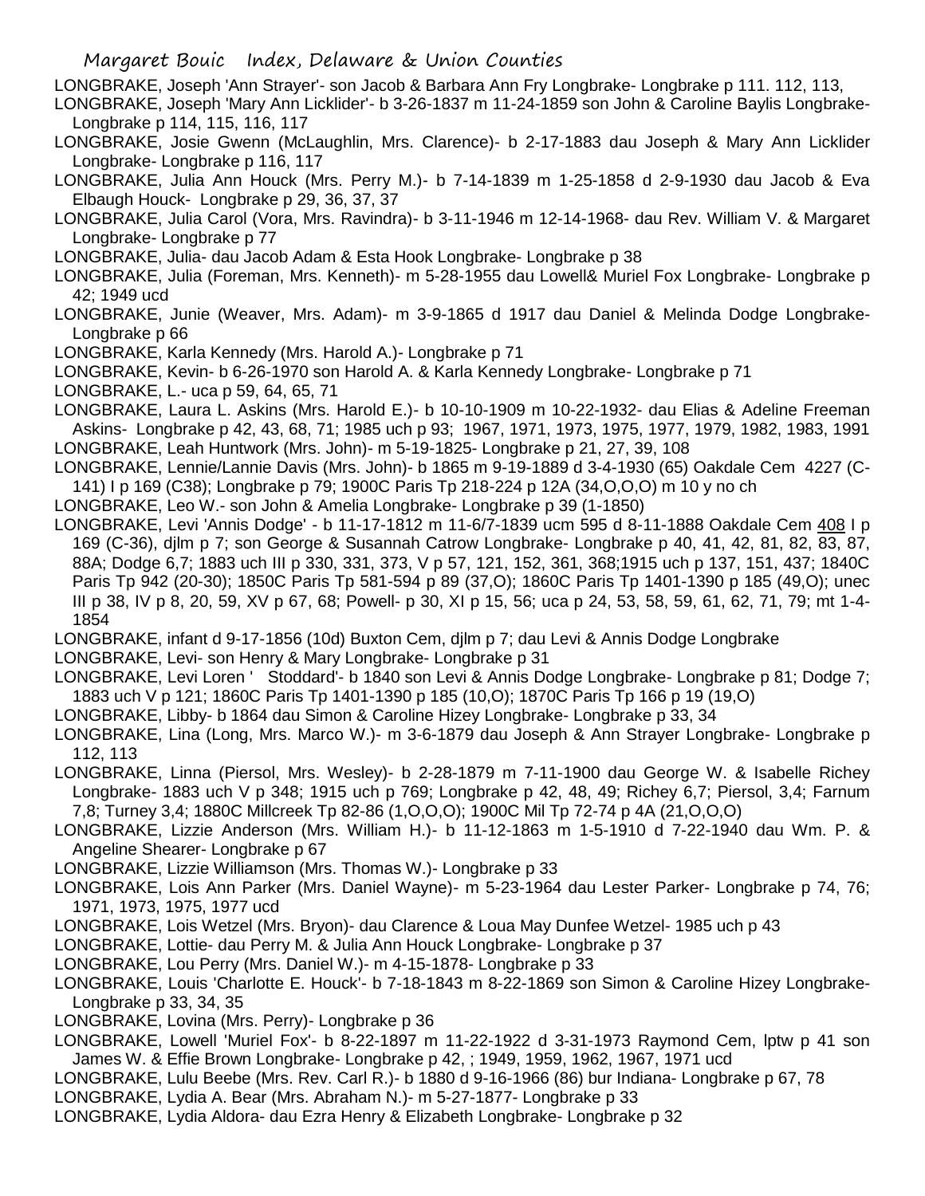LONGBRAKE, Joseph 'Ann Strayer'- son Jacob & Barbara Ann Fry Longbrake- Longbrake p 111. 112, 113,

LONGBRAKE, Joseph 'Mary Ann Licklider'- b 3-26-1837 m 11-24-1859 son John & Caroline Baylis Longbrake- Longbrake p 114, 115, 116, 117

LONGBRAKE, Josie Gwenn (McLaughlin, Mrs. Clarence)- b 2-17-1883 dau Joseph & Mary Ann Licklider Longbrake- Longbrake p 116, 117

LONGBRAKE, Julia Ann Houck (Mrs. Perry M.)- b 7-14-1839 m 1-25-1858 d 2-9-1930 dau Jacob & Eva Elbaugh Houck- Longbrake p 29, 36, 37, 37

LONGBRAKE, Julia Carol (Vora, Mrs. Ravindra)- b 3-11-1946 m 12-14-1968- dau Rev. William V. & Margaret Longbrake- Longbrake p 77

LONGBRAKE, Julia- dau Jacob Adam & Esta Hook Longbrake- Longbrake p 38

LONGBRAKE, Julia (Foreman, Mrs. Kenneth)- m 5-28-1955 dau Lowell& Muriel Fox Longbrake- Longbrake p 42; 1949 ucd

LONGBRAKE, Junie (Weaver, Mrs. Adam)- m 3-9-1865 d 1917 dau Daniel & Melinda Dodge Longbrake- Longbrake p 66

LONGBRAKE, Karla Kennedy (Mrs. Harold A.)- Longbrake p 71

LONGBRAKE, Kevin- b 6-26-1970 son Harold A. & Karla Kennedy Longbrake- Longbrake p 71

LONGBRAKE, L.- uca p 59, 64, 65, 71

LONGBRAKE, Laura L. Askins (Mrs. Harold E.)- b 10-10-1909 m 10-22-1932- dau Elias & Adeline Freeman Askins- Longbrake p 42, 43, 68, 71; 1985 uch p 93; 1967, 1971, 1973, 1975, 1977, 1979, 1982, 1983, 1991

LONGBRAKE, Leah Huntwork (Mrs. John)- m 5-19-1825- Longbrake p 21, 27, 39, 108

LONGBRAKE, Lennie/Lannie Davis (Mrs. John)- b 1865 m 9-19-1889 d 3-4-1930 (65) Oakdale Cem 4227 (C-141) I p 169 (C38); Longbrake p 79; 1900C Paris Tp 218-224 p 12A (34,O,O,O) m 10 y no ch

LONGBRAKE, Leo W.- son John & Amelia Longbrake- Longbrake p 39 (1-1850)

LONGBRAKE, Levi 'Annis Dodge' - b 11-17-1812 m 11-6/7-1839 ucm 595 d 8-11-1888 Oakdale Cem 408 I p 169 (C-36), djlm p 7; son George & Susannah Catrow Longbrake- Longbrake p 40, 41, 42, 81, 82, 83, 87, 88A; Dodge 6,7; 1883 uch III p 330, 331, 373, V p 57, 121, 152, 361, 368;1915 uch p 137, 151, 437; 1840C Paris Tp 942 (20-30); 1850C Paris Tp 581-594 p 89 (37,O); 1860C Paris Tp 1401-1390 p 185 (49,O); unec III p 38, IV p 8, 20, 59, XV p 67, 68; Powell- p 30, XI p 15, 56; uca p 24, 53, 58, 59, 61, 62, 71, 79; mt 1-4-1854

LONGBRAKE, infant d 9-17-1856 (10d) Buxton Cem, djlm p 7; dau Levi & Annis Dodge Longbrake

LONGBRAKE, Levi- son Henry & Mary Longbrake- Longbrake p 31

LONGBRAKE, Levi Loren ' Stoddard'- b 1840 son Levi & Annis Dodge Longbrake- Longbrake p 81; Dodge 7; 1883 uch V p 121; 1860C Paris Tp 1401-1390 p 185 (10,O); 1870C Paris Tp 166 p 19 (19,O)

LONGBRAKE, Libby- b 1864 dau Simon & Caroline Hizey Longbrake- Longbrake p 33, 34

LONGBRAKE, Lina (Long, Mrs. Marco W.)- m 3-6-1879 dau Joseph & Ann Strayer Longbrake- Longbrake p 112, 113

LONGBRAKE, Linna (Piersol, Mrs. Wesley)- b 2-28-1879 m 7-11-1900 dau George W. & Isabelle Richey Longbrake- 1883 uch V p 348; 1915 uch p 769; Longbrake p 42, 48, 49; Richey 6,7; Piersol, 3,4; Farnum 7,8; Turney 3,4; 1880C Millcreek Tp 82-86 (1,O,O,O); 1900C Mil Tp 72-74 p 4A (21,O,O,O)

LONGBRAKE, Lizzie Anderson (Mrs. William H.)- b 11-12-1863 m 1-5-1910 d 7-22-1940 dau Wm. P. & Angeline Shearer- Longbrake p 67

LONGBRAKE, Lizzie Williamson (Mrs. Thomas W.)- Longbrake p 33

LONGBRAKE, Lois Ann Parker (Mrs. Daniel Wayne)- m 5-23-1964 dau Lester Parker- Longbrake p 74, 76; 1971, 1973, 1975, 1977 ucd

LONGBRAKE, Lois Wetzel (Mrs. Bryon)- dau Clarence & Loua May Dunfee Wetzel- 1985 uch p 43

LONGBRAKE, Lottie- dau Perry M. & Julia Ann Houck Longbrake- Longbrake p 37

LONGBRAKE, Lou Perry (Mrs. Daniel W.)- m 4-15-1878- Longbrake p 33

LONGBRAKE, Louis 'Charlotte E. Houck'- b 7-18-1843 m 8-22-1869 son Simon & Caroline Hizey Longbrake- Longbrake p 33, 34, 35

LONGBRAKE, Lovina (Mrs. Perry)- Longbrake p 36

LONGBRAKE, Lowell 'Muriel Fox'- b 8-22-1897 m 11-22-1922 d 3-31-1973 Raymond Cem, lptw p 41 son James W. & Effie Brown Longbrake- Longbrake p 42, ; 1949, 1959, 1962, 1967, 1971 ucd

LONGBRAKE, Lulu Beebe (Mrs. Rev. Carl R.)- b 1880 d 9-16-1966 (86) bur Indiana- Longbrake p 67, 78

LONGBRAKE, Lydia A. Bear (Mrs. Abraham N.)- m 5-27-1877- Longbrake p 33

LONGBRAKE, Lydia Aldora- dau Ezra Henry & Elizabeth Longbrake- Longbrake p 32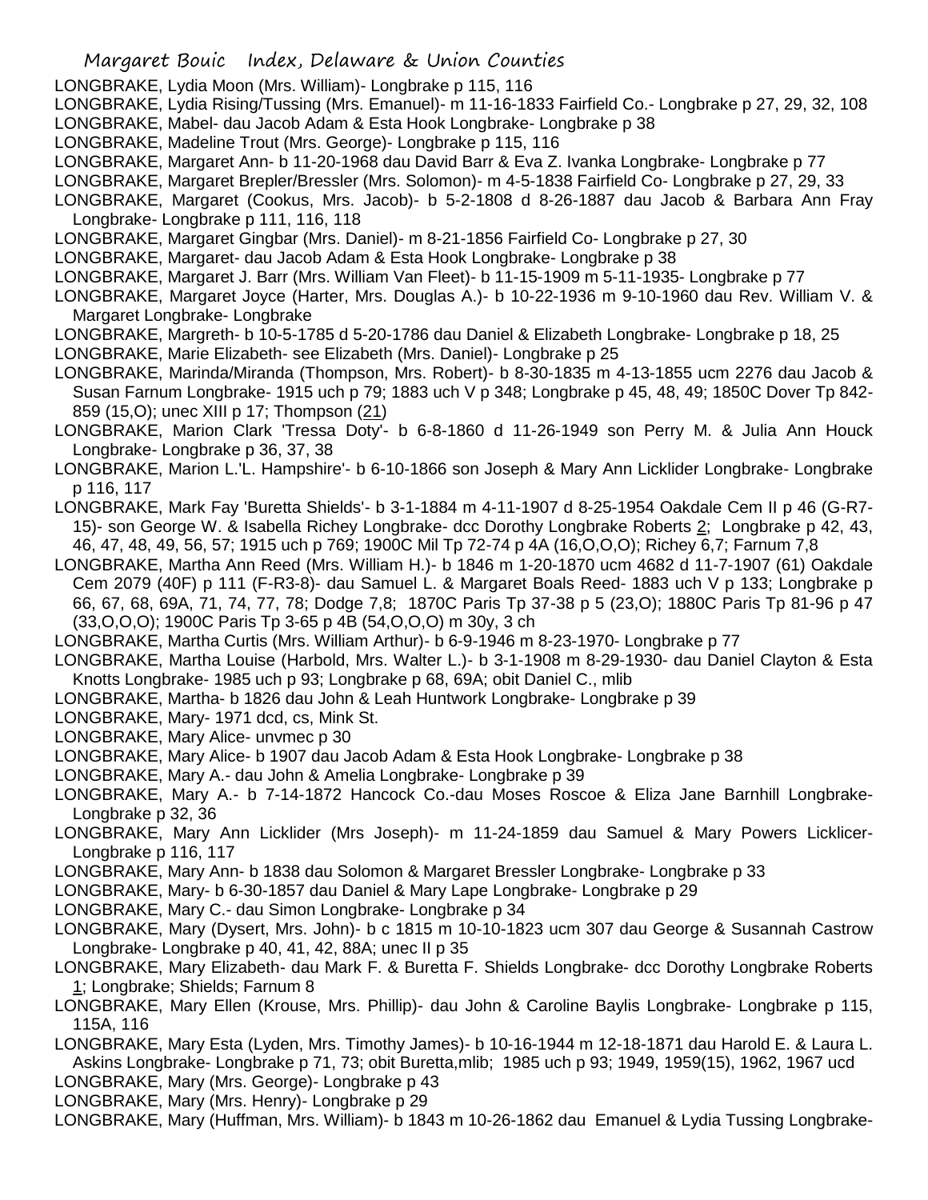LONGBRAKE, Lydia Moon (Mrs. William)- Longbrake p 115, 116

LONGBRAKE, Lydia Rising/Tussing (Mrs. Emanuel)- m 11-16-1833 Fairfield Co.- Longbrake p 27, 29, 32, 108

LONGBRAKE, Mabel- dau Jacob Adam & Esta Hook Longbrake- Longbrake p 38

LONGBRAKE, Madeline Trout (Mrs. George)- Longbrake p 115, 116

LONGBRAKE, Margaret Ann- b 11-20-1968 dau David Barr & Eva Z. Ivanka Longbrake- Longbrake p 77

LONGBRAKE, Margaret Brepler/Bressler (Mrs. Solomon)- m 4-5-1838 Fairfield Co- Longbrake p 27, 29, 33

LONGBRAKE, Margaret (Cookus, Mrs. Jacob)- b 5-2-1808 d 8-26-1887 dau Jacob & Barbara Ann Fray Longbrake- Longbrake p 111, 116, 118

LONGBRAKE, Margaret Gingbar (Mrs. Daniel)- m 8-21-1856 Fairfield Co- Longbrake p 27, 30

LONGBRAKE, Margaret- dau Jacob Adam & Esta Hook Longbrake- Longbrake p 38

LONGBRAKE, Margaret J. Barr (Mrs. William Van Fleet)- b 11-15-1909 m 5-11-1935- Longbrake p 77

LONGBRAKE, Margaret Joyce (Harter, Mrs. Douglas A.)- b 10-22-1936 m 9-10-1960 dau Rev. William V. & Margaret Longbrake- Longbrake

LONGBRAKE, Margreth- b 10-5-1785 d 5-20-1786 dau Daniel & Elizabeth Longbrake- Longbrake p 18, 25

LONGBRAKE, Marie Elizabeth- see Elizabeth (Mrs. Daniel)- Longbrake p 25

LONGBRAKE, Marinda/Miranda (Thompson, Mrs. Robert)- b 8-30-1835 m 4-13-1855 ucm 2276 dau Jacob & Susan Farnum Longbrake- 1915 uch p 79; 1883 uch V p 348; Longbrake p 45, 48, 49; 1850C Dover Tp 842-859 (15,O); unec XIII p 17; Thompson (21)

LONGBRAKE, Marion Clark 'Tressa Doty'- b 6-8-1860 d 11-26-1949 son Perry M. & Julia Ann Houck Longbrake- Longbrake p 36, 37, 38

LONGBRAKE, Marion L.'L. Hampshire'- b 6-10-1866 son Joseph & Mary Ann Licklider Longbrake- Longbrake p 116, 117

LONGBRAKE, Mark Fay 'Buretta Shields'- b 3-1-1884 m 4-11-1907 d 8-25-1954 Oakdale Cem II p 46 (G-R7-15)- son George W. & Isabella Richey Longbrake- dcc Dorothy Longbrake Roberts 2; Longbrake p 42, 43, 46, 47, 48, 49, 56, 57; 1915 uch p 769; 1900C Mil Tp 72-74 p 4A (16,O,O,O); Richey 6,7; Farnum 7,8

LONGBRAKE, Martha Ann Reed (Mrs. William H.)- b 1846 m 1-20-1870 ucm 4682 d 11-7-1907 (61) Oakdale Cem 2079 (40F) p 111 (F-R3-8)- dau Samuel L. & Margaret Boals Reed- 1883 uch V p 133; Longbrake p 66, 67, 68, 69A, 71, 74, 77, 78; Dodge 7,8; 1870C Paris Tp 37-38 p 5 (23,O); 1880C Paris Tp 81-96 p 47 (33,O,O,O); 1900C Paris Tp 3-65 p 4B (54,O,O,O) m 30y, 3 ch

LONGBRAKE, Martha Curtis (Mrs. William Arthur)- b 6-9-1946 m 8-23-1970- Longbrake p 77

LONGBRAKE, Martha Louise (Harbold, Mrs. Walter L.)- b 3-1-1908 m 8-29-1930- dau Daniel Clayton & Esta Knotts Longbrake- 1985 uch p 93; Longbrake p 68, 69A; obit Daniel C., mlib

LONGBRAKE, Martha- b 1826 dau John & Leah Huntwork Longbrake- Longbrake p 39

LONGBRAKE, Mary- 1971 dcd, cs, Mink St.

LONGBRAKE, Mary Alice- unvmec p 30

LONGBRAKE, Mary Alice- b 1907 dau Jacob Adam & Esta Hook Longbrake- Longbrake p 38

LONGBRAKE, Mary A.- dau John & Amelia Longbrake- Longbrake p 39

LONGBRAKE, Mary A.- b 7-14-1872 Hancock Co.-dau Moses Roscoe & Eliza Jane Barnhill Longbrake- Longbrake p 32, 36

LONGBRAKE, Mary Ann Licklider (Mrs Joseph)- m 11-24-1859 dau Samuel & Mary Powers Licklicer- Longbrake p 116, 117

LONGBRAKE, Mary Ann- b 1838 dau Solomon & Margaret Bressler Longbrake- Longbrake p 33

LONGBRAKE, Mary- b 6-30-1857 dau Daniel & Mary Lape Longbrake- Longbrake p 29

LONGBRAKE, Mary C.- dau Simon Longbrake- Longbrake p 34

LONGBRAKE, Mary (Dysert, Mrs. John)- b c 1815 m 10-10-1823 ucm 307 dau George & Susannah Castrow Longbrake- Longbrake p 40, 41, 42, 88A; unec II p 35

LONGBRAKE, Mary Elizabeth- dau Mark F. & Buretta F. Shields Longbrake- dcc Dorothy Longbrake Roberts 1; Longbrake; Shields; Farnum 8

LONGBRAKE, Mary Ellen (Krouse, Mrs. Phillip)- dau John & Caroline Baylis Longbrake- Longbrake p 115, 115A, 116

LONGBRAKE, Mary Esta (Lyden, Mrs. Timothy James)- b 10-16-1944 m 12-18-1871 dau Harold E. & Laura L. Askins Longbrake- Longbrake p 71, 73; obit Buretta,mlib; 1985 uch p 93; 1949, 1959(15), 1962, 1967 ucd

LONGBRAKE, Mary (Mrs. George)- Longbrake p 43

LONGBRAKE, Mary (Mrs. Henry)- Longbrake p 29

LONGBRAKE, Mary (Huffman, Mrs. William)- b 1843 m 10-26-1862 dau Emanuel & Lydia Tussing Longbrake-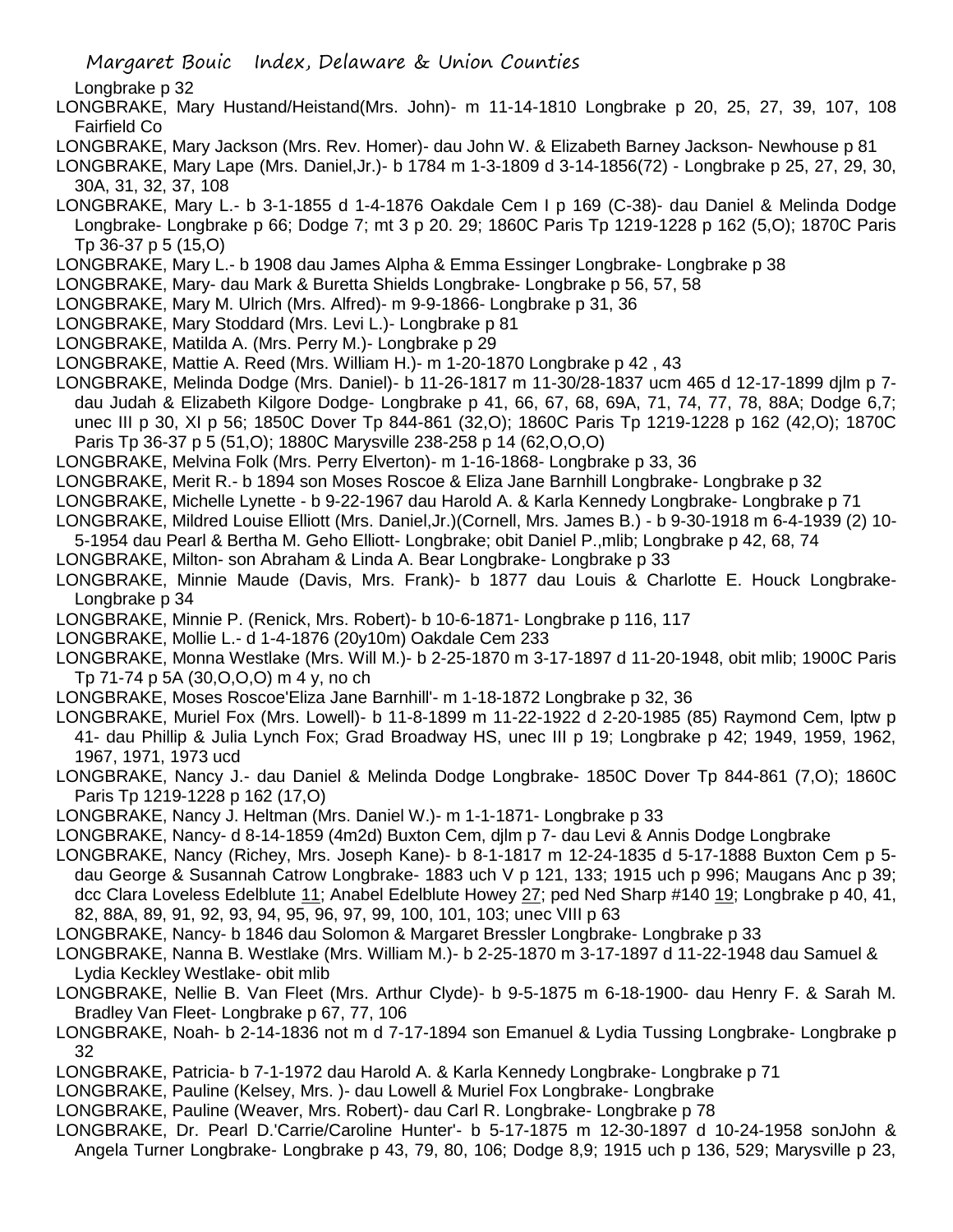Longbrake p 32

LONGBRAKE, Mary Hustand/Heistand(Mrs. John)- m 11-14-1810 Longbrake p 20, 25, 27, 39, 107, 108 Fairfield Co

LONGBRAKE, Mary Jackson (Mrs. Rev. Homer)- dau John W. & Elizabeth Barney Jackson- Newhouse p 81

LONGBRAKE, Mary Lape (Mrs. Daniel,Jr.)- b 1784 m 1-3-1809 d 3-14-1856(72) - Longbrake p 25, 27, 29, 30, 30A, 31, 32, 37, 108

LONGBRAKE, Mary L.- b 3-1-1855 d 1-4-1876 Oakdale Cem I p 169 (C-38)- dau Daniel & Melinda Dodge Longbrake- Longbrake p 66; Dodge 7; mt 3 p 20. 29; 1860C Paris Tp 1219-1228 p 162 (5,O); 1870C Paris Tp 36-37 p 5 (15,O)

LONGBRAKE, Mary L.- b 1908 dau James Alpha & Emma Essinger Longbrake- Longbrake p 38

LONGBRAKE, Mary- dau Mark & Buretta Shields Longbrake- Longbrake p 56, 57, 58

LONGBRAKE, Mary M. Ulrich (Mrs. Alfred)- m 9-9-1866- Longbrake p 31, 36

LONGBRAKE, Mary Stoddard (Mrs. Levi L.)- Longbrake p 81

LONGBRAKE, Matilda A. (Mrs. Perry M.)- Longbrake p 29

LONGBRAKE, Mattie A. Reed (Mrs. William H.)- m 1-20-1870 Longbrake p 42 , 43

LONGBRAKE, Melinda Dodge (Mrs. Daniel)- b 11-26-1817 m 11-30/28-1837 ucm 465 d 12-17-1899 djlm p 7- dau Judah & Elizabeth Kilgore Dodge- Longbrake p 41, 66, 67, 68, 69A, 71, 74, 77, 78, 88A; Dodge 6,7; unec III p 30, XI p 56; 1850C Dover Tp 844-861 (32,O); 1860C Paris Tp 1219-1228 p 162 (42,O); 1870C Paris Tp 36-37 p 5 (51,O); 1880C Marysville 238-258 p 14 (62,O,O,O)

LONGBRAKE, Melvina Folk (Mrs. Perry Elverton)- m 1-16-1868- Longbrake p 33, 36

LONGBRAKE, Merit R.- b 1894 son Moses Roscoe & Eliza Jane Barnhill Longbrake- Longbrake p 32

LONGBRAKE, Michelle Lynette - b 9-22-1967 dau Harold A. & Karla Kennedy Longbrake- Longbrake p 71

LONGBRAKE, Mildred Louise Elliott (Mrs. Daniel,Jr.)(Cornell, Mrs. James B.) - b 9-30-1918 m 6-4-1939 (2) 10-5-1954 dau Pearl & Bertha M. Geho Elliott- Longbrake; obit Daniel P.,mlib; Longbrake p 42, 68, 74

LONGBRAKE, Milton- son Abraham & Linda A. Bear Longbrake- Longbrake p 33

LONGBRAKE, Minnie Maude (Davis, Mrs. Frank)- b 1877 dau Louis & Charlotte E. Houck Longbrake- Longbrake p 34

LONGBRAKE, Minnie P. (Renick, Mrs. Robert)- b 10-6-1871- Longbrake p 116, 117

LONGBRAKE, Mollie L.- d 1-4-1876 (20y10m) Oakdale Cem 233

LONGBRAKE, Monna Westlake (Mrs. Will M.)- b 2-25-1870 m 3-17-1897 d 11-20-1948, obit mlib; 1900C Paris Tp 71-74 p 5A (30,O,O,O) m 4 y, no ch

LONGBRAKE, Moses Roscoe'Eliza Jane Barnhill'- m 1-18-1872 Longbrake p 32, 36

LONGBRAKE, Muriel Fox (Mrs. Lowell)- b 11-8-1899 m 11-22-1922 d 2-20-1985 (85) Raymond Cem, lptw p 41- dau Phillip & Julia Lynch Fox; Grad Broadway HS, unec III p 19; Longbrake p 42; 1949, 1959, 1962, 1967, 1971, 1973 ucd

LONGBRAKE, Nancy J.- dau Daniel & Melinda Dodge Longbrake- 1850C Dover Tp 844-861 (7,O); 1860C Paris Tp 1219-1228 p 162 (17,O)

LONGBRAKE, Nancy J. Heltman (Mrs. Daniel W.)- m 1-1-1871- Longbrake p 33

LONGBRAKE, Nancy- d 8-14-1859 (4m2d) Buxton Cem, djlm p 7- dau Levi & Annis Dodge Longbrake

LONGBRAKE, Nancy (Richey, Mrs. Joseph Kane)- b 8-1-1817 m 12-24-1835 d 5-17-1888 Buxton Cem p 5- dau George & Susannah Catrow Longbrake- 1883 uch V p 121, 133; 1915 uch p 996; Maugans Anc p 39; dcc Clara Loveless Edelblute 11; Anabel Edelblute Howey 27; ped Ned Sharp #140 19; Longbrake p 40, 41, 82, 88A, 89, 91, 92, 93, 94, 95, 96, 97, 99, 100, 101, 103; unec VIII p 63

LONGBRAKE, Nancy- b 1846 dau Solomon & Margaret Bressler Longbrake- Longbrake p 33

LONGBRAKE, Nanna B. Westlake (Mrs. William M.)- b 2-25-1870 m 3-17-1897 d 11-22-1948 dau Samuel & Lydia Keckley Westlake- obit mlib

LONGBRAKE, Nellie B. Van Fleet (Mrs. Arthur Clyde)- b 9-5-1875 m 6-18-1900- dau Henry F. & Sarah M. Bradley Van Fleet- Longbrake p 67, 77, 106

LONGBRAKE, Noah- b 2-14-1836 not m d 7-17-1894 son Emanuel & Lydia Tussing Longbrake- Longbrake p 32

LONGBRAKE, Patricia- b 7-1-1972 dau Harold A. & Karla Kennedy Longbrake- Longbrake p 71

LONGBRAKE, Pauline (Kelsey, Mrs. )- dau Lowell & Muriel Fox Longbrake- Longbrake

LONGBRAKE, Pauline (Weaver, Mrs. Robert)- dau Carl R. Longbrake- Longbrake p 78

LONGBRAKE, Dr. Pearl D.'Carrie/Caroline Hunter'- b 5-17-1875 m 12-30-1897 d 10-24-1958 sonJohn & Angela Turner Longbrake- Longbrake p 43, 79, 80, 106; Dodge 8,9; 1915 uch p 136, 529; Marysville p 23,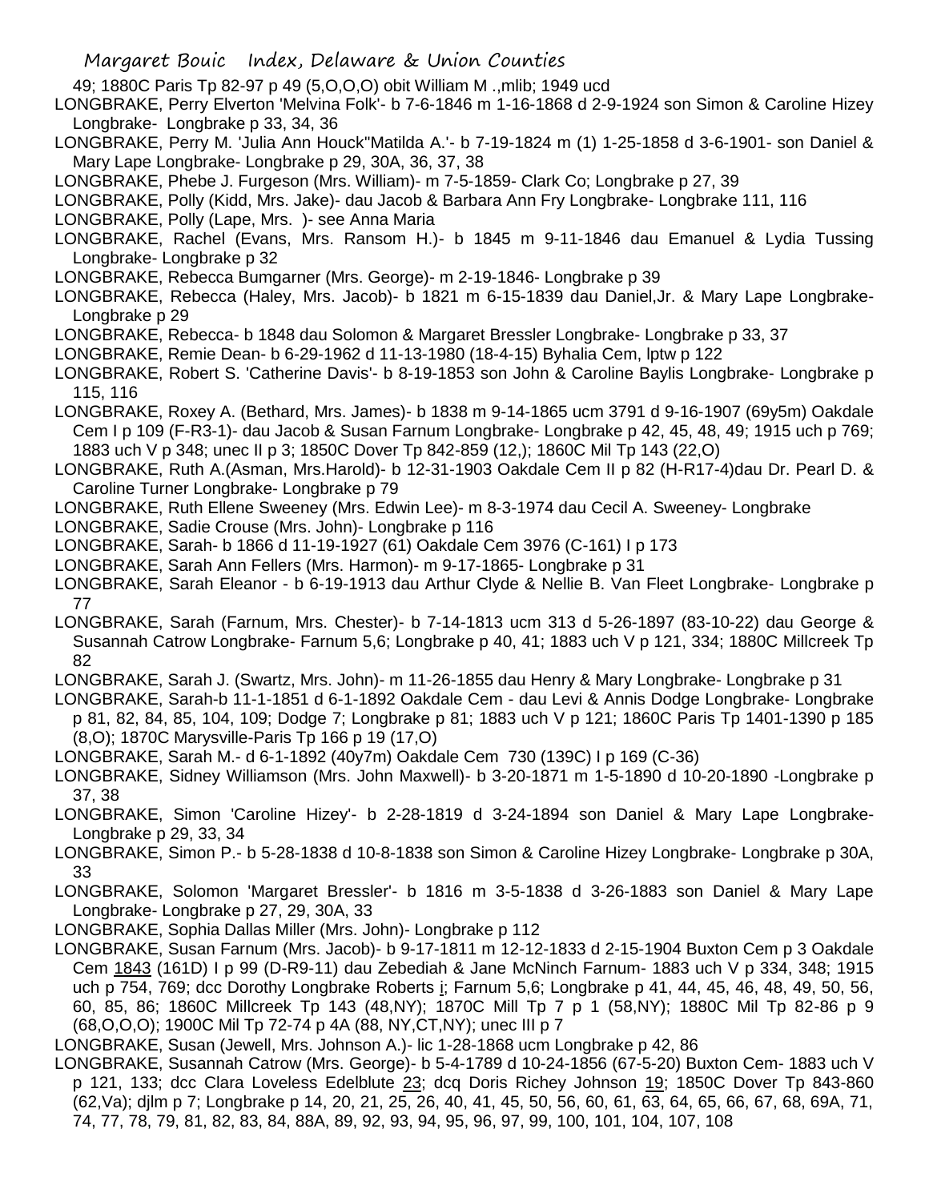49; 1880C Paris Tp 82-97 p 49 (5,O,O,O) obit William M .,mlib; 1949 ucd

LONGBRAKE, Perry Elverton 'Melvina Folk'- b 7-6-1846 m 1-16-1868 d 2-9-1924 son Simon & Caroline Hizey Longbrake- Longbrake p 33, 34, 36

LONGBRAKE, Perry M. 'Julia Ann Houck''Matilda A.'- b 7-19-1824 m (1) 1-25-1858 d 3-6-1901- son Daniel & Mary Lape Longbrake- Longbrake p 29, 30A, 36, 37, 38

LONGBRAKE, Phebe J. Furgeson (Mrs. William)- m 7-5-1859- Clark Co; Longbrake p 27, 39

LONGBRAKE, Polly (Kidd, Mrs. Jake)- dau Jacob & Barbara Ann Fry Longbrake- Longbrake 111, 116

LONGBRAKE, Polly (Lape, Mrs. )- see Anna Maria

LONGBRAKE, Rachel (Evans, Mrs. Ransom H.)- b 1845 m 9-11-1846 dau Emanuel & Lydia Tussing Longbrake- Longbrake p 32

LONGBRAKE, Rebecca Bumgarner (Mrs. George)- m 2-19-1846- Longbrake p 39

LONGBRAKE, Rebecca (Haley, Mrs. Jacob)- b 1821 m 6-15-1839 dau Daniel,Jr. & Mary Lape Longbrake- Longbrake p 29

LONGBRAKE, Rebecca- b 1848 dau Solomon & Margaret Bressler Longbrake- Longbrake p 33, 37

LONGBRAKE, Remie Dean- b 6-29-1962 d 11-13-1980 (18-4-15) Byhalia Cem, lptw p 122

LONGBRAKE, Robert S. 'Catherine Davis'- b 8-19-1853 son John & Caroline Baylis Longbrake- Longbrake p 115, 116

LONGBRAKE, Roxey A. (Bethard, Mrs. James)- b 1838 m 9-14-1865 ucm 3791 d 9-16-1907 (69y5m) Oakdale Cem I p 109 (F-R3-1)- dau Jacob & Susan Farnum Longbrake- Longbrake p 42, 45, 48, 49; 1915 uch p 769; 1883 uch V p 348; unec II p 3; 1850C Dover Tp 842-859 (12,); 1860C Mil Tp 143 (22,O)

LONGBRAKE, Ruth A.(Asman, Mrs.Harold)- b 12-31-1903 Oakdale Cem II p 82 (H-R17-4)dau Dr. Pearl D. & Caroline Turner Longbrake- Longbrake p 79

LONGBRAKE, Ruth Ellene Sweeney (Mrs. Edwin Lee)- m 8-3-1974 dau Cecil A. Sweeney- Longbrake

LONGBRAKE, Sadie Crouse (Mrs. John)- Longbrake p 116

LONGBRAKE, Sarah- b 1866 d 11-19-1927 (61) Oakdale Cem 3976 (C-161) I p 173

LONGBRAKE, Sarah Ann Fellers (Mrs. Harmon)- m 9-17-1865- Longbrake p 31

LONGBRAKE, Sarah Eleanor - b 6-19-1913 dau Arthur Clyde & Nellie B. Van Fleet Longbrake- Longbrake p 77

LONGBRAKE, Sarah (Farnum, Mrs. Chester)- b 7-14-1813 ucm 313 d 5-26-1897 (83-10-22) dau George & Susannah Catrow Longbrake- Farnum 5,6; Longbrake p 40, 41; 1883 uch V p 121, 334; 1880C Millcreek Tp 82

LONGBRAKE, Sarah J. (Swartz, Mrs. John)- m 11-26-1855 dau Henry & Mary Longbrake- Longbrake p 31

LONGBRAKE, Sarah-b 11-1-1851 d 6-1-1892 Oakdale Cem - dau Levi & Annis Dodge Longbrake- Longbrake p 81, 82, 84, 85, 104, 109; Dodge 7; Longbrake p 81; 1883 uch V p 121; 1860C Paris Tp 1401-1390 p 185 (8,O); 1870C Marysville-Paris Tp 166 p 19 (17,O)

LONGBRAKE, Sarah M.- d 6-1-1892 (40y7m) Oakdale Cem 730 (139C) I p 169 (C-36)

LONGBRAKE, Sidney Williamson (Mrs. John Maxwell)- b 3-20-1871 m 1-5-1890 d 10-20-1890 -Longbrake p 37, 38

LONGBRAKE, Simon 'Caroline Hizey'- b 2-28-1819 d 3-24-1894 son Daniel & Mary Lape Longbrake- Longbrake p 29, 33, 34

LONGBRAKE, Simon P.- b 5-28-1838 d 10-8-1838 son Simon & Caroline Hizey Longbrake- Longbrake p 30A, 33

LONGBRAKE, Solomon 'Margaret Bressler'- b 1816 m 3-5-1838 d 3-26-1883 son Daniel & Mary Lape Longbrake- Longbrake p 27, 29, 30A, 33

LONGBRAKE, Sophia Dallas Miller (Mrs. John)- Longbrake p 112

LONGBRAKE, Susan Farnum (Mrs. Jacob)- b 9-17-1811 m 12-12-1833 d 2-15-1904 Buxton Cem p 3 Oakdale Cem 1843 (161D) I p 99 (D-R9-11) dau Zebediah & Jane McNinch Farnum- 1883 uch V p 334, 348; 1915 uch p 754, 769; dcc Dorothy Longbrake Roberts i; Farnum 5,6; Longbrake p 41, 44, 45, 46, 48, 49, 50, 56, 60, 85, 86; 1860C Millcreek Tp 143 (48,NY); 1870C Mill Tp 7 p 1 (58,NY); 1880C Mil Tp 82-86 p 9 (68,O,O,O); 1900C Mil Tp 72-74 p 4A (88, NY,CT,NY); unec III p 7

LONGBRAKE, Susan (Jewell, Mrs. Johnson A.)- lic 1-28-1868 ucm Longbrake p 42, 86

LONGBRAKE, Susannah Catrow (Mrs. George)- b 5-4-1789 d 10-24-1856 (67-5-20) Buxton Cem- 1883 uch V p 121, 133; dcc Clara Loveless Edelblute 23; dcq Doris Richey Johnson 19; 1850C Dover Tp 843-860 (62,Va); djlm p 7; Longbrake p 14, 20, 21, 25, 26, 40, 41, 45, 50, 56, 60, 61, 63, 64, 65, 66, 67, 68, 69A, 71, 74, 77, 78, 79, 81, 82, 83, 84, 88A, 89, 92, 93, 94, 95, 96, 97, 99, 100, 101, 104, 107, 108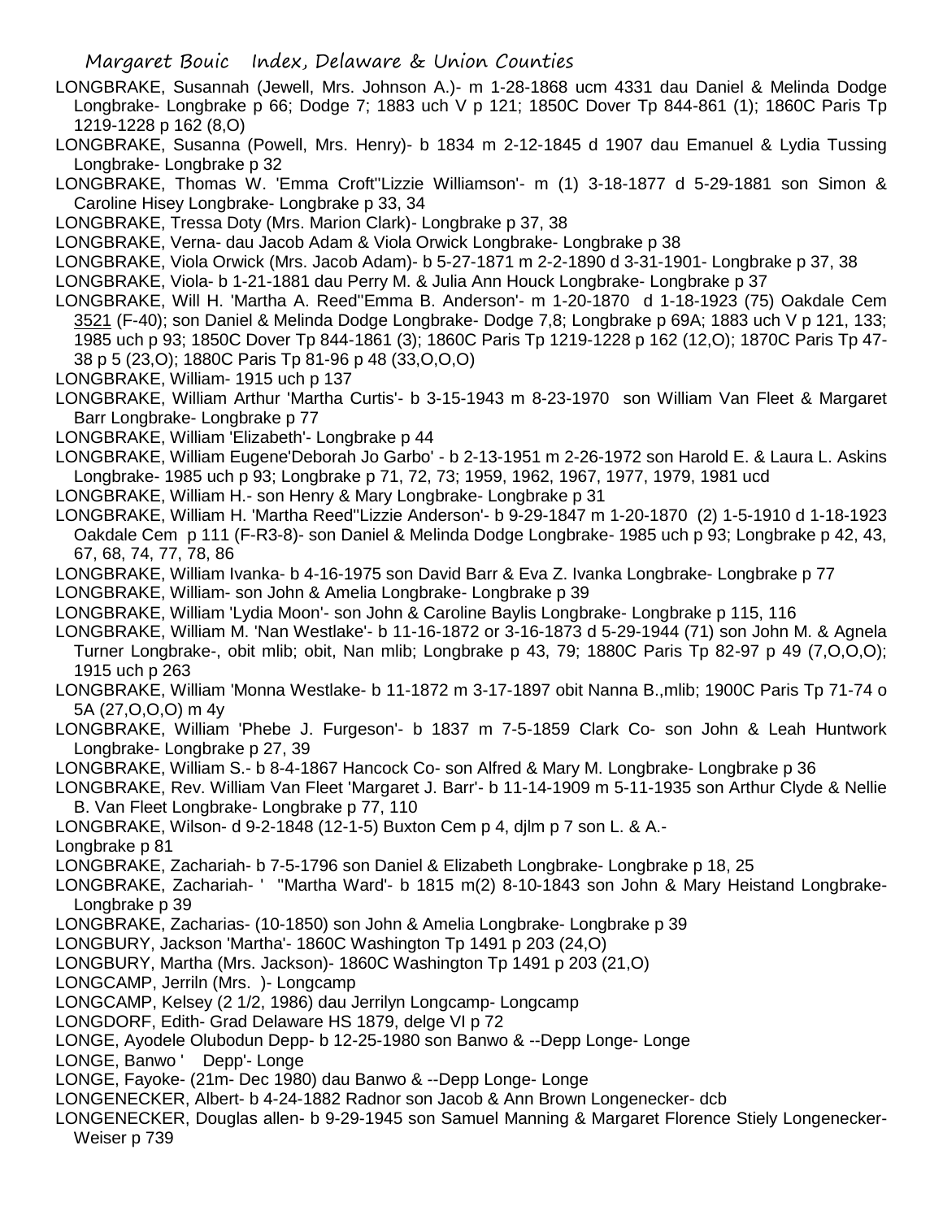LONGBRAKE, Susannah (Jewell, Mrs. Johnson A.)- m 1-28-1868 ucm 4331 dau Daniel & Melinda Dodge Longbrake- Longbrake p 66; Dodge 7; 1883 uch V p 121; 1850C Dover Tp 844-861 (1); 1860C Paris Tp 1219-1228 p 162 (8,O)

LONGBRAKE, Susanna (Powell, Mrs. Henry)- b 1834 m 2-12-1845 d 1907 dau Emanuel & Lydia Tussing Longbrake- Longbrake p 32

LONGBRAKE, Thomas W. 'Emma Croft''Lizzie Williamson'- m (1) 3-18-1877 d 5-29-1881 son Simon & Caroline Hisey Longbrake- Longbrake p 33, 34

LONGBRAKE, Tressa Doty (Mrs. Marion Clark)- Longbrake p 37, 38

LONGBRAKE, Verna- dau Jacob Adam & Viola Orwick Longbrake- Longbrake p 38

LONGBRAKE, Viola Orwick (Mrs. Jacob Adam)- b 5-27-1871 m 2-2-1890 d 3-31-1901- Longbrake p 37, 38

LONGBRAKE, Viola- b 1-21-1881 dau Perry M. & Julia Ann Houck Longbrake- Longbrake p 37

LONGBRAKE, Will H. 'Martha A. Reed''Emma B. Anderson'- m 1-20-1870 d 1-18-1923 (75) Oakdale Cem 3521 (F-40); son Daniel & Melinda Dodge Longbrake- Dodge 7,8; Longbrake p 69A; 1883 uch V p 121, 133; 1985 uch p 93; 1850C Dover Tp 844-1861 (3); 1860C Paris Tp 1219-1228 p 162 (12,O); 1870C Paris Tp 47-38 p 5 (23,O); 1880C Paris Tp 81-96 p 48 (33,O,O,O)

LONGBRAKE, William- 1915 uch p 137

LONGBRAKE, William Arthur 'Martha Curtis'- b 3-15-1943 m 8-23-1970 son William Van Fleet & Margaret Barr Longbrake- Longbrake p 77

LONGBRAKE, William 'Elizabeth'- Longbrake p 44

LONGBRAKE, William Eugene'Deborah Jo Garbo' - b 2-13-1951 m 2-26-1972 son Harold E. & Laura L. Askins Longbrake- 1985 uch p 93; Longbrake p 71, 72, 73; 1959, 1962, 1967, 1977, 1979, 1981 ucd

LONGBRAKE, William H.- son Henry & Mary Longbrake- Longbrake p 31

LONGBRAKE, William H. 'Martha Reed''Lizzie Anderson'- b 9-29-1847 m 1-20-1870 (2) 1-5-1910 d 1-18-1923 Oakdale Cem p 111 (F-R3-8)- son Daniel & Melinda Dodge Longbrake- 1985 uch p 93; Longbrake p 42, 43, 67, 68, 74, 77, 78, 86

LONGBRAKE, William Ivanka- b 4-16-1975 son David Barr & Eva Z. Ivanka Longbrake- Longbrake p 77

LONGBRAKE, William- son John & Amelia Longbrake- Longbrake p 39

LONGBRAKE, William 'Lydia Moon'- son John & Caroline Baylis Longbrake- Longbrake p 115, 116

LONGBRAKE, William M. 'Nan Westlake'- b 11-16-1872 or 3-16-1873 d 5-29-1944 (71) son John M. & Agnela Turner Longbrake-, obit mlib; obit, Nan mlib; Longbrake p 43, 79; 1880C Paris Tp 82-97 p 49 (7,O,O,O); 1915 uch p 263

LONGBRAKE, William 'Monna Westlake- b 11-1872 m 3-17-1897 obit Nanna B.,mlib; 1900C Paris Tp 71-74 o 5A (27,O,O,O) m 4y

LONGBRAKE, William 'Phebe J. Furgeson'- b 1837 m 7-5-1859 Clark Co- son John & Leah Huntwork Longbrake- Longbrake p 27, 39

LONGBRAKE, William S.- b 8-4-1867 Hancock Co- son Alfred & Mary M. Longbrake- Longbrake p 36

LONGBRAKE, Rev. William Van Fleet 'Margaret J. Barr'- b 11-14-1909 m 5-11-1935 son Arthur Clyde & Nellie B. Van Fleet Longbrake- Longbrake p 77, 110

LONGBRAKE, Wilson- d 9-2-1848 (12-1-5) Buxton Cem p 4, djlm p 7 son L. & A.-

Longbrake p 81

LONGBRAKE, Zachariah- b 7-5-1796 son Daniel & Elizabeth Longbrake- Longbrake p 18, 25

LONGBRAKE, Zachariah- ' ''Martha Ward'- b 1815 m(2) 8-10-1843 son John & Mary Heistand Longbrake- Longbrake p 39

LONGBRAKE, Zacharias- (10-1850) son John & Amelia Longbrake- Longbrake p 39

LONGBURY, Jackson 'Martha'- 1860C Washington Tp 1491 p 203 (24,O)

LONGBURY, Martha (Mrs. Jackson)- 1860C Washington Tp 1491 p 203 (21,O)

LONGCAMP, Jerriln (Mrs. )- Longcamp

LONGCAMP, Kelsey (2 1/2, 1986) dau Jerrilyn Longcamp- Longcamp

LONGDORF, Edith- Grad Delaware HS 1879, delge VI p 72

LONGE, Ayodele Olubodun Depp- b 12-25-1980 son Banwo & --Depp Longe- Longe

LONGE, Banwo ' Depp'- Longe

LONGE, Fayoke- (21m- Dec 1980) dau Banwo & --Depp Longe- Longe

LONGENECKER, Albert- b 4-24-1882 Radnor son Jacob & Ann Brown Longenecker- dcb

LONGENECKER, Douglas allen- b 9-29-1945 son Samuel Manning & Margaret Florence Stiely Longenecker- Weiser p 739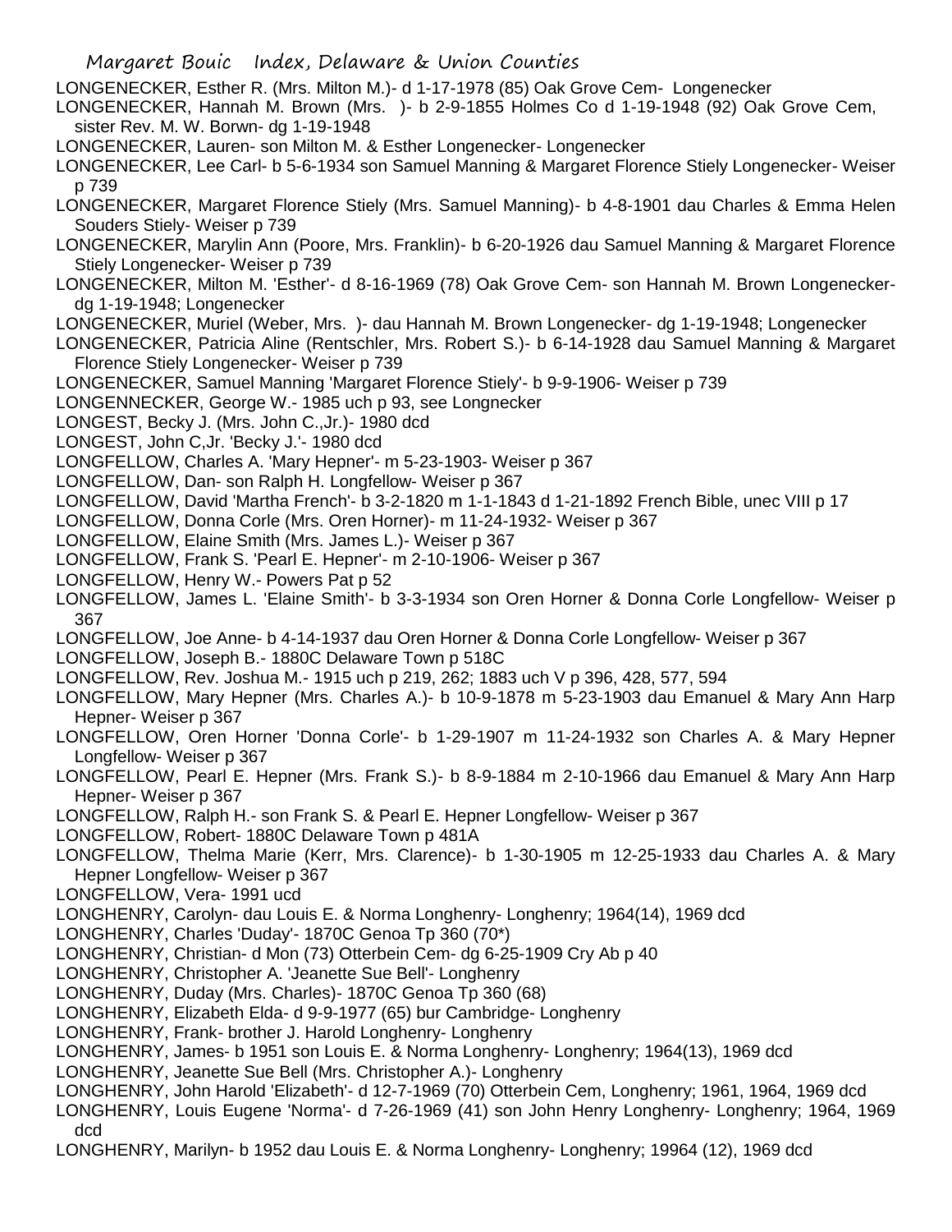LONGENECKER, Esther R. (Mrs. Milton M.)- d 1-17-1978 (85) Oak Grove Cem- Longenecker

LONGENECKER, Hannah M. Brown (Mrs. )- b 2-9-1855 Holmes Co d 1-19-1948 (92) Oak Grove Cem, sister Rev. M. W. Borwn- dg 1-19-1948

LONGENECKER, Lauren- son Milton M. & Esther Longenecker- Longenecker

LONGENECKER, Lee Carl- b 5-6-1934 son Samuel Manning & Margaret Florence Stiely Longenecker- Weiser p 739

LONGENECKER, Margaret Florence Stiely (Mrs. Samuel Manning)- b 4-8-1901 dau Charles & Emma Helen Souders Stiely- Weiser p 739

LONGENECKER, Marylin Ann (Poore, Mrs. Franklin)- b 6-20-1926 dau Samuel Manning & Margaret Florence Stiely Longenecker- Weiser p 739

LONGENECKER, Milton M. 'Esther'- d 8-16-1969 (78) Oak Grove Cem- son Hannah M. Brown Longenecker- dg 1-19-1948; Longenecker

LONGENECKER, Muriel (Weber, Mrs. )- dau Hannah M. Brown Longenecker- dg 1-19-1948; Longenecker

LONGENECKER, Patricia Aline (Rentschler, Mrs. Robert S.)- b 6-14-1928 dau Samuel Manning & Margaret Florence Stiely Longenecker- Weiser p 739

LONGENECKER, Samuel Manning 'Margaret Florence Stiely'- b 9-9-1906- Weiser p 739

LONGENNECKER, George W.- 1985 uch p 93, see Longnecker

LONGEST, Becky J. (Mrs. John C.,Jr.)- 1980 dcd

LONGEST, John C,Jr. 'Becky J.'- 1980 dcd

LONGFELLOW, Charles A. 'Mary Hepner'- m 5-23-1903- Weiser p 367

LONGFELLOW, Dan- son Ralph H. Longfellow- Weiser p 367

LONGFELLOW, David 'Martha French'- b 3-2-1820 m 1-1-1843 d 1-21-1892 French Bible, unec VIII p 17

LONGFELLOW, Donna Corle (Mrs. Oren Horner)- m 11-24-1932- Weiser p 367

LONGFELLOW, Elaine Smith (Mrs. James L.)- Weiser p 367

LONGFELLOW, Frank S. 'Pearl E. Hepner'- m 2-10-1906- Weiser p 367

LONGFELLOW, Henry W.- Powers Pat p 52

LONGFELLOW, James L. 'Elaine Smith'- b 3-3-1934 son Oren Horner & Donna Corle Longfellow- Weiser p 367

LONGFELLOW, Joe Anne- b 4-14-1937 dau Oren Horner & Donna Corle Longfellow- Weiser p 367

LONGFELLOW, Joseph B.- 1880C Delaware Town p 518C

LONGFELLOW, Rev. Joshua M.- 1915 uch p 219, 262; 1883 uch V p 396, 428, 577, 594

LONGFELLOW, Mary Hepner (Mrs. Charles A.)- b 10-9-1878 m 5-23-1903 dau Emanuel & Mary Ann Harp Hepner- Weiser p 367

LONGFELLOW, Oren Horner 'Donna Corle'- b 1-29-1907 m 11-24-1932 son Charles A. & Mary Hepner Longfellow- Weiser p 367

LONGFELLOW, Pearl E. Hepner (Mrs. Frank S.)- b 8-9-1884 m 2-10-1966 dau Emanuel & Mary Ann Harp Hepner- Weiser p 367

LONGFELLOW, Ralph H.- son Frank S. & Pearl E. Hepner Longfellow- Weiser p 367

LONGFELLOW, Robert- 1880C Delaware Town p 481A

LONGFELLOW, Thelma Marie (Kerr, Mrs. Clarence)- b 1-30-1905 m 12-25-1933 dau Charles A. & Mary Hepner Longfellow- Weiser p 367

LONGFELLOW, Vera- 1991 ucd

LONGHENRY, Carolyn- dau Louis E. & Norma Longhenry- Longhenry; 1964(14), 1969 dcd

LONGHENRY, Charles 'Duday'- 1870C Genoa Tp 360 (70*)

LONGHENRY, Christian- d Mon (73) Otterbein Cem- dg 6-25-1909 Cry Ab p 40

LONGHENRY, Christopher A. 'Jeanette Sue Bell'- Longhenry

LONGHENRY, Duday (Mrs. Charles)- 1870C Genoa Tp 360 (68)

LONGHENRY, Elizabeth Elda- d 9-9-1977 (65) bur Cambridge- Longhenry

LONGHENRY, Frank- brother J. Harold Longhenry- Longhenry

LONGHENRY, James- b 1951 son Louis E. & Norma Longhenry- Longhenry; 1964(13), 1969 dcd

LONGHENRY, Jeanette Sue Bell (Mrs. Christopher A.)- Longhenry

LONGHENRY, John Harold 'Elizabeth'- d 12-7-1969 (70) Otterbein Cem, Longhenry; 1961, 1964, 1969 dcd

LONGHENRY, Louis Eugene 'Norma'- d 7-26-1969 (41) son John Henry Longhenry- Longhenry; 1964, 1969 dcd

LONGHENRY, Marilyn- b 1952 dau Louis E. & Norma Longhenry- Longhenry; 19964 (12), 1969 dcd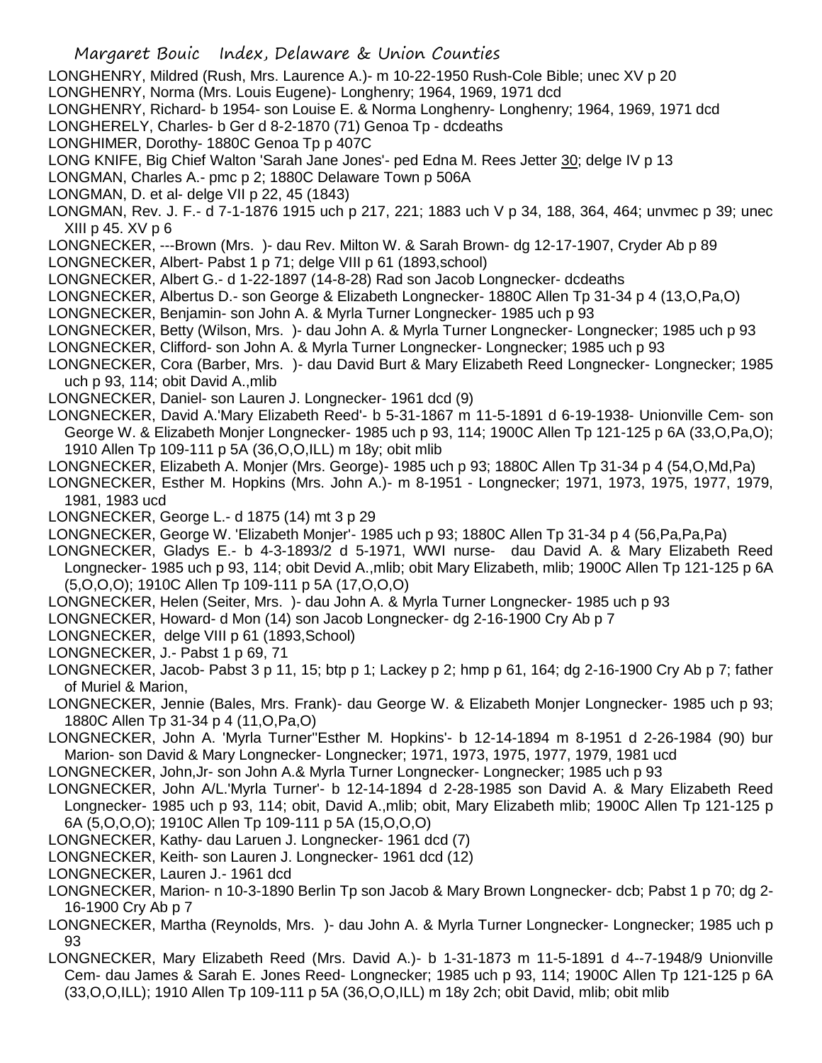LONGHENRY, Mildred (Rush, Mrs. Laurence A.)- m 10-22-1950 Rush-Cole Bible; unec XV p 20

LONGHENRY, Norma (Mrs. Louis Eugene)- Longhenry; 1964, 1969, 1971 dcd

LONGHENRY, Richard- b 1954- son Louise E. & Norma Longhenry- Longhenry; 1964, 1969, 1971 dcd

LONGHERELY, Charles- b Ger d 8-2-1870 (71) Genoa Tp - dcdeaths

LONGHIMER, Dorothy- 1880C Genoa Tp p 407C

LONG KNIFE, Big Chief Walton 'Sarah Jane Jones'- ped Edna M. Rees Jetter 30; delge IV p 13

LONGMAN, Charles A.- pmc p 2; 1880C Delaware Town p 506A

LONGMAN, D. et al- delge VII p 22, 45 (1843)

LONGMAN, Rev. J. F.- d 7-1-1876 1915 uch p 217, 221; 1883 uch V p 34, 188, 364, 464; unvmec p 39; unec XIII p 45. XV p 6

LONGNECKER, ---Brown (Mrs. )- dau Rev. Milton W. & Sarah Brown- dg 12-17-1907, Cryder Ab p 89

LONGNECKER, Albert- Pabst 1 p 71; delge VIII p 61 (1893,school)

LONGNECKER, Albert G.- d 1-22-1897 (14-8-28) Rad son Jacob Longnecker- dcdeaths

LONGNECKER, Albertus D.- son George & Elizabeth Longnecker- 1880C Allen Tp 31-34 p 4 (13,O,Pa,O)

LONGNECKER, Benjamin- son John A. & Myrla Turner Longnecker- 1985 uch p 93

LONGNECKER, Betty (Wilson, Mrs. )- dau John A. & Myrla Turner Longnecker- Longnecker; 1985 uch p 93

LONGNECKER, Clifford- son John A. & Myrla Turner Longnecker- Longnecker; 1985 uch p 93

LONGNECKER, Cora (Barber, Mrs. )- dau David Burt & Mary Elizabeth Reed Longnecker- Longnecker; 1985 uch p 93, 114; obit David A.,mlib

LONGNECKER, Daniel- son Lauren J. Longnecker- 1961 dcd (9)

LONGNECKER, David A.'Mary Elizabeth Reed'- b 5-31-1867 m 11-5-1891 d 6-19-1938- Unionville Cem- son George W. & Elizabeth Monjer Longnecker- 1985 uch p 93, 114; 1900C Allen Tp 121-125 p 6A (33,O,Pa,O); 1910 Allen Tp 109-111 p 5A (36,O,O,ILL) m 18y; obit mlib

LONGNECKER, Elizabeth A. Monjer (Mrs. George)- 1985 uch p 93; 1880C Allen Tp 31-34 p 4 (54,O,Md,Pa)

LONGNECKER, Esther M. Hopkins (Mrs. John A.)- m 8-1951 - Longnecker; 1971, 1973, 1975, 1977, 1979, 1981, 1983 ucd

LONGNECKER, George L.- d 1875 (14) mt 3 p 29

LONGNECKER, George W. 'Elizabeth Monjer'- 1985 uch p 93; 1880C Allen Tp 31-34 p 4 (56,Pa,Pa,Pa)

LONGNECKER, Gladys E.- b 4-3-1893/2 d 5-1971, WWI nurse- dau David A. & Mary Elizabeth Reed Longnecker- 1985 uch p 93, 114; obit Devid A.,mlib; obit Mary Elizabeth, mlib; 1900C Allen Tp 121-125 p 6A (5,O,O,O); 1910C Allen Tp 109-111 p 5A (17,O,O,O)

LONGNECKER, Helen (Seiter, Mrs. )- dau John A. & Myrla Turner Longnecker- 1985 uch p 93

LONGNECKER, Howard- d Mon (14) son Jacob Longnecker- dg 2-16-1900 Cry Ab p 7

LONGNECKER, delge VIII p 61 (1893,School)

LONGNECKER, J.- Pabst 1 p 69, 71

LONGNECKER, Jacob- Pabst 3 p 11, 15; btp p 1; Lackey p 2; hmp p 61, 164; dg 2-16-1900 Cry Ab p 7; father of Muriel & Marion,

LONGNECKER, Jennie (Bales, Mrs. Frank)- dau George W. & Elizabeth Monjer Longnecker- 1985 uch p 93; 1880C Allen Tp 31-34 p 4 (11,O,Pa,O)

LONGNECKER, John A. 'Myrla Turner''Esther M. Hopkins'- b 12-14-1894 m 8-1951 d 2-26-1984 (90) bur Marion- son David & Mary Longnecker- Longnecker; 1971, 1973, 1975, 1977, 1979, 1981 ucd

LONGNECKER, John,Jr- son John A.& Myrla Turner Longnecker- Longnecker; 1985 uch p 93

LONGNECKER, John A/L.'Myrla Turner'- b 12-14-1894 d 2-28-1985 son David A. & Mary Elizabeth Reed Longnecker- 1985 uch p 93, 114; obit, David A.,mlib; obit, Mary Elizabeth mlib; 1900C Allen Tp 121-125 p 6A (5,O,O,O); 1910C Allen Tp 109-111 p 5A (15,O,O,O)

LONGNECKER, Kathy- dau Laruen J. Longnecker- 1961 dcd (7)

LONGNECKER, Keith- son Lauren J. Longnecker- 1961 dcd (12)

LONGNECKER, Lauren J.- 1961 dcd

LONGNECKER, Marion- n 10-3-1890 Berlin Tp son Jacob & Mary Brown Longnecker- dcb; Pabst 1 p 70; dg 2-16-1900 Cry Ab p 7

LONGNECKER, Martha (Reynolds, Mrs. )- dau John A. & Myrla Turner Longnecker- Longnecker; 1985 uch p 93

LONGNECKER, Mary Elizabeth Reed (Mrs. David A.)- b 1-31-1873 m 11-5-1891 d 4--7-1948/9 Unionville Cem- dau James & Sarah E. Jones Reed- Longnecker; 1985 uch p 93, 114; 1900C Allen Tp 121-125 p 6A (33,O,O,ILL); 1910 Allen Tp 109-111 p 5A (36,O,O,ILL) m 18y 2ch; obit David, mlib; obit mlib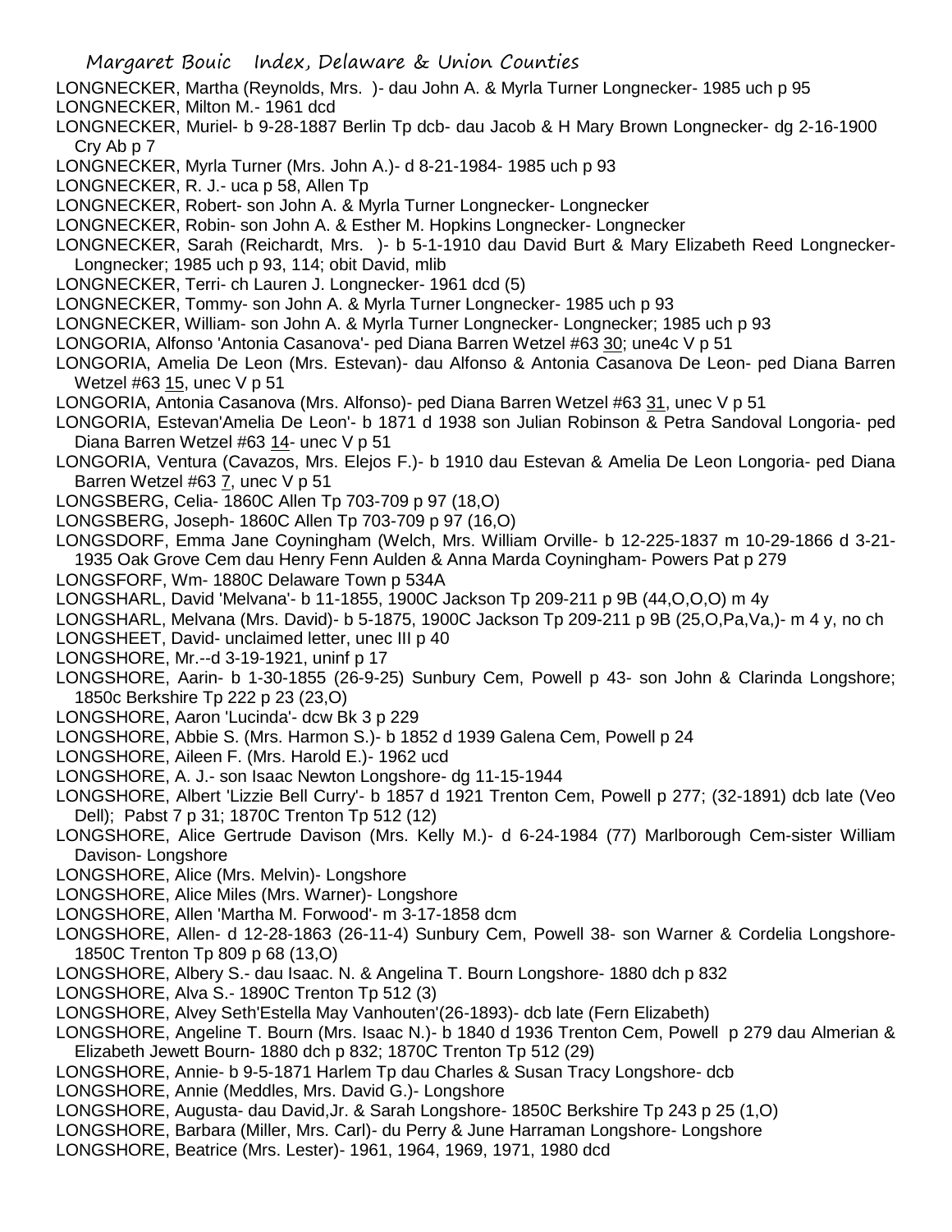LONGNECKER, Martha (Reynolds, Mrs. )- dau John A. & Myrla Turner Longnecker- 1985 uch p 95

LONGNECKER, Milton M.- 1961 dcd

LONGNECKER, Muriel- b 9-28-1887 Berlin Tp dcb- dau Jacob & H Mary Brown Longnecker- dg 2-16-1900 Cry Ab p 7

LONGNECKER, Myrla Turner (Mrs. John A.)- d 8-21-1984- 1985 uch p 93

LONGNECKER, R. J.- uca p 58, Allen Tp

LONGNECKER, Robert- son John A. & Myrla Turner Longnecker- Longnecker

LONGNECKER, Robin- son John A. & Esther M. Hopkins Longnecker- Longnecker

LONGNECKER, Sarah (Reichardt, Mrs. )- b 5-1-1910 dau David Burt & Mary Elizabeth Reed Longnecker- Longnecker; 1985 uch p 93, 114; obit David, mlib

LONGNECKER, Terri- ch Lauren J. Longnecker- 1961 dcd (5)

LONGNECKER, Tommy- son John A. & Myrla Turner Longnecker- 1985 uch p 93

LONGNECKER, William- son John A. & Myrla Turner Longnecker- Longnecker; 1985 uch p 93

LONGORIA, Alfonso 'Antonia Casanova'- ped Diana Barren Wetzel #63 30; une4c V p 51

LONGORIA, Amelia De Leon (Mrs. Estevan)- dau Alfonso & Antonia Casanova De Leon- ped Diana Barren Wetzel #63 15, unec V p 51

LONGORIA, Antonia Casanova (Mrs. Alfonso)- ped Diana Barren Wetzel #63 31, unec V p 51

LONGORIA, Estevan'Amelia De Leon'- b 1871 d 1938 son Julian Robinson & Petra Sandoval Longoria- ped Diana Barren Wetzel #63 14- unec V p 51

LONGORIA, Ventura (Cavazos, Mrs. Elejos F.)- b 1910 dau Estevan & Amelia De Leon Longoria- ped Diana Barren Wetzel #63 7, unec V p 51

LONGSBERG, Celia- 1860C Allen Tp 703-709 p 97 (18,O)

LONGSBERG, Joseph- 1860C Allen Tp 703-709 p 97 (16,O)

LONGSDORF, Emma Jane Coyningham (Welch, Mrs. William Orville- b 12-225-1837 m 10-29-1866 d 3-21-1935 Oak Grove Cem dau Henry Fenn Aulden & Anna Marda Coyningham- Powers Pat p 279

LONGSFORF, Wm- 1880C Delaware Town p 534A

LONGSHARL, David 'Melvana'- b 11-1855, 1900C Jackson Tp 209-211 p 9B (44,O,O,O) m 4y

LONGSHARL, Melvana (Mrs. David)- b 5-1875, 1900C Jackson Tp 209-211 p 9B (25,O,Pa,Va,)- m 4 y, no ch

LONGSHEET, David- unclaimed letter, unec III p 40

LONGSHORE, Mr.--d 3-19-1921, uninf p 17

LONGSHORE, Aarin- b 1-30-1855 (26-9-25) Sunbury Cem, Powell p 43- son John & Clarinda Longshore; 1850c Berkshire Tp 222 p 23 (23,O)

LONGSHORE, Aaron 'Lucinda'- dcw Bk 3 p 229

LONGSHORE, Abbie S. (Mrs. Harmon S.)- b 1852 d 1939 Galena Cem, Powell p 24

LONGSHORE, Aileen F. (Mrs. Harold E.)- 1962 ucd

LONGSHORE, A. J.- son Isaac Newton Longshore- dg 11-15-1944

LONGSHORE, Albert 'Lizzie Bell Curry'- b 1857 d 1921 Trenton Cem, Powell p 277; (32-1891) dcb late (Veo Dell); Pabst 7 p 31; 1870C Trenton Tp 512 (12)

LONGSHORE, Alice Gertrude Davison (Mrs. Kelly M.)- d 6-24-1984 (77) Marlborough Cem-sister William Davison- Longshore

LONGSHORE, Alice (Mrs. Melvin)- Longshore

LONGSHORE, Alice Miles (Mrs. Warner)- Longshore

LONGSHORE, Allen 'Martha M. Forwood'- m 3-17-1858 dcm

LONGSHORE, Allen- d 12-28-1863 (26-11-4) Sunbury Cem, Powell 38- son Warner & Cordelia Longshore- 1850C Trenton Tp 809 p 68 (13,O)

LONGSHORE, Albery S.- dau Isaac. N. & Angelina T. Bourn Longshore- 1880 dch p 832

LONGSHORE, Alva S.- 1890C Trenton Tp 512 (3)

LONGSHORE, Alvey Seth'Estella May Vanhouten'(26-1893)- dcb late (Fern Elizabeth)

LONGSHORE, Angeline T. Bourn (Mrs. Isaac N.)- b 1840 d 1936 Trenton Cem, Powell p 279 dau Almerian & Elizabeth Jewett Bourn- 1880 dch p 832; 1870C Trenton Tp 512 (29)

LONGSHORE, Annie- b 9-5-1871 Harlem Tp dau Charles & Susan Tracy Longshore- dcb

LONGSHORE, Annie (Meddles, Mrs. David G.)- Longshore

LONGSHORE, Augusta- dau David,Jr. & Sarah Longshore- 1850C Berkshire Tp 243 p 25 (1,O)

LONGSHORE, Barbara (Miller, Mrs. Carl)- du Perry & June Harraman Longshore- Longshore

LONGSHORE, Beatrice (Mrs. Lester)- 1961, 1964, 1969, 1971, 1980 dcd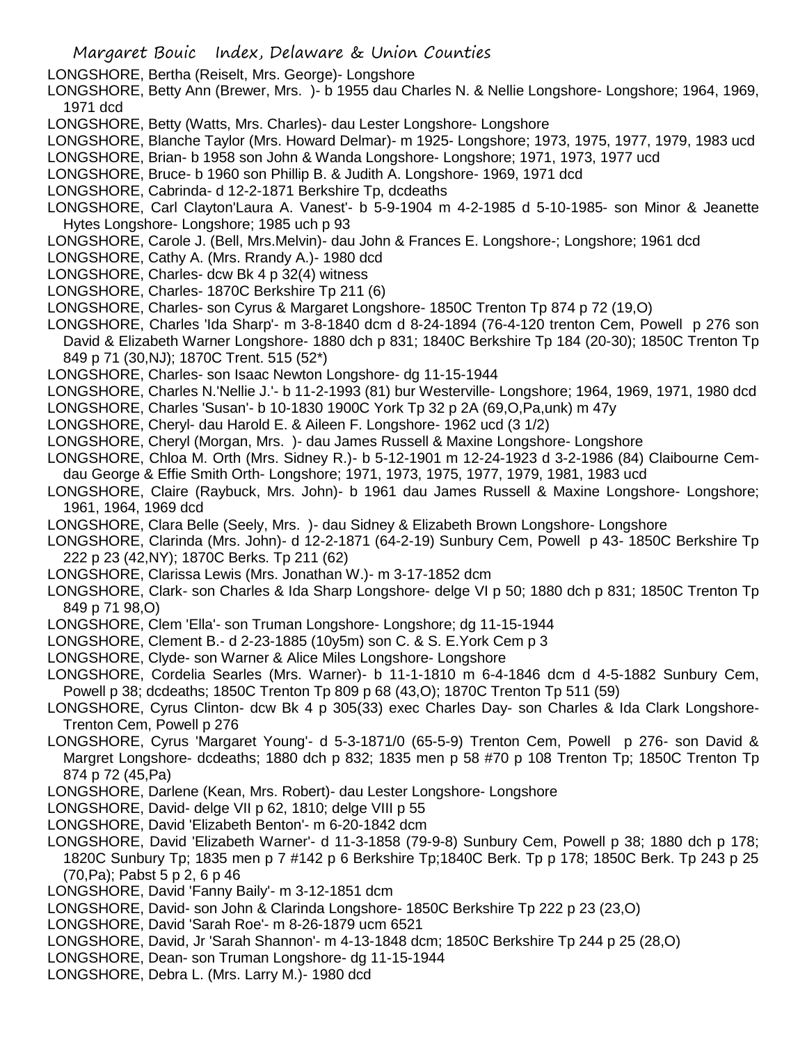LONGSHORE, Bertha (Reiselt, Mrs. George)- Longshore

LONGSHORE, Betty Ann (Brewer, Mrs. )- b 1955 dau Charles N. & Nellie Longshore- Longshore; 1964, 1969, 1971 dcd

LONGSHORE, Betty (Watts, Mrs. Charles)- dau Lester Longshore- Longshore

LONGSHORE, Blanche Taylor (Mrs. Howard Delmar)- m 1925- Longshore; 1973, 1975, 1977, 1979, 1983 ucd

LONGSHORE, Brian- b 1958 son John & Wanda Longshore- Longshore; 1971, 1973, 1977 ucd

LONGSHORE, Bruce- b 1960 son Phillip B. & Judith A. Longshore- 1969, 1971 dcd

LONGSHORE, Cabrinda- d 12-2-1871 Berkshire Tp, dcdeaths

LONGSHORE, Carl Clayton'Laura A. Vanest'- b 5-9-1904 m 4-2-1985 d 5-10-1985- son Minor & Jeanette Hytes Longshore- Longshore; 1985 uch p 93

LONGSHORE, Carole J. (Bell, Mrs.Melvin)- dau John & Frances E. Longshore-; Longshore; 1961 dcd

LONGSHORE, Cathy A. (Mrs. Rrandy A.)- 1980 dcd

LONGSHORE, Charles- dcw Bk 4 p 32(4) witness

LONGSHORE, Charles- 1870C Berkshire Tp 211 (6)

LONGSHORE, Charles- son Cyrus & Margaret Longshore- 1850C Trenton Tp 874 p 72 (19,O)

LONGSHORE, Charles 'Ida Sharp'- m 3-8-1840 dcm d 8-24-1894 (76-4-120 trenton Cem, Powell p 276 son David & Elizabeth Warner Longshore- 1880 dch p 831; 1840C Berkshire Tp 184 (20-30); 1850C Trenton Tp 849 p 71 (30,NJ); 1870C Trent. 515 (52*)

LONGSHORE, Charles- son Isaac Newton Longshore- dg 11-15-1944

LONGSHORE, Charles N.'Nellie J.'- b 11-2-1993 (81) bur Westerville- Longshore; 1964, 1969, 1971, 1980 dcd

LONGSHORE, Charles 'Susan'- b 10-1830 1900C York Tp 32 p 2A (69,O,Pa,unk) m 47y

LONGSHORE, Cheryl- dau Harold E. & Aileen F. Longshore- 1962 ucd (3 1/2)

LONGSHORE, Cheryl (Morgan, Mrs. )- dau James Russell & Maxine Longshore- Longshore

LONGSHORE, Chloa M. Orth (Mrs. Sidney R.)- b 5-12-1901 m 12-24-1923 d 3-2-1986 (84) Claibourne Cem- dau George & Effie Smith Orth- Longshore; 1971, 1973, 1975, 1977, 1979, 1981, 1983 ucd

LONGSHORE, Claire (Raybuck, Mrs. John)- b 1961 dau James Russell & Maxine Longshore- Longshore; 1961, 1964, 1969 dcd

LONGSHORE, Clara Belle (Seely, Mrs. )- dau Sidney & Elizabeth Brown Longshore- Longshore

LONGSHORE, Clarinda (Mrs. John)- d 12-2-1871 (64-2-19) Sunbury Cem, Powell p 43- 1850C Berkshire Tp 222 p 23 (42,NY); 1870C Berks. Tp 211 (62)

LONGSHORE, Clarissa Lewis (Mrs. Jonathan W.)- m 3-17-1852 dcm

LONGSHORE, Clark- son Charles & Ida Sharp Longshore- delge VI p 50; 1880 dch p 831; 1850C Trenton Tp 849 p 71 98,O)

LONGSHORE, Clem 'Ella'- son Truman Longshore- Longshore; dg 11-15-1944

LONGSHORE, Clement B.- d 2-23-1885 (10y5m) son C. & S. E.York Cem p 3

LONGSHORE, Clyde- son Warner & Alice Miles Longshore- Longshore

LONGSHORE, Cordelia Searles (Mrs. Warner)- b 11-1-1810 m 6-4-1846 dcm d 4-5-1882 Sunbury Cem, Powell p 38; dcdeaths; 1850C Trenton Tp 809 p 68 (43,O); 1870C Trenton Tp 511 (59)

LONGSHORE, Cyrus Clinton- dcw Bk 4 p 305(33) exec Charles Day- son Charles & Ida Clark Longshore- Trenton Cem, Powell p 276

LONGSHORE, Cyrus 'Margaret Young'- d 5-3-1871/0 (65-5-9) Trenton Cem, Powell p 276- son David & Margret Longshore- dcdeaths; 1880 dch p 832; 1835 men p 58 #70 p 108 Trenton Tp; 1850C Trenton Tp 874 p 72 (45,Pa)

LONGSHORE, Darlene (Kean, Mrs. Robert)- dau Lester Longshore- Longshore

LONGSHORE, David- delge VII p 62, 1810; delge VIII p 55

LONGSHORE, David 'Elizabeth Benton'- m 6-20-1842 dcm

LONGSHORE, David 'Elizabeth Warner'- d 11-3-1858 (79-9-8) Sunbury Cem, Powell p 38; 1880 dch p 178; 1820C Sunbury Tp; 1835 men p 7 #142 p 6 Berkshire Tp;1840C Berk. Tp p 178; 1850C Berk. Tp 243 p 25 (70,Pa); Pabst 5 p 2, 6 p 46

LONGSHORE, David 'Fanny Baily'- m 3-12-1851 dcm

LONGSHORE, David- son John & Clarinda Longshore- 1850C Berkshire Tp 222 p 23 (23,O)

LONGSHORE, David 'Sarah Roe'- m 8-26-1879 ucm 6521

LONGSHORE, David, Jr 'Sarah Shannon'- m 4-13-1848 dcm; 1850C Berkshire Tp 244 p 25 (28,O)

LONGSHORE, Dean- son Truman Longshore- dg 11-15-1944

LONGSHORE, Debra L. (Mrs. Larry M.)- 1980 dcd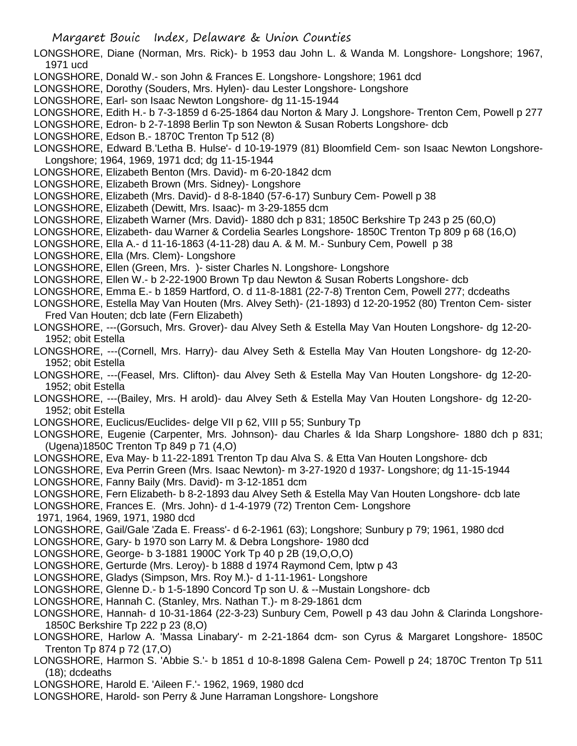LONGSHORE, Diane (Norman, Mrs. Rick)- b 1953 dau John L. & Wanda M. Longshore- Longshore; 1967, 1971 ucd

LONGSHORE, Donald W.- son John & Frances E. Longshore- Longshore; 1961 dcd

LONGSHORE, Dorothy (Souders, Mrs. Hylen)- dau Lester Longshore- Longshore

LONGSHORE, Earl- son Isaac Newton Longshore- dg 11-15-1944

LONGSHORE, Edith H.- b 7-3-1859 d 6-25-1864 dau Norton & Mary J. Longshore- Trenton Cem, Powell p 277

LONGSHORE, Edron- b 2-7-1898 Berlin Tp son Newton & Susan Roberts Longshore- dcb

LONGSHORE, Edson B.- 1870C Trenton Tp 512 (8)

LONGSHORE, Edward B.'Letha B. Hulse'- d 10-19-1979 (81) Bloomfield Cem- son Isaac Newton Longshore- Longshore; 1964, 1969, 1971 dcd; dg 11-15-1944

LONGSHORE, Elizabeth Benton (Mrs. David)- m 6-20-1842 dcm

LONGSHORE, Elizabeth Brown (Mrs. Sidney)- Longshore

LONGSHORE, Elizabeth (Mrs. David)- d 8-8-1840 (57-6-17) Sunbury Cem- Powell p 38

LONGSHORE, Elizabeth (Dewitt, Mrs. Isaac)- m 3-29-1855 dcm

LONGSHORE, Elizabeth Warner (Mrs. David)- 1880 dch p 831; 1850C Berkshire Tp 243 p 25 (60,O)

LONGSHORE, Elizabeth- dau Warner & Cordelia Searles Longshore- 1850C Trenton Tp 809 p 68 (16,O)

LONGSHORE, Ella A.- d 11-16-1863 (4-11-28) dau A. & M. M.- Sunbury Cem, Powell p 38

LONGSHORE, Ella (Mrs. Clem)- Longshore

LONGSHORE, Ellen (Green, Mrs. )- sister Charles N. Longshore- Longshore

LONGSHORE, Ellen W.- b 2-22-1900 Brown Tp dau Newton & Susan Roberts Longshore- dcb

LONGSHORE, Emma E.- b 1859 Hartford, O. d 11-8-1881 (22-7-8) Trenton Cem, Powell 277; dcdeaths

LONGSHORE, Estella May Van Houten (Mrs. Alvey Seth)- (21-1893) d 12-20-1952 (80) Trenton Cem- sister Fred Van Houten; dcb late (Fern Elizabeth)

LONGSHORE, ---(Gorsuch, Mrs. Grover)- dau Alvey Seth & Estella May Van Houten Longshore- dg 12-20-1952; obit Estella

LONGSHORE, ---(Cornell, Mrs. Harry)- dau Alvey Seth & Estella May Van Houten Longshore- dg 12-20-1952; obit Estella

LONGSHORE, ---(Feasel, Mrs. Clifton)- dau Alvey Seth & Estella May Van Houten Longshore- dg 12-20-1952; obit Estella

LONGSHORE, ---(Bailey, Mrs. H arold)- dau Alvey Seth & Estella May Van Houten Longshore- dg 12-20-1952; obit Estella

LONGSHORE, Euclicus/Euclides- delge VII p 62, VIII p 55; Sunbury Tp

LONGSHORE, Eugenie (Carpenter, Mrs. Johnson)- dau Charles & Ida Sharp Longshore- 1880 dch p 831; (Ugena)1850C Trenton Tp 849 p 71 (4,O)

LONGSHORE, Eva May- b 11-22-1891 Trenton Tp dau Alva S. & Etta Van Houten Longshore- dcb

LONGSHORE, Eva Perrin Green (Mrs. Isaac Newton)- m 3-27-1920 d 1937- Longshore; dg 11-15-1944

LONGSHORE, Fanny Baily (Mrs. David)- m 3-12-1851 dcm

LONGSHORE, Fern Elizabeth- b 8-2-1893 dau Alvey Seth & Estella May Van Houten Longshore- dcb late

LONGSHORE, Frances E. (Mrs. John)- d 1-4-1979 (72) Trenton Cem- Longshore
1971, 1964, 1969, 1971, 1980 dcd

LONGSHORE, Gail/Gale 'Zada E. Freass'- d 6-2-1961 (63); Longshore; Sunbury p 79; 1961, 1980 dcd

LONGSHORE, Gary- b 1970 son Larry M. & Debra Longshore- 1980 dcd

LONGSHORE, George- b 3-1881 1900C York Tp 40 p 2B (19,O,O,O)

LONGSHORE, Gerturde (Mrs. Leroy)- b 1888 d 1974 Raymond Cem, lptw p 43

LONGSHORE, Gladys (Simpson, Mrs. Roy M.)- d 1-11-1961- Longshore

LONGSHORE, Glenne D.- b 1-5-1890 Concord Tp son U. & --Mustain Longshore- dcb

LONGSHORE, Hannah C. (Stanley, Mrs. Nathan T.)- m 8-29-1861 dcm

LONGSHORE, Hannah- d 10-31-1864 (22-3-23) Sunbury Cem, Powell p 43 dau John & Clarinda Longshore- 1850C Berkshire Tp 222 p 23 (8,O)

LONGSHORE, Harlow A. 'Massa Linabary'- m 2-21-1864 dcm- son Cyrus & Margaret Longshore- 1850C Trenton Tp 874 p 72 (17,O)

LONGSHORE, Harmon S. 'Abbie S.'- b 1851 d 10-8-1898 Galena Cem- Powell p 24; 1870C Trenton Tp 511 (18); dcdeaths

LONGSHORE, Harold E. 'Aileen F.'- 1962, 1969, 1980 dcd

LONGSHORE, Harold- son Perry & June Harraman Longshore- Longshore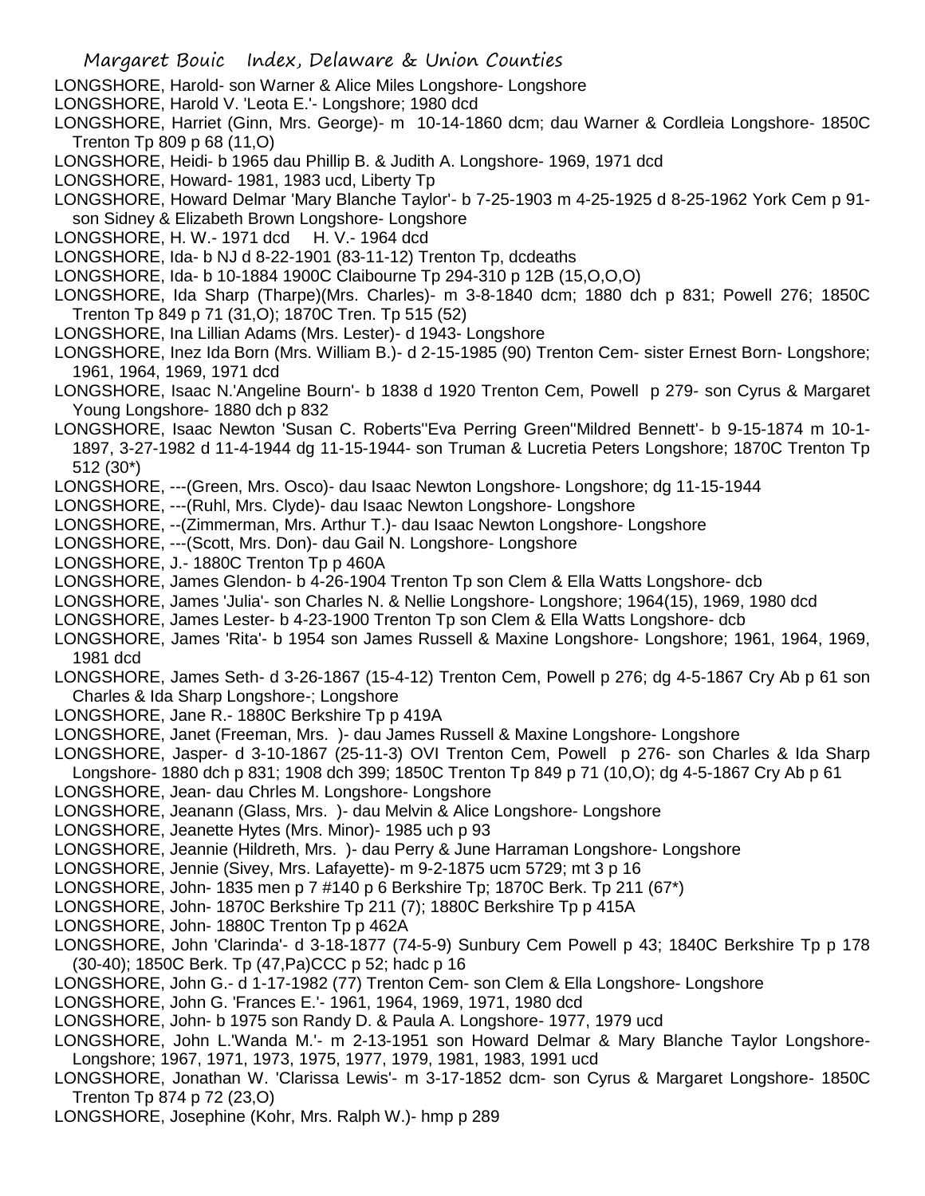LONGSHORE, Harold- son Warner & Alice Miles Longshore- Longshore

LONGSHORE, Harold V. 'Leota E.'- Longshore; 1980 dcd

LONGSHORE, Harriet (Ginn, Mrs. George)- m 10-14-1860 dcm; dau Warner & Cordleia Longshore- 1850C Trenton Tp 809 p 68 (11,O)

LONGSHORE, Heidi- b 1965 dau Phillip B. & Judith A. Longshore- 1969, 1971 dcd

LONGSHORE, Howard- 1981, 1983 ucd, Liberty Tp

LONGSHORE, Howard Delmar 'Mary Blanche Taylor'- b 7-25-1903 m 4-25-1925 d 8-25-1962 York Cem p 91- son Sidney & Elizabeth Brown Longshore- Longshore

LONGSHORE, H. W.- 1971 dcd H. V.- 1964 dcd

LONGSHORE, Ida- b NJ d 8-22-1901 (83-11-12) Trenton Tp, dcdeaths

LONGSHORE, Ida- b 10-1884 1900C Claibourne Tp 294-310 p 12B (15,O,O,O)

LONGSHORE, Ida Sharp (Tharpe)(Mrs. Charles)- m 3-8-1840 dcm; 1880 dch p 831; Powell 276; 1850C Trenton Tp 849 p 71 (31,O); 1870C Tren. Tp 515 (52)

LONGSHORE, Ina Lillian Adams (Mrs. Lester)- d 1943- Longshore

LONGSHORE, Inez Ida Born (Mrs. William B.)- d 2-15-1985 (90) Trenton Cem- sister Ernest Born- Longshore; 1961, 1964, 1969, 1971 dcd

LONGSHORE, Isaac N.'Angeline Bourn'- b 1838 d 1920 Trenton Cem, Powell p 279- son Cyrus & Margaret Young Longshore- 1880 dch p 832

LONGSHORE, Isaac Newton 'Susan C. Roberts''Eva Perring Green''Mildred Bennett'- b 9-15-1874 m 10-1-1897, 3-27-1982 d 11-4-1944 dg 11-15-1944- son Truman & Lucretia Peters Longshore; 1870C Trenton Tp 512 (30*)

LONGSHORE, ---(Green, Mrs. Osco)- dau Isaac Newton Longshore- Longshore; dg 11-15-1944

LONGSHORE, ---(Ruhl, Mrs. Clyde)- dau Isaac Newton Longshore- Longshore

LONGSHORE, --(Zimmerman, Mrs. Arthur T.)- dau Isaac Newton Longshore- Longshore

LONGSHORE, ---(Scott, Mrs. Don)- dau Gail N. Longshore- Longshore

LONGSHORE, J.- 1880C Trenton Tp p 460A

LONGSHORE, James Glendon- b 4-26-1904 Trenton Tp son Clem & Ella Watts Longshore- dcb

LONGSHORE, James 'Julia'- son Charles N. & Nellie Longshore- Longshore; 1964(15), 1969, 1980 dcd

LONGSHORE, James Lester- b 4-23-1900 Trenton Tp son Clem & Ella Watts Longshore- dcb

LONGSHORE, James 'Rita'- b 1954 son James Russell & Maxine Longshore- Longshore; 1961, 1964, 1969, 1981 dcd

LONGSHORE, James Seth- d 3-26-1867 (15-4-12) Trenton Cem, Powell p 276; dg 4-5-1867 Cry Ab p 61 son Charles & Ida Sharp Longshore-; Longshore

LONGSHORE, Jane R.- 1880C Berkshire Tp p 419A

LONGSHORE, Janet (Freeman, Mrs. )- dau James Russell & Maxine Longshore- Longshore

LONGSHORE, Jasper- d 3-10-1867 (25-11-3) OVI Trenton Cem, Powell p 276- son Charles & Ida Sharp Longshore- 1880 dch p 831; 1908 dch 399; 1850C Trenton Tp 849 p 71 (10,O); dg 4-5-1867 Cry Ab p 61

LONGSHORE, Jean- dau Chrles M. Longshore- Longshore

LONGSHORE, Jeanann (Glass, Mrs. )- dau Melvin & Alice Longshore- Longshore

LONGSHORE, Jeanette Hytes (Mrs. Minor)- 1985 uch p 93

LONGSHORE, Jeannie (Hildreth, Mrs. )- dau Perry & June Harraman Longshore- Longshore

LONGSHORE, Jennie (Sivey, Mrs. Lafayette)- m 9-2-1875 ucm 5729; mt 3 p 16

LONGSHORE, John- 1835 men p 7 #140 p 6 Berkshire Tp; 1870C Berk. Tp 211 (67*)

LONGSHORE, John- 1870C Berkshire Tp 211 (7); 1880C Berkshire Tp p 415A

LONGSHORE, John- 1880C Trenton Tp p 462A

LONGSHORE, John 'Clarinda'- d 3-18-1877 (74-5-9) Sunbury Cem Powell p 43; 1840C Berkshire Tp p 178 (30-40); 1850C Berk. Tp (47,Pa)CCC p 52; hadc p 16

LONGSHORE, John G.- d 1-17-1982 (77) Trenton Cem- son Clem & Ella Longshore- Longshore

LONGSHORE, John G. 'Frances E.'- 1961, 1964, 1969, 1971, 1980 dcd

LONGSHORE, John- b 1975 son Randy D. & Paula A. Longshore- 1977, 1979 ucd

LONGSHORE, John L.'Wanda M.'- m 2-13-1951 son Howard Delmar & Mary Blanche Taylor Longshore- Longshore; 1967, 1971, 1973, 1975, 1977, 1979, 1981, 1983, 1991 ucd

LONGSHORE, Jonathan W. 'Clarissa Lewis'- m 3-17-1852 dcm- son Cyrus & Margaret Longshore- 1850C Trenton Tp 874 p 72 (23,O)

LONGSHORE, Josephine (Kohr, Mrs. Ralph W.)- hmp p 289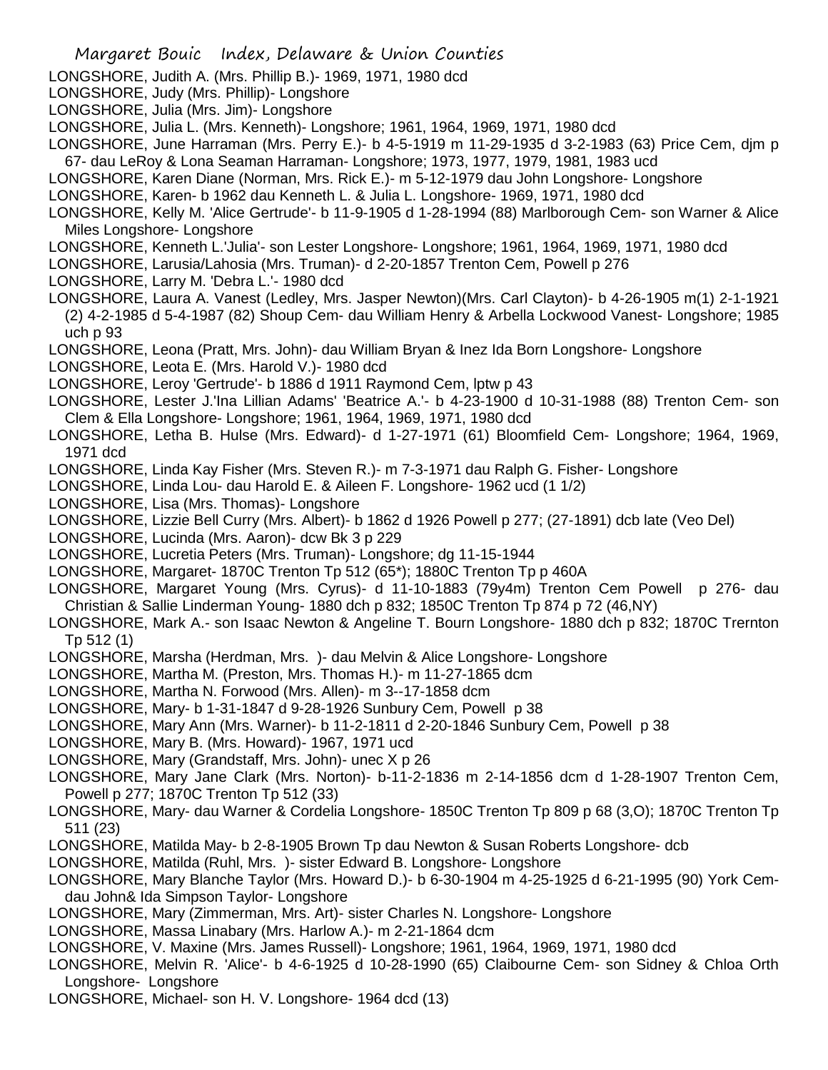LONGSHORE, Judith A. (Mrs. Phillip B.)- 1969, 1971, 1980 dcd

LONGSHORE, Judy (Mrs. Phillip)- Longshore

LONGSHORE, Julia (Mrs. Jim)- Longshore

LONGSHORE, Julia L. (Mrs. Kenneth)- Longshore; 1961, 1964, 1969, 1971, 1980 dcd

LONGSHORE, June Harraman (Mrs. Perry E.)- b 4-5-1919 m 11-29-1935 d 3-2-1983 (63) Price Cem, djm p 67- dau LeRoy & Lona Seaman Harraman- Longshore; 1973, 1977, 1979, 1981, 1983 ucd

LONGSHORE, Karen Diane (Norman, Mrs. Rick E.)- m 5-12-1979 dau John Longshore- Longshore

LONGSHORE, Karen- b 1962 dau Kenneth L. & Julia L. Longshore- 1969, 1971, 1980 dcd

LONGSHORE, Kelly M. 'Alice Gertrude'- b 11-9-1905 d 1-28-1994 (88) Marlborough Cem- son Warner & Alice Miles Longshore- Longshore

LONGSHORE, Kenneth L.'Julia'- son Lester Longshore- Longshore; 1961, 1964, 1969, 1971, 1980 dcd

LONGSHORE, Larusia/Lahosia (Mrs. Truman)- d 2-20-1857 Trenton Cem, Powell p 276

LONGSHORE, Larry M. 'Debra L.'- 1980 dcd

LONGSHORE, Laura A. Vanest (Ledley, Mrs. Jasper Newton)(Mrs. Carl Clayton)- b 4-26-1905 m(1) 2-1-1921 (2) 4-2-1985 d 5-4-1987 (82) Shoup Cem- dau William Henry & Arbella Lockwood Vanest- Longshore; 1985 uch p 93

LONGSHORE, Leona (Pratt, Mrs. John)- dau William Bryan & Inez Ida Born Longshore- Longshore

LONGSHORE, Leota E. (Mrs. Harold V.)- 1980 dcd

LONGSHORE, Leroy 'Gertrude'- b 1886 d 1911 Raymond Cem, lptw p 43

LONGSHORE, Lester J.'Ina Lillian Adams' 'Beatrice A.'- b 4-23-1900 d 10-31-1988 (88) Trenton Cem- son Clem & Ella Longshore- Longshore; 1961, 1964, 1969, 1971, 1980 dcd

LONGSHORE, Letha B. Hulse (Mrs. Edward)- d 1-27-1971 (61) Bloomfield Cem- Longshore; 1964, 1969, 1971 dcd

LONGSHORE, Linda Kay Fisher (Mrs. Steven R.)- m 7-3-1971 dau Ralph G. Fisher- Longshore

LONGSHORE, Linda Lou- dau Harold E. & Aileen F. Longshore- 1962 ucd (1 1/2)

LONGSHORE, Lisa (Mrs. Thomas)- Longshore

LONGSHORE, Lizzie Bell Curry (Mrs. Albert)- b 1862 d 1926 Powell p 277; (27-1891) dcb late (Veo Del)

LONGSHORE, Lucinda (Mrs. Aaron)- dcw Bk 3 p 229

LONGSHORE, Lucretia Peters (Mrs. Truman)- Longshore; dg 11-15-1944

LONGSHORE, Margaret- 1870C Trenton Tp 512 (65*); 1880C Trenton Tp p 460A

LONGSHORE, Margaret Young (Mrs. Cyrus)- d 11-10-1883 (79y4m) Trenton Cem Powell p 276- dau Christian & Sallie Linderman Young- 1880 dch p 832; 1850C Trenton Tp 874 p 72 (46,NY)

LONGSHORE, Mark A.- son Isaac Newton & Angeline T. Bourn Longshore- 1880 dch p 832; 1870C Trernton Tp 512 (1)

LONGSHORE, Marsha (Herdman, Mrs. )- dau Melvin & Alice Longshore- Longshore

LONGSHORE, Martha M. (Preston, Mrs. Thomas H.)- m 11-27-1865 dcm

LONGSHORE, Martha N. Forwood (Mrs. Allen)- m 3--17-1858 dcm

LONGSHORE, Mary- b 1-31-1847 d 9-28-1926 Sunbury Cem, Powell p 38

LONGSHORE, Mary Ann (Mrs. Warner)- b 11-2-1811 d 2-20-1846 Sunbury Cem, Powell p 38

LONGSHORE, Mary B. (Mrs. Howard)- 1967, 1971 ucd

LONGSHORE, Mary (Grandstaff, Mrs. John)- unec X p 26

LONGSHORE, Mary Jane Clark (Mrs. Norton)- b-11-2-1836 m 2-14-1856 dcm d 1-28-1907 Trenton Cem, Powell p 277; 1870C Trenton Tp 512 (33)

LONGSHORE, Mary- dau Warner & Cordelia Longshore- 1850C Trenton Tp 809 p 68 (3,O); 1870C Trenton Tp 511 (23)

LONGSHORE, Matilda May- b 2-8-1905 Brown Tp dau Newton & Susan Roberts Longshore- dcb

LONGSHORE, Matilda (Ruhl, Mrs. )- sister Edward B. Longshore- Longshore

LONGSHORE, Mary Blanche Taylor (Mrs. Howard D.)- b 6-30-1904 m 4-25-1925 d 6-21-1995 (90) York Cem- dau John& Ida Simpson Taylor- Longshore

LONGSHORE, Mary (Zimmerman, Mrs. Art)- sister Charles N. Longshore- Longshore

LONGSHORE, Massa Linabary (Mrs. Harlow A.)- m 2-21-1864 dcm

LONGSHORE, V. Maxine (Mrs. James Russell)- Longshore; 1961, 1964, 1969, 1971, 1980 dcd

LONGSHORE, Melvin R. 'Alice'- b 4-6-1925 d 10-28-1990 (65) Claibourne Cem- son Sidney & Chloa Orth Longshore- Longshore

LONGSHORE, Michael- son H. V. Longshore- 1964 dcd (13)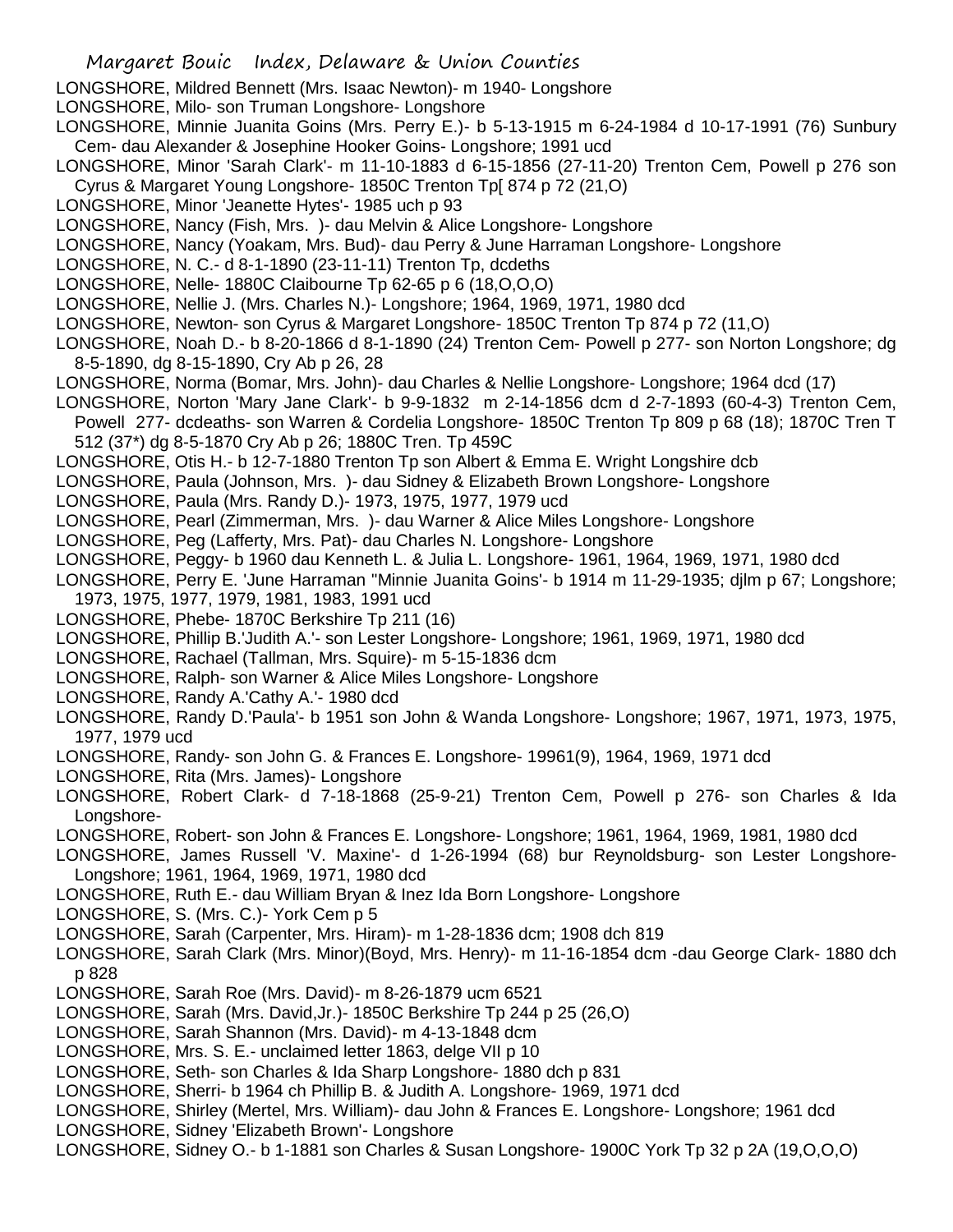LONGSHORE, Mildred Bennett (Mrs. Isaac Newton)- m 1940- Longshore

LONGSHORE, Milo- son Truman Longshore- Longshore

LONGSHORE, Minnie Juanita Goins (Mrs. Perry E.)- b 5-13-1915 m 6-24-1984 d 10-17-1991 (76) Sunbury Cem- dau Alexander & Josephine Hooker Goins- Longshore; 1991 ucd

LONGSHORE, Minor 'Sarah Clark'- m 11-10-1883 d 6-15-1856 (27-11-20) Trenton Cem, Powell p 276 son Cyrus & Margaret Young Longshore- 1850C Trenton Tp[ 874 p 72 (21,O)

LONGSHORE, Minor 'Jeanette Hytes'- 1985 uch p 93

LONGSHORE, Nancy (Fish, Mrs. )- dau Melvin & Alice Longshore- Longshore

LONGSHORE, Nancy (Yoakam, Mrs. Bud)- dau Perry & June Harraman Longshore- Longshore

LONGSHORE, N. C.- d 8-1-1890 (23-11-11) Trenton Tp, dcdeths

LONGSHORE, Nelle- 1880C Claibourne Tp 62-65 p 6 (18,O,O,O)

LONGSHORE, Nellie J. (Mrs. Charles N.)- Longshore; 1964, 1969, 1971, 1980 dcd

LONGSHORE, Newton- son Cyrus & Margaret Longshore- 1850C Trenton Tp 874 p 72 (11,O)

LONGSHORE, Noah D.- b 8-20-1866 d 8-1-1890 (24) Trenton Cem- Powell p 277- son Norton Longshore; dg 8-5-1890, dg 8-15-1890, Cry Ab p 26, 28

LONGSHORE, Norma (Bomar, Mrs. John)- dau Charles & Nellie Longshore- Longshore; 1964 dcd (17)

LONGSHORE, Norton 'Mary Jane Clark'- b 9-9-1832 m 2-14-1856 dcm d 2-7-1893 (60-4-3) Trenton Cem, Powell 277- dcdeaths- son Warren & Cordelia Longshore- 1850C Trenton Tp 809 p 68 (18); 1870C Tren T 512 (37*) dg 8-5-1870 Cry Ab p 26; 1880C Tren. Tp 459C

LONGSHORE, Otis H.- b 12-7-1880 Trenton Tp son Albert & Emma E. Wright Longshire dcb

LONGSHORE, Paula (Johnson, Mrs. )- dau Sidney & Elizabeth Brown Longshore- Longshore

LONGSHORE, Paula (Mrs. Randy D.)- 1973, 1975, 1977, 1979 ucd

LONGSHORE, Pearl (Zimmerman, Mrs. )- dau Warner & Alice Miles Longshore- Longshore

LONGSHORE, Peg (Lafferty, Mrs. Pat)- dau Charles N. Longshore- Longshore

LONGSHORE, Peggy- b 1960 dau Kenneth L. & Julia L. Longshore- 1961, 1964, 1969, 1971, 1980 dcd

LONGSHORE, Perry E. 'June Harraman "Minnie Juanita Goins'- b 1914 m 11-29-1935; djlm p 67; Longshore; 1973, 1975, 1977, 1979, 1981, 1983, 1991 ucd

LONGSHORE, Phebe- 1870C Berkshire Tp 211 (16)

LONGSHORE, Phillip B.'Judith A.'- son Lester Longshore- Longshore; 1961, 1969, 1971, 1980 dcd

LONGSHORE, Rachael (Tallman, Mrs. Squire)- m 5-15-1836 dcm

LONGSHORE, Ralph- son Warner & Alice Miles Longshore- Longshore

LONGSHORE, Randy A.'Cathy A.'- 1980 dcd

LONGSHORE, Randy D.'Paula'- b 1951 son John & Wanda Longshore- Longshore; 1967, 1971, 1973, 1975, 1977, 1979 ucd

LONGSHORE, Randy- son John G. & Frances E. Longshore- 19961(9), 1964, 1969, 1971 dcd

LONGSHORE, Rita (Mrs. James)- Longshore

LONGSHORE, Robert Clark- d 7-18-1868 (25-9-21) Trenton Cem, Powell p 276- son Charles & Ida Longshore-

LONGSHORE, Robert- son John & Frances E. Longshore- Longshore; 1961, 1964, 1969, 1981, 1980 dcd

LONGSHORE, James Russell 'V. Maxine'- d 1-26-1994 (68) bur Reynoldsburg- son Lester Longshore- Longshore; 1961, 1964, 1969, 1971, 1980 dcd

LONGSHORE, Ruth E.- dau William Bryan & Inez Ida Born Longshore- Longshore

LONGSHORE, S. (Mrs. C.)- York Cem p 5

LONGSHORE, Sarah (Carpenter, Mrs. Hiram)- m 1-28-1836 dcm; 1908 dch 819

LONGSHORE, Sarah Clark (Mrs. Minor)(Boyd, Mrs. Henry)- m 11-16-1854 dcm -dau George Clark- 1880 dch p 828

LONGSHORE, Sarah Roe (Mrs. David)- m 8-26-1879 ucm 6521

LONGSHORE, Sarah (Mrs. David,Jr.)- 1850C Berkshire Tp 244 p 25 (26,O)

LONGSHORE, Sarah Shannon (Mrs. David)- m 4-13-1848 dcm

LONGSHORE, Mrs. S. E.- unclaimed letter 1863, delge VII p 10

LONGSHORE, Seth- son Charles & Ida Sharp Longshore- 1880 dch p 831

LONGSHORE, Sherri- b 1964 ch Phillip B. & Judith A. Longshore- 1969, 1971 dcd

LONGSHORE, Shirley (Mertel, Mrs. William)- dau John & Frances E. Longshore- Longshore; 1961 dcd

LONGSHORE, Sidney 'Elizabeth Brown'- Longshore

LONGSHORE, Sidney O.- b 1-1881 son Charles & Susan Longshore- 1900C York Tp 32 p 2A (19,O,O,O)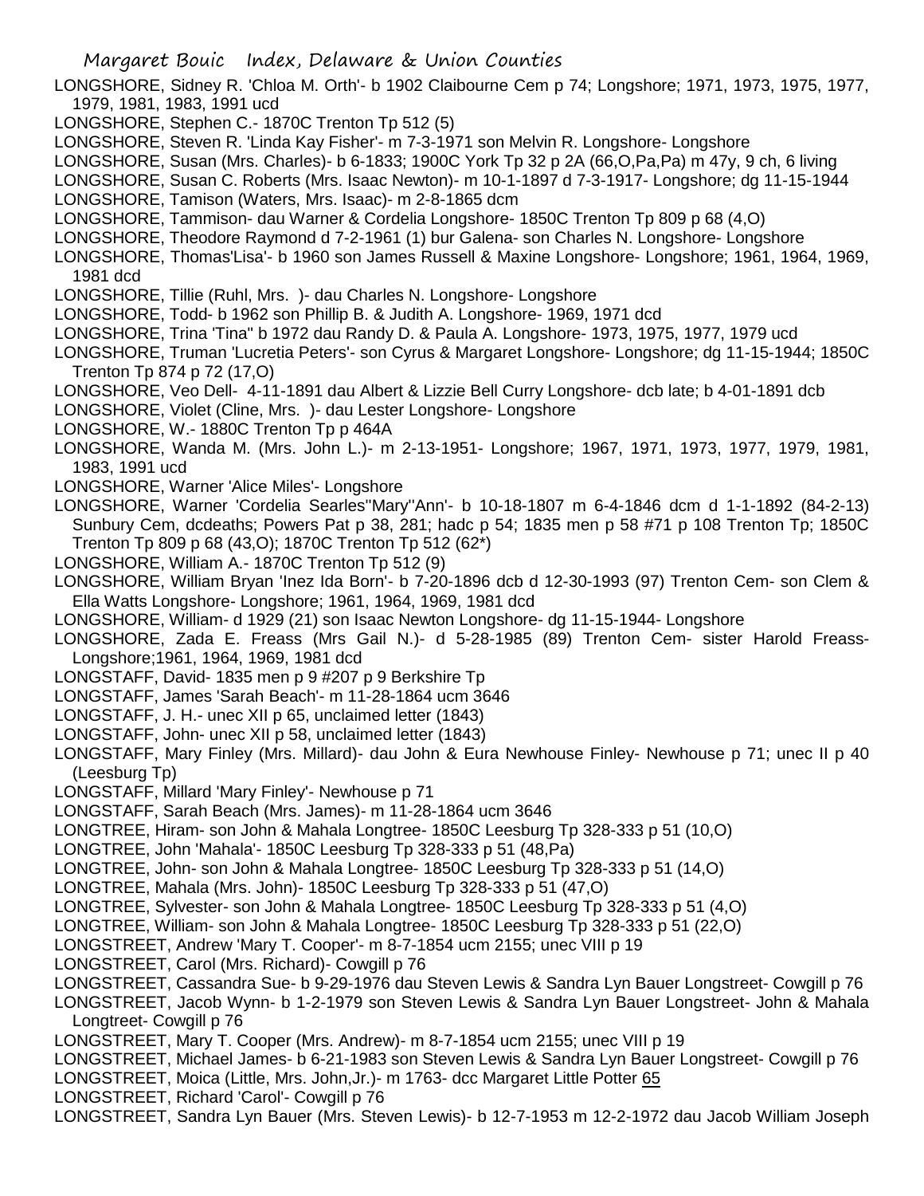LONGSHORE, Sidney R. 'Chloa M. Orth'- b 1902 Claibourne Cem p 74; Longshore; 1971, 1973, 1975, 1977, 1979, 1981, 1983, 1991 ucd

LONGSHORE, Stephen C.- 1870C Trenton Tp 512 (5)

LONGSHORE, Steven R. 'Linda Kay Fisher'- m 7-3-1971 son Melvin R. Longshore- Longshore

LONGSHORE, Susan (Mrs. Charles)- b 6-1833; 1900C York Tp 32 p 2A (66,O,Pa,Pa) m 47y, 9 ch, 6 living

LONGSHORE, Susan C. Roberts (Mrs. Isaac Newton)- m 10-1-1897 d 7-3-1917- Longshore; dg 11-15-1944

LONGSHORE, Tamison (Waters, Mrs. Isaac)- m 2-8-1865 dcm

LONGSHORE, Tammison- dau Warner & Cordelia Longshore- 1850C Trenton Tp 809 p 68 (4,O)

LONGSHORE, Theodore Raymond d 7-2-1961 (1) bur Galena- son Charles N. Longshore- Longshore

LONGSHORE, Thomas'Lisa'- b 1960 son James Russell & Maxine Longshore- Longshore; 1961, 1964, 1969, 1981 dcd

LONGSHORE, Tillie (Ruhl, Mrs. )- dau Charles N. Longshore- Longshore

LONGSHORE, Todd- b 1962 son Phillip B. & Judith A. Longshore- 1969, 1971 dcd

LONGSHORE, Trina 'Tina" b 1972 dau Randy D. & Paula A. Longshore- 1973, 1975, 1977, 1979 ucd

LONGSHORE, Truman 'Lucretia Peters'- son Cyrus & Margaret Longshore- Longshore; dg 11-15-1944; 1850C Trenton Tp 874 p 72 (17,O)

LONGSHORE, Veo Dell- 4-11-1891 dau Albert & Lizzie Bell Curry Longshore- dcb late; b 4-01-1891 dcb

LONGSHORE, Violet (Cline, Mrs. )- dau Lester Longshore- Longshore

LONGSHORE, W.- 1880C Trenton Tp p 464A

LONGSHORE, Wanda M. (Mrs. John L.)- m 2-13-1951- Longshore; 1967, 1971, 1973, 1977, 1979, 1981, 1983, 1991 ucd

LONGSHORE, Warner 'Alice Miles'- Longshore

LONGSHORE, Warner 'Cordelia Searles''Mary''Ann'- b 10-18-1807 m 6-4-1846 dcm d 1-1-1892 (84-2-13) Sunbury Cem, dcdeaths; Powers Pat p 38, 281; hadc p 54; 1835 men p 58 #71 p 108 Trenton Tp; 1850C Trenton Tp 809 p 68 (43,O); 1870C Trenton Tp 512 (62*)

LONGSHORE, William A.- 1870C Trenton Tp 512 (9)

LONGSHORE, William Bryan 'Inez Ida Born'- b 7-20-1896 dcb d 12-30-1993 (97) Trenton Cem- son Clem & Ella Watts Longshore- Longshore; 1961, 1964, 1969, 1981 dcd

LONGSHORE, William- d 1929 (21) son Isaac Newton Longshore- dg 11-15-1944- Longshore

LONGSHORE, Zada E. Freass (Mrs Gail N.)- d 5-28-1985 (89) Trenton Cem- sister Harold Freass- Longshore;1961, 1964, 1969, 1981 dcd

LONGSTAFF, David- 1835 men p 9 #207 p 9 Berkshire Tp

LONGSTAFF, James 'Sarah Beach'- m 11-28-1864 ucm 3646

LONGSTAFF, J. H.- unec XII p 65, unclaimed letter (1843)

LONGSTAFF, John- unec XII p 58, unclaimed letter (1843)

LONGSTAFF, Mary Finley (Mrs. Millard)- dau John & Eura Newhouse Finley- Newhouse p 71; unec II p 40 (Leesburg Tp)

LONGSTAFF, Millard 'Mary Finley'- Newhouse p 71

LONGSTAFF, Sarah Beach (Mrs. James)- m 11-28-1864 ucm 3646

LONGTREE, Hiram- son John & Mahala Longtree- 1850C Leesburg Tp 328-333 p 51 (10,O)

LONGTREE, John 'Mahala'- 1850C Leesburg Tp 328-333 p 51 (48,Pa)

LONGTREE, John- son John & Mahala Longtree- 1850C Leesburg Tp 328-333 p 51 (14,O)

LONGTREE, Mahala (Mrs. John)- 1850C Leesburg Tp 328-333 p 51 (47,O)

LONGTREE, Sylvester- son John & Mahala Longtree- 1850C Leesburg Tp 328-333 p 51 (4,O)

LONGTREE, William- son John & Mahala Longtree- 1850C Leesburg Tp 328-333 p 51 (22,O)

LONGSTREET, Andrew 'Mary T. Cooper'- m 8-7-1854 ucm 2155; unec VIII p 19

LONGSTREET, Carol (Mrs. Richard)- Cowgill p 76

LONGSTREET, Cassandra Sue- b 9-29-1976 dau Steven Lewis & Sandra Lyn Bauer Longstreet- Cowgill p 76

LONGSTREET, Jacob Wynn- b 1-2-1979 son Steven Lewis & Sandra Lyn Bauer Longstreet- John & Mahala Longtreet- Cowgill p 76

LONGSTREET, Mary T. Cooper (Mrs. Andrew)- m 8-7-1854 ucm 2155; unec VIII p 19

LONGSTREET, Michael James- b 6-21-1983 son Steven Lewis & Sandra Lyn Bauer Longstreet- Cowgill p 76

LONGSTREET, Moica (Little, Mrs. John,Jr.)- m 1763- dcc Margaret Little Potter 65

LONGSTREET, Richard 'Carol'- Cowgill p 76

LONGSTREET, Sandra Lyn Bauer (Mrs. Steven Lewis)- b 12-7-1953 m 12-2-1972 dau Jacob William Joseph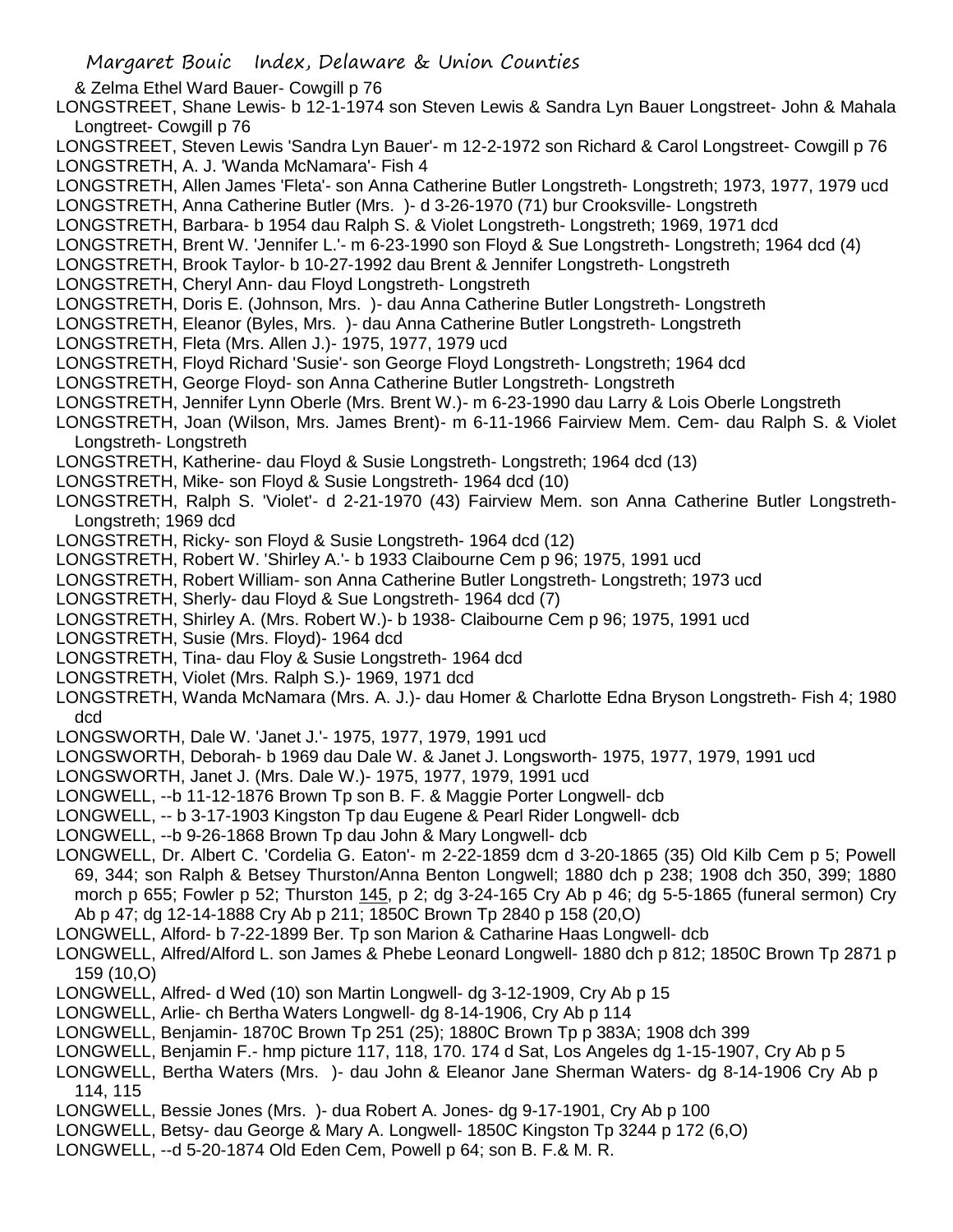& Zelma Ethel Ward Bauer- Cowgill p 76

LONGSTREET, Shane Lewis- b 12-1-1974 son Steven Lewis & Sandra Lyn Bauer Longstreet- John & Mahala Longtreet- Cowgill p 76

LONGSTREET, Steven Lewis 'Sandra Lyn Bauer'- m 12-2-1972 son Richard & Carol Longstreet- Cowgill p 76

LONGSTRETH, A. J. 'Wanda McNamara'- Fish 4

LONGSTRETH, Allen James 'Fleta'- son Anna Catherine Butler Longstreth- Longstreth; 1973, 1977, 1979 ucd

LONGSTRETH, Anna Catherine Butler (Mrs. )- d 3-26-1970 (71) bur Crooksville- Longstreth

LONGSTRETH, Barbara- b 1954 dau Ralph S. & Violet Longstreth- Longstreth; 1969, 1971 dcd

LONGSTRETH, Brent W. 'Jennifer L.'- m 6-23-1990 son Floyd & Sue Longstreth- Longstreth; 1964 dcd (4)

LONGSTRETH, Brook Taylor- b 10-27-1992 dau Brent & Jennifer Longstreth- Longstreth

LONGSTRETH, Cheryl Ann- dau Floyd Longstreth- Longstreth

LONGSTRETH, Doris E. (Johnson, Mrs. )- dau Anna Catherine Butler Longstreth- Longstreth

LONGSTRETH, Eleanor (Byles, Mrs. )- dau Anna Catherine Butler Longstreth- Longstreth

LONGSTRETH, Fleta (Mrs. Allen J.)- 1975, 1977, 1979 ucd

LONGSTRETH, Floyd Richard 'Susie'- son George Floyd Longstreth- Longstreth; 1964 dcd

LONGSTRETH, George Floyd- son Anna Catherine Butler Longstreth- Longstreth

LONGSTRETH, Jennifer Lynn Oberle (Mrs. Brent W.)- m 6-23-1990 dau Larry & Lois Oberle Longstreth

LONGSTRETH, Joan (Wilson, Mrs. James Brent)- m 6-11-1966 Fairview Mem. Cem- dau Ralph S. & Violet Longstreth- Longstreth

LONGSTRETH, Katherine- dau Floyd & Susie Longstreth- Longstreth; 1964 dcd (13)

LONGSTRETH, Mike- son Floyd & Susie Longstreth- 1964 dcd (10)

LONGSTRETH, Ralph S. 'Violet'- d 2-21-1970 (43) Fairview Mem. son Anna Catherine Butler Longstreth- Longstreth; 1969 dcd

LONGSTRETH, Ricky- son Floyd & Susie Longstreth- 1964 dcd (12)

LONGSTRETH, Robert W. 'Shirley A.'- b 1933 Claibourne Cem p 96; 1975, 1991 ucd

LONGSTRETH, Robert William- son Anna Catherine Butler Longstreth- Longstreth; 1973 ucd

LONGSTRETH, Sherly- dau Floyd & Sue Longstreth- 1964 dcd (7)

LONGSTRETH, Shirley A. (Mrs Robert W.)- b 1938- Claibourne Cem p 96; 1975, 1991 ucd

LONGSTRETH, Susie (Mrs. Floyd)- 1964 dcd

LONGSTRETH, Tina- dau Floy & Susie Longstreth- 1964 dcd

LONGSTRETH, Violet (Mrs. Ralph S.)- 1969, 1971 dcd

LONGSTRETH, Wanda McNamara (Mrs. A. J.)- dau Homer & Charlotte Edna Bryson Longstreth- Fish 4; 1980 dcd

LONGSWORTH, Dale W. 'Janet J.'- 1975, 1977, 1979, 1991 ucd

LONGSWORTH, Deborah- b 1969 dau Dale W. & Janet J. Longsworth- 1975, 1977, 1979, 1991 ucd

LONGSWORTH, Janet J. (Mrs. Dale W.)- 1975, 1977, 1979, 1991 ucd

LONGWELL, --b 11-12-1876 Brown Tp son B. F. & Maggie Porter Longwell- dcb

LONGWELL, -- b 3-17-1903 Kingston Tp dau Eugene & Pearl Rider Longwell- dcb

LONGWELL, --b 9-26-1868 Brown Tp dau John & Mary Longwell- dcb

LONGWELL, Dr. Albert C. 'Cordelia G. Eaton'- m 2-22-1859 dcm d 3-20-1865 (35) Old Kilb Cem p 5; Powell 69, 344; son Ralph & Betsey Thurston/Anna Benton Longwell; 1880 dch p 238; 1908 dch 350, 399; 1880 morch p 655; Fowler p 52; Thurston <u>145</u>, p 2; dg 3-24-165 Cry Ab p 46; dg 5-5-1865 (funeral sermon) Cry Ab p 47; dg 12-14-1888 Cry Ab p 211; 1850C Brown Tp 2840 p 158 (20,O)

LONGWELL, Alford- b 7-22-1899 Ber. Tp son Marion & Catharine Haas Longwell- dcb

LONGWELL, Alfred/Alford L. son James & Phebe Leonard Longwell- 1880 dch p 812; 1850C Brown Tp 2871 p 159 (10,O)

LONGWELL, Alfred- d Wed (10) son Martin Longwell- dg 3-12-1909, Cry Ab p 15

LONGWELL, Arlie- ch Bertha Waters Longwell- dg 8-14-1906, Cry Ab p 114

LONGWELL, Benjamin- 1870C Brown Tp 251 (25); 1880C Brown Tp p 383A; 1908 dch 399

LONGWELL, Benjamin F.- hmp picture 117, 118, 170. 174 d Sat, Los Angeles dg 1-15-1907, Cry Ab p 5

LONGWELL, Bertha Waters (Mrs. )- dau John & Eleanor Jane Sherman Waters- dg 8-14-1906 Cry Ab p 114, 115

LONGWELL, Bessie Jones (Mrs. )- dua Robert A. Jones- dg 9-17-1901, Cry Ab p 100

LONGWELL, Betsy- dau George & Mary A. Longwell- 1850C Kingston Tp 3244 p 172 (6,O)

LONGWELL, --d 5-20-1874 Old Eden Cem, Powell p 64; son B. F.& M. R.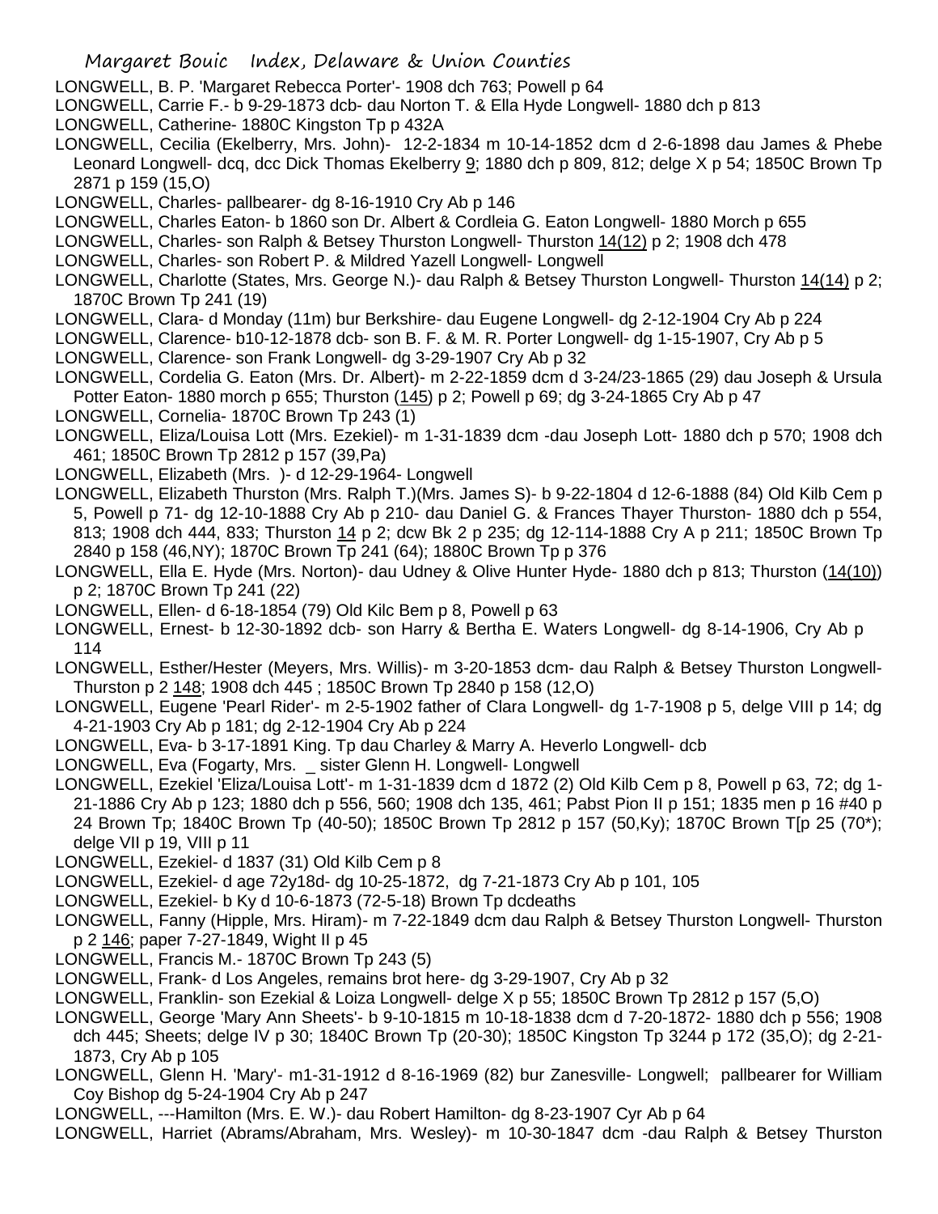LONGWELL, B. P. 'Margaret Rebecca Porter'- 1908 dch 763; Powell p 64

LONGWELL, Carrie F.- b 9-29-1873 dcb- dau Norton T. & Ella Hyde Longwell- 1880 dch p 813

LONGWELL, Catherine- 1880C Kingston Tp p 432A

LONGWELL, Cecilia (Ekelberry, Mrs. John)- 12-2-1834 m 10-14-1852 dcm d 2-6-1898 dau James & Phebe Leonard Longwell- dcq, dcc Dick Thomas Ekelberry 9; 1880 dch p 809, 812; delge X p 54; 1850C Brown Tp 2871 p 159 (15,O)

LONGWELL, Charles- pallbearer- dg 8-16-1910 Cry Ab p 146

LONGWELL, Charles Eaton- b 1860 son Dr. Albert & Cordleia G. Eaton Longwell- 1880 Morch p 655

LONGWELL, Charles- son Ralph & Betsey Thurston Longwell- Thurston 14(12) p 2; 1908 dch 478

LONGWELL, Charles- son Robert P. & Mildred Yazell Longwell- Longwell

LONGWELL, Charlotte (States, Mrs. George N.)- dau Ralph & Betsey Thurston Longwell- Thurston 14(14) p 2; 1870C Brown Tp 241 (19)

LONGWELL, Clara- d Monday (11m) bur Berkshire- dau Eugene Longwell- dg 2-12-1904 Cry Ab p 224

LONGWELL, Clarence- b10-12-1878 dcb- son B. F. & M. R. Porter Longwell- dg 1-15-1907, Cry Ab p 5

LONGWELL, Clarence- son Frank Longwell- dg 3-29-1907 Cry Ab p 32

LONGWELL, Cordelia G. Eaton (Mrs. Dr. Albert)- m 2-22-1859 dcm d 3-24/23-1865 (29) dau Joseph & Ursula Potter Eaton- 1880 morch p 655; Thurston (145) p 2; Powell p 69; dg 3-24-1865 Cry Ab p 47

LONGWELL, Cornelia- 1870C Brown Tp 243 (1)

LONGWELL, Eliza/Louisa Lott (Mrs. Ezekiel)- m 1-31-1839 dcm -dau Joseph Lott- 1880 dch p 570; 1908 dch 461; 1850C Brown Tp 2812 p 157 (39,Pa)

LONGWELL, Elizabeth (Mrs. )- d 12-29-1964- Longwell

LONGWELL, Elizabeth Thurston (Mrs. Ralph T.)(Mrs. James S)- b 9-22-1804 d 12-6-1888 (84) Old Kilb Cem p 5, Powell p 71- dg 12-10-1888 Cry Ab p 210- dau Daniel G. & Frances Thayer Thurston- 1880 dch p 554, 813; 1908 dch 444, 833; Thurston 14 p 2; dcw Bk 2 p 235; dg 12-114-1888 Cry A p 211; 1850C Brown Tp 2840 p 158 (46,NY); 1870C Brown Tp 241 (64); 1880C Brown Tp p 376

LONGWELL, Ella E. Hyde (Mrs. Norton)- dau Udney & Olive Hunter Hyde- 1880 dch p 813; Thurston (14(10)) p 2; 1870C Brown Tp 241 (22)

LONGWELL, Ellen- d 6-18-1854 (79) Old Kilc Bem p 8, Powell p 63

LONGWELL, Ernest- b 12-30-1892 dcb- son Harry & Bertha E. Waters Longwell- dg 8-14-1906, Cry Ab p 114

LONGWELL, Esther/Hester (Meyers, Mrs. Willis)- m 3-20-1853 dcm- dau Ralph & Betsey Thurston Longwell- Thurston p 2 148; 1908 dch 445 ; 1850C Brown Tp 2840 p 158 (12,O)

LONGWELL, Eugene 'Pearl Rider'- m 2-5-1902 father of Clara Longwell- dg 1-7-1908 p 5, delge VIII p 14; dg 4-21-1903 Cry Ab p 181; dg 2-12-1904 Cry Ab p 224

LONGWELL, Eva- b 3-17-1891 King. Tp dau Charley & Marry A. Heverlo Longwell- dcb

LONGWELL, Eva (Fogarty, Mrs. _ sister Glenn H. Longwell- Longwell

LONGWELL, Ezekiel 'Eliza/Louisa Lott'- m 1-31-1839 dcm d 1872 (2) Old Kilb Cem p 8, Powell p 63, 72; dg 1-21-1886 Cry Ab p 123; 1880 dch p 556, 560; 1908 dch 135, 461; Pabst Pion II p 151; 1835 men p 16 #40 p 24 Brown Tp; 1840C Brown Tp (40-50); 1850C Brown Tp 2812 p 157 (50,Ky); 1870C Brown T[p 25 (70*); delge VII p 19, VIII p 11

LONGWELL, Ezekiel- d 1837 (31) Old Kilb Cem p 8

LONGWELL, Ezekiel- d age 72y18d- dg 10-25-1872, dg 7-21-1873 Cry Ab p 101, 105

LONGWELL, Ezekiel- b Ky d 10-6-1873 (72-5-18) Brown Tp dcdeaths

LONGWELL, Fanny (Hipple, Mrs. Hiram)- m 7-22-1849 dcm dau Ralph & Betsey Thurston Longwell- Thurston p 2 146; paper 7-27-1849, Wight II p 45

LONGWELL, Francis M.- 1870C Brown Tp 243 (5)

LONGWELL, Frank- d Los Angeles, remains brot here- dg 3-29-1907, Cry Ab p 32

LONGWELL, Franklin- son Ezekial & Loiza Longwell- delge X p 55; 1850C Brown Tp 2812 p 157 (5,O)

LONGWELL, George 'Mary Ann Sheets'- b 9-10-1815 m 10-18-1838 dcm d 7-20-1872- 1880 dch p 556; 1908 dch 445; Sheets; delge IV p 30; 1840C Brown Tp (20-30); 1850C Kingston Tp 3244 p 172 (35,O); dg 2-21-1873, Cry Ab p 105

LONGWELL, Glenn H. 'Mary'- m1-31-1912 d 8-16-1969 (82) bur Zanesville- Longwell; pallbearer for William Coy Bishop dg 5-24-1904 Cry Ab p 247

LONGWELL, ---Hamilton (Mrs. E. W.)- dau Robert Hamilton- dg 8-23-1907 Cyr Ab p 64

LONGWELL, Harriet (Abrams/Abraham, Mrs. Wesley)- m 10-30-1847 dcm -dau Ralph & Betsey Thurston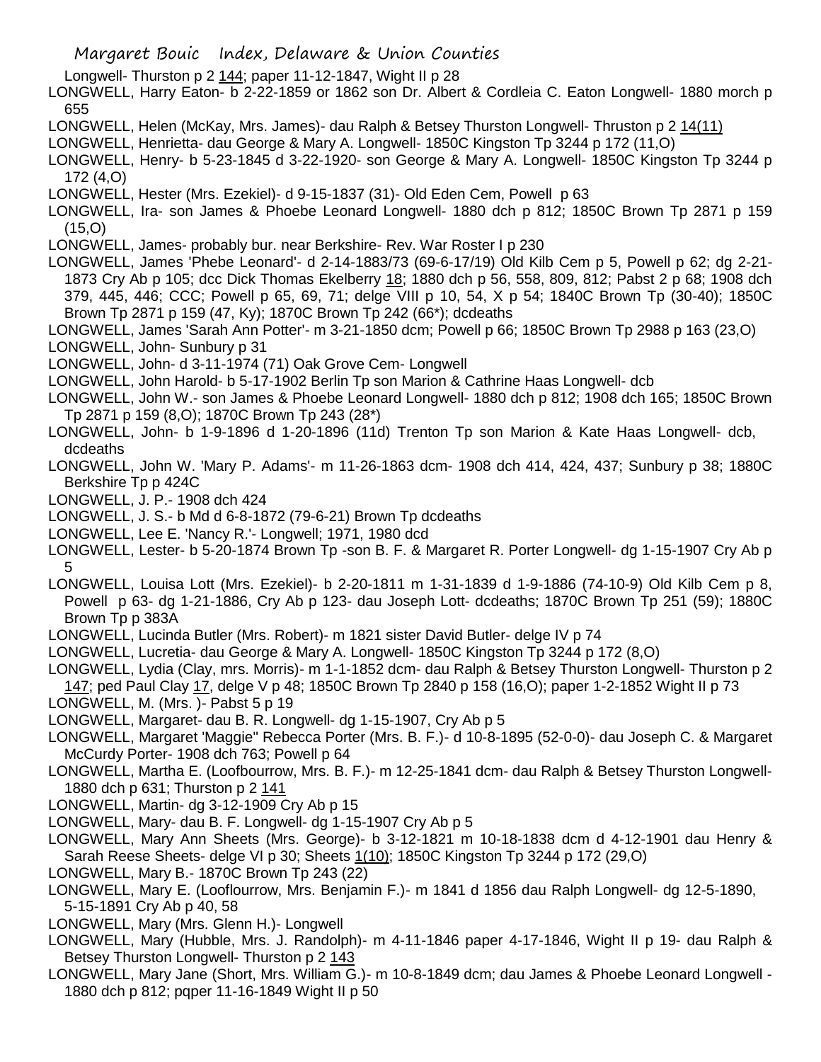Longwell- Thurston p 2 144; paper 11-12-1847, Wight II p 28

LONGWELL, Harry Eaton- b 2-22-1859 or 1862 son Dr. Albert & Cordleia C. Eaton Longwell- 1880 morch p 655

LONGWELL, Helen (McKay, Mrs. James)- dau Ralph & Betsey Thurston Longwell- Thruston p 2 14(11)

LONGWELL, Henrietta- dau George & Mary A. Longwell- 1850C Kingston Tp 3244 p 172 (11,O)

LONGWELL, Henry- b 5-23-1845 d 3-22-1920- son George & Mary A. Longwell- 1850C Kingston Tp 3244 p 172 (4,O)

LONGWELL, Hester (Mrs. Ezekiel)- d 9-15-1837 (31)- Old Eden Cem, Powell p 63

LONGWELL, Ira- son James & Phoebe Leonard Longwell- 1880 dch p 812; 1850C Brown Tp 2871 p 159 (15,O)

LONGWELL, James- probably bur. near Berkshire- Rev. War Roster I p 230

LONGWELL, James 'Phebe Leonard'- d 2-14-1883/73 (69-6-17/19) Old Kilb Cem p 5, Powell p 62; dg 2-21-1873 Cry Ab p 105; dcc Dick Thomas Ekelberry 18; 1880 dch p 56, 558, 809, 812; Pabst 2 p 68; 1908 dch 379, 445, 446; CCC; Powell p 65, 69, 71; delge VIII p 10, 54, X p 54; 1840C Brown Tp (30-40); 1850C Brown Tp 2871 p 159 (47, Ky); 1870C Brown Tp 242 (66*); dcdeaths

LONGWELL, James 'Sarah Ann Potter'- m 3-21-1850 dcm; Powell p 66; 1850C Brown Tp 2988 p 163 (23,O)

LONGWELL, John- Sunbury p 31

LONGWELL, John- d 3-11-1974 (71) Oak Grove Cem- Longwell

LONGWELL, John Harold- b 5-17-1902 Berlin Tp son Marion & Cathrine Haas Longwell- dcb

LONGWELL, John W.- son James & Phoebe Leonard Longwell- 1880 dch p 812; 1908 dch 165; 1850C Brown Tp 2871 p 159 (8,O); 1870C Brown Tp 243 (28*)

LONGWELL, John- b 1-9-1896 d 1-20-1896 (11d) Trenton Tp son Marion & Kate Haas Longwell- dcb, dcdeaths

LONGWELL, John W. 'Mary P. Adams'- m 11-26-1863 dcm- 1908 dch 414, 424, 437; Sunbury p 38; 1880C Berkshire Tp p 424C

LONGWELL, J. P.- 1908 dch 424

LONGWELL, J. S.- b Md d 6-8-1872 (79-6-21) Brown Tp dcdeaths

LONGWELL, Lee E. 'Nancy R.'- Longwell; 1971, 1980 dcd

LONGWELL, Lester- b 5-20-1874 Brown Tp -son B. F. & Margaret R. Porter Longwell- dg 1-15-1907 Cry Ab p 5

LONGWELL, Louisa Lott (Mrs. Ezekiel)- b 2-20-1811 m 1-31-1839 d 1-9-1886 (74-10-9) Old Kilb Cem p 8, Powell p 63- dg 1-21-1886, Cry Ab p 123- dau Joseph Lott- dcdeaths; 1870C Brown Tp 251 (59); 1880C Brown Tp p 383A

LONGWELL, Lucinda Butler (Mrs. Robert)- m 1821 sister David Butler- delge IV p 74

LONGWELL, Lucretia- dau George & Mary A. Longwell- 1850C Kingston Tp 3244 p 172 (8,O)

LONGWELL, Lydia (Clay, mrs. Morris)- m 1-1-1852 dcm- dau Ralph & Betsey Thurston Longwell- Thurston p 2 147; ped Paul Clay 17, delge V p 48; 1850C Brown Tp 2840 p 158 (16,O); paper 1-2-1852 Wight II p 73

LONGWELL, M. (Mrs. )- Pabst 5 p 19

LONGWELL, Margaret- dau B. R. Longwell- dg 1-15-1907, Cry Ab p 5

LONGWELL, Margaret 'Maggie" Rebecca Porter (Mrs. B. F.)- d 10-8-1895 (52-0-0)- dau Joseph C. & Margaret McCurdy Porter- 1908 dch 763; Powell p 64

LONGWELL, Martha E. (Loofbourrow, Mrs. B. F.)- m 12-25-1841 dcm- dau Ralph & Betsey Thurston Longwell- 1880 dch p 631; Thurston p 2 141

LONGWELL, Martin- dg 3-12-1909 Cry Ab p 15

LONGWELL, Mary- dau B. F. Longwell- dg 1-15-1907 Cry Ab p 5

LONGWELL, Mary Ann Sheets (Mrs. George)- b 3-12-1821 m 10-18-1838 dcm d 4-12-1901 dau Henry & Sarah Reese Sheets- delge VI p 30; Sheets 1(10); 1850C Kingston Tp 3244 p 172 (29,O)

LONGWELL, Mary B.- 1870C Brown Tp 243 (22)

LONGWELL, Mary E. (Looflourrow, Mrs. Benjamin F.)- m 1841 d 1856 dau Ralph Longwell- dg 12-5-1890, 5-15-1891 Cry Ab p 40, 58

LONGWELL, Mary (Mrs. Glenn H.)- Longwell

LONGWELL, Mary (Hubble, Mrs. J. Randolph)- m 4-11-1846 paper 4-17-1846, Wight II p 19- dau Ralph & Betsey Thurston Longwell- Thurston p 2 143

LONGWELL, Mary Jane (Short, Mrs. William G.)- m 10-8-1849 dcm; dau James & Phoebe Leonard Longwell - 1880 dch p 812; pqper 11-16-1849 Wight II p 50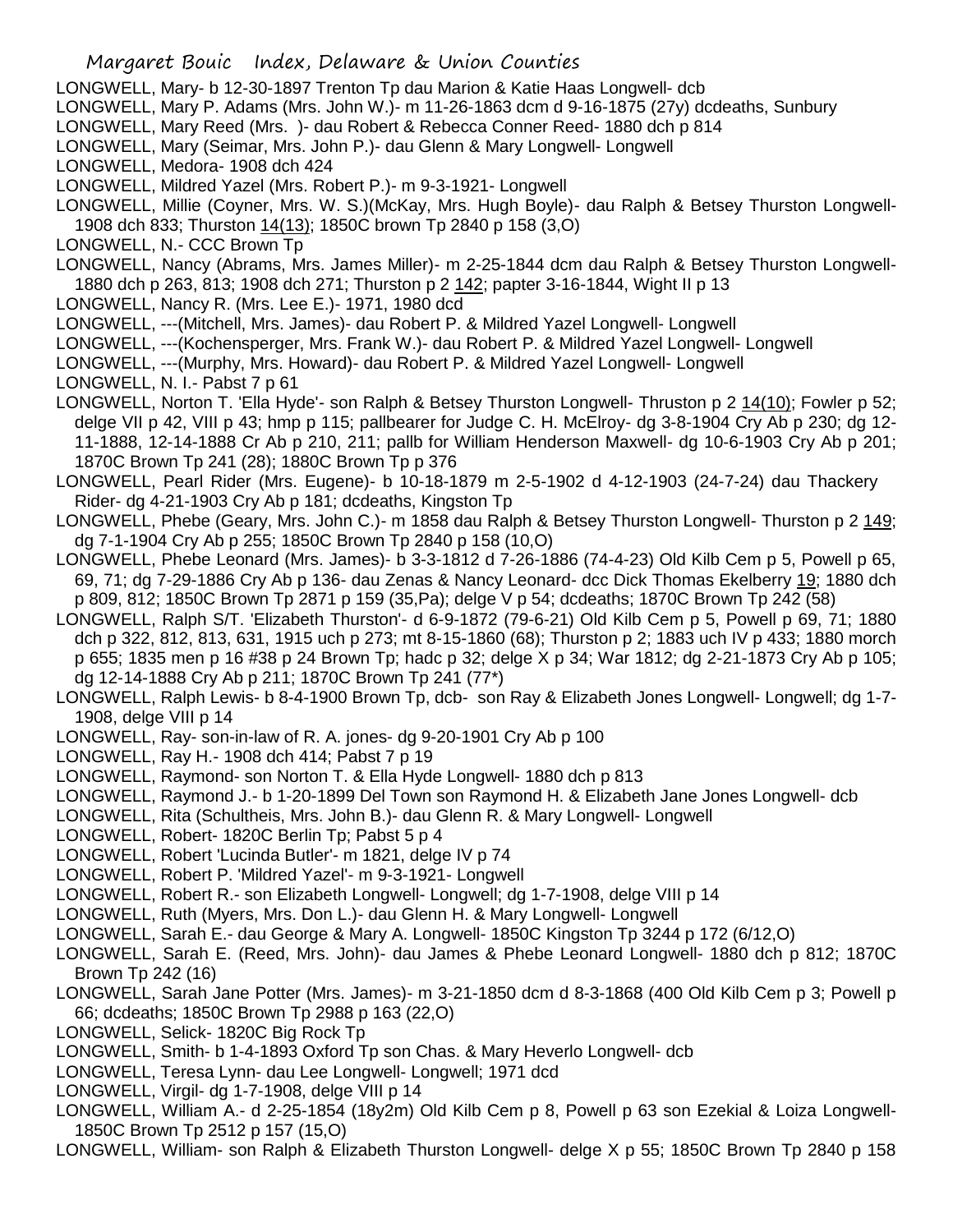LONGWELL, Mary- b 12-30-1897 Trenton Tp dau Marion & Katie Haas Longwell- dcb

LONGWELL, Mary P. Adams (Mrs. John W.)- m 11-26-1863 dcm d 9-16-1875 (27y) dcdeaths, Sunbury

LONGWELL, Mary Reed (Mrs. )- dau Robert & Rebecca Conner Reed- 1880 dch p 814

LONGWELL, Mary (Seimar, Mrs. John P.)- dau Glenn & Mary Longwell- Longwell

LONGWELL, Medora- 1908 dch 424

LONGWELL, Mildred Yazel (Mrs. Robert P.)- m 9-3-1921- Longwell

LONGWELL, Millie (Coyner, Mrs. W. S.)(McKay, Mrs. Hugh Boyle)- dau Ralph & Betsey Thurston Longwell- 1908 dch 833; Thurston 14(13); 1850C brown Tp 2840 p 158 (3,O)

LONGWELL, N.- CCC Brown Tp

LONGWELL, Nancy (Abrams, Mrs. James Miller)- m 2-25-1844 dcm dau Ralph & Betsey Thurston Longwell- 1880 dch p 263, 813; 1908 dch 271; Thurston p 2 142; papter 3-16-1844, Wight II p 13

LONGWELL, Nancy R. (Mrs. Lee E.)- 1971, 1980 dcd

LONGWELL, ---(Mitchell, Mrs. James)- dau Robert P. & Mildred Yazel Longwell- Longwell

LONGWELL, ---(Kochensperger, Mrs. Frank W.)- dau Robert P. & Mildred Yazel Longwell- Longwell

LONGWELL, ---(Murphy, Mrs. Howard)- dau Robert P. & Mildred Yazel Longwell- Longwell

LONGWELL, N. I.- Pabst 7 p 61

LONGWELL, Norton T. 'Ella Hyde'- son Ralph & Betsey Thurston Longwell- Thruston p 2 14(10); Fowler p 52; delge VII p 42, VIII p 43; hmp p 115; pallbearer for Judge C. H. McElroy- dg 3-8-1904 Cry Ab p 230; dg 12-11-1888, 12-14-1888 Cr Ab p 210, 211; pallb for William Henderson Maxwell- dg 10-6-1903 Cry Ab p 201; 1870C Brown Tp 241 (28); 1880C Brown Tp p 376

LONGWELL, Pearl Rider (Mrs. Eugene)- b 10-18-1879 m 2-5-1902 d 4-12-1903 (24-7-24) dau Thackery Rider- dg 4-21-1903 Cry Ab p 181; dcdeaths, Kingston Tp

LONGWELL, Phebe (Geary, Mrs. John C.)- m 1858 dau Ralph & Betsey Thurston Longwell- Thurston p 2 149; dg 7-1-1904 Cry Ab p 255; 1850C Brown Tp 2840 p 158 (10,O)

LONGWELL, Phebe Leonard (Mrs. James)- b 3-3-1812 d 7-26-1886 (74-4-23) Old Kilb Cem p 5, Powell p 65, 69, 71; dg 7-29-1886 Cry Ab p 136- dau Zenas & Nancy Leonard- dcc Dick Thomas Ekelberry 19; 1880 dch p 809, 812; 1850C Brown Tp 2871 p 159 (35,Pa); delge V p 54; dcdeaths; 1870C Brown Tp 242 (58)

LONGWELL, Ralph S/T. 'Elizabeth Thurston'- d 6-9-1872 (79-6-21) Old Kilb Cem p 5, Powell p 69, 71; 1880 dch p 322, 812, 813, 631, 1915 uch p 273; mt 8-15-1860 (68); Thurston p 2; 1883 uch IV p 433; 1880 morch p 655; 1835 men p 16 #38 p 24 Brown Tp; hadc p 32; delge X p 34; War 1812; dg 2-21-1873 Cry Ab p 105; dg 12-14-1888 Cry Ab p 211; 1870C Brown Tp 241 (77*)

LONGWELL, Ralph Lewis- b 8-4-1900 Brown Tp, dcb- son Ray & Elizabeth Jones Longwell- Longwell; dg 1-7-1908, delge VIII p 14

LONGWELL, Ray- son-in-law of R. A. jones- dg 9-20-1901 Cry Ab p 100

LONGWELL, Ray H.- 1908 dch 414; Pabst 7 p 19

LONGWELL, Raymond- son Norton T. & Ella Hyde Longwell- 1880 dch p 813

LONGWELL, Raymond J.- b 1-20-1899 Del Town son Raymond H. & Elizabeth Jane Jones Longwell- dcb

LONGWELL, Rita (Schultheis, Mrs. John B.)- dau Glenn R. & Mary Longwell- Longwell

LONGWELL, Robert- 1820C Berlin Tp; Pabst 5 p 4

LONGWELL, Robert 'Lucinda Butler'- m 1821, delge IV p 74

LONGWELL, Robert P. 'Mildred Yazel'- m 9-3-1921- Longwell

LONGWELL, Robert R.- son Elizabeth Longwell- Longwell; dg 1-7-1908, delge VIII p 14

LONGWELL, Ruth (Myers, Mrs. Don L.)- dau Glenn H. & Mary Longwell- Longwell

LONGWELL, Sarah E.- dau George & Mary A. Longwell- 1850C Kingston Tp 3244 p 172 (6/12,O)

LONGWELL, Sarah E. (Reed, Mrs. John)- dau James & Phebe Leonard Longwell- 1880 dch p 812; 1870C Brown Tp 242 (16)

LONGWELL, Sarah Jane Potter (Mrs. James)- m 3-21-1850 dcm d 8-3-1868 (400 Old Kilb Cem p 3; Powell p 66; dcdeaths; 1850C Brown Tp 2988 p 163 (22,O)

LONGWELL, Selick- 1820C Big Rock Tp

LONGWELL, Smith- b 1-4-1893 Oxford Tp son Chas. & Mary Heverlo Longwell- dcb

LONGWELL, Teresa Lynn- dau Lee Longwell- Longwell; 1971 dcd

LONGWELL, Virgil- dg 1-7-1908, delge VIII p 14

LONGWELL, William A.- d 2-25-1854 (18y2m) Old Kilb Cem p 8, Powell p 63 son Ezekial & Loiza Longwell- 1850C Brown Tp 2512 p 157 (15,O)

LONGWELL, William- son Ralph & Elizabeth Thurston Longwell- delge X p 55; 1850C Brown Tp 2840 p 158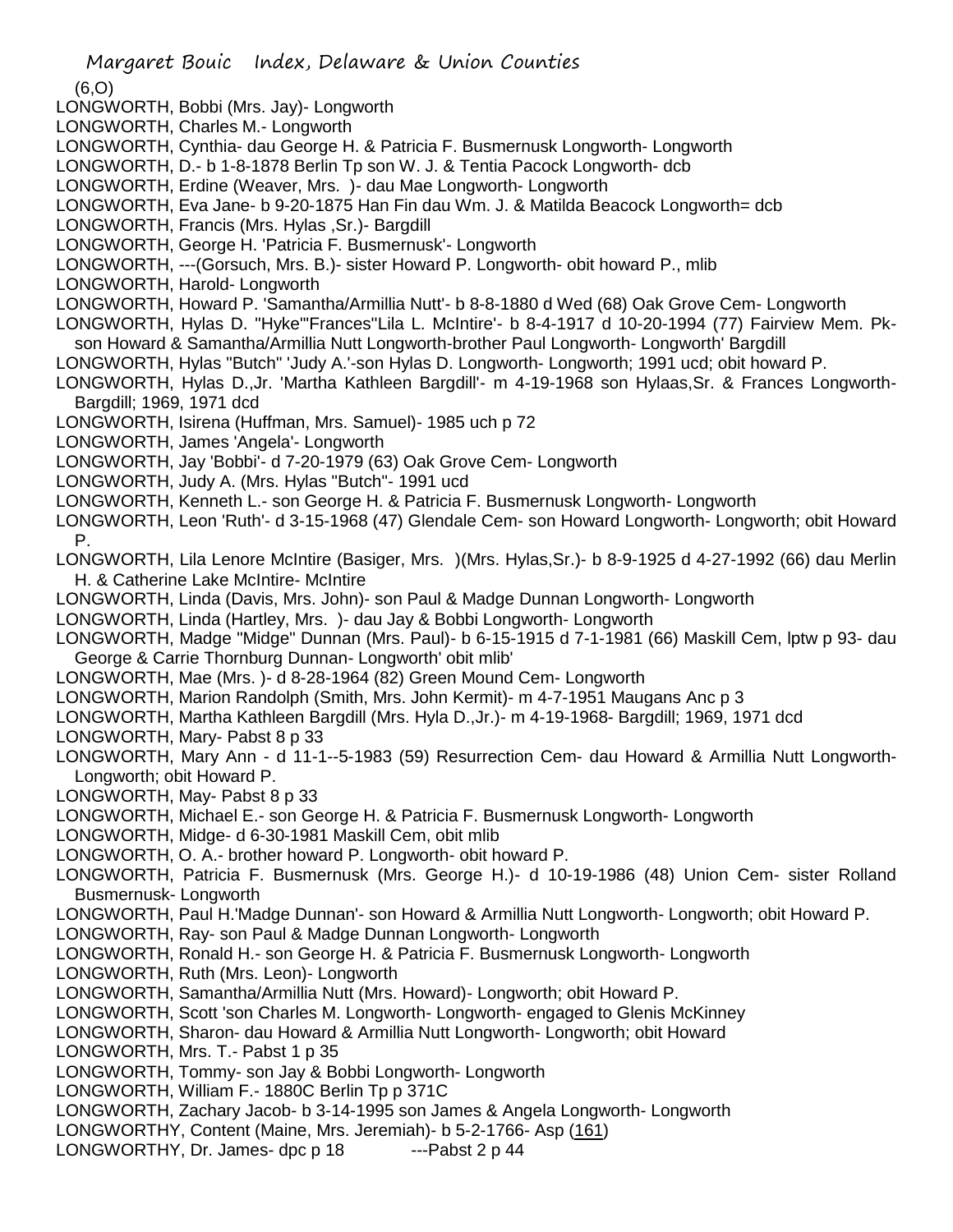(6,O)

LONGWORTH, Bobbi (Mrs. Jay)- Longworth
LONGWORTH, Charles M.- Longworth
LONGWORTH, Cynthia- dau George H. & Patricia F. Busmernusk Longworth- Longworth
LONGWORTH, D.- b 1-8-1878 Berlin Tp son W. J. & Tentia Pacock Longworth- dcb
LONGWORTH, Erdine (Weaver, Mrs. )- dau Mae Longworth- Longworth
LONGWORTH, Eva Jane- b 9-20-1875 Han Fin dau Wm. J. & Matilda Beacock Longworth= dcb
LONGWORTH, Francis (Mrs. Hylas ,Sr.)- Bargdill
LONGWORTH, George H. 'Patricia F. Busmernusk'- Longworth
LONGWORTH, ---(Gorsuch, Mrs. B.)- sister Howard P. Longworth- obit howard P., mlib
LONGWORTH, Harold- Longworth
LONGWORTH, Howard P. 'Samantha/Armillia Nutt'- b 8-8-1880 d Wed (68) Oak Grove Cem- Longworth
LONGWORTH, Hylas D. "Hyke"'Frances''Lila L. McIntire'- b 8-4-1917 d 10-20-1994 (77) Fairview Mem. Pk- son Howard & Samantha/Armillia Nutt Longworth-brother Paul Longworth- Longworth' Bargdill
LONGWORTH, Hylas "Butch" 'Judy A.'-son Hylas D. Longworth- Longworth; 1991 ucd; obit howard P.
LONGWORTH, Hylas D.,Jr. 'Martha Kathleen Bargdill'- m 4-19-1968 son Hylaas,Sr. & Frances Longworth- Bargdill; 1969, 1971 dcd
LONGWORTH, Isirena (Huffman, Mrs. Samuel)- 1985 uch p 72
LONGWORTH, James 'Angela'- Longworth
LONGWORTH, Jay 'Bobbi'- d 7-20-1979 (63) Oak Grove Cem- Longworth
LONGWORTH, Judy A. (Mrs. Hylas "Butch"- 1991 ucd
LONGWORTH, Kenneth L.- son George H. & Patricia F. Busmernusk Longworth- Longworth
LONGWORTH, Leon 'Ruth'- d 3-15-1968 (47) Glendale Cem- son Howard Longworth- Longworth; obit Howard P.
LONGWORTH, Lila Lenore McIntire (Basiger, Mrs. )(Mrs. Hylas,Sr.)- b 8-9-1925 d 4-27-1992 (66) dau Merlin H. & Catherine Lake McIntire- McIntire
LONGWORTH, Linda (Davis, Mrs. John)- son Paul & Madge Dunnan Longworth- Longworth
LONGWORTH, Linda (Hartley, Mrs. )- dau Jay & Bobbi Longworth- Longworth
LONGWORTH, Madge "Midge" Dunnan (Mrs. Paul)- b 6-15-1915 d 7-1-1981 (66) Maskill Cem, lptw p 93- dau George & Carrie Thornburg Dunnan- Longworth' obit mlib'
LONGWORTH, Mae (Mrs. )- d 8-28-1964 (82) Green Mound Cem- Longworth
LONGWORTH, Marion Randolph (Smith, Mrs. John Kermit)- m 4-7-1951 Maugans Anc p 3
LONGWORTH, Martha Kathleen Bargdill (Mrs. Hyla D.,Jr.)- m 4-19-1968- Bargdill; 1969, 1971 dcd
LONGWORTH, Mary- Pabst 8 p 33
LONGWORTH, Mary Ann - d 11-1--5-1983 (59) Resurrection Cem- dau Howard & Armillia Nutt Longworth- Longworth; obit Howard P.
LONGWORTH, May- Pabst 8 p 33
LONGWORTH, Michael E.- son George H. & Patricia F. Busmernusk Longworth- Longworth
LONGWORTH, Midge- d 6-30-1981 Maskill Cem, obit mlib
LONGWORTH, O. A.- brother howard P. Longworth- obit howard P.
LONGWORTH, Patricia F. Busmernusk (Mrs. George H.)- d 10-19-1986 (48) Union Cem- sister Rolland Busmernusk- Longworth
LONGWORTH, Paul H.'Madge Dunnan'- son Howard & Armillia Nutt Longworth- Longworth; obit Howard P.
LONGWORTH, Ray- son Paul & Madge Dunnan Longworth- Longworth
LONGWORTH, Ronald H.- son George H. & Patricia F. Busmernusk Longworth- Longworth
LONGWORTH, Ruth (Mrs. Leon)- Longworth
LONGWORTH, Samantha/Armillia Nutt (Mrs. Howard)- Longworth; obit Howard P.
LONGWORTH, Scott 'son Charles M. Longworth- Longworth- engaged to Glenis McKinney
LONGWORTH, Sharon- dau Howard & Armillia Nutt Longworth- Longworth; obit Howard
LONGWORTH, Mrs. T.- Pabst 1 p 35
LONGWORTH, Tommy- son Jay & Bobbi Longworth- Longworth
LONGWORTH, William F.- 1880C Berlin Tp p 371C
LONGWORTH, Zachary Jacob- b 3-14-1995 son James & Angela Longworth- Longworth
LONGWORTHY, Content (Maine, Mrs. Jeremiah)- b 5-2-1766- Asp (161)
LONGWORTHY, Dr. James- dpc p 18 ---Pabst 2 p 44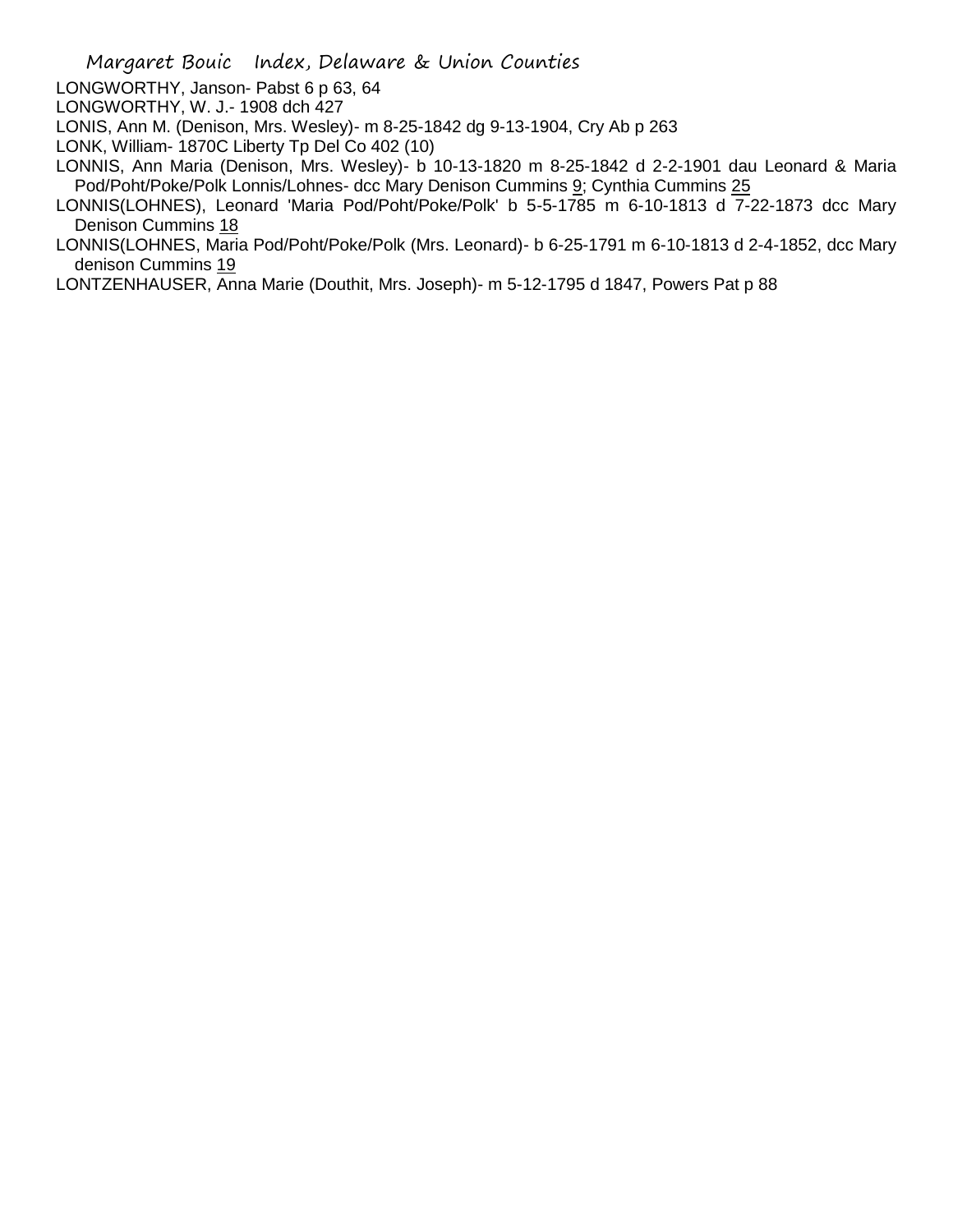LONGWORTHY, Janson- Pabst 6 p 63, 64

LONGWORTHY, W. J.- 1908 dch 427

LONIS, Ann M. (Denison, Mrs. Wesley)- m 8-25-1842 dg 9-13-1904, Cry Ab p 263

LONK, William- 1870C Liberty Tp Del Co 402 (10)

LONNIS, Ann Maria (Denison, Mrs. Wesley)- b 10-13-1820 m 8-25-1842 d 2-2-1901 dau Leonard & Maria Pod/Poht/Poke/Polk Lonnis/Lohnes- dcc Mary Denison Cummins 9; Cynthia Cummins 25

LONNIS(LOHNES), Leonard 'Maria Pod/Poht/Poke/Polk' b 5-5-1785 m 6-10-1813 d 7-22-1873 dcc Mary Denison Cummins 18

LONNIS(LOHNES, Maria Pod/Poht/Poke/Polk (Mrs. Leonard)- b 6-25-1791 m 6-10-1813 d 2-4-1852, dcc Mary denison Cummins 19

LONTZENHAUSER, Anna Marie (Douthit, Mrs. Joseph)- m 5-12-1795 d 1847, Powers Pat p 88